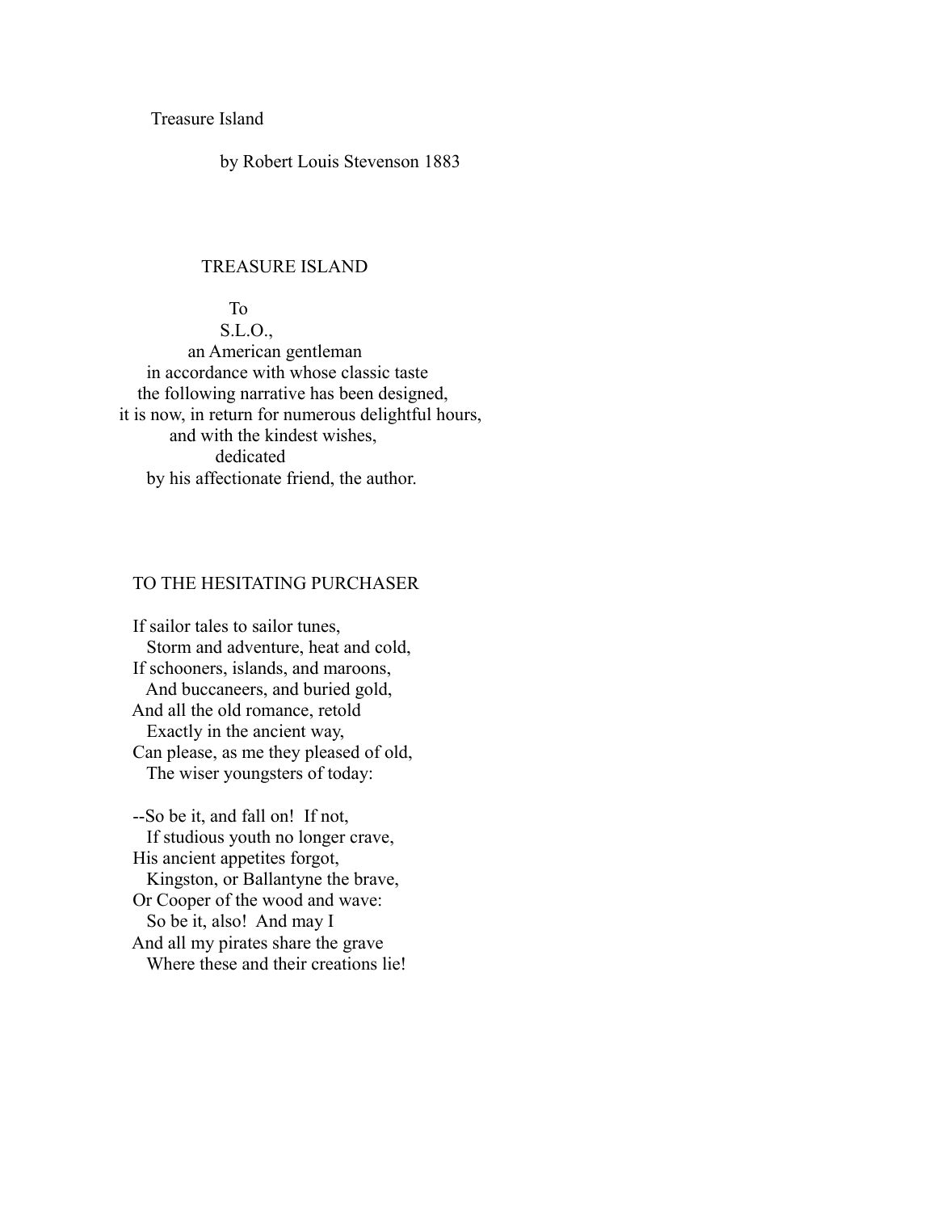# Treasure Island

by Robert Louis Stevenson 1883

## TREASURE ISLAND

To
S.L.O.,
an American gentleman
in accordance with whose classic taste
the following narrative has been designed,
it is now, in return for numerous delightful hours,
and with the kindest wishes,
dedicated
by his affectionate friend, the author.

## TO THE HESITATING PURCHASER

If sailor tales to sailor tunes,
Storm and adventure, heat and cold,
If schooners, islands, and maroons,
And buccaneers, and buried gold,
And all the old romance, retold
Exactly in the ancient way,
Can please, as me they pleased of old,
The wiser youngsters of today:

--So be it, and fall on! If not,
If studious youth no longer crave,
His ancient appetites forgot,
Kingston, or Ballantyne the brave,
Or Cooper of the wood and wave:
So be it, also! And may I
And all my pirates share the grave
Where these and their creations lie!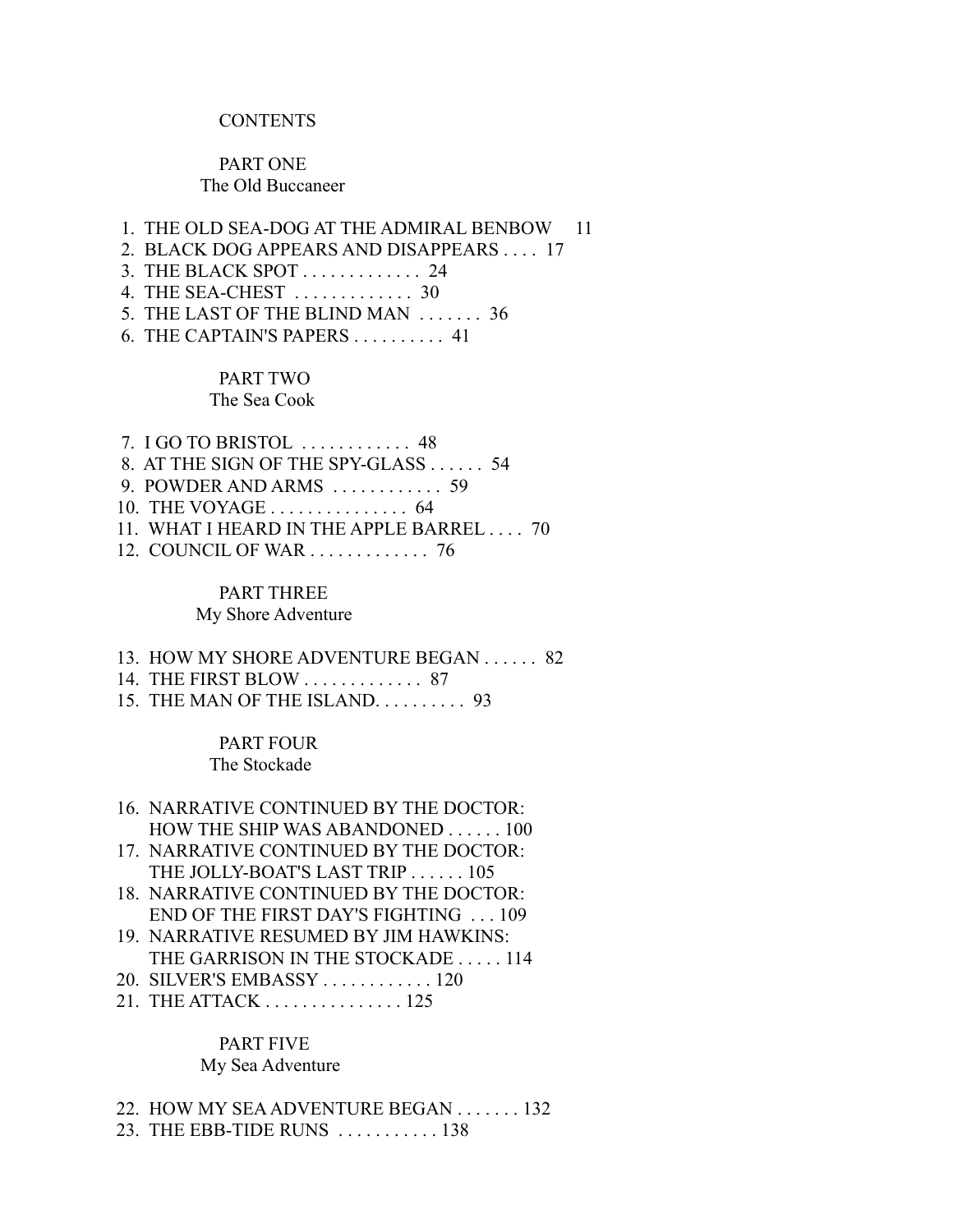# CONTENTS

## PART ONE
### The Old Buccaneer

1. THE OLD SEA-DOG AT THE ADMIRAL BENBOW 11
2. BLACK DOG APPEARS AND DISAPPEARS . . . . 17
3. THE BLACK SPOT . . . . . . . . . . . . . 24
4. THE SEA-CHEST . . . . . . . . . . . . . 30
5. THE LAST OF THE BLIND MAN . . . . . . . 36
6. THE CAPTAIN'S PAPERS . . . . . . . . . . 41

## PART TWO
### The Sea Cook

7. I GO TO BRISTOL . . . . . . . . . . . . 48
8. AT THE SIGN OF THE SPY-GLASS . . . . . . 54
9. POWDER AND ARMS . . . . . . . . . . . . 59
10. THE VOYAGE . . . . . . . . . . . . . . . 64
11. WHAT I HEARD IN THE APPLE BARREL . . . . 70
12. COUNCIL OF WAR . . . . . . . . . . . . . 76

## PART THREE
### My Shore Adventure

13. HOW MY SHORE ADVENTURE BEGAN . . . . . . 82
14. THE FIRST BLOW . . . . . . . . . . . . . 87
15. THE MAN OF THE ISLAND. . . . . . . . . . 93

## PART FOUR
### The Stockade

16. NARRATIVE CONTINUED BY THE DOCTOR: HOW THE SHIP WAS ABANDONED . . . . . . 100
17. NARRATIVE CONTINUED BY THE DOCTOR: THE JOLLY-BOAT'S LAST TRIP . . . . . . 105
18. NARRATIVE CONTINUED BY THE DOCTOR: END OF THE FIRST DAY'S FIGHTING . . . 109
19. NARRATIVE RESUMED BY JIM HAWKINS: THE GARRISON IN THE STOCKADE . . . . . 114
20. SILVER'S EMBASSY . . . . . . . . . . . . 120
21. THE ATTACK . . . . . . . . . . . . . . . 125

## PART FIVE
### My Sea Adventure

22. HOW MY SEA ADVENTURE BEGAN . . . . . . . 132
23. THE EBB-TIDE RUNS . . . . . . . . . . . 138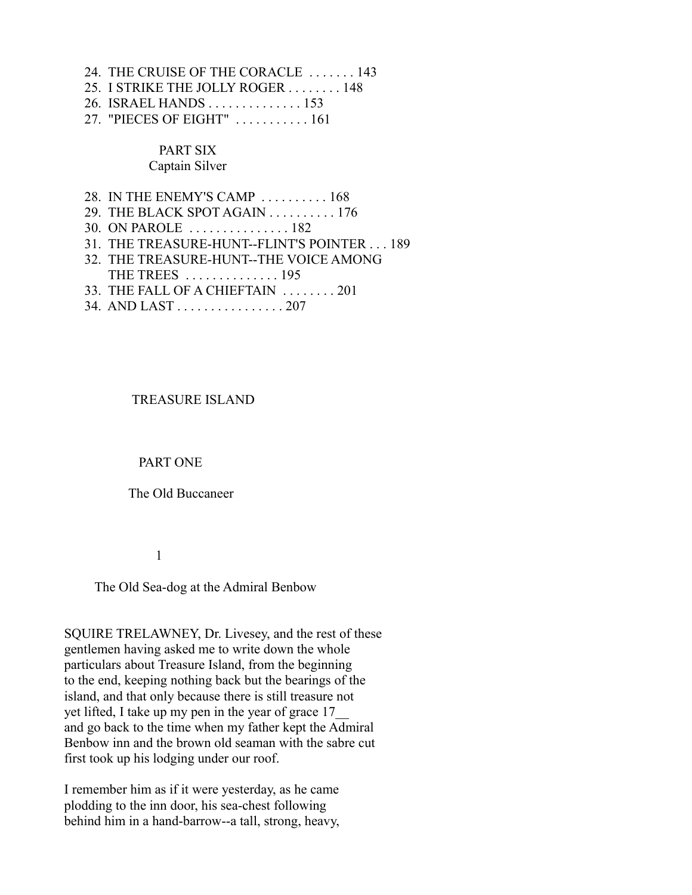24. THE CRUISE OF THE CORACLE . . . . . . . 143
25. I STRIKE THE JOLLY ROGER . . . . . . . . 148
26. ISRAEL HANDS . . . . . . . . . . . . . . 153
27. "PIECES OF EIGHT" . . . . . . . . . . . 161

PART SIX
Captain Silver

28. IN THE ENEMY'S CAMP . . . . . . . . . . 168
29. THE BLACK SPOT AGAIN . . . . . . . . . . 176
30. ON PAROLE . . . . . . . . . . . . . . . 182
31. THE TREASURE-HUNT--FLINT'S POINTER . . . 189
32. THE TREASURE-HUNT--THE VOICE AMONG THE TREES . . . . . . . . . . . . . . 195
33. THE FALL OF A CHIEFTAIN . . . . . . . . 201
34. AND LAST . . . . . . . . . . . . . . . . 207

# TREASURE ISLAND

## PART ONE

## The Old Buccaneer

### 1

### The Old Sea-dog at the Admiral Benbow

SQUIRE TRELAWNEY, Dr. Livesey, and the rest of these gentlemen having asked me to write down the whole particulars about Treasure Island, from the beginning to the end, keeping nothing back but the bearings of the island, and that only because there is still treasure not yet lifted, I take up my pen in the year of grace 17__ and go back to the time when my father kept the Admiral Benbow inn and the brown old seaman with the sabre cut first took up his lodging under our roof.

I remember him as if it were yesterday, as he came plodding to the inn door, his sea-chest following behind him in a hand-barrow--a tall, strong, heavy,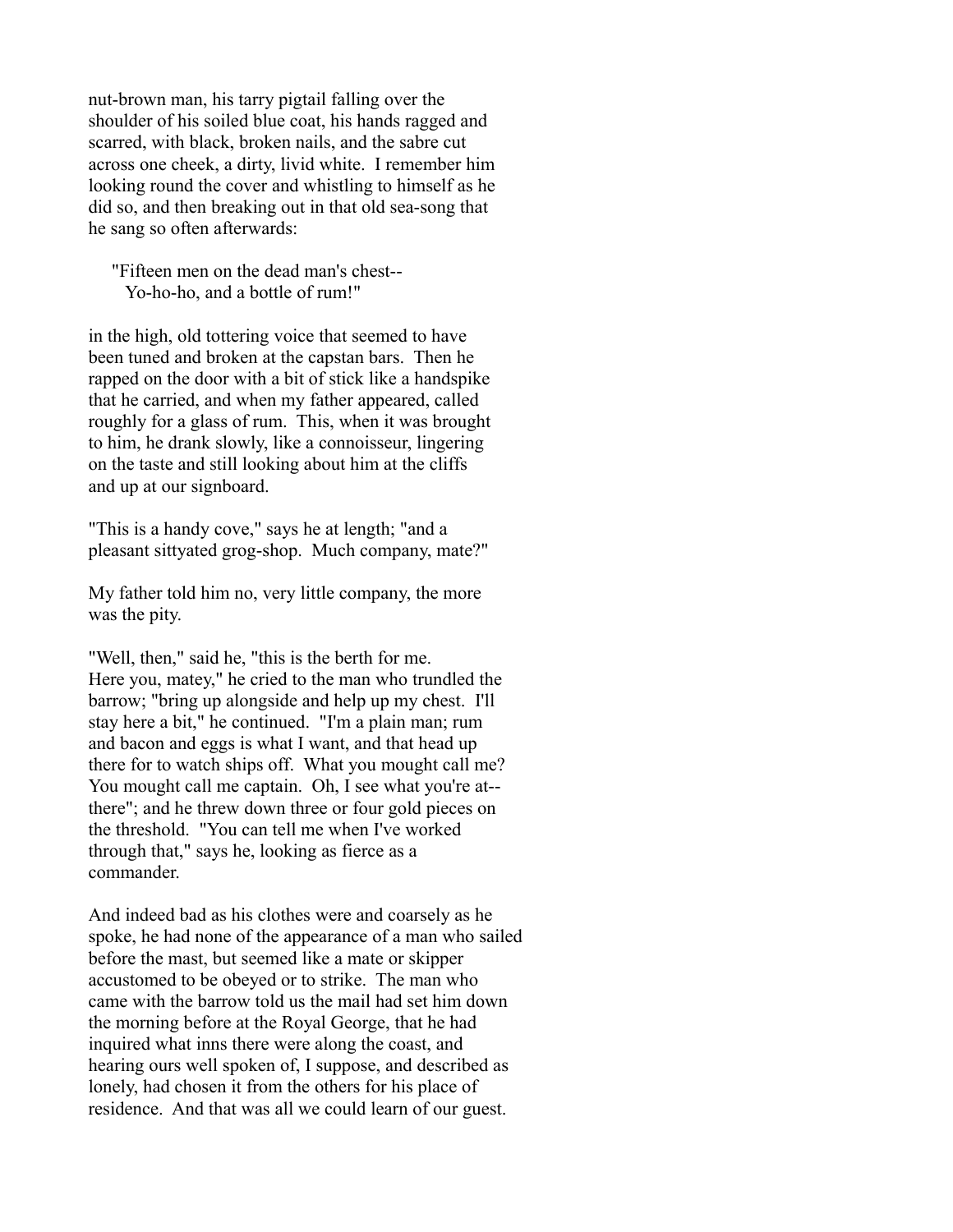nut-brown man, his tarry pigtail falling over the shoulder of his soiled blue coat, his hands ragged and scarred, with black, broken nails, and the sabre cut across one cheek, a dirty, livid white. I remember him looking round the cover and whistling to himself as he did so, and then breaking out in that old sea-song that he sang so often afterwards:

> "Fifteen men on the dead man's chest--
> Yo-ho-ho, and a bottle of rum!"

in the high, old tottering voice that seemed to have been tuned and broken at the capstan bars. Then he rapped on the door with a bit of stick like a handspike that he carried, and when my father appeared, called roughly for a glass of rum. This, when it was brought to him, he drank slowly, like a connoisseur, lingering on the taste and still looking about him at the cliffs and up at our signboard.

"This is a handy cove," says he at length; "and a pleasant sittyated grog-shop. Much company, mate?"

My father told him no, very little company, the more was the pity.

"Well, then," said he, "this is the berth for me. Here you, matey," he cried to the man who trundled the barrow; "bring up alongside and help up my chest. I'll stay here a bit," he continued. "I'm a plain man; rum and bacon and eggs is what I want, and that head up there for to watch ships off. What you mought call me? You mought call me captain. Oh, I see what you're at--there"; and he threw down three or four gold pieces on the threshold. "You can tell me when I've worked through that," says he, looking as fierce as a commander.

And indeed bad as his clothes were and coarsely as he spoke, he had none of the appearance of a man who sailed before the mast, but seemed like a mate or skipper accustomed to be obeyed or to strike. The man who came with the barrow told us the mail had set him down the morning before at the Royal George, that he had inquired what inns there were along the coast, and hearing ours well spoken of, I suppose, and described as lonely, had chosen it from the others for his place of residence. And that was all we could learn of our guest.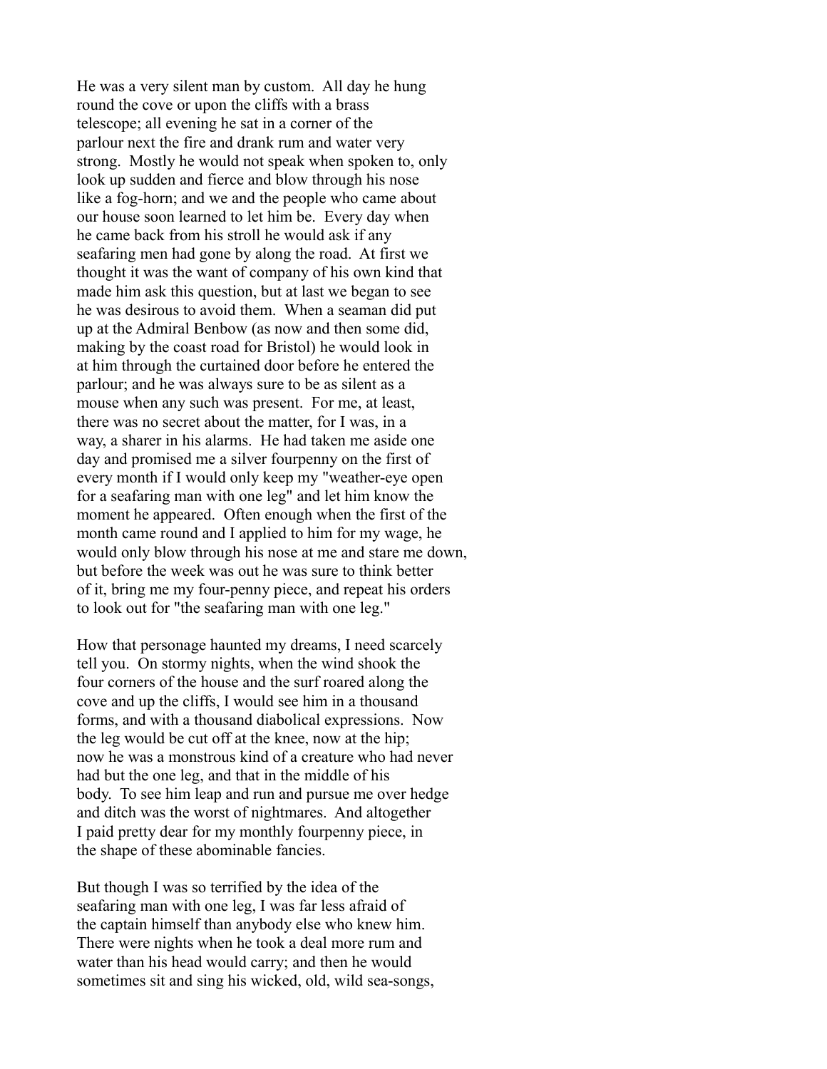He was a very silent man by custom. All day he hung round the cove or upon the cliffs with a brass telescope; all evening he sat in a corner of the parlour next the fire and drank rum and water very strong. Mostly he would not speak when spoken to, only look up sudden and fierce and blow through his nose like a fog-horn; and we and the people who came about our house soon learned to let him be. Every day when he came back from his stroll he would ask if any seafaring men had gone by along the road. At first we thought it was the want of company of his own kind that made him ask this question, but at last we began to see he was desirous to avoid them. When a seaman did put up at the Admiral Benbow (as now and then some did, making by the coast road for Bristol) he would look in at him through the curtained door before he entered the parlour; and he was always sure to be as silent as a mouse when any such was present. For me, at least, there was no secret about the matter, for I was, in a way, a sharer in his alarms. He had taken me aside one day and promised me a silver fourpenny on the first of every month if I would only keep my "weather-eye open for a seafaring man with one leg" and let him know the moment he appeared. Often enough when the first of the month came round and I applied to him for my wage, he would only blow through his nose at me and stare me down, but before the week was out he was sure to think better of it, bring me my four-penny piece, and repeat his orders to look out for "the seafaring man with one leg."

How that personage haunted my dreams, I need scarcely tell you. On stormy nights, when the wind shook the four corners of the house and the surf roared along the cove and up the cliffs, I would see him in a thousand forms, and with a thousand diabolical expressions. Now the leg would be cut off at the knee, now at the hip; now he was a monstrous kind of a creature who had never had but the one leg, and that in the middle of his body. To see him leap and run and pursue me over hedge and ditch was the worst of nightmares. And altogether I paid pretty dear for my monthly fourpenny piece, in the shape of these abominable fancies.

But though I was so terrified by the idea of the seafaring man with one leg, I was far less afraid of the captain himself than anybody else who knew him. There were nights when he took a deal more rum and water than his head would carry; and then he would sometimes sit and sing his wicked, old, wild sea-songs,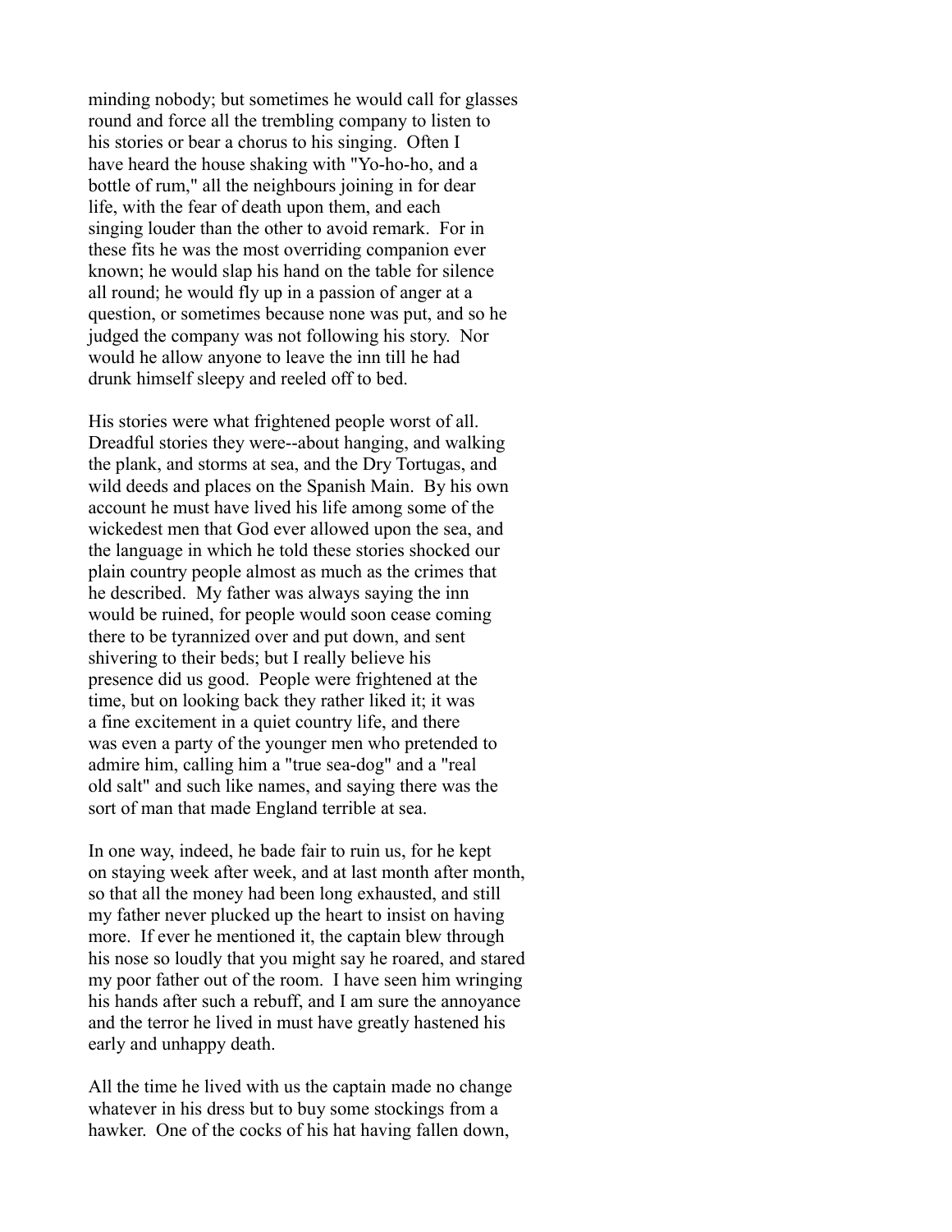minding nobody; but sometimes he would call for glasses round and force all the trembling company to listen to his stories or bear a chorus to his singing. Often I have heard the house shaking with "Yo-ho-ho, and a bottle of rum," all the neighbours joining in for dear life, with the fear of death upon them, and each singing louder than the other to avoid remark. For in these fits he was the most overriding companion ever known; he would slap his hand on the table for silence all round; he would fly up in a passion of anger at a question, or sometimes because none was put, and so he judged the company was not following his story. Nor would he allow anyone to leave the inn till he had drunk himself sleepy and reeled off to bed.

His stories were what frightened people worst of all. Dreadful stories they were--about hanging, and walking the plank, and storms at sea, and the Dry Tortugas, and wild deeds and places on the Spanish Main. By his own account he must have lived his life among some of the wickedest men that God ever allowed upon the sea, and the language in which he told these stories shocked our plain country people almost as much as the crimes that he described. My father was always saying the inn would be ruined, for people would soon cease coming there to be tyrannized over and put down, and sent shivering to their beds; but I really believe his presence did us good. People were frightened at the time, but on looking back they rather liked it; it was a fine excitement in a quiet country life, and there was even a party of the younger men who pretended to admire him, calling him a "true sea-dog" and a "real old salt" and such like names, and saying there was the sort of man that made England terrible at sea.

In one way, indeed, he bade fair to ruin us, for he kept on staying week after week, and at last month after month, so that all the money had been long exhausted, and still my father never plucked up the heart to insist on having more. If ever he mentioned it, the captain blew through his nose so loudly that you might say he roared, and stared my poor father out of the room. I have seen him wringing his hands after such a rebuff, and I am sure the annoyance and the terror he lived in must have greatly hastened his early and unhappy death.

All the time he lived with us the captain made no change whatever in his dress but to buy some stockings from a hawker. One of the cocks of his hat having fallen down,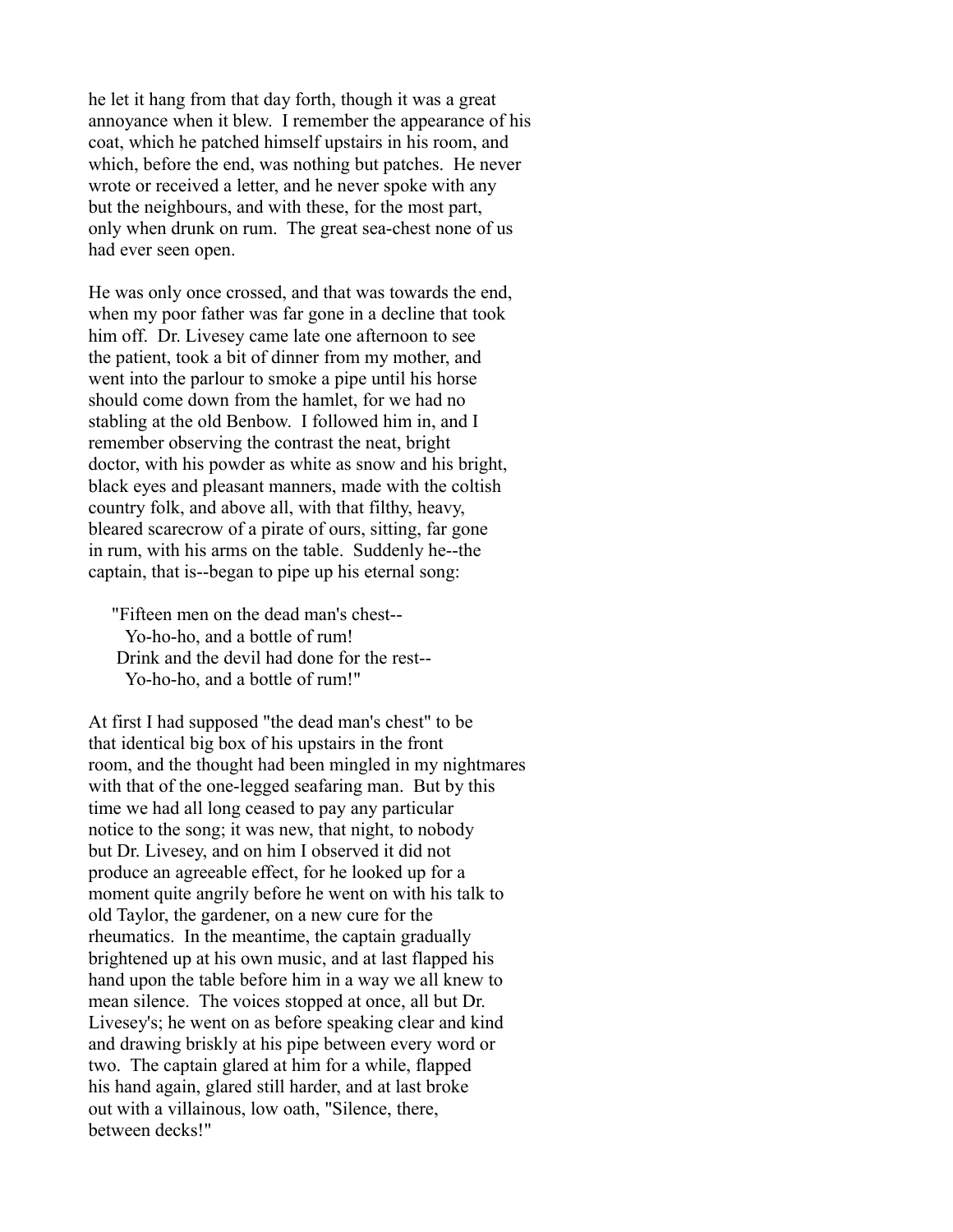he let it hang from that day forth, though it was a great annoyance when it blew. I remember the appearance of his coat, which he patched himself upstairs in his room, and which, before the end, was nothing but patches. He never wrote or received a letter, and he never spoke with any but the neighbours, and with these, for the most part, only when drunk on rum. The great sea-chest none of us had ever seen open.

He was only once crossed, and that was towards the end, when my poor father was far gone in a decline that took him off. Dr. Livesey came late one afternoon to see the patient, took a bit of dinner from my mother, and went into the parlour to smoke a pipe until his horse should come down from the hamlet, for we had no stabling at the old Benbow. I followed him in, and I remember observing the contrast the neat, bright doctor, with his powder as white as snow and his bright, black eyes and pleasant manners, made with the coltish country folk, and above all, with that filthy, heavy, bleared scarecrow of a pirate of ours, sitting, far gone in rum, with his arms on the table. Suddenly he--the captain, that is--began to pipe up his eternal song:

> "Fifteen men on the dead man's chest--
>   Yo-ho-ho, and a bottle of rum!
> Drink and the devil had done for the rest--
>   Yo-ho-ho, and a bottle of rum!"

At first I had supposed "the dead man's chest" to be that identical big box of his upstairs in the front room, and the thought had been mingled in my nightmares with that of the one-legged seafaring man. But by this time we had all long ceased to pay any particular notice to the song; it was new, that night, to nobody but Dr. Livesey, and on him I observed it did not produce an agreeable effect, for he looked up for a moment quite angrily before he went on with his talk to old Taylor, the gardener, on a new cure for the rheumatics. In the meantime, the captain gradually brightened up at his own music, and at last flapped his hand upon the table before him in a way we all knew to mean silence. The voices stopped at once, all but Dr. Livesey's; he went on as before speaking clear and kind and drawing briskly at his pipe between every word or two. The captain glared at him for a while, flapped his hand again, glared still harder, and at last broke out with a villainous, low oath, "Silence, there, between decks!"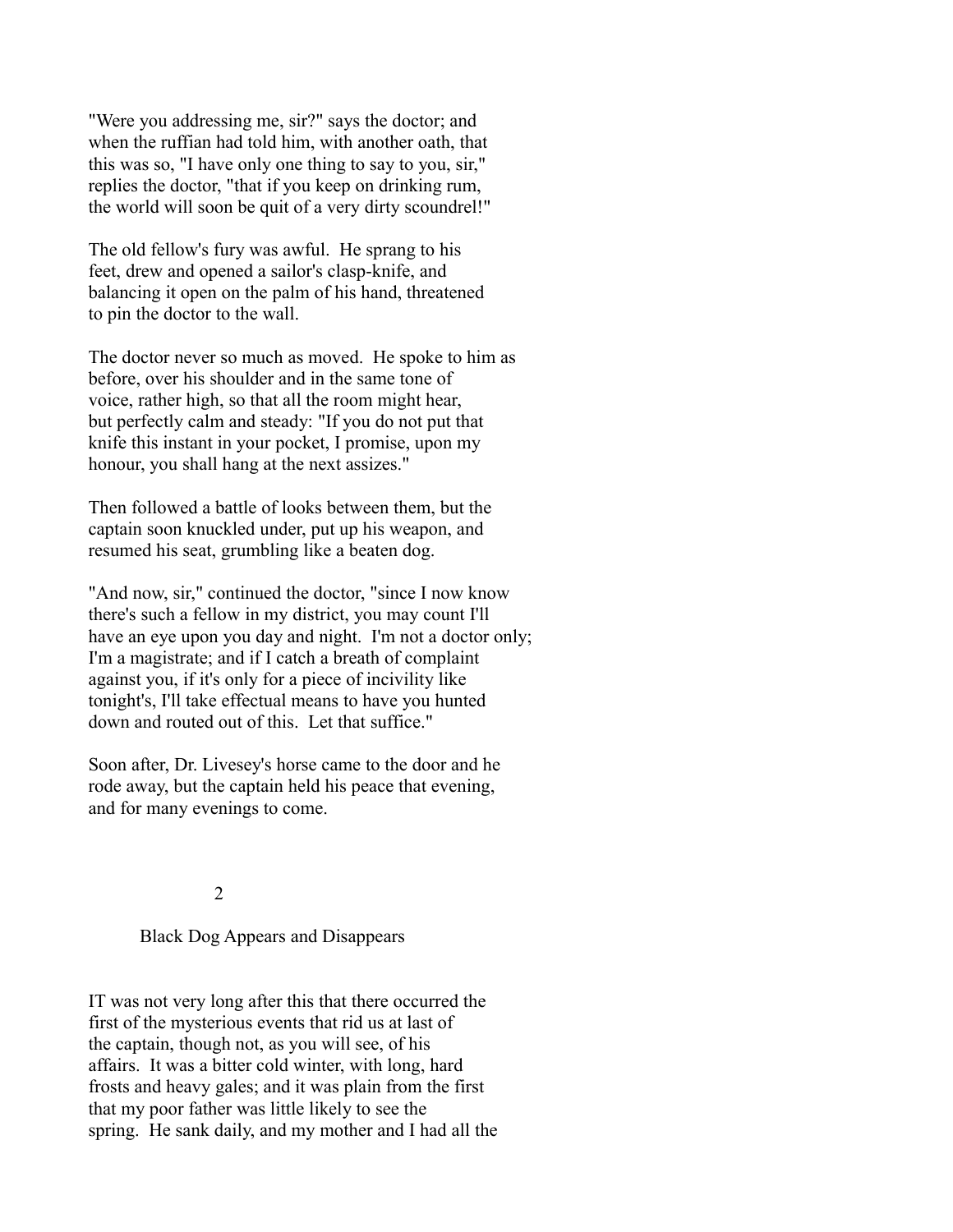"Were you addressing me, sir?" says the doctor; and when the ruffian had told him, with another oath, that this was so, "I have only one thing to say to you, sir," replies the doctor, "that if you keep on drinking rum, the world will soon be quit of a very dirty scoundrel!"

The old fellow's fury was awful. He sprang to his feet, drew and opened a sailor's clasp-knife, and balancing it open on the palm of his hand, threatened to pin the doctor to the wall.

The doctor never so much as moved. He spoke to him as before, over his shoulder and in the same tone of voice, rather high, so that all the room might hear, but perfectly calm and steady: "If you do not put that knife this instant in your pocket, I promise, upon my honour, you shall hang at the next assizes."

Then followed a battle of looks between them, but the captain soon knuckled under, put up his weapon, and resumed his seat, grumbling like a beaten dog.

"And now, sir," continued the doctor, "since I now know there's such a fellow in my district, you may count I'll have an eye upon you day and night. I'm not a doctor only; I'm a magistrate; and if I catch a breath of complaint against you, if it's only for a piece of incivility like tonight's, I'll take effectual means to have you hunted down and routed out of this. Let that suffice."

Soon after, Dr. Livesey's horse came to the door and he rode away, but the captain held his peace that evening, and for many evenings to come.

## 2

## Black Dog Appears and Disappears

IT was not very long after this that there occurred the first of the mysterious events that rid us at last of the captain, though not, as you will see, of his affairs. It was a bitter cold winter, with long, hard frosts and heavy gales; and it was plain from the first that my poor father was little likely to see the spring. He sank daily, and my mother and I had all the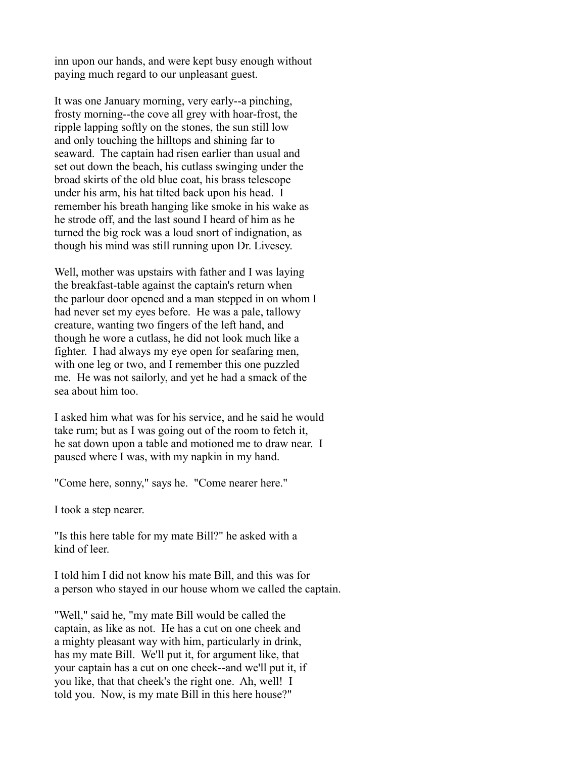inn upon our hands, and were kept busy enough without paying much regard to our unpleasant guest.

It was one January morning, very early--a pinching, frosty morning--the cove all grey with hoar-frost, the ripple lapping softly on the stones, the sun still low and only touching the hilltops and shining far to seaward. The captain had risen earlier than usual and set out down the beach, his cutlass swinging under the broad skirts of the old blue coat, his brass telescope under his arm, his hat tilted back upon his head. I remember his breath hanging like smoke in his wake as he strode off, and the last sound I heard of him as he turned the big rock was a loud snort of indignation, as though his mind was still running upon Dr. Livesey.

Well, mother was upstairs with father and I was laying the breakfast-table against the captain's return when the parlour door opened and a man stepped in on whom I had never set my eyes before. He was a pale, tallowy creature, wanting two fingers of the left hand, and though he wore a cutlass, he did not look much like a fighter. I had always my eye open for seafaring men, with one leg or two, and I remember this one puzzled me. He was not sailorly, and yet he had a smack of the sea about him too.

I asked him what was for his service, and he said he would take rum; but as I was going out of the room to fetch it, he sat down upon a table and motioned me to draw near. I paused where I was, with my napkin in my hand.

"Come here, sonny," says he. "Come nearer here."

I took a step nearer.

"Is this here table for my mate Bill?" he asked with a kind of leer.

I told him I did not know his mate Bill, and this was for a person who stayed in our house whom we called the captain.

"Well," said he, "my mate Bill would be called the captain, as like as not. He has a cut on one cheek and a mighty pleasant way with him, particularly in drink, has my mate Bill. We'll put it, for argument like, that your captain has a cut on one cheek--and we'll put it, if you like, that that cheek's the right one. Ah, well! I told you. Now, is my mate Bill in this here house?"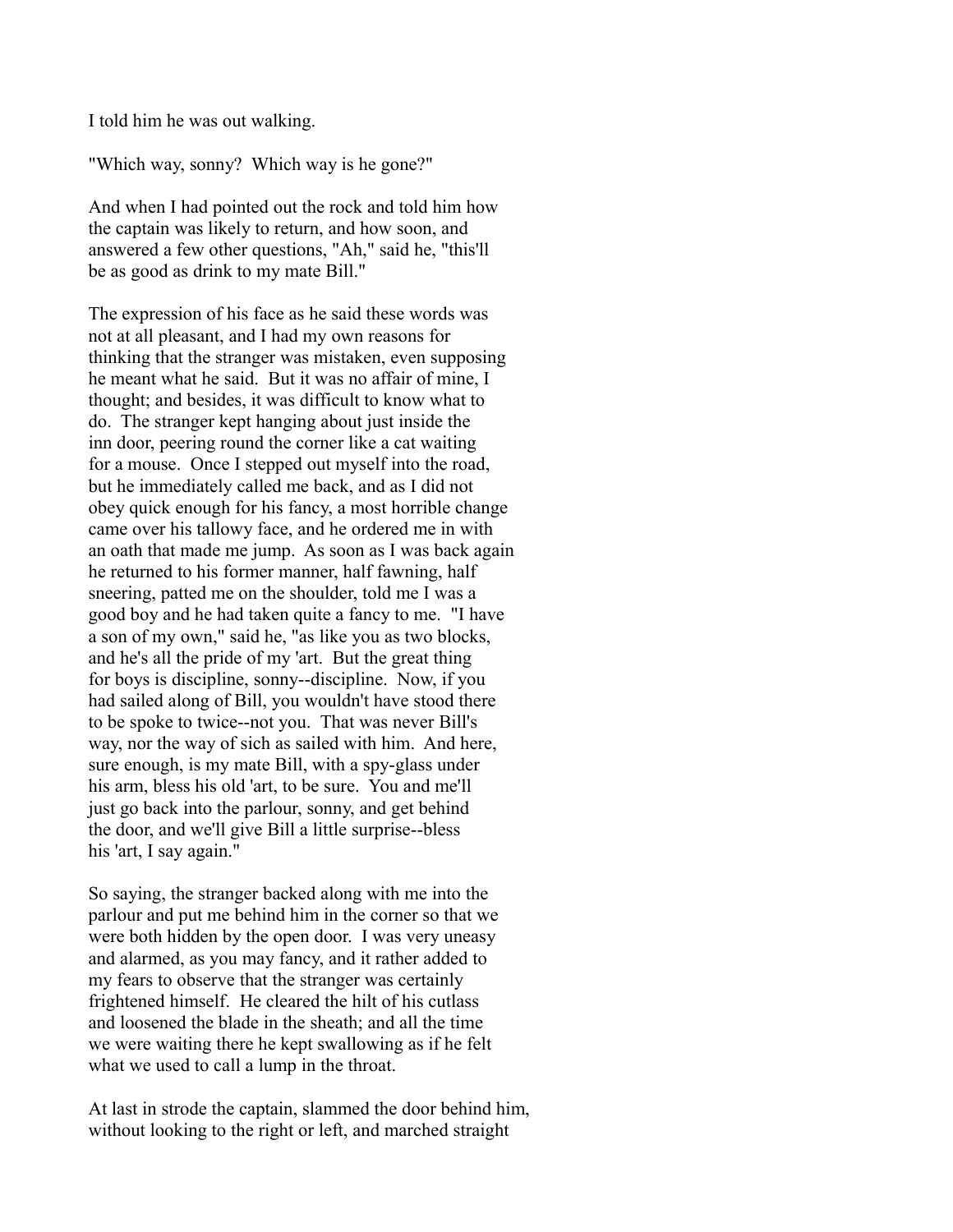I told him he was out walking.

"Which way, sonny? Which way is he gone?"

And when I had pointed out the rock and told him how the captain was likely to return, and how soon, and answered a few other questions, "Ah," said he, "this'll be as good as drink to my mate Bill."

The expression of his face as he said these words was not at all pleasant, and I had my own reasons for thinking that the stranger was mistaken, even supposing he meant what he said. But it was no affair of mine, I thought; and besides, it was difficult to know what to do. The stranger kept hanging about just inside the inn door, peering round the corner like a cat waiting for a mouse. Once I stepped out myself into the road, but he immediately called me back, and as I did not obey quick enough for his fancy, a most horrible change came over his tallowy face, and he ordered me in with an oath that made me jump. As soon as I was back again he returned to his former manner, half fawning, half sneering, patted me on the shoulder, told me I was a good boy and he had taken quite a fancy to me. "I have a son of my own," said he, "as like you as two blocks, and he's all the pride of my 'art. But the great thing for boys is discipline, sonny--discipline. Now, if you had sailed along of Bill, you wouldn't have stood there to be spoke to twice--not you. That was never Bill's way, nor the way of sich as sailed with him. And here, sure enough, is my mate Bill, with a spy-glass under his arm, bless his old 'art, to be sure. You and me'll just go back into the parlour, sonny, and get behind the door, and we'll give Bill a little surprise--bless his 'art, I say again."

So saying, the stranger backed along with me into the parlour and put me behind him in the corner so that we were both hidden by the open door. I was very uneasy and alarmed, as you may fancy, and it rather added to my fears to observe that the stranger was certainly frightened himself. He cleared the hilt of his cutlass and loosened the blade in the sheath; and all the time we were waiting there he kept swallowing as if he felt what we used to call a lump in the throat.

At last in strode the captain, slammed the door behind him, without looking to the right or left, and marched straight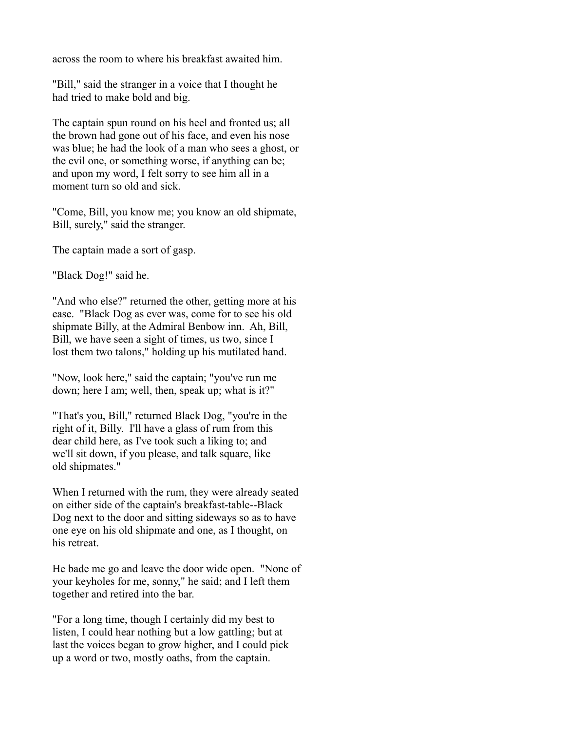across the room to where his breakfast awaited him.

"Bill," said the stranger in a voice that I thought he had tried to make bold and big.

The captain spun round on his heel and fronted us; all the brown had gone out of his face, and even his nose was blue; he had the look of a man who sees a ghost, or the evil one, or something worse, if anything can be; and upon my word, I felt sorry to see him all in a moment turn so old and sick.

"Come, Bill, you know me; you know an old shipmate, Bill, surely," said the stranger.

The captain made a sort of gasp.

"Black Dog!" said he.

"And who else?" returned the other, getting more at his ease. "Black Dog as ever was, come for to see his old shipmate Billy, at the Admiral Benbow inn. Ah, Bill, Bill, we have seen a sight of times, us two, since I lost them two talons," holding up his mutilated hand.

"Now, look here," said the captain; "you've run me down; here I am; well, then, speak up; what is it?"

"That's you, Bill," returned Black Dog, "you're in the right of it, Billy. I'll have a glass of rum from this dear child here, as I've took such a liking to; and we'll sit down, if you please, and talk square, like old shipmates."

When I returned with the rum, they were already seated on either side of the captain's breakfast-table--Black Dog next to the door and sitting sideways so as to have one eye on his old shipmate and one, as I thought, on his retreat.

He bade me go and leave the door wide open. "None of your keyholes for me, sonny," he said; and I left them together and retired into the bar.

"For a long time, though I certainly did my best to listen, I could hear nothing but a low gattling; but at last the voices began to grow higher, and I could pick up a word or two, mostly oaths, from the captain.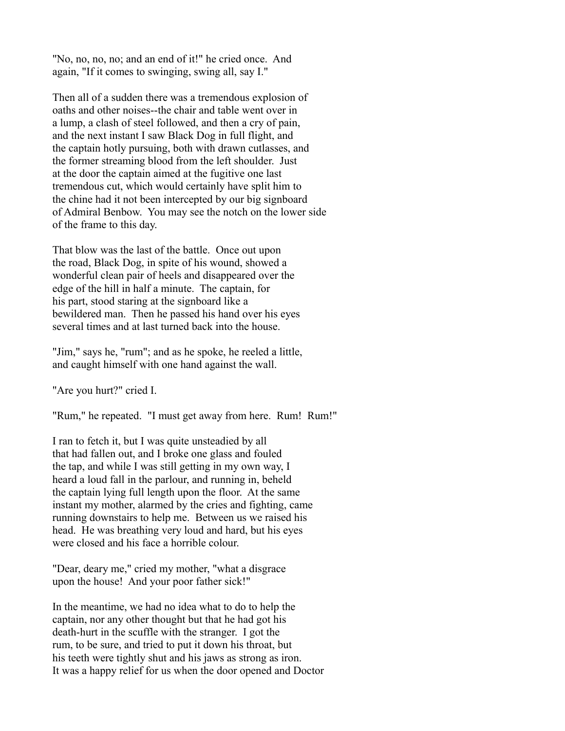"No, no, no, no; and an end of it!" he cried once. And again, "If it comes to swinging, swing all, say I."

Then all of a sudden there was a tremendous explosion of oaths and other noises--the chair and table went over in a lump, a clash of steel followed, and then a cry of pain, and the next instant I saw Black Dog in full flight, and the captain hotly pursuing, both with drawn cutlasses, and the former streaming blood from the left shoulder. Just at the door the captain aimed at the fugitive one last tremendous cut, which would certainly have split him to the chine had it not been intercepted by our big signboard of Admiral Benbow. You may see the notch on the lower side of the frame to this day.

That blow was the last of the battle. Once out upon the road, Black Dog, in spite of his wound, showed a wonderful clean pair of heels and disappeared over the edge of the hill in half a minute. The captain, for his part, stood staring at the signboard like a bewildered man. Then he passed his hand over his eyes several times and at last turned back into the house.

"Jim," says he, "rum"; and as he spoke, he reeled a little, and caught himself with one hand against the wall.

"Are you hurt?" cried I.

"Rum," he repeated. "I must get away from here. Rum! Rum!"

I ran to fetch it, but I was quite unsteadied by all that had fallen out, and I broke one glass and fouled the tap, and while I was still getting in my own way, I heard a loud fall in the parlour, and running in, beheld the captain lying full length upon the floor. At the same instant my mother, alarmed by the cries and fighting, came running downstairs to help me. Between us we raised his head. He was breathing very loud and hard, but his eyes were closed and his face a horrible colour.

"Dear, deary me," cried my mother, "what a disgrace upon the house! And your poor father sick!"

In the meantime, we had no idea what to do to help the captain, nor any other thought but that he had got his death-hurt in the scuffle with the stranger. I got the rum, to be sure, and tried to put it down his throat, but his teeth were tightly shut and his jaws as strong as iron. It was a happy relief for us when the door opened and Doctor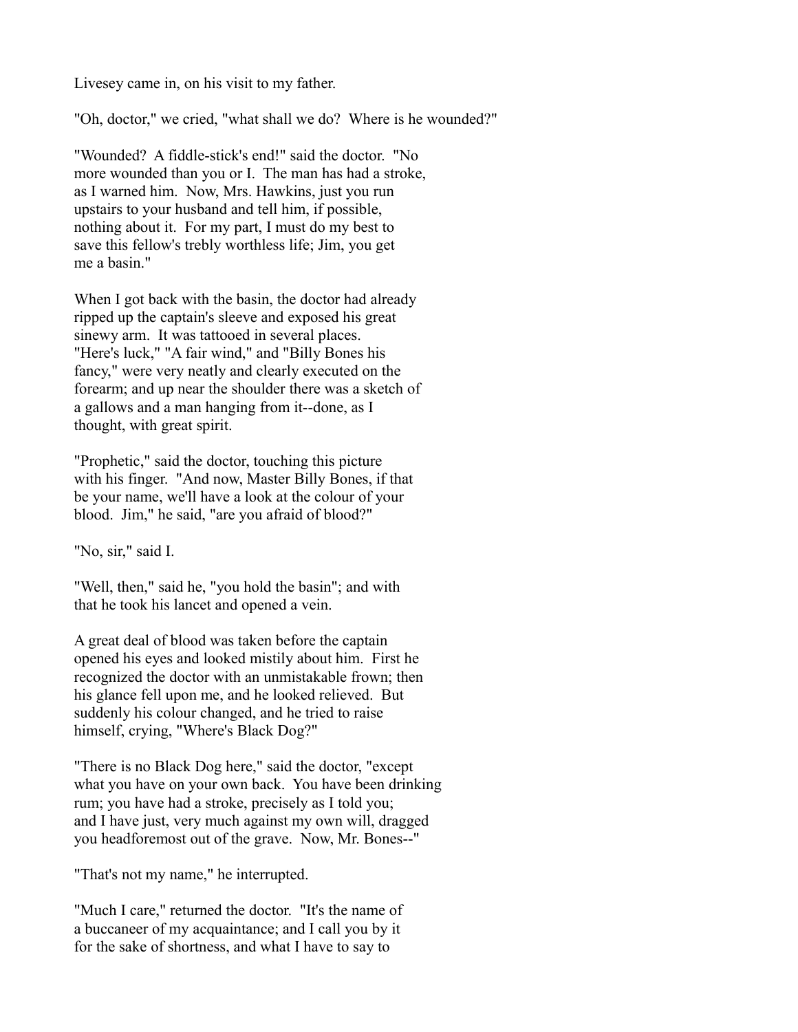Livesey came in, on his visit to my father.

"Oh, doctor," we cried, "what shall we do? Where is he wounded?"

"Wounded? A fiddle-stick's end!" said the doctor. "No more wounded than you or I. The man has had a stroke, as I warned him. Now, Mrs. Hawkins, just you run upstairs to your husband and tell him, if possible, nothing about it. For my part, I must do my best to save this fellow's trebly worthless life; Jim, you get me a basin."

When I got back with the basin, the doctor had already ripped up the captain's sleeve and exposed his great sinewy arm. It was tattooed in several places. "Here's luck," "A fair wind," and "Billy Bones his fancy," were very neatly and clearly executed on the forearm; and up near the shoulder there was a sketch of a gallows and a man hanging from it--done, as I thought, with great spirit.

"Prophetic," said the doctor, touching this picture with his finger. "And now, Master Billy Bones, if that be your name, we'll have a look at the colour of your blood. Jim," he said, "are you afraid of blood?"

"No, sir," said I.

"Well, then," said he, "you hold the basin"; and with that he took his lancet and opened a vein.

A great deal of blood was taken before the captain opened his eyes and looked mistily about him. First he recognized the doctor with an unmistakable frown; then his glance fell upon me, and he looked relieved. But suddenly his colour changed, and he tried to raise himself, crying, "Where's Black Dog?"

"There is no Black Dog here," said the doctor, "except what you have on your own back. You have been drinking rum; you have had a stroke, precisely as I told you; and I have just, very much against my own will, dragged you headforemost out of the grave. Now, Mr. Bones--"

"That's not my name," he interrupted.

"Much I care," returned the doctor. "It's the name of a buccaneer of my acquaintance; and I call you by it for the sake of shortness, and what I have to say to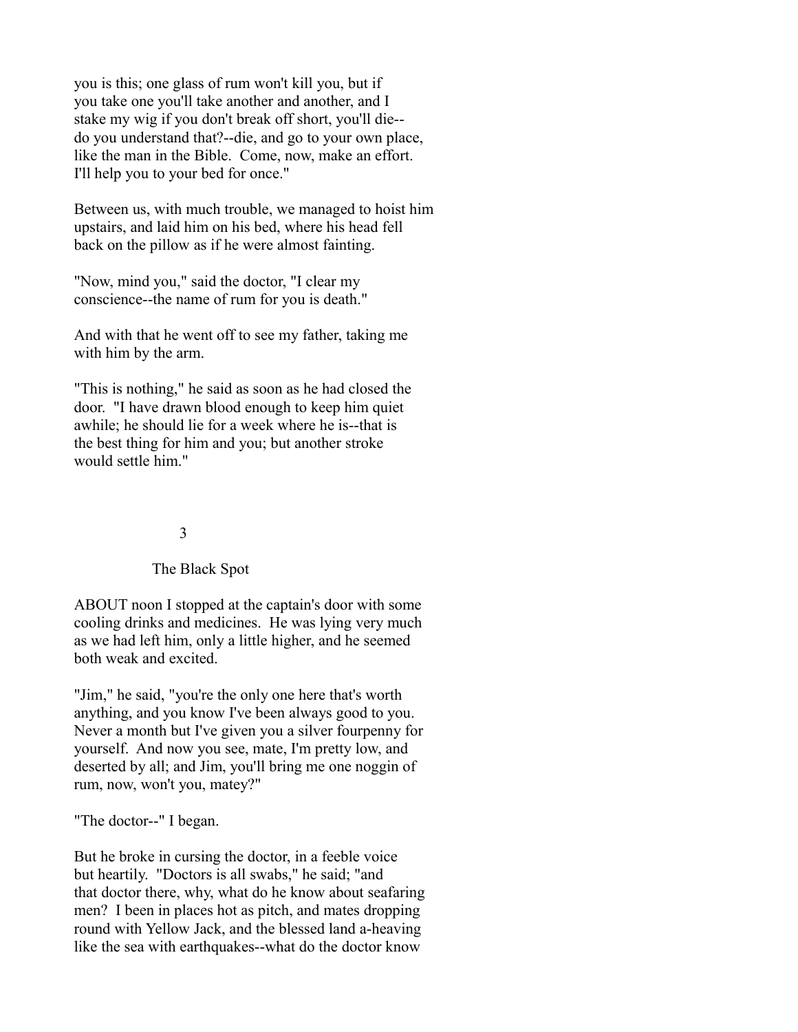you is this; one glass of rum won't kill you, but if you take one you'll take another and another, and I stake my wig if you don't break off short, you'll die--do you understand that?--die, and go to your own place, like the man in the Bible. Come, now, make an effort. I'll help you to your bed for once."

Between us, with much trouble, we managed to hoist him upstairs, and laid him on his bed, where his head fell back on the pillow as if he were almost fainting.

"Now, mind you," said the doctor, "I clear my conscience--the name of rum for you is death."

And with that he went off to see my father, taking me with him by the arm.

"This is nothing," he said as soon as he had closed the door. "I have drawn blood enough to keep him quiet awhile; he should lie for a week where he is--that is the best thing for him and you; but another stroke would settle him."

## 3

## The Black Spot

ABOUT noon I stopped at the captain's door with some cooling drinks and medicines. He was lying very much as we had left him, only a little higher, and he seemed both weak and excited.

"Jim," he said, "you're the only one here that's worth anything, and you know I've been always good to you. Never a month but I've given you a silver fourpenny for yourself. And now you see, mate, I'm pretty low, and deserted by all; and Jim, you'll bring me one noggin of rum, now, won't you, matey?"

"The doctor--" I began.

But he broke in cursing the doctor, in a feeble voice but heartily. "Doctors is all swabs," he said; "and that doctor there, why, what do he know about seafaring men? I been in places hot as pitch, and mates dropping round with Yellow Jack, and the blessed land a-heaving like the sea with earthquakes--what do the doctor know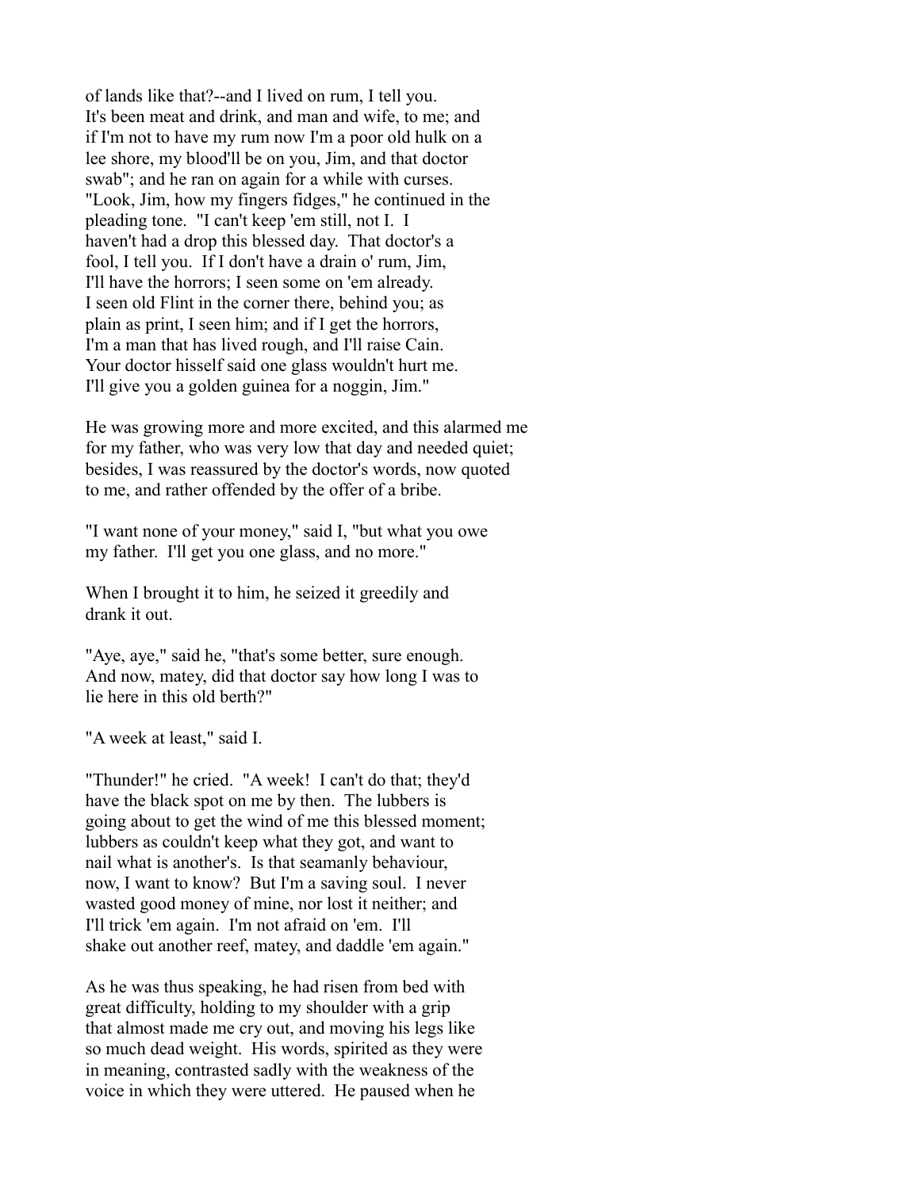of lands like that?--and I lived on rum, I tell you. It's been meat and drink, and man and wife, to me; and if I'm not to have my rum now I'm a poor old hulk on a lee shore, my blood'll be on you, Jim, and that doctor swab"; and he ran on again for a while with curses. "Look, Jim, how my fingers fidges," he continued in the pleading tone. "I can't keep 'em still, not I. I haven't had a drop this blessed day. That doctor's a fool, I tell you. If I don't have a drain o' rum, Jim, I'll have the horrors; I seen some on 'em already. I seen old Flint in the corner there, behind you; as plain as print, I seen him; and if I get the horrors, I'm a man that has lived rough, and I'll raise Cain. Your doctor hisself said one glass wouldn't hurt me. I'll give you a golden guinea for a noggin, Jim."

He was growing more and more excited, and this alarmed me for my father, who was very low that day and needed quiet; besides, I was reassured by the doctor's words, now quoted to me, and rather offended by the offer of a bribe.

"I want none of your money," said I, "but what you owe my father. I'll get you one glass, and no more."

When I brought it to him, he seized it greedily and drank it out.

"Aye, aye," said he, "that's some better, sure enough. And now, matey, did that doctor say how long I was to lie here in this old berth?"

"A week at least," said I.

"Thunder!" he cried. "A week! I can't do that; they'd have the black spot on me by then. The lubbers is going about to get the wind of me this blessed moment; lubbers as couldn't keep what they got, and want to nail what is another's. Is that seamanly behaviour, now, I want to know? But I'm a saving soul. I never wasted good money of mine, nor lost it neither; and I'll trick 'em again. I'm not afraid on 'em. I'll shake out another reef, matey, and daddle 'em again."

As he was thus speaking, he had risen from bed with great difficulty, holding to my shoulder with a grip that almost made me cry out, and moving his legs like so much dead weight. His words, spirited as they were in meaning, contrasted sadly with the weakness of the voice in which they were uttered. He paused when he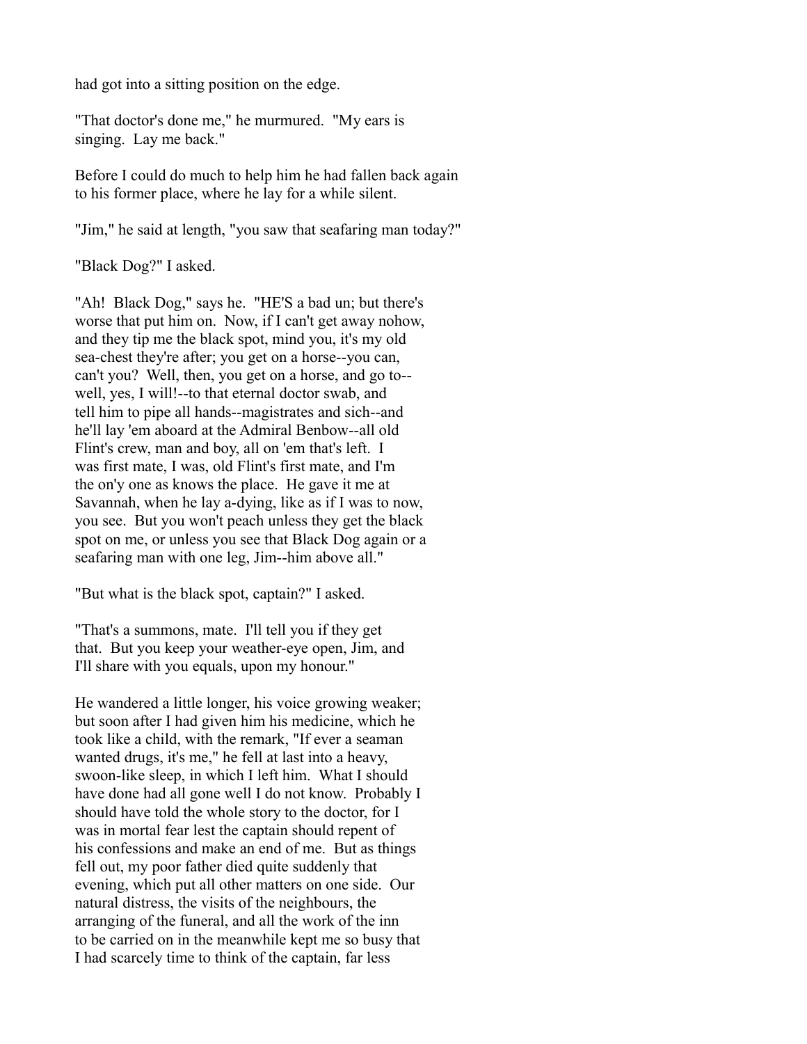had got into a sitting position on the edge.

"That doctor's done me," he murmured. "My ears is singing. Lay me back."

Before I could do much to help him he had fallen back again to his former place, where he lay for a while silent.

"Jim," he said at length, "you saw that seafaring man today?"

"Black Dog?" I asked.

"Ah! Black Dog," says he. "HE'S a bad un; but there's worse that put him on. Now, if I can't get away nohow, and they tip me the black spot, mind you, it's my old sea-chest they're after; you get on a horse--you can, can't you? Well, then, you get on a horse, and go to--well, yes, I will!--to that eternal doctor swab, and tell him to pipe all hands--magistrates and sich--and he'll lay 'em aboard at the Admiral Benbow--all old Flint's crew, man and boy, all on 'em that's left. I was first mate, I was, old Flint's first mate, and I'm the on'y one as knows the place. He gave it me at Savannah, when he lay a-dying, like as if I was to now, you see. But you won't peach unless they get the black spot on me, or unless you see that Black Dog again or a seafaring man with one leg, Jim--him above all."

"But what is the black spot, captain?" I asked.

"That's a summons, mate. I'll tell you if they get that. But you keep your weather-eye open, Jim, and I'll share with you equals, upon my honour."

He wandered a little longer, his voice growing weaker; but soon after I had given him his medicine, which he took like a child, with the remark, "If ever a seaman wanted drugs, it's me," he fell at last into a heavy, swoon-like sleep, in which I left him. What I should have done had all gone well I do not know. Probably I should have told the whole story to the doctor, for I was in mortal fear lest the captain should repent of his confessions and make an end of me. But as things fell out, my poor father died quite suddenly that evening, which put all other matters on one side. Our natural distress, the visits of the neighbours, the arranging of the funeral, and all the work of the inn to be carried on in the meanwhile kept me so busy that I had scarcely time to think of the captain, far less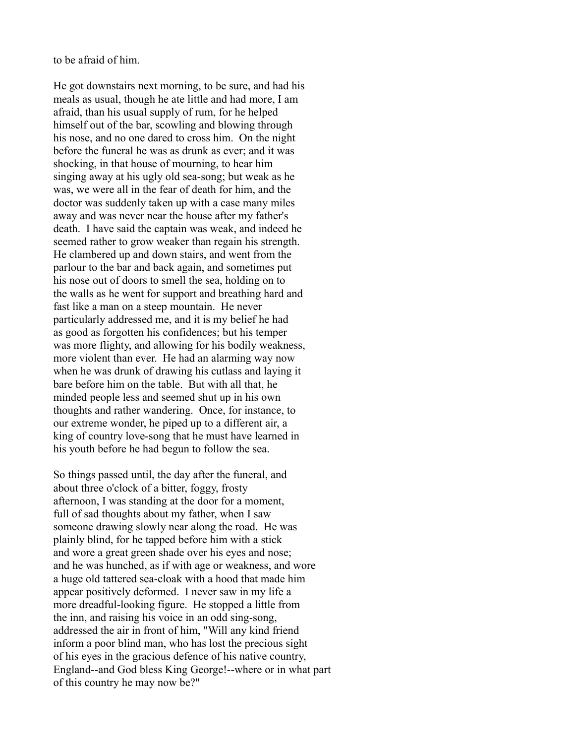to be afraid of him.

He got downstairs next morning, to be sure, and had his meals as usual, though he ate little and had more, I am afraid, than his usual supply of rum, for he helped himself out of the bar, scowling and blowing through his nose, and no one dared to cross him. On the night before the funeral he was as drunk as ever; and it was shocking, in that house of mourning, to hear him singing away at his ugly old sea-song; but weak as he was, we were all in the fear of death for him, and the doctor was suddenly taken up with a case many miles away and was never near the house after my father's death. I have said the captain was weak, and indeed he seemed rather to grow weaker than regain his strength. He clambered up and down stairs, and went from the parlour to the bar and back again, and sometimes put his nose out of doors to smell the sea, holding on to the walls as he went for support and breathing hard and fast like a man on a steep mountain. He never particularly addressed me, and it is my belief he had as good as forgotten his confidences; but his temper was more flighty, and allowing for his bodily weakness, more violent than ever. He had an alarming way now when he was drunk of drawing his cutlass and laying it bare before him on the table. But with all that, he minded people less and seemed shut up in his own thoughts and rather wandering. Once, for instance, to our extreme wonder, he piped up to a different air, a king of country love-song that he must have learned in his youth before he had begun to follow the sea.

So things passed until, the day after the funeral, and about three o'clock of a bitter, foggy, frosty afternoon, I was standing at the door for a moment, full of sad thoughts about my father, when I saw someone drawing slowly near along the road. He was plainly blind, for he tapped before him with a stick and wore a great green shade over his eyes and nose; and he was hunched, as if with age or weakness, and wore a huge old tattered sea-cloak with a hood that made him appear positively deformed. I never saw in my life a more dreadful-looking figure. He stopped a little from the inn, and raising his voice in an odd sing-song, addressed the air in front of him, "Will any kind friend inform a poor blind man, who has lost the precious sight of his eyes in the gracious defence of his native country, England--and God bless King George!--where or in what part of this country he may now be?"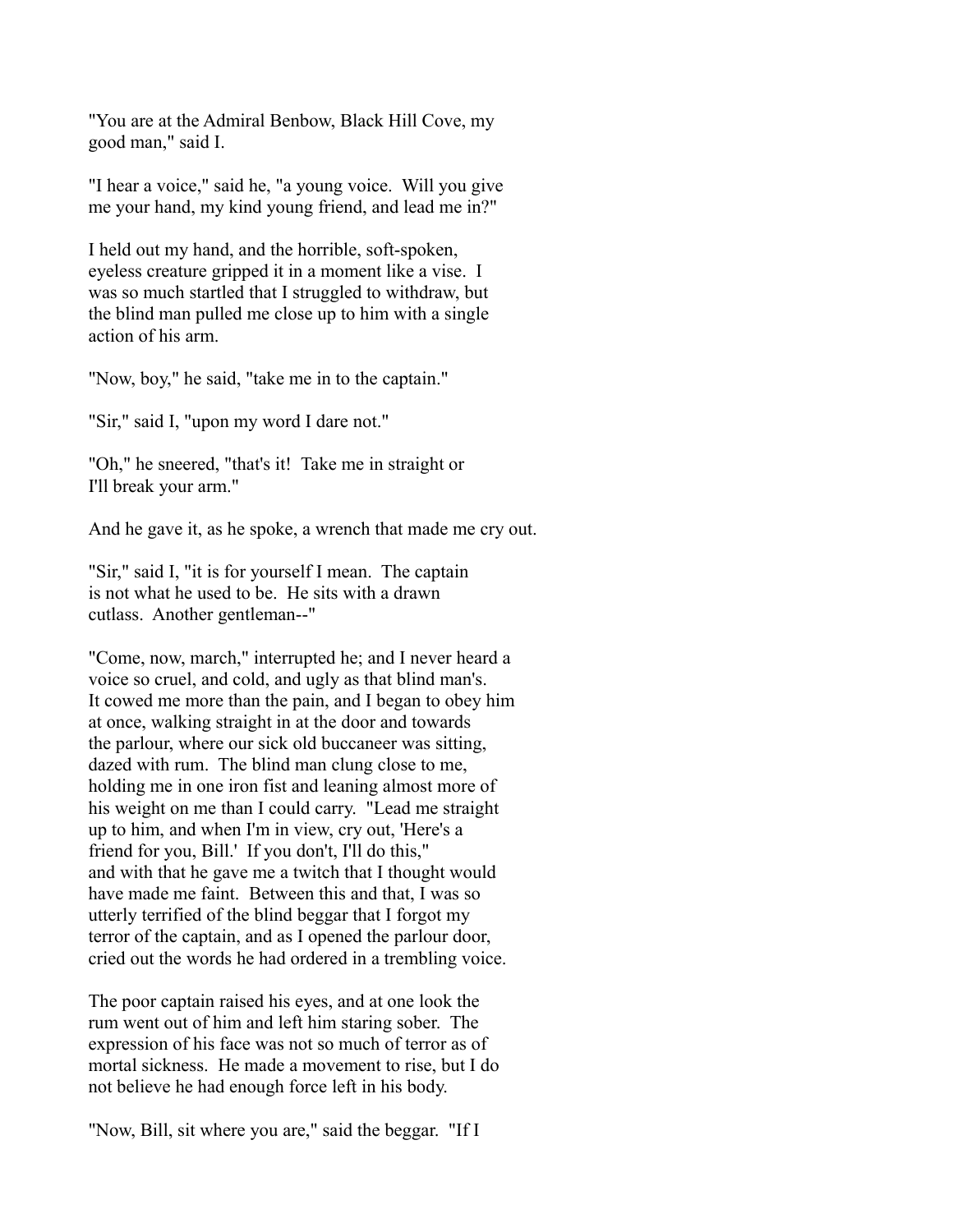"You are at the Admiral Benbow, Black Hill Cove, my good man," said I.

"I hear a voice," said he, "a young voice. Will you give me your hand, my kind young friend, and lead me in?"

I held out my hand, and the horrible, soft-spoken, eyeless creature gripped it in a moment like a vise. I was so much startled that I struggled to withdraw, but the blind man pulled me close up to him with a single action of his arm.

"Now, boy," he said, "take me in to the captain."

"Sir," said I, "upon my word I dare not."

"Oh," he sneered, "that's it! Take me in straight or I'll break your arm."

And he gave it, as he spoke, a wrench that made me cry out.

"Sir," said I, "it is for yourself I mean. The captain is not what he used to be. He sits with a drawn cutlass. Another gentleman--"

"Come, now, march," interrupted he; and I never heard a voice so cruel, and cold, and ugly as that blind man's. It cowed me more than the pain, and I began to obey him at once, walking straight in at the door and towards the parlour, where our sick old buccaneer was sitting, dazed with rum. The blind man clung close to me, holding me in one iron fist and leaning almost more of his weight on me than I could carry. "Lead me straight up to him, and when I'm in view, cry out, 'Here's a friend for you, Bill.' If you don't, I'll do this," and with that he gave me a twitch that I thought would have made me faint. Between this and that, I was so utterly terrified of the blind beggar that I forgot my terror of the captain, and as I opened the parlour door, cried out the words he had ordered in a trembling voice.

The poor captain raised his eyes, and at one look the rum went out of him and left him staring sober. The expression of his face was not so much of terror as of mortal sickness. He made a movement to rise, but I do not believe he had enough force left in his body.

"Now, Bill, sit where you are," said the beggar. "If I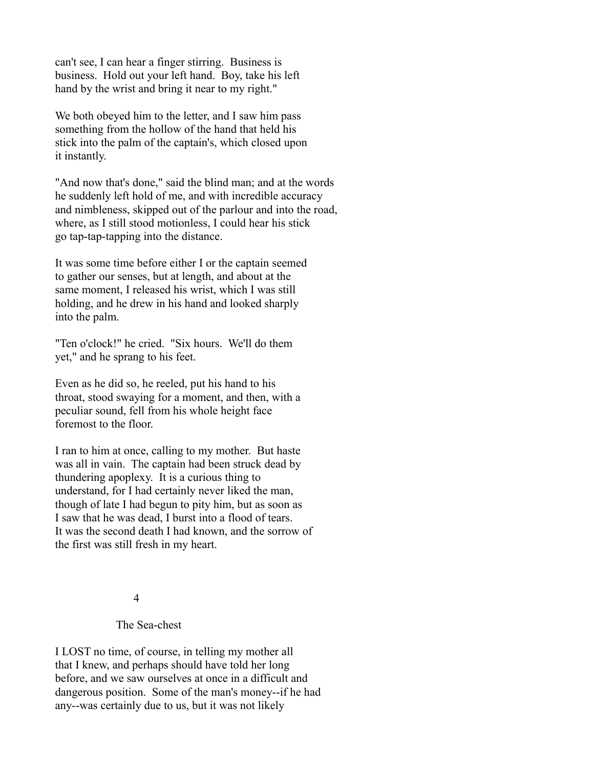can't see, I can hear a finger stirring. Business is business. Hold out your left hand. Boy, take his left hand by the wrist and bring it near to my right."

We both obeyed him to the letter, and I saw him pass something from the hollow of the hand that held his stick into the palm of the captain's, which closed upon it instantly.

"And now that's done," said the blind man; and at the words he suddenly left hold of me, and with incredible accuracy and nimbleness, skipped out of the parlour and into the road, where, as I still stood motionless, I could hear his stick go tap-tap-tapping into the distance.

It was some time before either I or the captain seemed to gather our senses, but at length, and about at the same moment, I released his wrist, which I was still holding, and he drew in his hand and looked sharply into the palm.

"Ten o'clock!" he cried. "Six hours. We'll do them yet," and he sprang to his feet.

Even as he did so, he reeled, put his hand to his throat, stood swaying for a moment, and then, with a peculiar sound, fell from his whole height face foremost to the floor.

I ran to him at once, calling to my mother. But haste was all in vain. The captain had been struck dead by thundering apoplexy. It is a curious thing to understand, for I had certainly never liked the man, though of late I had begun to pity him, but as soon as I saw that he was dead, I burst into a flood of tears. It was the second death I had known, and the sorrow of the first was still fresh in my heart.

## 4

## The Sea-chest

I LOST no time, of course, in telling my mother all that I knew, and perhaps should have told her long before, and we saw ourselves at once in a difficult and dangerous position. Some of the man's money--if he had any--was certainly due to us, but it was not likely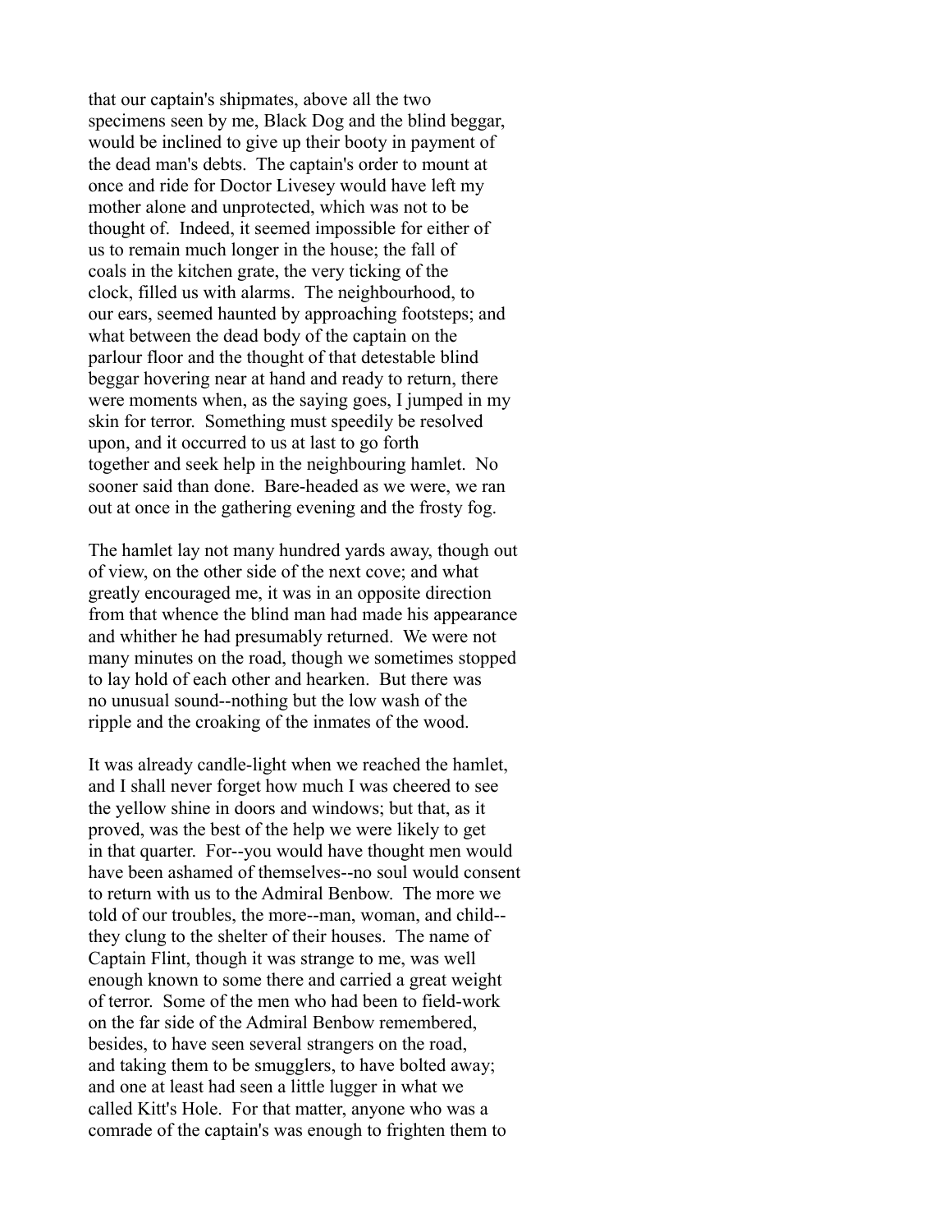that our captain's shipmates, above all the two specimens seen by me, Black Dog and the blind beggar, would be inclined to give up their booty in payment of the dead man's debts. The captain's order to mount at once and ride for Doctor Livesey would have left my mother alone and unprotected, which was not to be thought of. Indeed, it seemed impossible for either of us to remain much longer in the house; the fall of coals in the kitchen grate, the very ticking of the clock, filled us with alarms. The neighbourhood, to our ears, seemed haunted by approaching footsteps; and what between the dead body of the captain on the parlour floor and the thought of that detestable blind beggar hovering near at hand and ready to return, there were moments when, as the saying goes, I jumped in my skin for terror. Something must speedily be resolved upon, and it occurred to us at last to go forth together and seek help in the neighbouring hamlet. No sooner said than done. Bare-headed as we were, we ran out at once in the gathering evening and the frosty fog.

The hamlet lay not many hundred yards away, though out of view, on the other side of the next cove; and what greatly encouraged me, it was in an opposite direction from that whence the blind man had made his appearance and whither he had presumably returned. We were not many minutes on the road, though we sometimes stopped to lay hold of each other and hearken. But there was no unusual sound--nothing but the low wash of the ripple and the croaking of the inmates of the wood.

It was already candle-light when we reached the hamlet, and I shall never forget how much I was cheered to see the yellow shine in doors and windows; but that, as it proved, was the best of the help we were likely to get in that quarter. For--you would have thought men would have been ashamed of themselves--no soul would consent to return with us to the Admiral Benbow. The more we told of our troubles, the more--man, woman, and child--they clung to the shelter of their houses. The name of Captain Flint, though it was strange to me, was well enough known to some there and carried a great weight of terror. Some of the men who had been to field-work on the far side of the Admiral Benbow remembered, besides, to have seen several strangers on the road, and taking them to be smugglers, to have bolted away; and one at least had seen a little lugger in what we called Kitt's Hole. For that matter, anyone who was a comrade of the captain's was enough to frighten them to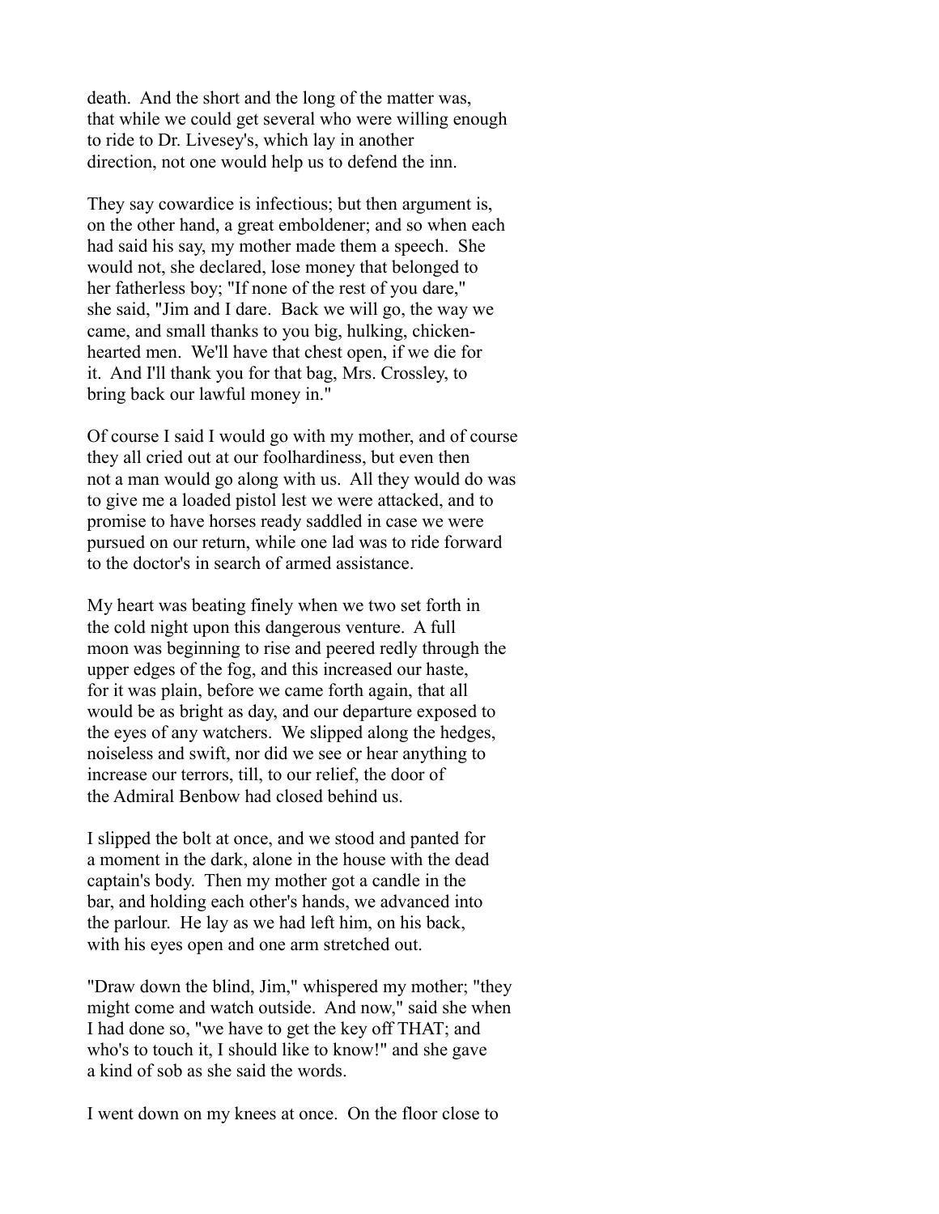death. And the short and the long of the matter was, that while we could get several who were willing enough to ride to Dr. Livesey's, which lay in another direction, not one would help us to defend the inn.

They say cowardice is infectious; but then argument is, on the other hand, a great emboldener; and so when each had said his say, my mother made them a speech. She would not, she declared, lose money that belonged to her fatherless boy; "If none of the rest of you dare," she said, "Jim and I dare. Back we will go, the way we came, and small thanks to you big, hulking, chicken-hearted men. We'll have that chest open, if we die for it. And I'll thank you for that bag, Mrs. Crossley, to bring back our lawful money in."

Of course I said I would go with my mother, and of course they all cried out at our foolhardiness, but even then not a man would go along with us. All they would do was to give me a loaded pistol lest we were attacked, and to promise to have horses ready saddled in case we were pursued on our return, while one lad was to ride forward to the doctor's in search of armed assistance.

My heart was beating finely when we two set forth in the cold night upon this dangerous venture. A full moon was beginning to rise and peered redly through the upper edges of the fog, and this increased our haste, for it was plain, before we came forth again, that all would be as bright as day, and our departure exposed to the eyes of any watchers. We slipped along the hedges, noiseless and swift, nor did we see or hear anything to increase our terrors, till, to our relief, the door of the Admiral Benbow had closed behind us.

I slipped the bolt at once, and we stood and panted for a moment in the dark, alone in the house with the dead captain's body. Then my mother got a candle in the bar, and holding each other's hands, we advanced into the parlour. He lay as we had left him, on his back, with his eyes open and one arm stretched out.

"Draw down the blind, Jim," whispered my mother; "they might come and watch outside. And now," said she when I had done so, "we have to get the key off THAT; and who's to touch it, I should like to know!" and she gave a kind of sob as she said the words.

I went down on my knees at once. On the floor close to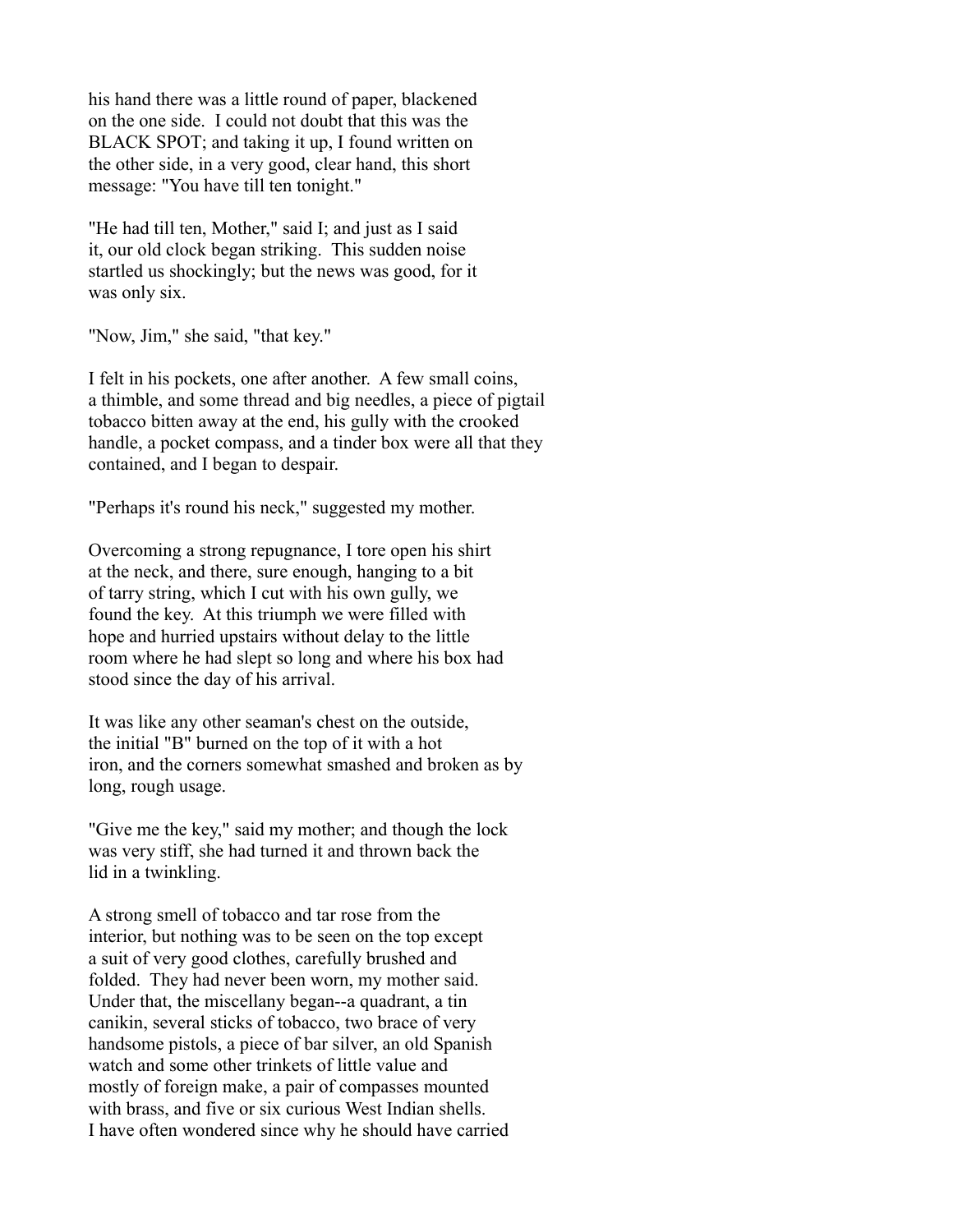his hand there was a little round of paper, blackened on the one side. I could not doubt that this was the BLACK SPOT; and taking it up, I found written on the other side, in a very good, clear hand, this short message: "You have till ten tonight."

"He had till ten, Mother," said I; and just as I said it, our old clock began striking. This sudden noise startled us shockingly; but the news was good, for it was only six.

"Now, Jim," she said, "that key."

I felt in his pockets, one after another. A few small coins, a thimble, and some thread and big needles, a piece of pigtail tobacco bitten away at the end, his gully with the crooked handle, a pocket compass, and a tinder box were all that they contained, and I began to despair.

"Perhaps it's round his neck," suggested my mother.

Overcoming a strong repugnance, I tore open his shirt at the neck, and there, sure enough, hanging to a bit of tarry string, which I cut with his own gully, we found the key. At this triumph we were filled with hope and hurried upstairs without delay to the little room where he had slept so long and where his box had stood since the day of his arrival.

It was like any other seaman's chest on the outside, the initial "B" burned on the top of it with a hot iron, and the corners somewhat smashed and broken as by long, rough usage.

"Give me the key," said my mother; and though the lock was very stiff, she had turned it and thrown back the lid in a twinkling.

A strong smell of tobacco and tar rose from the interior, but nothing was to be seen on the top except a suit of very good clothes, carefully brushed and folded. They had never been worn, my mother said. Under that, the miscellany began--a quadrant, a tin canikin, several sticks of tobacco, two brace of very handsome pistols, a piece of bar silver, an old Spanish watch and some other trinkets of little value and mostly of foreign make, a pair of compasses mounted with brass, and five or six curious West Indian shells. I have often wondered since why he should have carried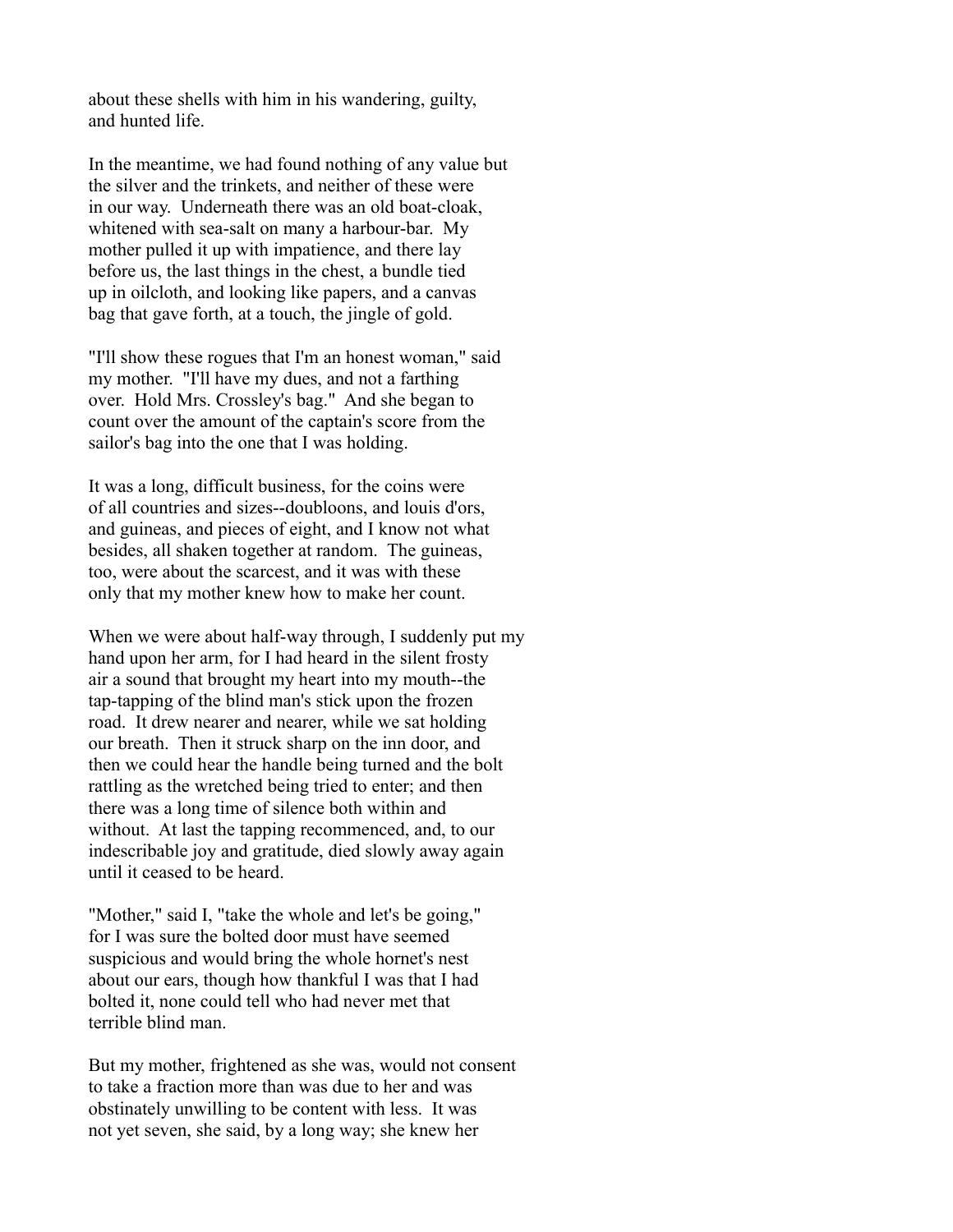about these shells with him in his wandering, guilty, and hunted life.

In the meantime, we had found nothing of any value but the silver and the trinkets, and neither of these were in our way. Underneath there was an old boat-cloak, whitened with sea-salt on many a harbour-bar. My mother pulled it up with impatience, and there lay before us, the last things in the chest, a bundle tied up in oilcloth, and looking like papers, and a canvas bag that gave forth, at a touch, the jingle of gold.

"I'll show these rogues that I'm an honest woman," said my mother. "I'll have my dues, and not a farthing over. Hold Mrs. Crossley's bag." And she began to count over the amount of the captain's score from the sailor's bag into the one that I was holding.

It was a long, difficult business, for the coins were of all countries and sizes--doubloons, and louis d'ors, and guineas, and pieces of eight, and I know not what besides, all shaken together at random. The guineas, too, were about the scarcest, and it was with these only that my mother knew how to make her count.

When we were about half-way through, I suddenly put my hand upon her arm, for I had heard in the silent frosty air a sound that brought my heart into my mouth--the tap-tapping of the blind man's stick upon the frozen road. It drew nearer and nearer, while we sat holding our breath. Then it struck sharp on the inn door, and then we could hear the handle being turned and the bolt rattling as the wretched being tried to enter; and then there was a long time of silence both within and without. At last the tapping recommenced, and, to our indescribable joy and gratitude, died slowly away again until it ceased to be heard.

"Mother," said I, "take the whole and let's be going," for I was sure the bolted door must have seemed suspicious and would bring the whole hornet's nest about our ears, though how thankful I was that I had bolted it, none could tell who had never met that terrible blind man.

But my mother, frightened as she was, would not consent to take a fraction more than was due to her and was obstinately unwilling to be content with less. It was not yet seven, she said, by a long way; she knew her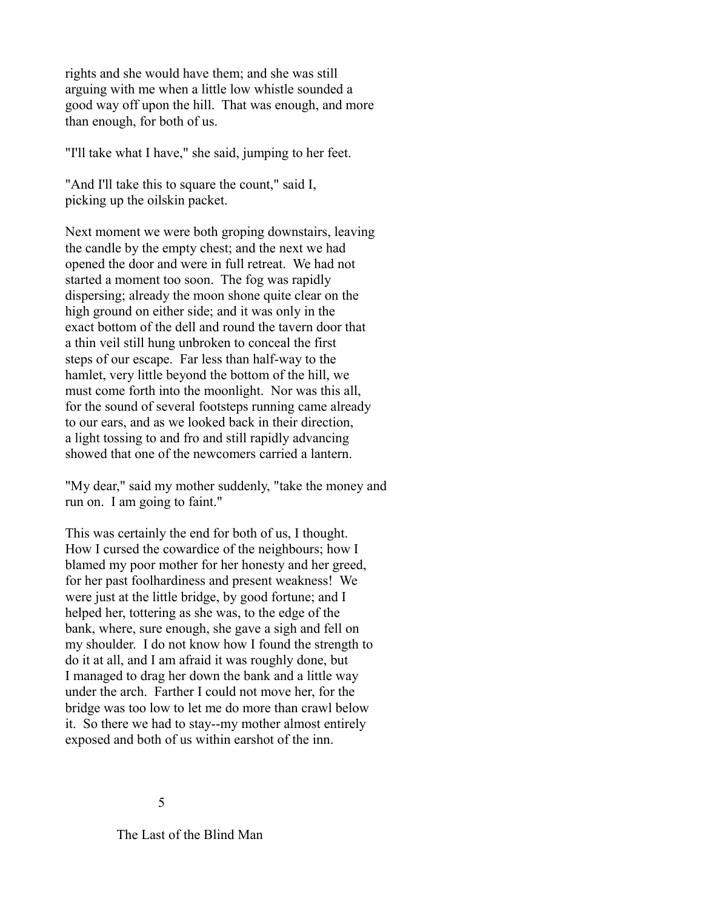rights and she would have them; and she was still arguing with me when a little low whistle sounded a good way off upon the hill. That was enough, and more than enough, for both of us.

"I'll take what I have," she said, jumping to her feet.

"And I'll take this to square the count," said I, picking up the oilskin packet.

Next moment we were both groping downstairs, leaving the candle by the empty chest; and the next we had opened the door and were in full retreat. We had not started a moment too soon. The fog was rapidly dispersing; already the moon shone quite clear on the high ground on either side; and it was only in the exact bottom of the dell and round the tavern door that a thin veil still hung unbroken to conceal the first steps of our escape. Far less than half-way to the hamlet, very little beyond the bottom of the hill, we must come forth into the moonlight. Nor was this all, for the sound of several footsteps running came already to our ears, and as we looked back in their direction, a light tossing to and fro and still rapidly advancing showed that one of the newcomers carried a lantern.

"My dear," said my mother suddenly, "take the money and run on. I am going to faint."

This was certainly the end for both of us, I thought. How I cursed the cowardice of the neighbours; how I blamed my poor mother for her honesty and her greed, for her past foolhardiness and present weakness! We were just at the little bridge, by good fortune; and I helped her, tottering as she was, to the edge of the bank, where, sure enough, she gave a sigh and fell on my shoulder. I do not know how I found the strength to do it at all, and I am afraid it was roughly done, but I managed to drag her down the bank and a little way under the arch. Farther I could not move her, for the bridge was too low to let me do more than crawl below it. So there we had to stay--my mother almost entirely exposed and both of us within earshot of the inn.

## 5

## The Last of the Blind Man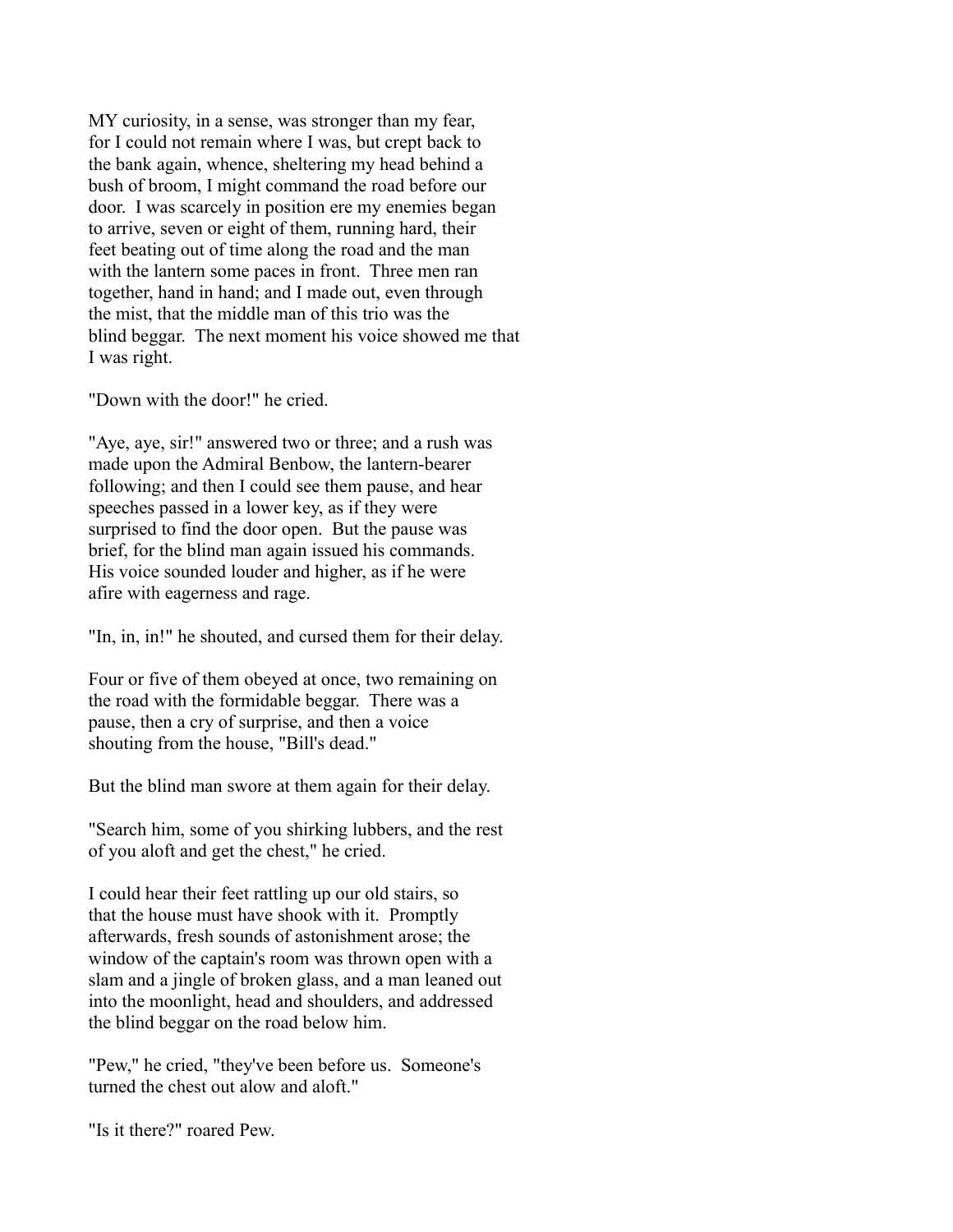MY curiosity, in a sense, was stronger than my fear, for I could not remain where I was, but crept back to the bank again, whence, sheltering my head behind a bush of broom, I might command the road before our door. I was scarcely in position ere my enemies began to arrive, seven or eight of them, running hard, their feet beating out of time along the road and the man with the lantern some paces in front. Three men ran together, hand in hand; and I made out, even through the mist, that the middle man of this trio was the blind beggar. The next moment his voice showed me that I was right.

"Down with the door!" he cried.

"Aye, aye, sir!" answered two or three; and a rush was made upon the Admiral Benbow, the lantern-bearer following; and then I could see them pause, and hear speeches passed in a lower key, as if they were surprised to find the door open. But the pause was brief, for the blind man again issued his commands. His voice sounded louder and higher, as if he were afire with eagerness and rage.

"In, in, in!" he shouted, and cursed them for their delay.

Four or five of them obeyed at once, two remaining on the road with the formidable beggar. There was a pause, then a cry of surprise, and then a voice shouting from the house, "Bill's dead."

But the blind man swore at them again for their delay.

"Search him, some of you shirking lubbers, and the rest of you aloft and get the chest," he cried.

I could hear their feet rattling up our old stairs, so that the house must have shook with it. Promptly afterwards, fresh sounds of astonishment arose; the window of the captain's room was thrown open with a slam and a jingle of broken glass, and a man leaned out into the moonlight, head and shoulders, and addressed the blind beggar on the road below him.

"Pew," he cried, "they've been before us. Someone's turned the chest out alow and aloft."

"Is it there?" roared Pew.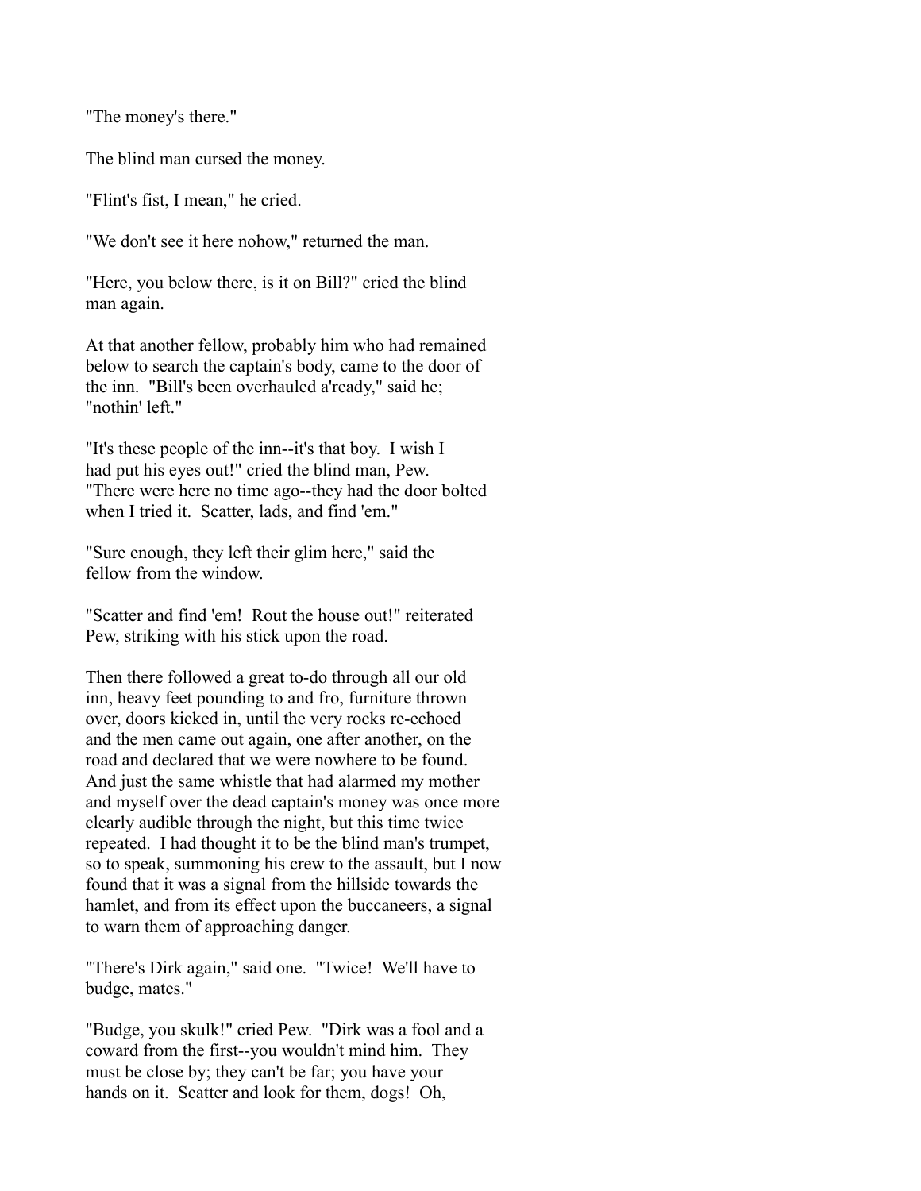"The money's there."

The blind man cursed the money.

"Flint's fist, I mean," he cried.

"We don't see it here nohow," returned the man.

"Here, you below there, is it on Bill?" cried the blind man again.

At that another fellow, probably him who had remained below to search the captain's body, came to the door of the inn. "Bill's been overhauled a'ready," said he; "nothin' left."

"It's these people of the inn--it's that boy. I wish I had put his eyes out!" cried the blind man, Pew. "There were here no time ago--they had the door bolted when I tried it. Scatter, lads, and find 'em."

"Sure enough, they left their glim here," said the fellow from the window.

"Scatter and find 'em! Rout the house out!" reiterated Pew, striking with his stick upon the road.

Then there followed a great to-do through all our old inn, heavy feet pounding to and fro, furniture thrown over, doors kicked in, until the very rocks re-echoed and the men came out again, one after another, on the road and declared that we were nowhere to be found. And just the same whistle that had alarmed my mother and myself over the dead captain's money was once more clearly audible through the night, but this time twice repeated. I had thought it to be the blind man's trumpet, so to speak, summoning his crew to the assault, but I now found that it was a signal from the hillside towards the hamlet, and from its effect upon the buccaneers, a signal to warn them of approaching danger.

"There's Dirk again," said one. "Twice! We'll have to budge, mates."

"Budge, you skulk!" cried Pew. "Dirk was a fool and a coward from the first--you wouldn't mind him. They must be close by; they can't be far; you have your hands on it. Scatter and look for them, dogs! Oh,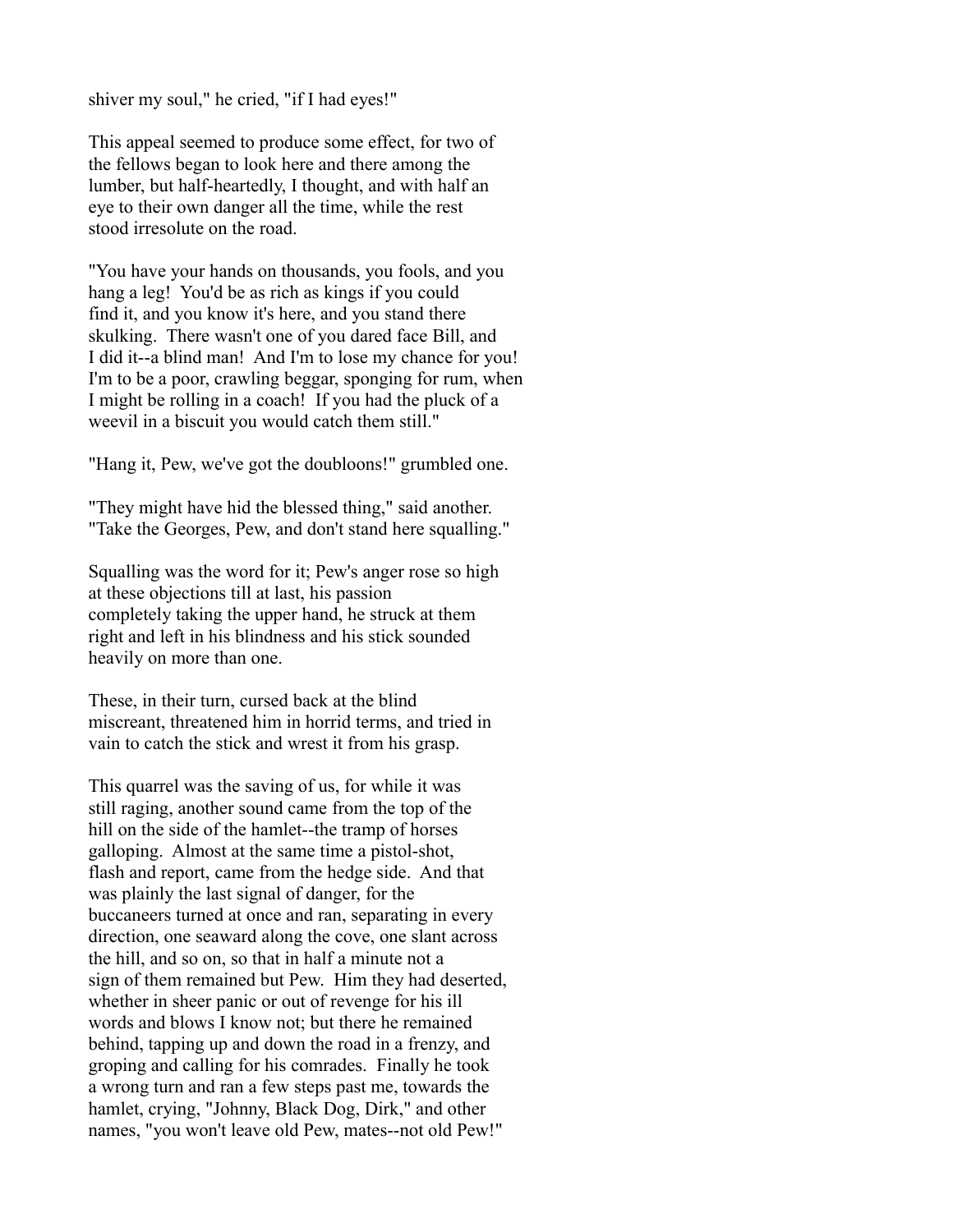shiver my soul," he cried, "if I had eyes!"

This appeal seemed to produce some effect, for two of the fellows began to look here and there among the lumber, but half-heartedly, I thought, and with half an eye to their own danger all the time, while the rest stood irresolute on the road.

"You have your hands on thousands, you fools, and you hang a leg! You'd be as rich as kings if you could find it, and you know it's here, and you stand there skulking. There wasn't one of you dared face Bill, and I did it--a blind man! And I'm to lose my chance for you! I'm to be a poor, crawling beggar, sponging for rum, when I might be rolling in a coach! If you had the pluck of a weevil in a biscuit you would catch them still."

"Hang it, Pew, we've got the doubloons!" grumbled one.

"They might have hid the blessed thing," said another. "Take the Georges, Pew, and don't stand here squalling."

Squalling was the word for it; Pew's anger rose so high at these objections till at last, his passion completely taking the upper hand, he struck at them right and left in his blindness and his stick sounded heavily on more than one.

These, in their turn, cursed back at the blind miscreant, threatened him in horrid terms, and tried in vain to catch the stick and wrest it from his grasp.

This quarrel was the saving of us, for while it was still raging, another sound came from the top of the hill on the side of the hamlet--the tramp of horses galloping. Almost at the same time a pistol-shot, flash and report, came from the hedge side. And that was plainly the last signal of danger, for the buccaneers turned at once and ran, separating in every direction, one seaward along the cove, one slant across the hill, and so on, so that in half a minute not a sign of them remained but Pew. Him they had deserted, whether in sheer panic or out of revenge for his ill words and blows I know not; but there he remained behind, tapping up and down the road in a frenzy, and groping and calling for his comrades. Finally he took a wrong turn and ran a few steps past me, towards the hamlet, crying, "Johnny, Black Dog, Dirk," and other names, "you won't leave old Pew, mates--not old Pew!"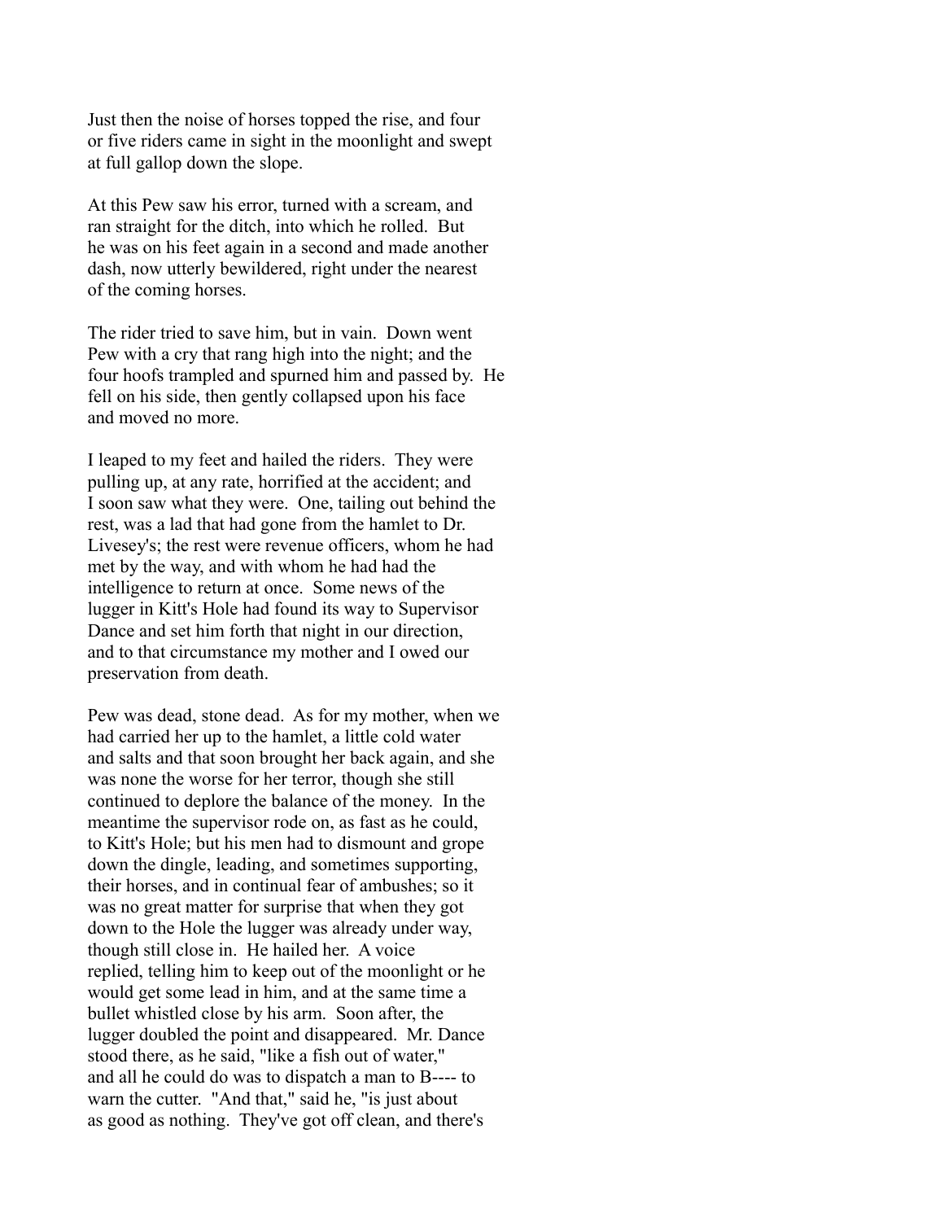Just then the noise of horses topped the rise, and four or five riders came in sight in the moonlight and swept at full gallop down the slope.

At this Pew saw his error, turned with a scream, and ran straight for the ditch, into which he rolled. But he was on his feet again in a second and made another dash, now utterly bewildered, right under the nearest of the coming horses.

The rider tried to save him, but in vain. Down went Pew with a cry that rang high into the night; and the four hoofs trampled and spurned him and passed by. He fell on his side, then gently collapsed upon his face and moved no more.

I leaped to my feet and hailed the riders. They were pulling up, at any rate, horrified at the accident; and I soon saw what they were. One, tailing out behind the rest, was a lad that had gone from the hamlet to Dr. Livesey's; the rest were revenue officers, whom he had met by the way, and with whom he had had the intelligence to return at once. Some news of the lugger in Kitt's Hole had found its way to Supervisor Dance and set him forth that night in our direction, and to that circumstance my mother and I owed our preservation from death.

Pew was dead, stone dead. As for my mother, when we had carried her up to the hamlet, a little cold water and salts and that soon brought her back again, and she was none the worse for her terror, though she still continued to deplore the balance of the money. In the meantime the supervisor rode on, as fast as he could, to Kitt's Hole; but his men had to dismount and grope down the dingle, leading, and sometimes supporting, their horses, and in continual fear of ambushes; so it was no great matter for surprise that when they got down to the Hole the lugger was already under way, though still close in. He hailed her. A voice replied, telling him to keep out of the moonlight or he would get some lead in him, and at the same time a bullet whistled close by his arm. Soon after, the lugger doubled the point and disappeared. Mr. Dance stood there, as he said, "like a fish out of water," and all he could do was to dispatch a man to B---- to warn the cutter. "And that," said he, "is just about as good as nothing. They've got off clean, and there's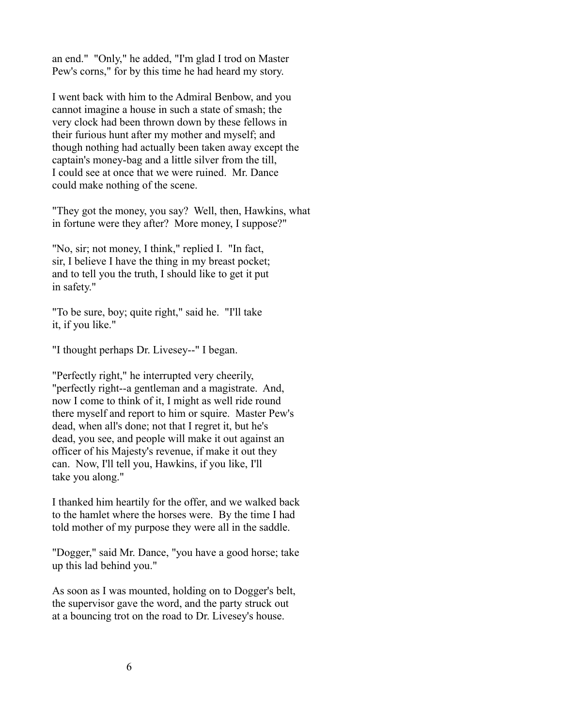an end." "Only," he added, "I'm glad I trod on Master Pew's corns," for by this time he had heard my story.

I went back with him to the Admiral Benbow, and you cannot imagine a house in such a state of smash; the very clock had been thrown down by these fellows in their furious hunt after my mother and myself; and though nothing had actually been taken away except the captain's money-bag and a little silver from the till, I could see at once that we were ruined. Mr. Dance could make nothing of the scene.

"They got the money, you say? Well, then, Hawkins, what in fortune were they after? More money, I suppose?"

"No, sir; not money, I think," replied I. "In fact, sir, I believe I have the thing in my breast pocket; and to tell you the truth, I should like to get it put in safety."

"To be sure, boy; quite right," said he. "I'll take it, if you like."

"I thought perhaps Dr. Livesey--" I began.

"Perfectly right," he interrupted very cheerily, "perfectly right--a gentleman and a magistrate. And, now I come to think of it, I might as well ride round there myself and report to him or squire. Master Pew's dead, when all's done; not that I regret it, but he's dead, you see, and people will make it out against an officer of his Majesty's revenue, if make it out they can. Now, I'll tell you, Hawkins, if you like, I'll take you along."

I thanked him heartily for the offer, and we walked back to the hamlet where the horses were. By the time I had told mother of my purpose they were all in the saddle.

"Dogger," said Mr. Dance, "you have a good horse; take up this lad behind you."

As soon as I was mounted, holding on to Dogger's belt, the supervisor gave the word, and the party struck out at a bouncing trot on the road to Dr. Livesey's house.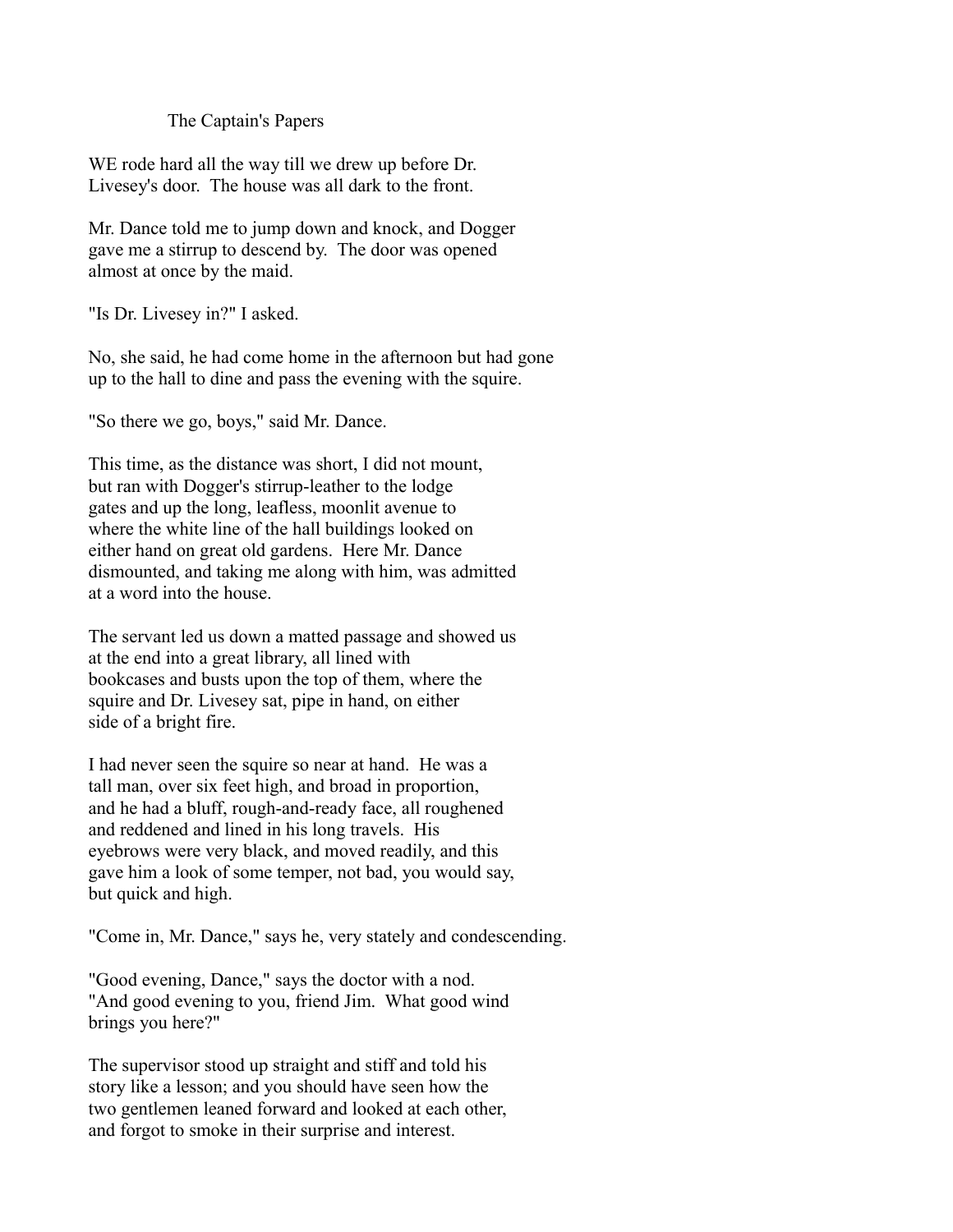## The Captain's Papers

WE rode hard all the way till we drew up before Dr. Livesey's door. The house was all dark to the front.

Mr. Dance told me to jump down and knock, and Dogger gave me a stirrup to descend by. The door was opened almost at once by the maid.

"Is Dr. Livesey in?" I asked.

No, she said, he had come home in the afternoon but had gone up to the hall to dine and pass the evening with the squire.

"So there we go, boys," said Mr. Dance.

This time, as the distance was short, I did not mount, but ran with Dogger's stirrup-leather to the lodge gates and up the long, leafless, moonlit avenue to where the white line of the hall buildings looked on either hand on great old gardens. Here Mr. Dance dismounted, and taking me along with him, was admitted at a word into the house.

The servant led us down a matted passage and showed us at the end into a great library, all lined with bookcases and busts upon the top of them, where the squire and Dr. Livesey sat, pipe in hand, on either side of a bright fire.

I had never seen the squire so near at hand. He was a tall man, over six feet high, and broad in proportion, and he had a bluff, rough-and-ready face, all roughened and reddened and lined in his long travels. His eyebrows were very black, and moved readily, and this gave him a look of some temper, not bad, you would say, but quick and high.

"Come in, Mr. Dance," says he, very stately and condescending.

"Good evening, Dance," says the doctor with a nod. "And good evening to you, friend Jim. What good wind brings you here?"

The supervisor stood up straight and stiff and told his story like a lesson; and you should have seen how the two gentlemen leaned forward and looked at each other, and forgot to smoke in their surprise and interest.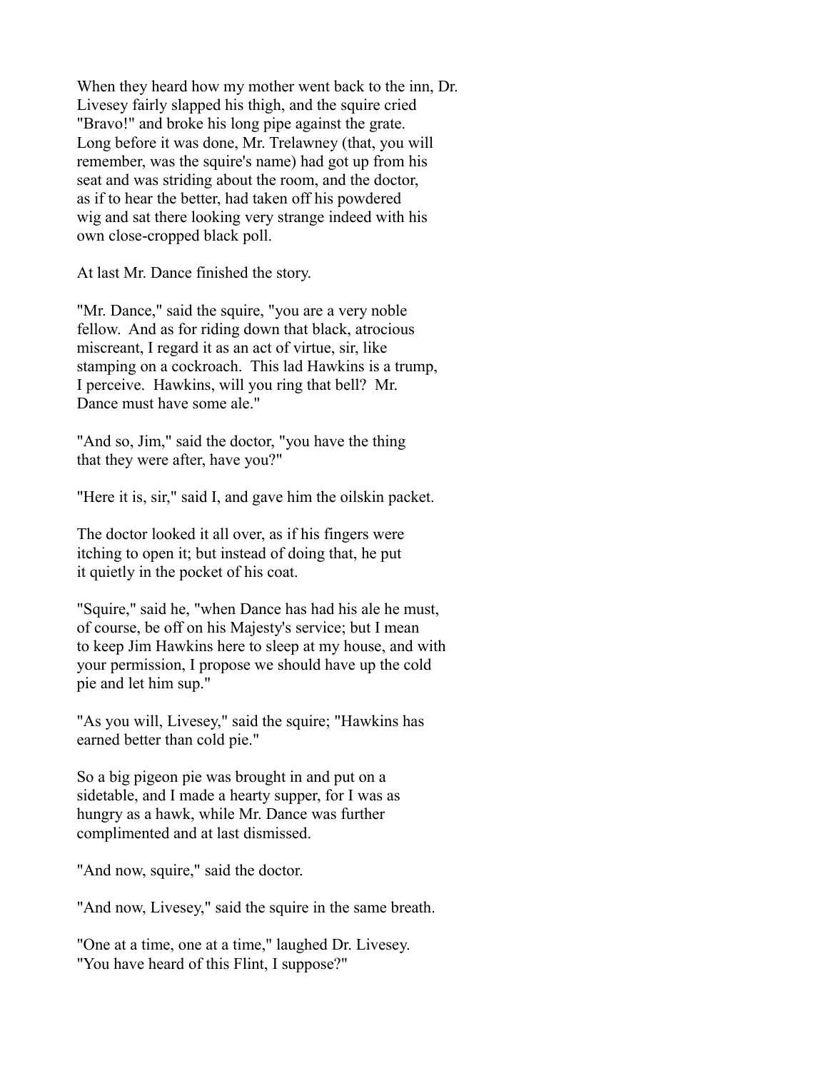When they heard how my mother went back to the inn, Dr. Livesey fairly slapped his thigh, and the squire cried "Bravo!" and broke his long pipe against the grate. Long before it was done, Mr. Trelawney (that, you will remember, was the squire's name) had got up from his seat and was striding about the room, and the doctor, as if to hear the better, had taken off his powdered wig and sat there looking very strange indeed with his own close-cropped black poll.

At last Mr. Dance finished the story.

"Mr. Dance," said the squire, "you are a very noble fellow. And as for riding down that black, atrocious miscreant, I regard it as an act of virtue, sir, like stamping on a cockroach. This lad Hawkins is a trump, I perceive. Hawkins, will you ring that bell? Mr. Dance must have some ale."

"And so, Jim," said the doctor, "you have the thing that they were after, have you?"

"Here it is, sir," said I, and gave him the oilskin packet.

The doctor looked it all over, as if his fingers were itching to open it; but instead of doing that, he put it quietly in the pocket of his coat.

"Squire," said he, "when Dance has had his ale he must, of course, be off on his Majesty's service; but I mean to keep Jim Hawkins here to sleep at my house, and with your permission, I propose we should have up the cold pie and let him sup."

"As you will, Livesey," said the squire; "Hawkins has earned better than cold pie."

So a big pigeon pie was brought in and put on a sidetable, and I made a hearty supper, for I was as hungry as a hawk, while Mr. Dance was further complimented and at last dismissed.

"And now, squire," said the doctor.

"And now, Livesey," said the squire in the same breath.

"One at a time, one at a time," laughed Dr. Livesey. "You have heard of this Flint, I suppose?"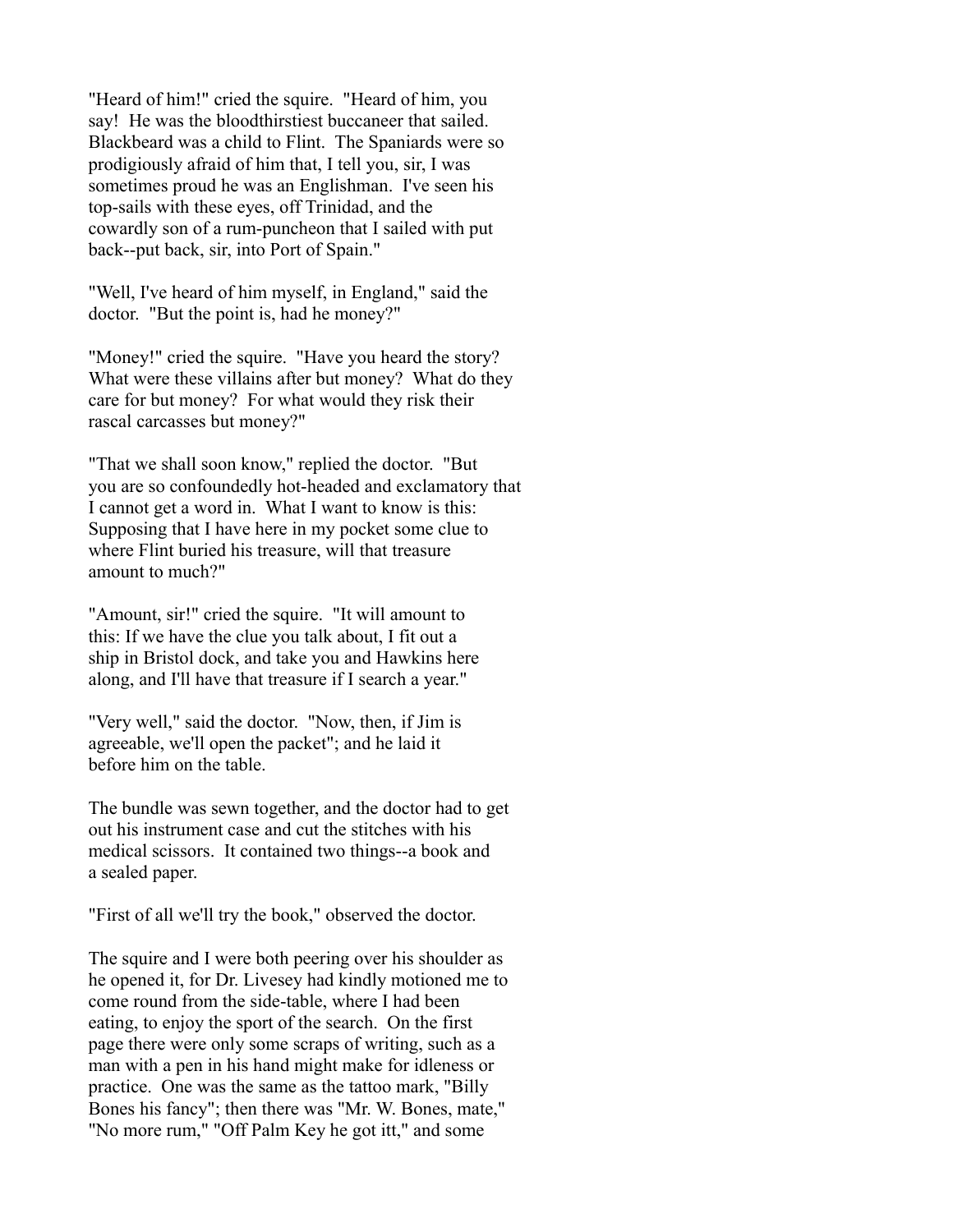"Heard of him!" cried the squire. "Heard of him, you say! He was the bloodthirstiest buccaneer that sailed. Blackbeard was a child to Flint. The Spaniards were so prodigiously afraid of him that, I tell you, sir, I was sometimes proud he was an Englishman. I've seen his top-sails with these eyes, off Trinidad, and the cowardly son of a rum-puncheon that I sailed with put back--put back, sir, into Port of Spain."

"Well, I've heard of him myself, in England," said the doctor. "But the point is, had he money?"

"Money!" cried the squire. "Have you heard the story? What were these villains after but money? What do they care for but money? For what would they risk their rascal carcasses but money?"

"That we shall soon know," replied the doctor. "But you are so confoundedly hot-headed and exclamatory that I cannot get a word in. What I want to know is this: Supposing that I have here in my pocket some clue to where Flint buried his treasure, will that treasure amount to much?"

"Amount, sir!" cried the squire. "It will amount to this: If we have the clue you talk about, I fit out a ship in Bristol dock, and take you and Hawkins here along, and I'll have that treasure if I search a year."

"Very well," said the doctor. "Now, then, if Jim is agreeable, we'll open the packet"; and he laid it before him on the table.

The bundle was sewn together, and the doctor had to get out his instrument case and cut the stitches with his medical scissors. It contained two things--a book and a sealed paper.

"First of all we'll try the book," observed the doctor.

The squire and I were both peering over his shoulder as he opened it, for Dr. Livesey had kindly motioned me to come round from the side-table, where I had been eating, to enjoy the sport of the search. On the first page there were only some scraps of writing, such as a man with a pen in his hand might make for idleness or practice. One was the same as the tattoo mark, "Billy Bones his fancy"; then there was "Mr. W. Bones, mate," "No more rum," "Off Palm Key he got itt," and some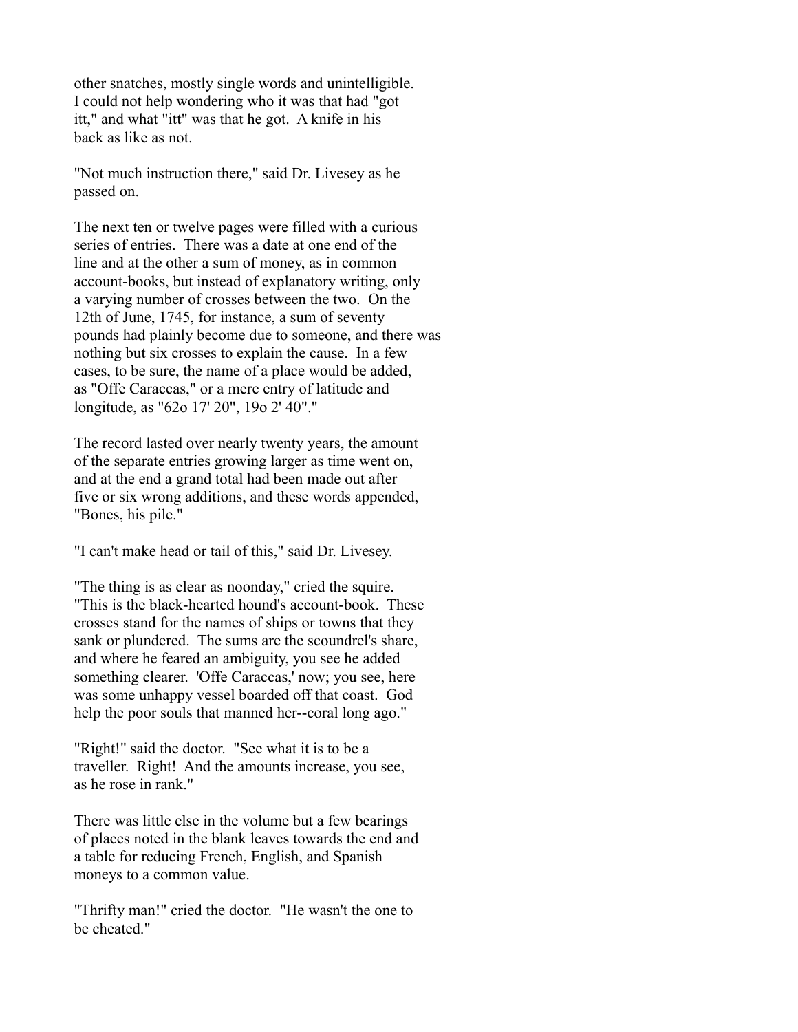other snatches, mostly single words and unintelligible. I could not help wondering who it was that had "got itt," and what "itt" was that he got. A knife in his back as like as not.

"Not much instruction there," said Dr. Livesey as he passed on.

The next ten or twelve pages were filled with a curious series of entries. There was a date at one end of the line and at the other a sum of money, as in common account-books, but instead of explanatory writing, only a varying number of crosses between the two. On the 12th of June, 1745, for instance, a sum of seventy pounds had plainly become due to someone, and there was nothing but six crosses to explain the cause. In a few cases, to be sure, the name of a place would be added, as "Offe Caraccas," or a mere entry of latitude and longitude, as "62o 17' 20", 19o 2' 40"."

The record lasted over nearly twenty years, the amount of the separate entries growing larger as time went on, and at the end a grand total had been made out after five or six wrong additions, and these words appended, "Bones, his pile."

"I can't make head or tail of this," said Dr. Livesey.

"The thing is as clear as noonday," cried the squire. "This is the black-hearted hound's account-book. These crosses stand for the names of ships or towns that they sank or plundered. The sums are the scoundrel's share, and where he feared an ambiguity, you see he added something clearer. 'Offe Caraccas,' now; you see, here was some unhappy vessel boarded off that coast. God help the poor souls that manned her--coral long ago."

"Right!" said the doctor. "See what it is to be a traveller. Right! And the amounts increase, you see, as he rose in rank."

There was little else in the volume but a few bearings of places noted in the blank leaves towards the end and a table for reducing French, English, and Spanish moneys to a common value.

"Thrifty man!" cried the doctor. "He wasn't the one to be cheated."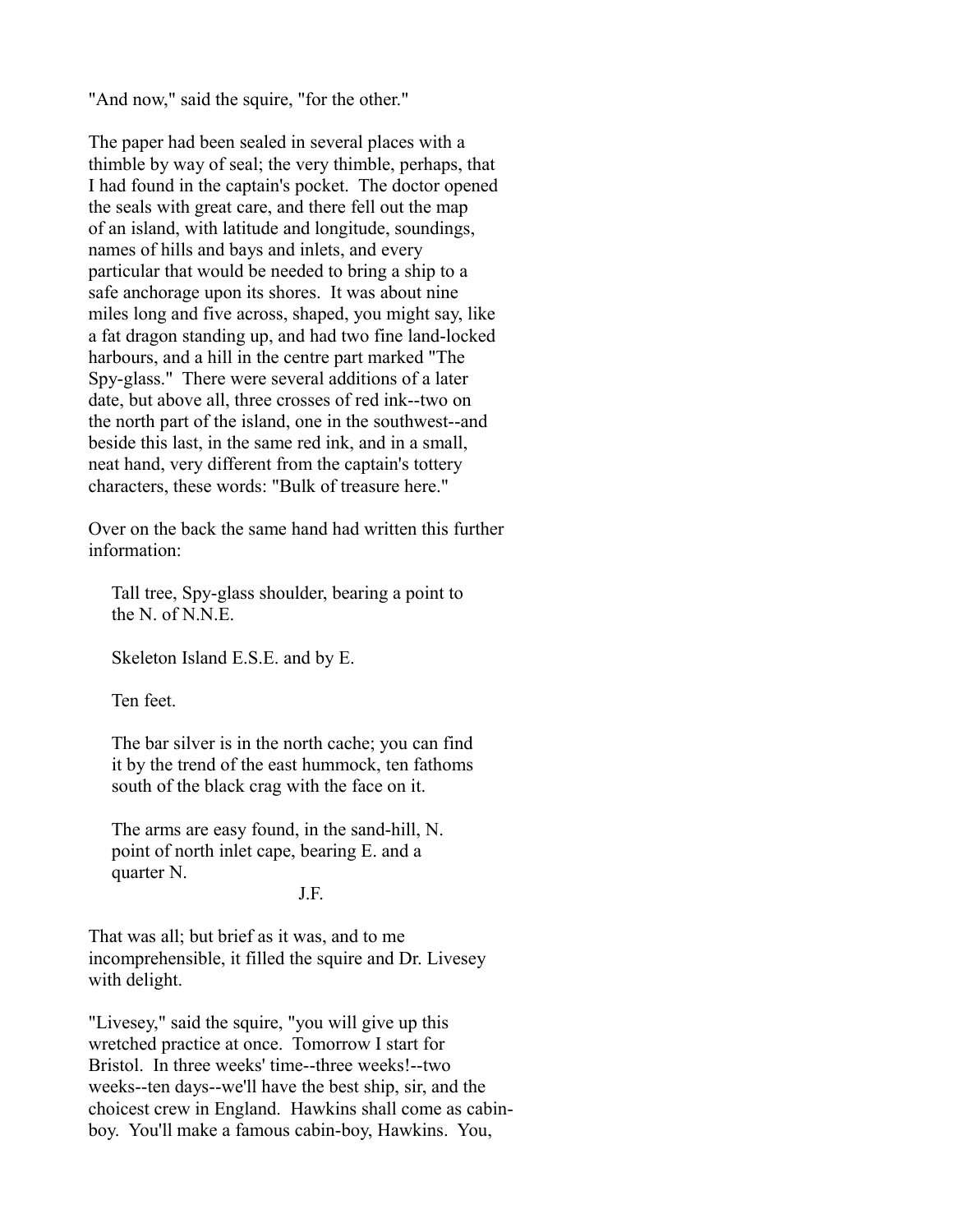"And now," said the squire, "for the other."

The paper had been sealed in several places with a thimble by way of seal; the very thimble, perhaps, that I had found in the captain's pocket. The doctor opened the seals with great care, and there fell out the map of an island, with latitude and longitude, soundings, names of hills and bays and inlets, and every particular that would be needed to bring a ship to a safe anchorage upon its shores. It was about nine miles long and five across, shaped, you might say, like a fat dragon standing up, and had two fine land-locked harbours, and a hill in the centre part marked "The Spy-glass." There were several additions of a later date, but above all, three crosses of red ink--two on the north part of the island, one in the southwest--and beside this last, in the same red ink, and in a small, neat hand, very different from the captain's tottery characters, these words: "Bulk of treasure here."

Over on the back the same hand had written this further information:

> Tall tree, Spy-glass shoulder, bearing a point to the N. of N.N.E.
>
> Skeleton Island E.S.E. and by E.
>
> Ten feet.
>
> The bar silver is in the north cache; you can find it by the trend of the east hummock, ten fathoms south of the black crag with the face on it.
>
> The arms are easy found, in the sand-hill, N. point of north inlet cape, bearing E. and a quarter N.
>
> J.F.

That was all; but brief as it was, and to me incomprehensible, it filled the squire and Dr. Livesey with delight.

"Livesey," said the squire, "you will give up this wretched practice at once. Tomorrow I start for Bristol. In three weeks' time--three weeks!--two weeks--ten days--we'll have the best ship, sir, and the choicest crew in England. Hawkins shall come as cabin-boy. You'll make a famous cabin-boy, Hawkins. You,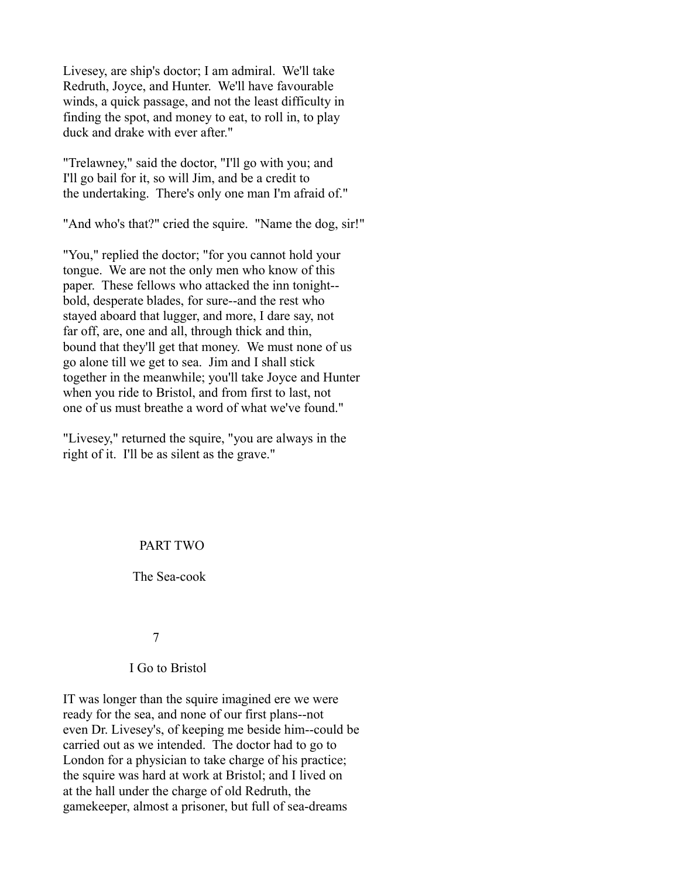Livesey, are ship's doctor; I am admiral. We'll take Redruth, Joyce, and Hunter. We'll have favourable winds, a quick passage, and not the least difficulty in finding the spot, and money to eat, to roll in, to play duck and drake with ever after."

"Trelawney," said the doctor, "I'll go with you; and I'll go bail for it, so will Jim, and be a credit to the undertaking. There's only one man I'm afraid of."

"And who's that?" cried the squire. "Name the dog, sir!"

"You," replied the doctor; "for you cannot hold your tongue. We are not the only men who know of this paper. These fellows who attacked the inn tonight--bold, desperate blades, for sure--and the rest who stayed aboard that lugger, and more, I dare say, not far off, are, one and all, through thick and thin, bound that they'll get that money. We must none of us go alone till we get to sea. Jim and I shall stick together in the meanwhile; you'll take Joyce and Hunter when you ride to Bristol, and from first to last, not one of us must breathe a word of what we've found."

"Livesey," returned the squire, "you are always in the right of it. I'll be as silent as the grave."

# PART TWO

## The Sea-cook

## 7

## I Go to Bristol

IT was longer than the squire imagined ere we were ready for the sea, and none of our first plans--not even Dr. Livesey's, of keeping me beside him--could be carried out as we intended. The doctor had to go to London for a physician to take charge of his practice; the squire was hard at work at Bristol; and I lived on at the hall under the charge of old Redruth, the gamekeeper, almost a prisoner, but full of sea-dreams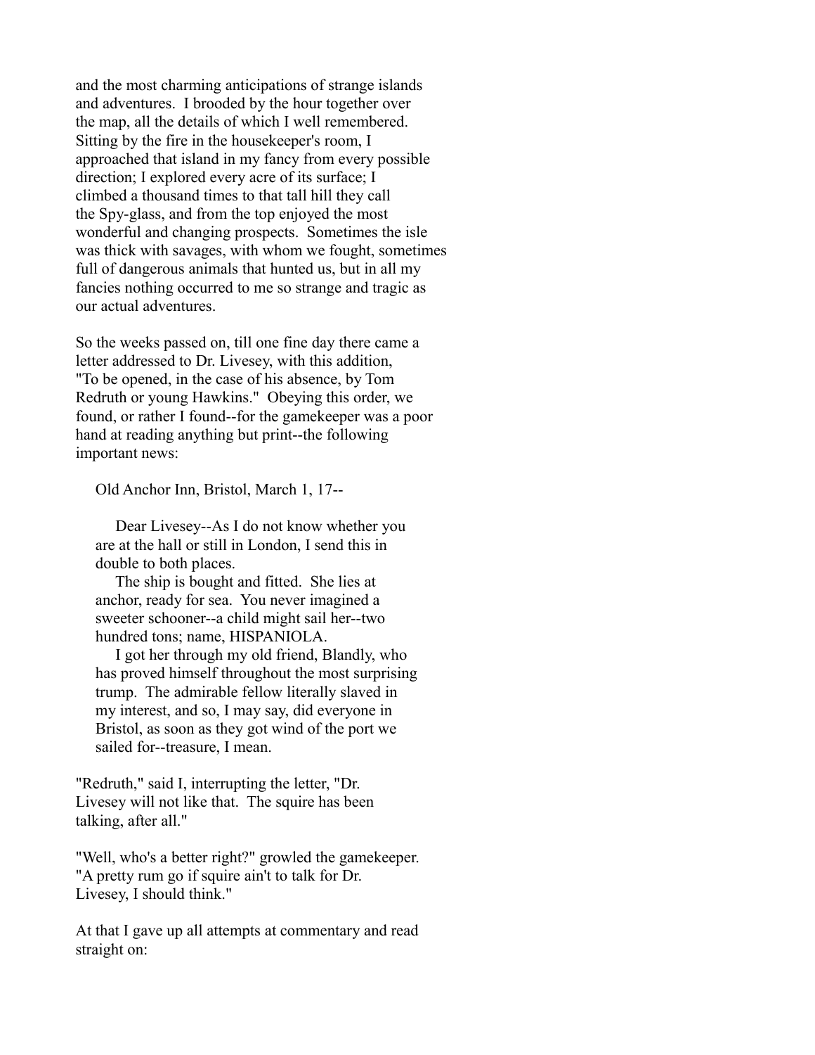and the most charming anticipations of strange islands and adventures. I brooded by the hour together over the map, all the details of which I well remembered. Sitting by the fire in the housekeeper's room, I approached that island in my fancy from every possible direction; I explored every acre of its surface; I climbed a thousand times to that tall hill they call the Spy-glass, and from the top enjoyed the most wonderful and changing prospects. Sometimes the isle was thick with savages, with whom we fought, sometimes full of dangerous animals that hunted us, but in all my fancies nothing occurred to me so strange and tragic as our actual adventures.

So the weeks passed on, till one fine day there came a letter addressed to Dr. Livesey, with this addition, "To be opened, in the case of his absence, by Tom Redruth or young Hawkins." Obeying this order, we found, or rather I found--for the gamekeeper was a poor hand at reading anything but print--the following important news:

> Old Anchor Inn, Bristol, March 1, 17--
>
> Dear Livesey--As I do not know whether you are at the hall or still in London, I send this in double to both places.
>
> The ship is bought and fitted. She lies at anchor, ready for sea. You never imagined a sweeter schooner--a child might sail her--two hundred tons; name, HISPANIOLA.
>
> I got her through my old friend, Blandly, who has proved himself throughout the most surprising trump. The admirable fellow literally slaved in my interest, and so, I may say, did everyone in Bristol, as soon as they got wind of the port we sailed for--treasure, I mean.

"Redruth," said I, interrupting the letter, "Dr. Livesey will not like that. The squire has been talking, after all."

"Well, who's a better right?" growled the gamekeeper. "A pretty rum go if squire ain't to talk for Dr. Livesey, I should think."

At that I gave up all attempts at commentary and read straight on: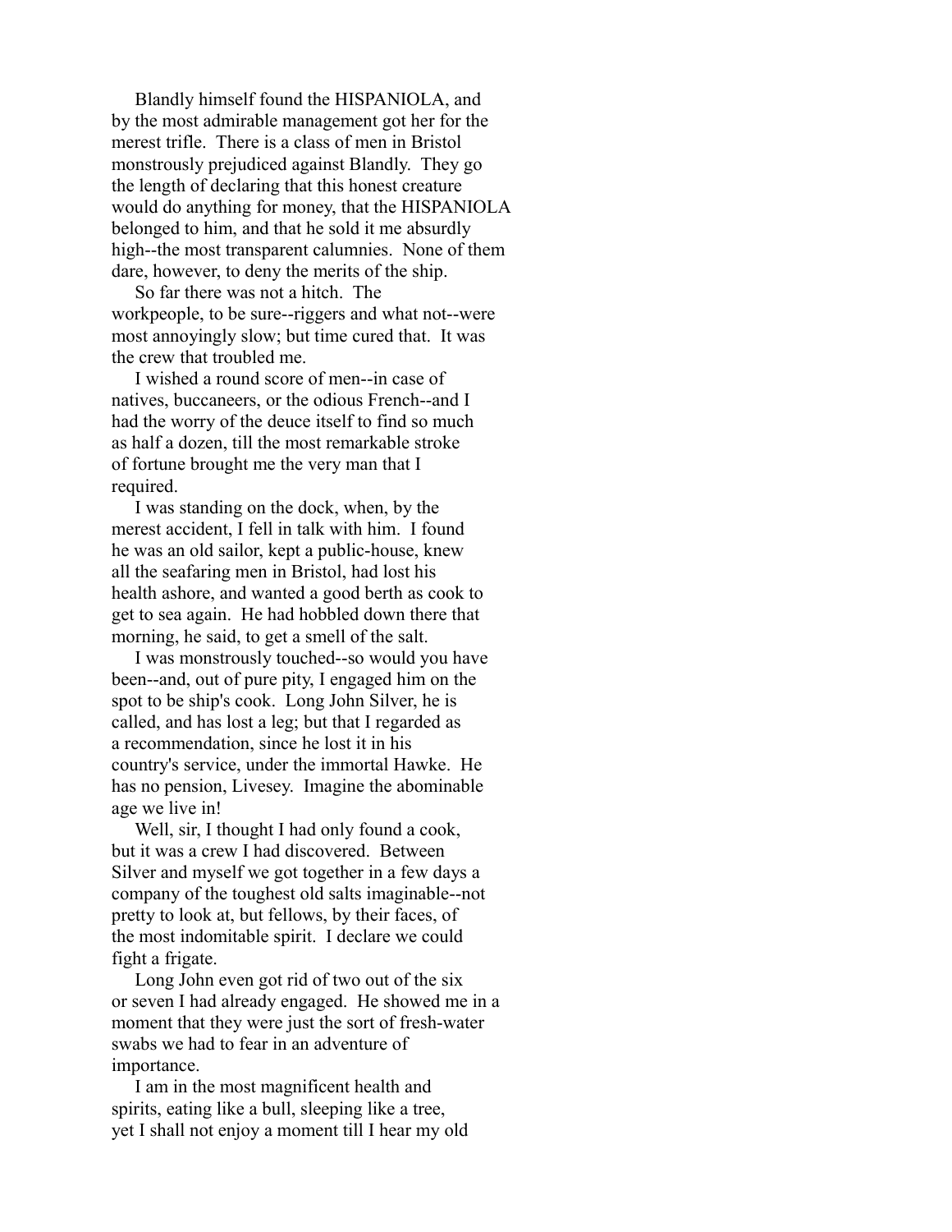Blandly himself found the HISPANIOLA, and by the most admirable management got her for the merest trifle. There is a class of men in Bristol monstrously prejudiced against Blandly. They go the length of declaring that this honest creature would do anything for money, that the HISPANIOLA belonged to him, and that he sold it me absurdly high--the most transparent calumnies. None of them dare, however, to deny the merits of the ship.

So far there was not a hitch. The workpeople, to be sure--riggers and what not--were most annoyingly slow; but time cured that. It was the crew that troubled me.

I wished a round score of men--in case of natives, buccaneers, or the odious French--and I had the worry of the deuce itself to find so much as half a dozen, till the most remarkable stroke of fortune brought me the very man that I required.

I was standing on the dock, when, by the merest accident, I fell in talk with him. I found he was an old sailor, kept a public-house, knew all the seafaring men in Bristol, had lost his health ashore, and wanted a good berth as cook to get to sea again. He had hobbled down there that morning, he said, to get a smell of the salt.

I was monstrously touched--so would you have been--and, out of pure pity, I engaged him on the spot to be ship's cook. Long John Silver, he is called, and has lost a leg; but that I regarded as a recommendation, since he lost it in his country's service, under the immortal Hawke. He has no pension, Livesey. Imagine the abominable age we live in!

Well, sir, I thought I had only found a cook, but it was a crew I had discovered. Between Silver and myself we got together in a few days a company of the toughest old salts imaginable--not pretty to look at, but fellows, by their faces, of the most indomitable spirit. I declare we could fight a frigate.

Long John even got rid of two out of the six or seven I had already engaged. He showed me in a moment that they were just the sort of fresh-water swabs we had to fear in an adventure of importance.

I am in the most magnificent health and spirits, eating like a bull, sleeping like a tree, yet I shall not enjoy a moment till I hear my old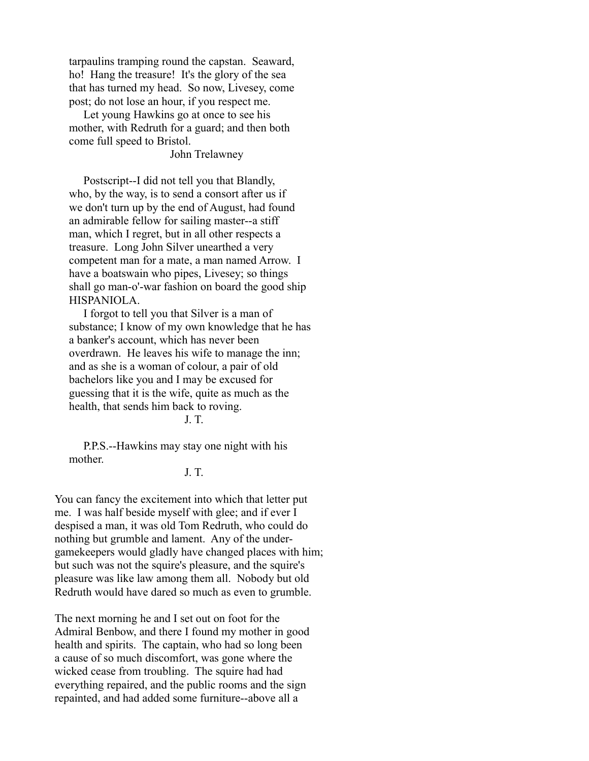tarpaulins tramping round the capstan. Seaward, ho! Hang the treasure! It's the glory of the sea that has turned my head. So now, Livesey, come post; do not lose an hour, if you respect me.

Let young Hawkins go at once to see his mother, with Redruth for a guard; and then both come full speed to Bristol.

John Trelawney

Postscript--I did not tell you that Blandly, who, by the way, is to send a consort after us if we don't turn up by the end of August, had found an admirable fellow for sailing master--a stiff man, which I regret, but in all other respects a treasure. Long John Silver unearthed a very competent man for a mate, a man named Arrow. I have a boatswain who pipes, Livesey; so things shall go man-o'-war fashion on board the good ship HISPANIOLA.

I forgot to tell you that Silver is a man of substance; I know of my own knowledge that he has a banker's account, which has never been overdrawn. He leaves his wife to manage the inn; and as she is a woman of colour, a pair of old bachelors like you and I may be excused for guessing that it is the wife, quite as much as the health, that sends him back to roving.

J. T.

P.P.S.--Hawkins may stay one night with his mother.

J. T.

You can fancy the excitement into which that letter put me. I was half beside myself with glee; and if ever I despised a man, it was old Tom Redruth, who could do nothing but grumble and lament. Any of the under-gamekeepers would gladly have changed places with him; but such was not the squire's pleasure, and the squire's pleasure was like law among them all. Nobody but old Redruth would have dared so much as even to grumble.

The next morning he and I set out on foot for the Admiral Benbow, and there I found my mother in good health and spirits. The captain, who had so long been a cause of so much discomfort, was gone where the wicked cease from troubling. The squire had had everything repaired, and the public rooms and the sign repainted, and had added some furniture--above all a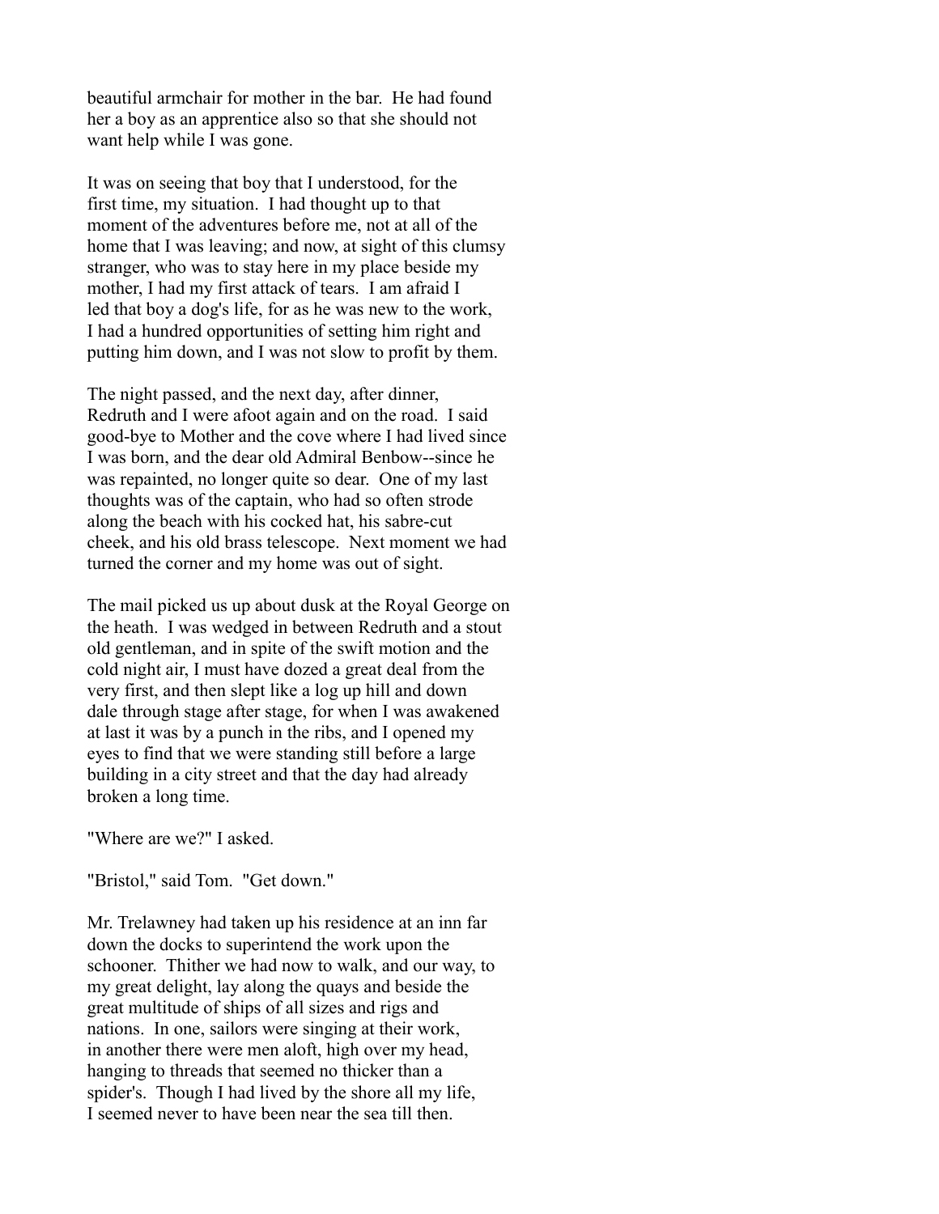beautiful armchair for mother in the bar. He had found her a boy as an apprentice also so that she should not want help while I was gone.

It was on seeing that boy that I understood, for the first time, my situation. I had thought up to that moment of the adventures before me, not at all of the home that I was leaving; and now, at sight of this clumsy stranger, who was to stay here in my place beside my mother, I had my first attack of tears. I am afraid I led that boy a dog's life, for as he was new to the work, I had a hundred opportunities of setting him right and putting him down, and I was not slow to profit by them.

The night passed, and the next day, after dinner, Redruth and I were afoot again and on the road. I said good-bye to Mother and the cove where I had lived since I was born, and the dear old Admiral Benbow--since he was repainted, no longer quite so dear. One of my last thoughts was of the captain, who had so often strode along the beach with his cocked hat, his sabre-cut cheek, and his old brass telescope. Next moment we had turned the corner and my home was out of sight.

The mail picked us up about dusk at the Royal George on the heath. I was wedged in between Redruth and a stout old gentleman, and in spite of the swift motion and the cold night air, I must have dozed a great deal from the very first, and then slept like a log up hill and down dale through stage after stage, for when I was awakened at last it was by a punch in the ribs, and I opened my eyes to find that we were standing still before a large building in a city street and that the day had already broken a long time.

"Where are we?" I asked.

"Bristol," said Tom. "Get down."

Mr. Trelawney had taken up his residence at an inn far down the docks to superintend the work upon the schooner. Thither we had now to walk, and our way, to my great delight, lay along the quays and beside the great multitude of ships of all sizes and rigs and nations. In one, sailors were singing at their work, in another there were men aloft, high over my head, hanging to threads that seemed no thicker than a spider's. Though I had lived by the shore all my life, I seemed never to have been near the sea till then.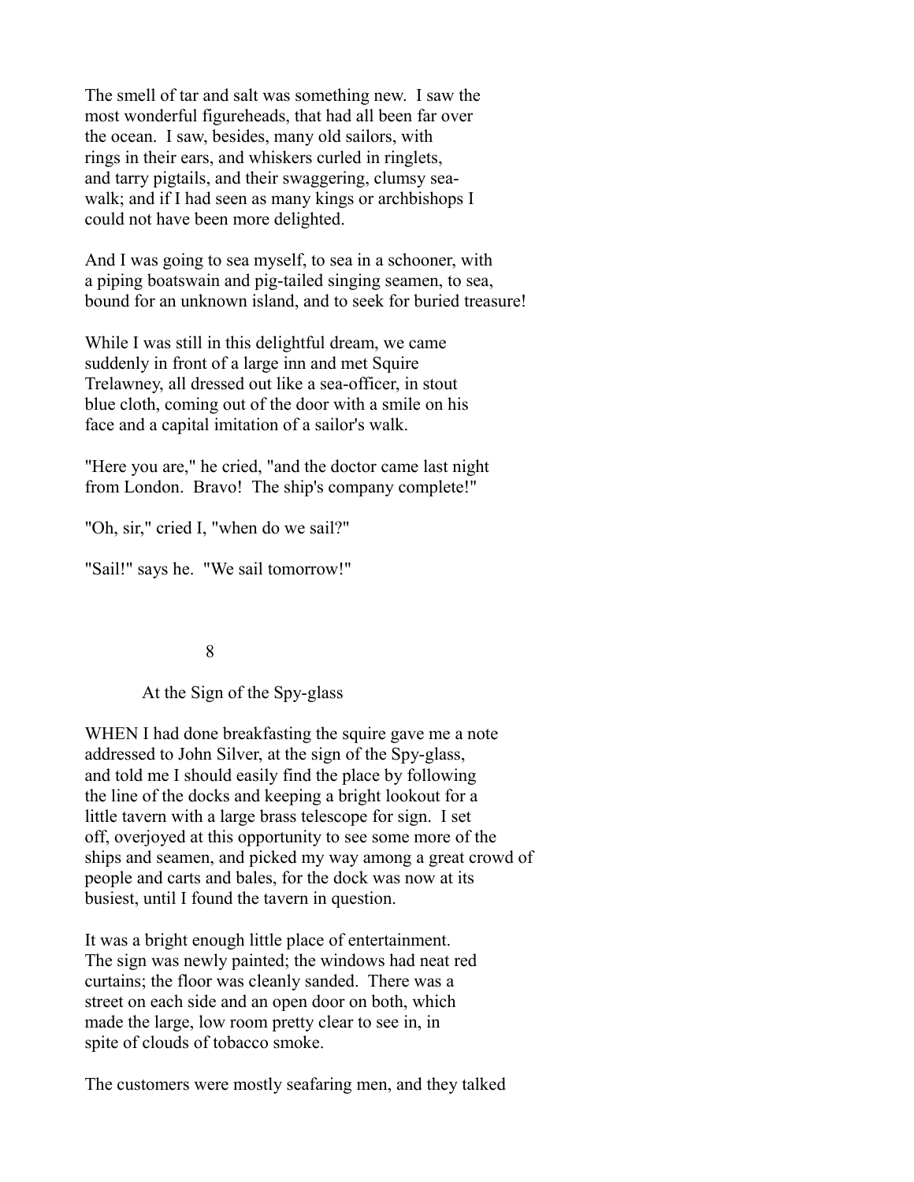The smell of tar and salt was something new. I saw the most wonderful figureheads, that had all been far over the ocean. I saw, besides, many old sailors, with rings in their ears, and whiskers curled in ringlets, and tarry pigtails, and their swaggering, clumsy sea-walk; and if I had seen as many kings or archbishops I could not have been more delighted.

And I was going to sea myself, to sea in a schooner, with a piping boatswain and pig-tailed singing seamen, to sea, bound for an unknown island, and to seek for buried treasure!

While I was still in this delightful dream, we came suddenly in front of a large inn and met Squire Trelawney, all dressed out like a sea-officer, in stout blue cloth, coming out of the door with a smile on his face and a capital imitation of a sailor's walk.

"Here you are," he cried, "and the doctor came last night from London. Bravo! The ship's company complete!"

"Oh, sir," cried I, "when do we sail?"

"Sail!" says he. "We sail tomorrow!"

## 8

## At the Sign of the Spy-glass

WHEN I had done breakfasting the squire gave me a note addressed to John Silver, at the sign of the Spy-glass, and told me I should easily find the place by following the line of the docks and keeping a bright lookout for a little tavern with a large brass telescope for sign. I set off, overjoyed at this opportunity to see some more of the ships and seamen, and picked my way among a great crowd of people and carts and bales, for the dock was now at its busiest, until I found the tavern in question.

It was a bright enough little place of entertainment. The sign was newly painted; the windows had neat red curtains; the floor was cleanly sanded. There was a street on each side and an open door on both, which made the large, low room pretty clear to see in, in spite of clouds of tobacco smoke.

The customers were mostly seafaring men, and they talked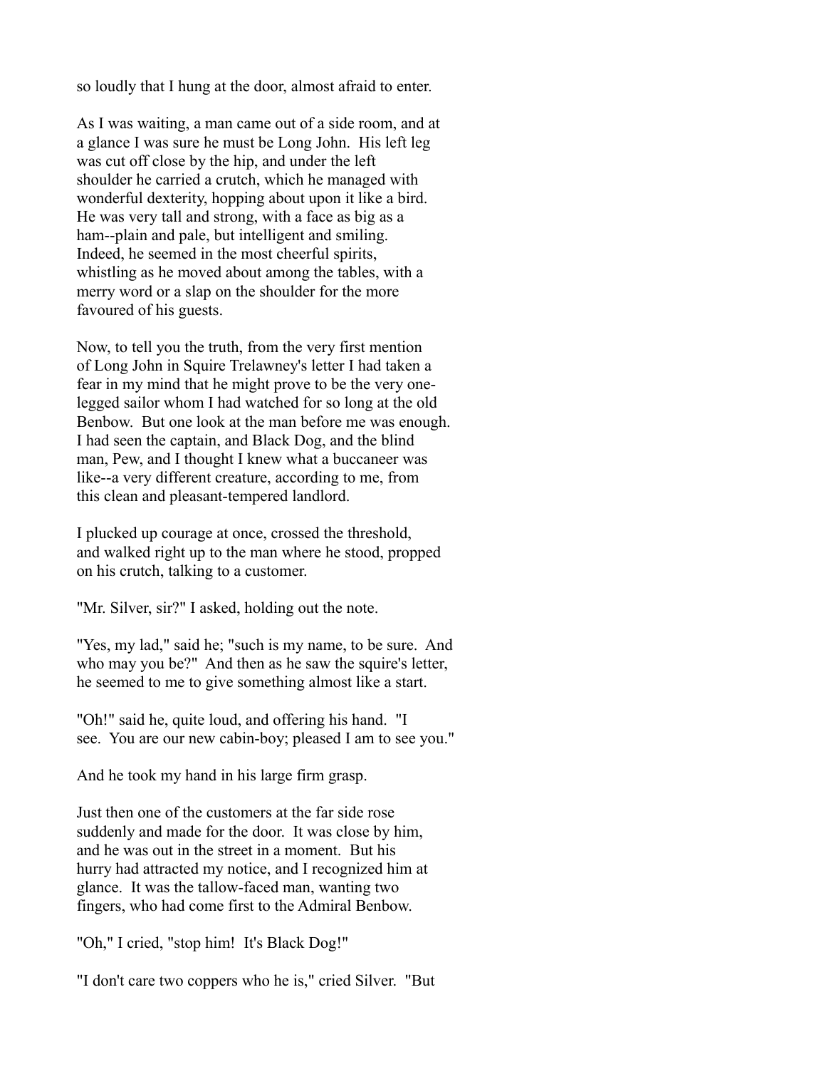so loudly that I hung at the door, almost afraid to enter.

As I was waiting, a man came out of a side room, and at a glance I was sure he must be Long John. His left leg was cut off close by the hip, and under the left shoulder he carried a crutch, which he managed with wonderful dexterity, hopping about upon it like a bird. He was very tall and strong, with a face as big as a ham--plain and pale, but intelligent and smiling. Indeed, he seemed in the most cheerful spirits, whistling as he moved about among the tables, with a merry word or a slap on the shoulder for the more favoured of his guests.

Now, to tell you the truth, from the very first mention of Long John in Squire Trelawney's letter I had taken a fear in my mind that he might prove to be the very one-legged sailor whom I had watched for so long at the old Benbow. But one look at the man before me was enough. I had seen the captain, and Black Dog, and the blind man, Pew, and I thought I knew what a buccaneer was like--a very different creature, according to me, from this clean and pleasant-tempered landlord.

I plucked up courage at once, crossed the threshold, and walked right up to the man where he stood, propped on his crutch, talking to a customer.

"Mr. Silver, sir?" I asked, holding out the note.

"Yes, my lad," said he; "such is my name, to be sure. And who may you be?" And then as he saw the squire's letter, he seemed to me to give something almost like a start.

"Oh!" said he, quite loud, and offering his hand. "I see. You are our new cabin-boy; pleased I am to see you."

And he took my hand in his large firm grasp.

Just then one of the customers at the far side rose suddenly and made for the door. It was close by him, and he was out in the street in a moment. But his hurry had attracted my notice, and I recognized him at glance. It was the tallow-faced man, wanting two fingers, who had come first to the Admiral Benbow.

"Oh," I cried, "stop him! It's Black Dog!"

"I don't care two coppers who he is," cried Silver. "But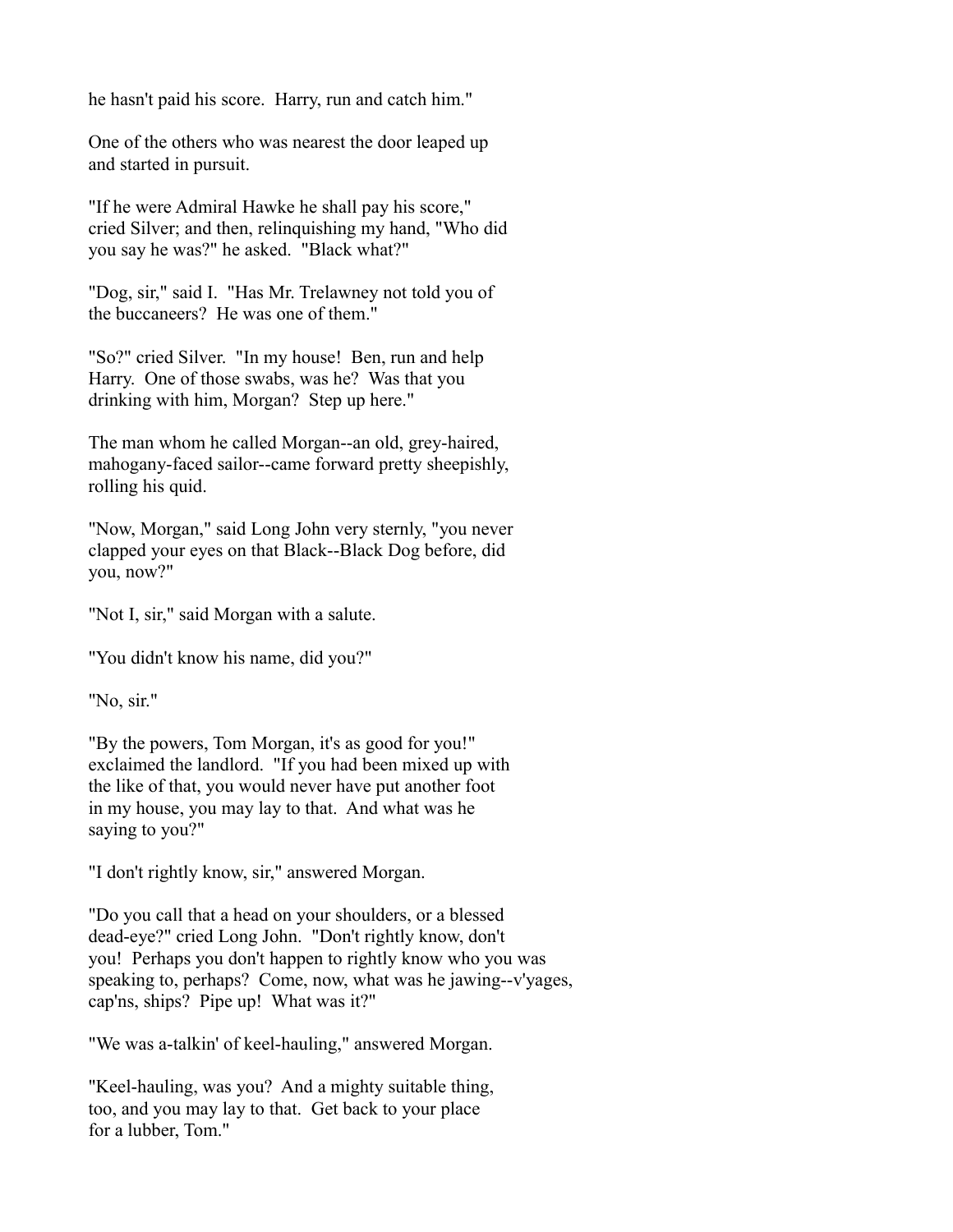he hasn't paid his score. Harry, run and catch him."

One of the others who was nearest the door leaped up and started in pursuit.

"If he were Admiral Hawke he shall pay his score," cried Silver; and then, relinquishing my hand, "Who did you say he was?" he asked. "Black what?"

"Dog, sir," said I. "Has Mr. Trelawney not told you of the buccaneers? He was one of them."

"So?" cried Silver. "In my house! Ben, run and help Harry. One of those swabs, was he? Was that you drinking with him, Morgan? Step up here."

The man whom he called Morgan--an old, grey-haired, mahogany-faced sailor--came forward pretty sheepishly, rolling his quid.

"Now, Morgan," said Long John very sternly, "you never clapped your eyes on that Black--Black Dog before, did you, now?"

"Not I, sir," said Morgan with a salute.

"You didn't know his name, did you?"

"No, sir."

"By the powers, Tom Morgan, it's as good for you!" exclaimed the landlord. "If you had been mixed up with the like of that, you would never have put another foot in my house, you may lay to that. And what was he saying to you?"

"I don't rightly know, sir," answered Morgan.

"Do you call that a head on your shoulders, or a blessed dead-eye?" cried Long John. "Don't rightly know, don't you! Perhaps you don't happen to rightly know who you was speaking to, perhaps? Come, now, what was he jawing--v'yages, cap'ns, ships? Pipe up! What was it?"

"We was a-talkin' of keel-hauling," answered Morgan.

"Keel-hauling, was you? And a mighty suitable thing, too, and you may lay to that. Get back to your place for a lubber, Tom."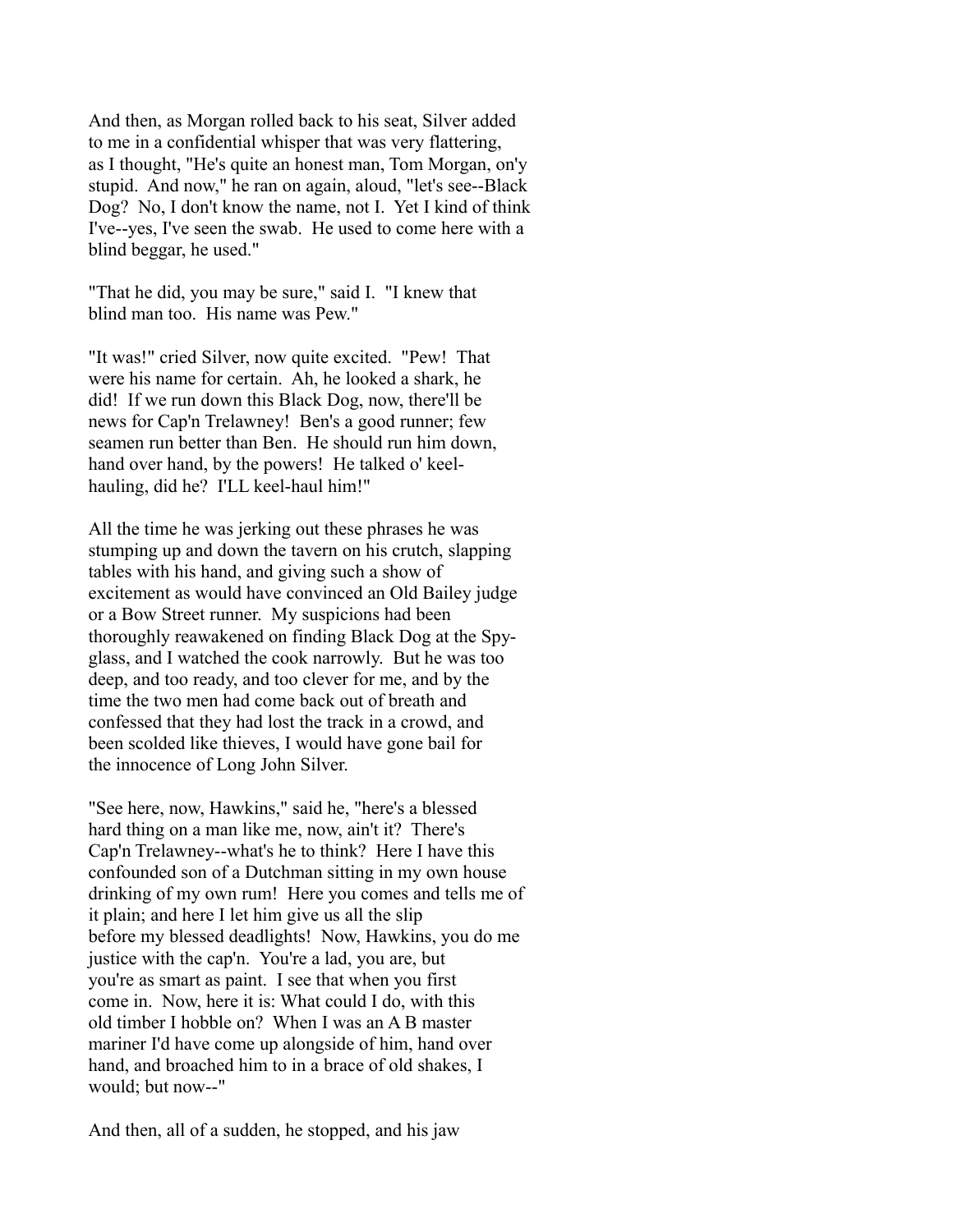And then, as Morgan rolled back to his seat, Silver added to me in a confidential whisper that was very flattering, as I thought, "He's quite an honest man, Tom Morgan, on'y stupid. And now," he ran on again, aloud, "let's see--Black Dog? No, I don't know the name, not I. Yet I kind of think I've--yes, I've seen the swab. He used to come here with a blind beggar, he used."

"That he did, you may be sure," said I. "I knew that blind man too. His name was Pew."

"It was!" cried Silver, now quite excited. "Pew! That were his name for certain. Ah, he looked a shark, he did! If we run down this Black Dog, now, there'll be news for Cap'n Trelawney! Ben's a good runner; few seamen run better than Ben. He should run him down, hand over hand, by the powers! He talked o' keel-hauling, did he? I'LL keel-haul him!"

All the time he was jerking out these phrases he was stumping up and down the tavern on his crutch, slapping tables with his hand, and giving such a show of excitement as would have convinced an Old Bailey judge or a Bow Street runner. My suspicions had been thoroughly reawakened on finding Black Dog at the Spy-glass, and I watched the cook narrowly. But he was too deep, and too ready, and too clever for me, and by the time the two men had come back out of breath and confessed that they had lost the track in a crowd, and been scolded like thieves, I would have gone bail for the innocence of Long John Silver.

"See here, now, Hawkins," said he, "here's a blessed hard thing on a man like me, now, ain't it? There's Cap'n Trelawney--what's he to think? Here I have this confounded son of a Dutchman sitting in my own house drinking of my own rum! Here you comes and tells me of it plain; and here I let him give us all the slip before my blessed deadlights! Now, Hawkins, you do me justice with the cap'n. You're a lad, you are, but you're as smart as paint. I see that when you first come in. Now, here it is: What could I do, with this old timber I hobble on? When I was an A B master mariner I'd have come up alongside of him, hand over hand, and broached him to in a brace of old shakes, I would; but now--"

And then, all of a sudden, he stopped, and his jaw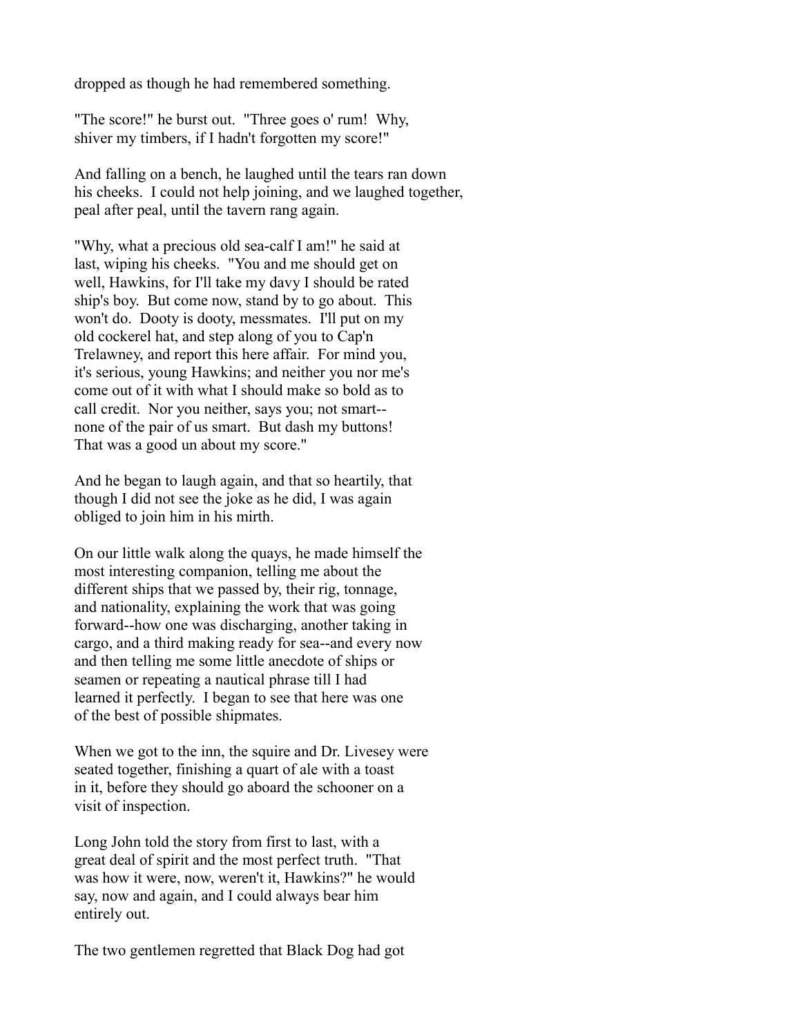dropped as though he had remembered something.

"The score!" he burst out. "Three goes o' rum! Why, shiver my timbers, if I hadn't forgotten my score!"

And falling on a bench, he laughed until the tears ran down his cheeks. I could not help joining, and we laughed together, peal after peal, until the tavern rang again.

"Why, what a precious old sea-calf I am!" he said at last, wiping his cheeks. "You and me should get on well, Hawkins, for I'll take my davy I should be rated ship's boy. But come now, stand by to go about. This won't do. Dooty is dooty, messmates. I'll put on my old cockerel hat, and step along of you to Cap'n Trelawney, and report this here affair. For mind you, it's serious, young Hawkins; and neither you nor me's come out of it with what I should make so bold as to call credit. Nor you neither, says you; not smart--none of the pair of us smart. But dash my buttons! That was a good un about my score."

And he began to laugh again, and that so heartily, that though I did not see the joke as he did, I was again obliged to join him in his mirth.

On our little walk along the quays, he made himself the most interesting companion, telling me about the different ships that we passed by, their rig, tonnage, and nationality, explaining the work that was going forward--how one was discharging, another taking in cargo, and a third making ready for sea--and every now and then telling me some little anecdote of ships or seamen or repeating a nautical phrase till I had learned it perfectly. I began to see that here was one of the best of possible shipmates.

When we got to the inn, the squire and Dr. Livesey were seated together, finishing a quart of ale with a toast in it, before they should go aboard the schooner on a visit of inspection.

Long John told the story from first to last, with a great deal of spirit and the most perfect truth. "That was how it were, now, weren't it, Hawkins?" he would say, now and again, and I could always bear him entirely out.

The two gentlemen regretted that Black Dog had got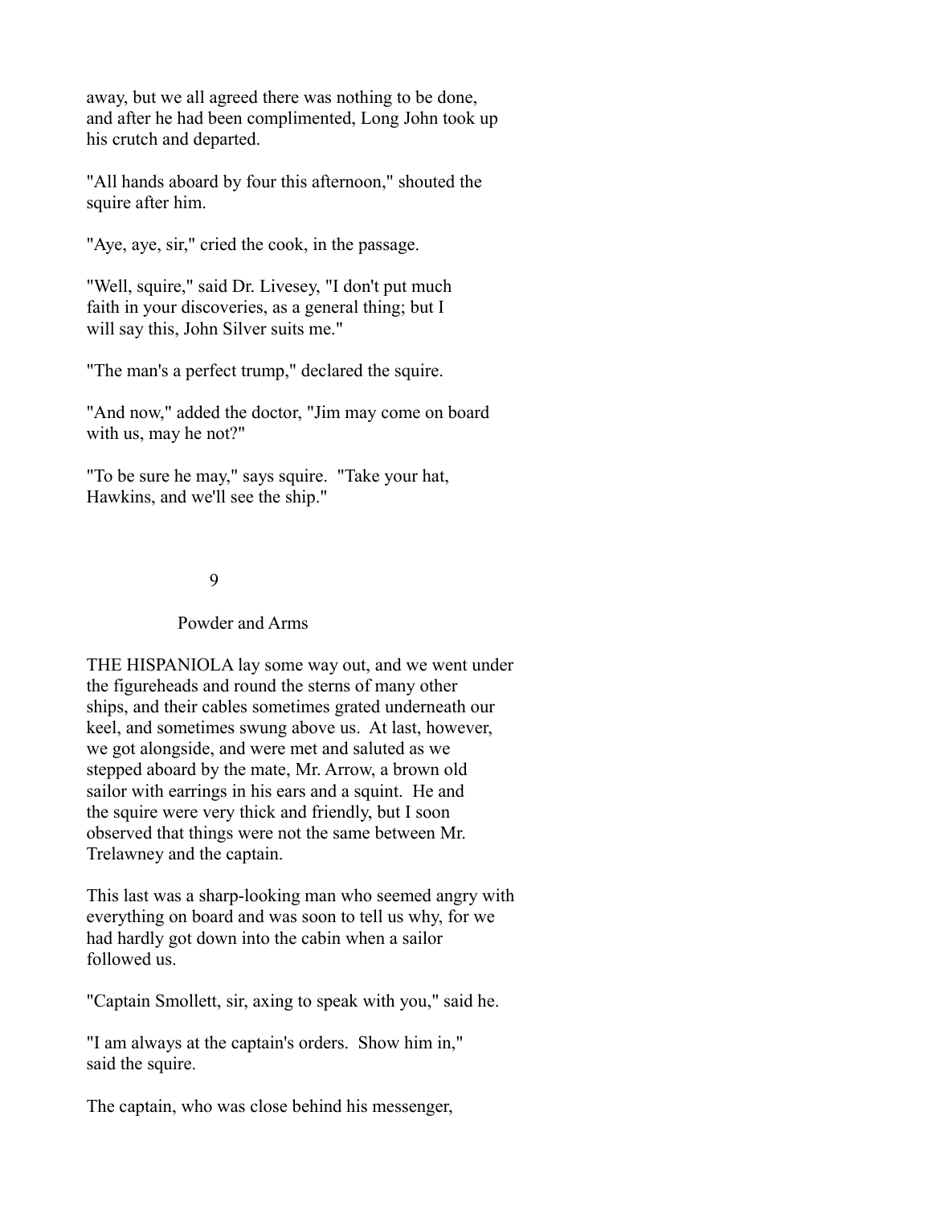away, but we all agreed there was nothing to be done, and after he had been complimented, Long John took up his crutch and departed.

"All hands aboard by four this afternoon," shouted the squire after him.

"Aye, aye, sir," cried the cook, in the passage.

"Well, squire," said Dr. Livesey, "I don't put much faith in your discoveries, as a general thing; but I will say this, John Silver suits me."

"The man's a perfect trump," declared the squire.

"And now," added the doctor, "Jim may come on board with us, may he not?"

"To be sure he may," says squire. "Take your hat, Hawkins, and we'll see the ship."

## 9

## Powder and Arms

THE HISPANIOLA lay some way out, and we went under the figureheads and round the sterns of many other ships, and their cables sometimes grated underneath our keel, and sometimes swung above us. At last, however, we got alongside, and were met and saluted as we stepped aboard by the mate, Mr. Arrow, a brown old sailor with earrings in his ears and a squint. He and the squire were very thick and friendly, but I soon observed that things were not the same between Mr. Trelawney and the captain.

This last was a sharp-looking man who seemed angry with everything on board and was soon to tell us why, for we had hardly got down into the cabin when a sailor followed us.

"Captain Smollett, sir, axing to speak with you," said he.

"I am always at the captain's orders. Show him in," said the squire.

The captain, who was close behind his messenger,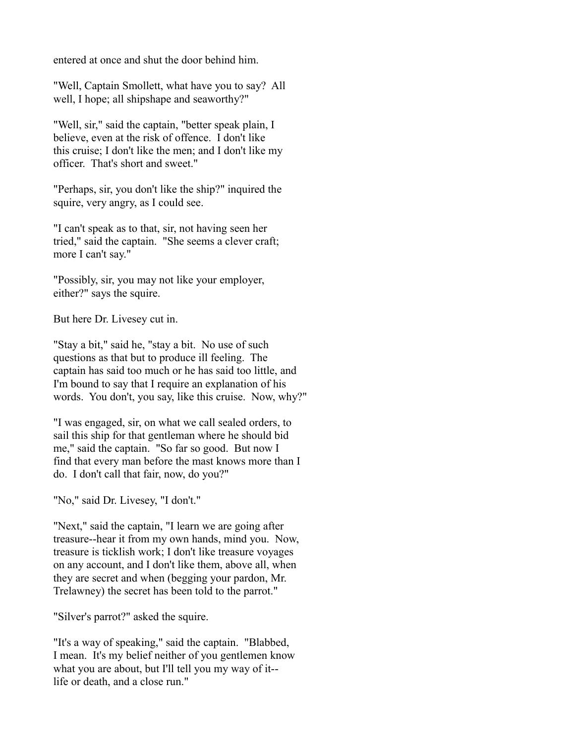entered at once and shut the door behind him.

"Well, Captain Smollett, what have you to say? All well, I hope; all shipshape and seaworthy?"

"Well, sir," said the captain, "better speak plain, I believe, even at the risk of offence. I don't like this cruise; I don't like the men; and I don't like my officer. That's short and sweet."

"Perhaps, sir, you don't like the ship?" inquired the squire, very angry, as I could see.

"I can't speak as to that, sir, not having seen her tried," said the captain. "She seems a clever craft; more I can't say."

"Possibly, sir, you may not like your employer, either?" says the squire.

But here Dr. Livesey cut in.

"Stay a bit," said he, "stay a bit. No use of such questions as that but to produce ill feeling. The captain has said too much or he has said too little, and I'm bound to say that I require an explanation of his words. You don't, you say, like this cruise. Now, why?"

"I was engaged, sir, on what we call sealed orders, to sail this ship for that gentleman where he should bid me," said the captain. "So far so good. But now I find that every man before the mast knows more than I do. I don't call that fair, now, do you?"

"No," said Dr. Livesey, "I don't."

"Next," said the captain, "I learn we are going after treasure--hear it from my own hands, mind you. Now, treasure is ticklish work; I don't like treasure voyages on any account, and I don't like them, above all, when they are secret and when (begging your pardon, Mr. Trelawney) the secret has been told to the parrot."

"Silver's parrot?" asked the squire.

"It's a way of speaking," said the captain. "Blabbed, I mean. It's my belief neither of you gentlemen know what you are about, but I'll tell you my way of it--life or death, and a close run."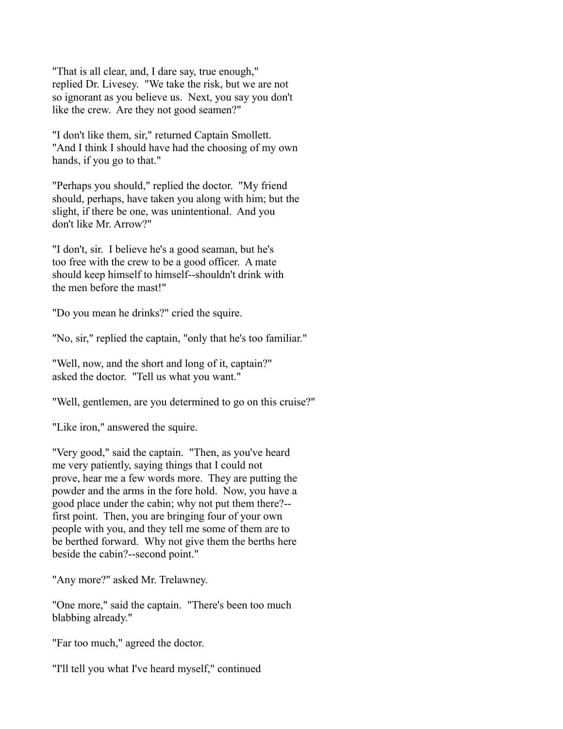"That is all clear, and, I dare say, true enough," replied Dr. Livesey. "We take the risk, but we are not so ignorant as you believe us. Next, you say you don't like the crew. Are they not good seamen?"

"I don't like them, sir," returned Captain Smollett. "And I think I should have had the choosing of my own hands, if you go to that."

"Perhaps you should," replied the doctor. "My friend should, perhaps, have taken you along with him; but the slight, if there be one, was unintentional. And you don't like Mr. Arrow?"

"I don't, sir. I believe he's a good seaman, but he's too free with the crew to be a good officer. A mate should keep himself to himself--shouldn't drink with the men before the mast!"

"Do you mean he drinks?" cried the squire.

"No, sir," replied the captain, "only that he's too familiar."

"Well, now, and the short and long of it, captain?" asked the doctor. "Tell us what you want."

"Well, gentlemen, are you determined to go on this cruise?"

"Like iron," answered the squire.

"Very good," said the captain. "Then, as you've heard me very patiently, saying things that I could not prove, hear me a few words more. They are putting the powder and the arms in the fore hold. Now, you have a good place under the cabin; why not put them there?--first point. Then, you are bringing four of your own people with you, and they tell me some of them are to be berthed forward. Why not give them the berths here beside the cabin?--second point."

"Any more?" asked Mr. Trelawney.

"One more," said the captain. "There's been too much blabbing already."

"Far too much," agreed the doctor.

"I'll tell you what I've heard myself," continued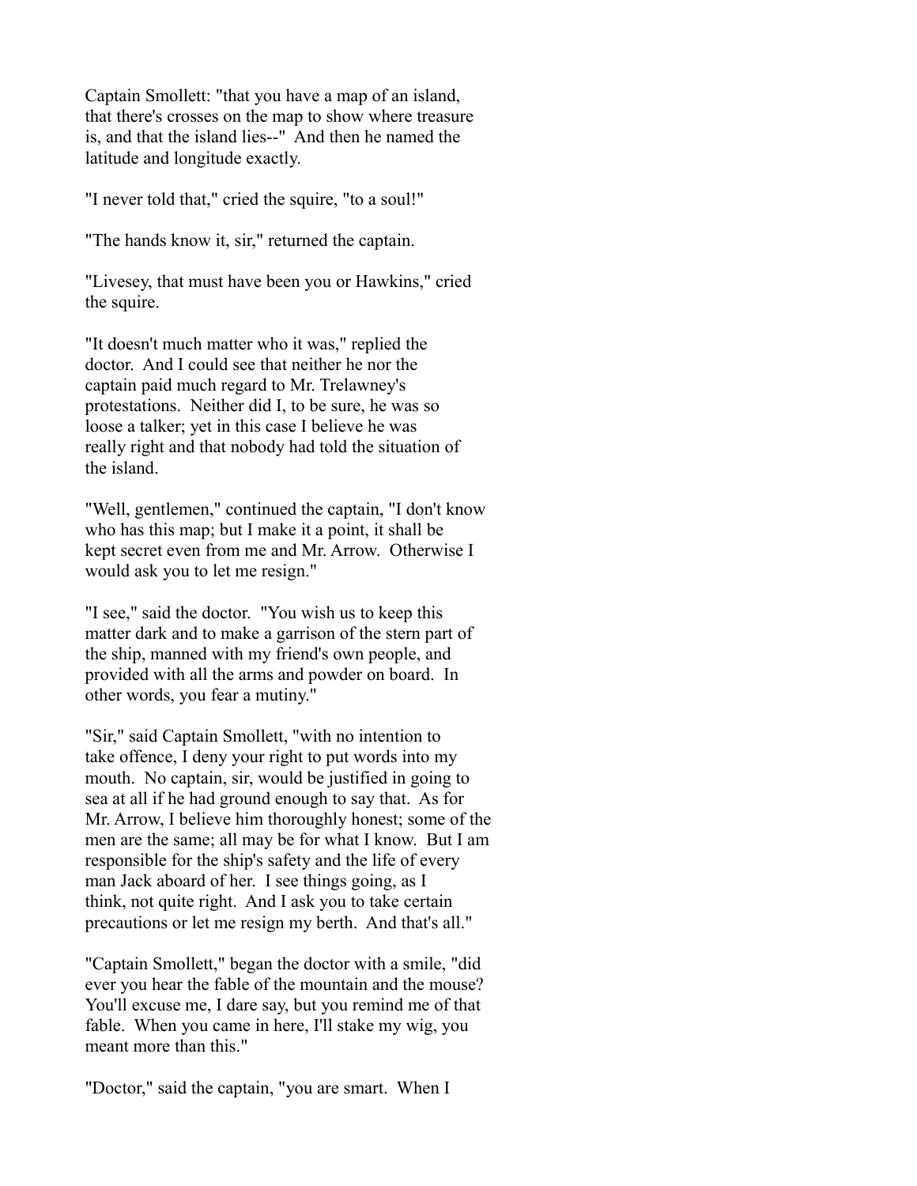Captain Smollett: "that you have a map of an island, that there's crosses on the map to show where treasure is, and that the island lies--" And then he named the latitude and longitude exactly.

"I never told that," cried the squire, "to a soul!"

"The hands know it, sir," returned the captain.

"Livesey, that must have been you or Hawkins," cried the squire.

"It doesn't much matter who it was," replied the doctor. And I could see that neither he nor the captain paid much regard to Mr. Trelawney's protestations. Neither did I, to be sure, he was so loose a talker; yet in this case I believe he was really right and that nobody had told the situation of the island.

"Well, gentlemen," continued the captain, "I don't know who has this map; but I make it a point, it shall be kept secret even from me and Mr. Arrow. Otherwise I would ask you to let me resign."

"I see," said the doctor. "You wish us to keep this matter dark and to make a garrison of the stern part of the ship, manned with my friend's own people, and provided with all the arms and powder on board. In other words, you fear a mutiny."

"Sir," said Captain Smollett, "with no intention to take offence, I deny your right to put words into my mouth. No captain, sir, would be justified in going to sea at all if he had ground enough to say that. As for Mr. Arrow, I believe him thoroughly honest; some of the men are the same; all may be for what I know. But I am responsible for the ship's safety and the life of every man Jack aboard of her. I see things going, as I think, not quite right. And I ask you to take certain precautions or let me resign my berth. And that's all."

"Captain Smollett," began the doctor with a smile, "did ever you hear the fable of the mountain and the mouse? You'll excuse me, I dare say, but you remind me of that fable. When you came in here, I'll stake my wig, you meant more than this."

"Doctor," said the captain, "you are smart. When I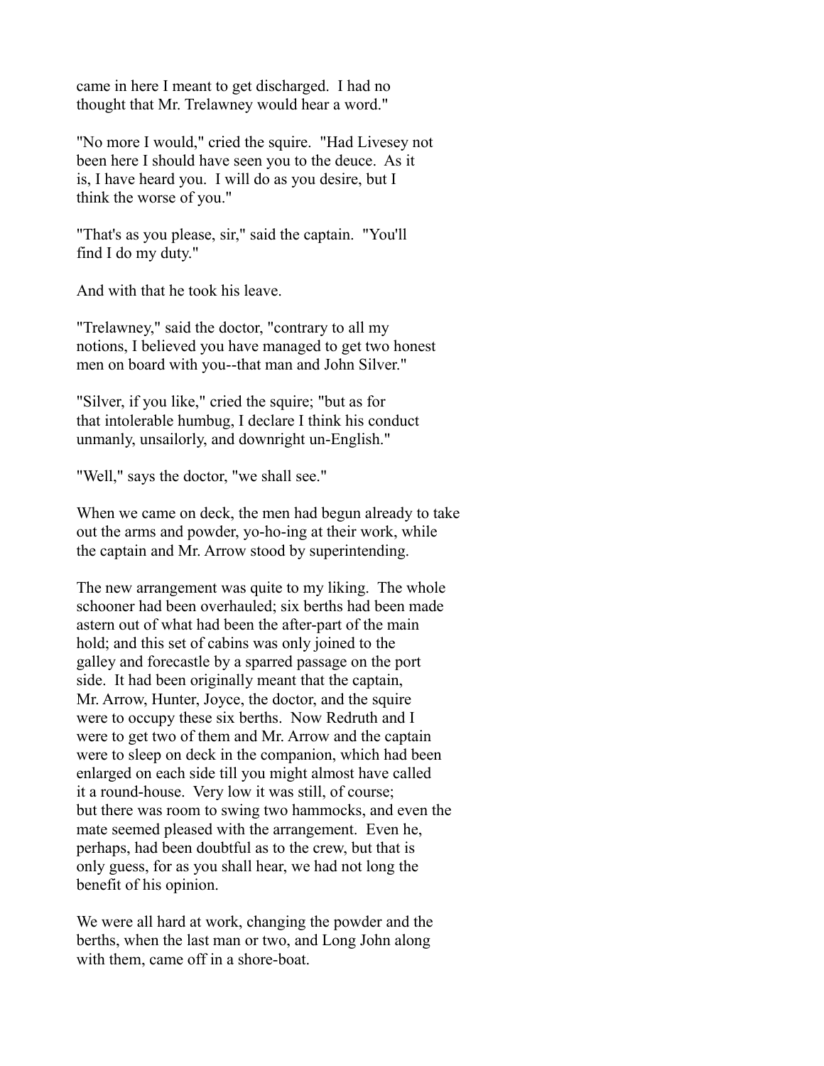came in here I meant to get discharged. I had no thought that Mr. Trelawney would hear a word."

"No more I would," cried the squire. "Had Livesey not been here I should have seen you to the deuce. As it is, I have heard you. I will do as you desire, but I think the worse of you."

"That's as you please, sir," said the captain. "You'll find I do my duty."

And with that he took his leave.

"Trelawney," said the doctor, "contrary to all my notions, I believed you have managed to get two honest men on board with you--that man and John Silver."

"Silver, if you like," cried the squire; "but as for that intolerable humbug, I declare I think his conduct unmanly, unsailorly, and downright un-English."

"Well," says the doctor, "we shall see."

When we came on deck, the men had begun already to take out the arms and powder, yo-ho-ing at their work, while the captain and Mr. Arrow stood by superintending.

The new arrangement was quite to my liking. The whole schooner had been overhauled; six berths had been made astern out of what had been the after-part of the main hold; and this set of cabins was only joined to the galley and forecastle by a sparred passage on the port side. It had been originally meant that the captain, Mr. Arrow, Hunter, Joyce, the doctor, and the squire were to occupy these six berths. Now Redruth and I were to get two of them and Mr. Arrow and the captain were to sleep on deck in the companion, which had been enlarged on each side till you might almost have called it a round-house. Very low it was still, of course; but there was room to swing two hammocks, and even the mate seemed pleased with the arrangement. Even he, perhaps, had been doubtful as to the crew, but that is only guess, for as you shall hear, we had not long the benefit of his opinion.

We were all hard at work, changing the powder and the berths, when the last man or two, and Long John along with them, came off in a shore-boat.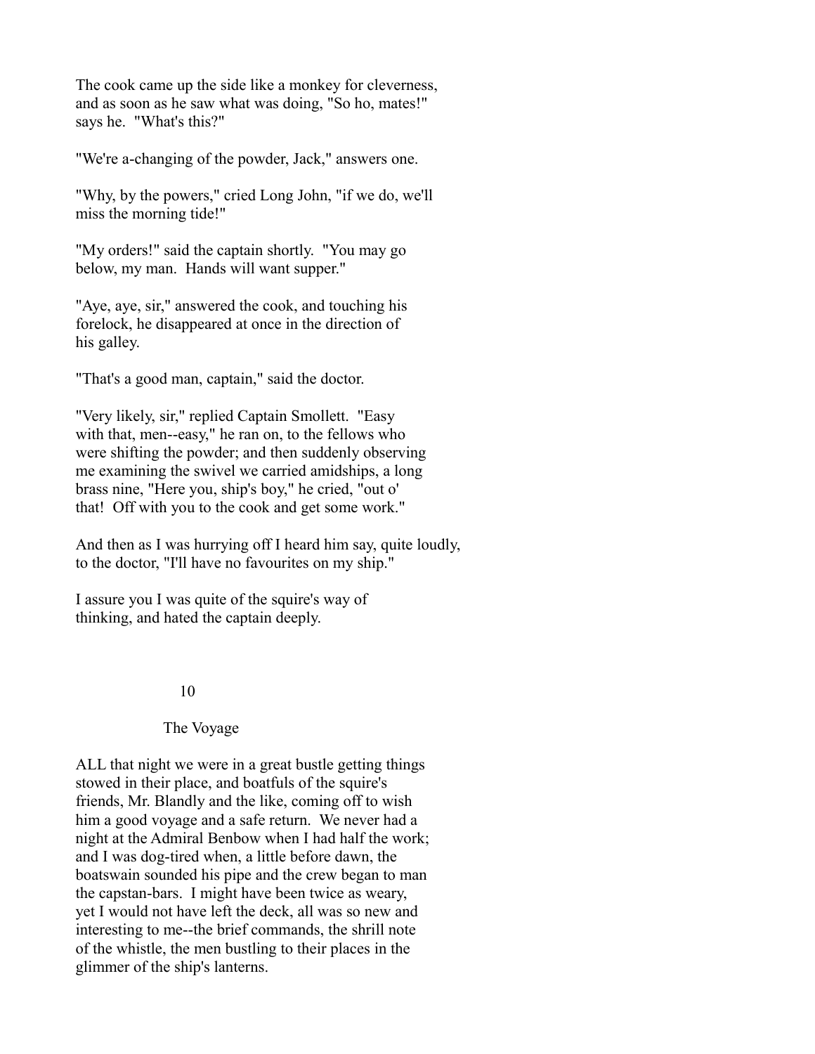The cook came up the side like a monkey for cleverness, and as soon as he saw what was doing, "So ho, mates!" says he. "What's this?"

"We're a-changing of the powder, Jack," answers one.

"Why, by the powers," cried Long John, "if we do, we'll miss the morning tide!"

"My orders!" said the captain shortly. "You may go below, my man. Hands will want supper."

"Aye, aye, sir," answered the cook, and touching his forelock, he disappeared at once in the direction of his galley.

"That's a good man, captain," said the doctor.

"Very likely, sir," replied Captain Smollett. "Easy with that, men--easy," he ran on, to the fellows who were shifting the powder; and then suddenly observing me examining the swivel we carried amidships, a long brass nine, "Here you, ship's boy," he cried, "out o' that! Off with you to the cook and get some work."

And then as I was hurrying off I heard him say, quite loudly, to the doctor, "I'll have no favourites on my ship."

I assure you I was quite of the squire's way of thinking, and hated the captain deeply.

## 10

## The Voyage

ALL that night we were in a great bustle getting things stowed in their place, and boatfuls of the squire's friends, Mr. Blandly and the like, coming off to wish him a good voyage and a safe return. We never had a night at the Admiral Benbow when I had half the work; and I was dog-tired when, a little before dawn, the boatswain sounded his pipe and the crew began to man the capstan-bars. I might have been twice as weary, yet I would not have left the deck, all was so new and interesting to me--the brief commands, the shrill note of the whistle, the men bustling to their places in the glimmer of the ship's lanterns.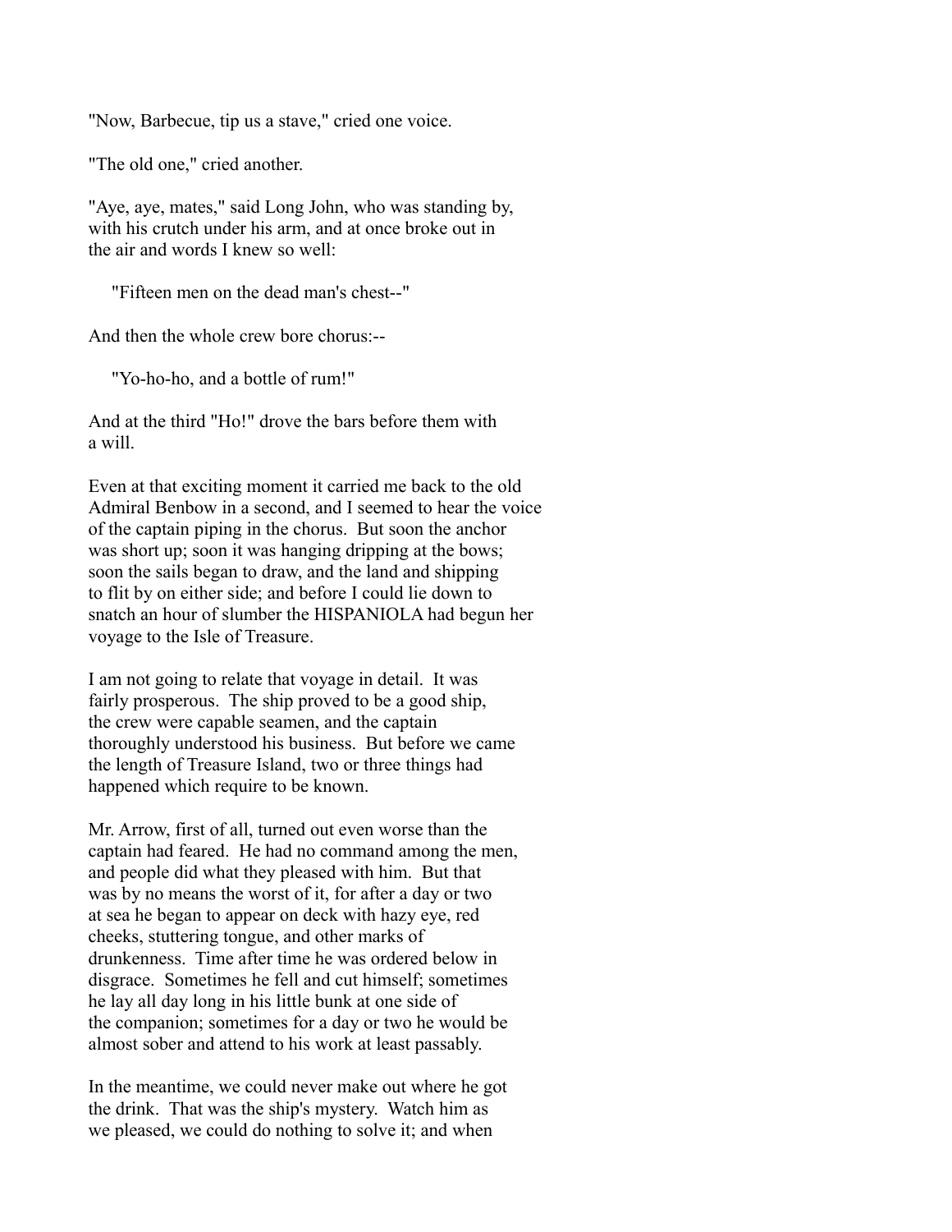"Now, Barbecue, tip us a stave," cried one voice.

"The old one," cried another.

"Aye, aye, mates," said Long John, who was standing by, with his crutch under his arm, and at once broke out in the air and words I knew so well:

> "Fifteen men on the dead man's chest--"

And then the whole crew bore chorus:--

> "Yo-ho-ho, and a bottle of rum!"

And at the third "Ho!" drove the bars before them with a will.

Even at that exciting moment it carried me back to the old Admiral Benbow in a second, and I seemed to hear the voice of the captain piping in the chorus. But soon the anchor was short up; soon it was hanging dripping at the bows; soon the sails began to draw, and the land and shipping to flit by on either side; and before I could lie down to snatch an hour of slumber the HISPANIOLA had begun her voyage to the Isle of Treasure.

I am not going to relate that voyage in detail. It was fairly prosperous. The ship proved to be a good ship, the crew were capable seamen, and the captain thoroughly understood his business. But before we came the length of Treasure Island, two or three things had happened which require to be known.

Mr. Arrow, first of all, turned out even worse than the captain had feared. He had no command among the men, and people did what they pleased with him. But that was by no means the worst of it, for after a day or two at sea he began to appear on deck with hazy eye, red cheeks, stuttering tongue, and other marks of drunkenness. Time after time he was ordered below in disgrace. Sometimes he fell and cut himself; sometimes he lay all day long in his little bunk at one side of the companion; sometimes for a day or two he would be almost sober and attend to his work at least passably.

In the meantime, we could never make out where he got the drink. That was the ship's mystery. Watch him as we pleased, we could do nothing to solve it; and when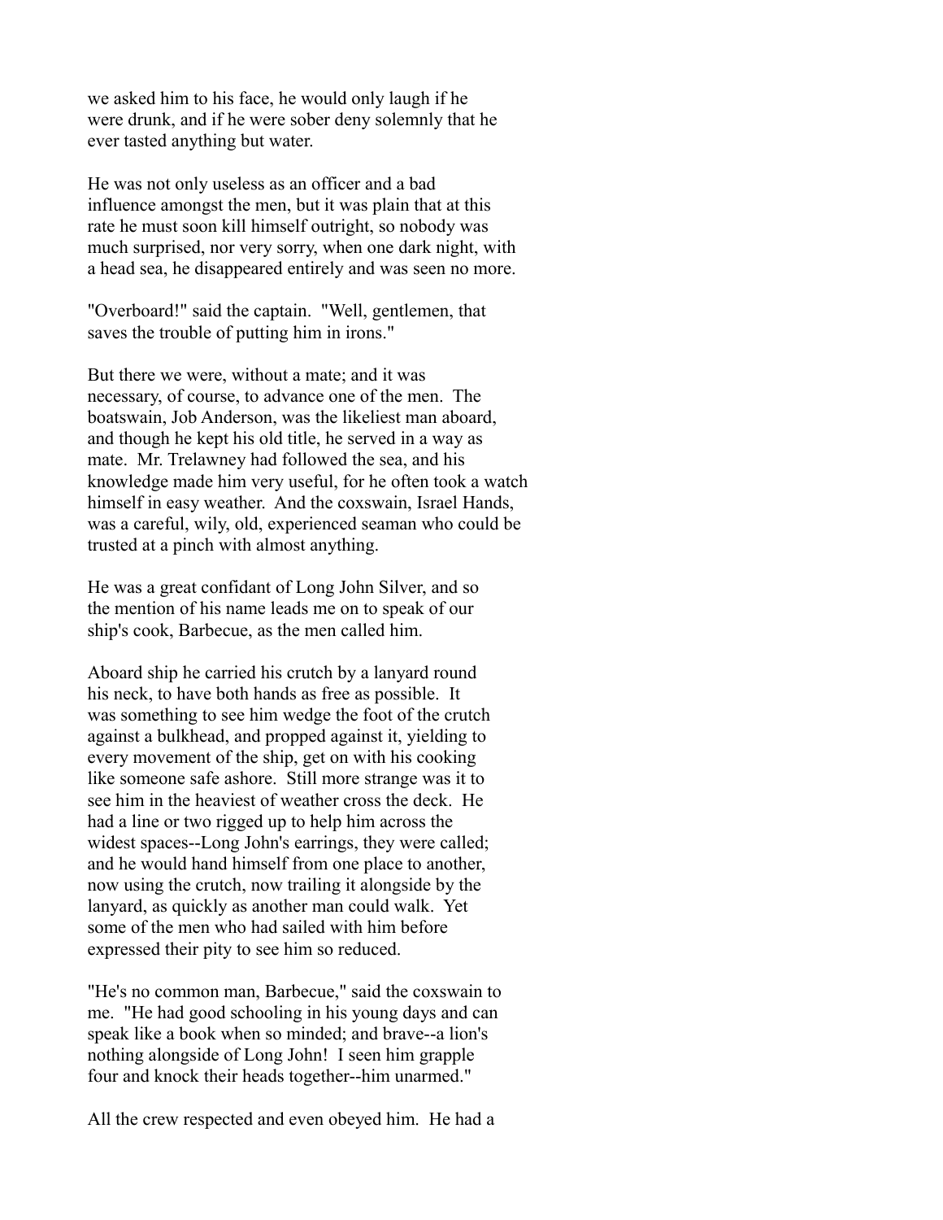we asked him to his face, he would only laugh if he were drunk, and if he were sober deny solemnly that he ever tasted anything but water.

He was not only useless as an officer and a bad influence amongst the men, but it was plain that at this rate he must soon kill himself outright, so nobody was much surprised, nor very sorry, when one dark night, with a head sea, he disappeared entirely and was seen no more.

"Overboard!" said the captain. "Well, gentlemen, that saves the trouble of putting him in irons."

But there we were, without a mate; and it was necessary, of course, to advance one of the men. The boatswain, Job Anderson, was the likeliest man aboard, and though he kept his old title, he served in a way as mate. Mr. Trelawney had followed the sea, and his knowledge made him very useful, for he often took a watch himself in easy weather. And the coxswain, Israel Hands, was a careful, wily, old, experienced seaman who could be trusted at a pinch with almost anything.

He was a great confidant of Long John Silver, and so the mention of his name leads me on to speak of our ship's cook, Barbecue, as the men called him.

Aboard ship he carried his crutch by a lanyard round his neck, to have both hands as free as possible. It was something to see him wedge the foot of the crutch against a bulkhead, and propped against it, yielding to every movement of the ship, get on with his cooking like someone safe ashore. Still more strange was it to see him in the heaviest of weather cross the deck. He had a line or two rigged up to help him across the widest spaces--Long John's earrings, they were called; and he would hand himself from one place to another, now using the crutch, now trailing it alongside by the lanyard, as quickly as another man could walk. Yet some of the men who had sailed with him before expressed their pity to see him so reduced.

"He's no common man, Barbecue," said the coxswain to me. "He had good schooling in his young days and can speak like a book when so minded; and brave--a lion's nothing alongside of Long John! I seen him grapple four and knock their heads together--him unarmed."

All the crew respected and even obeyed him. He had a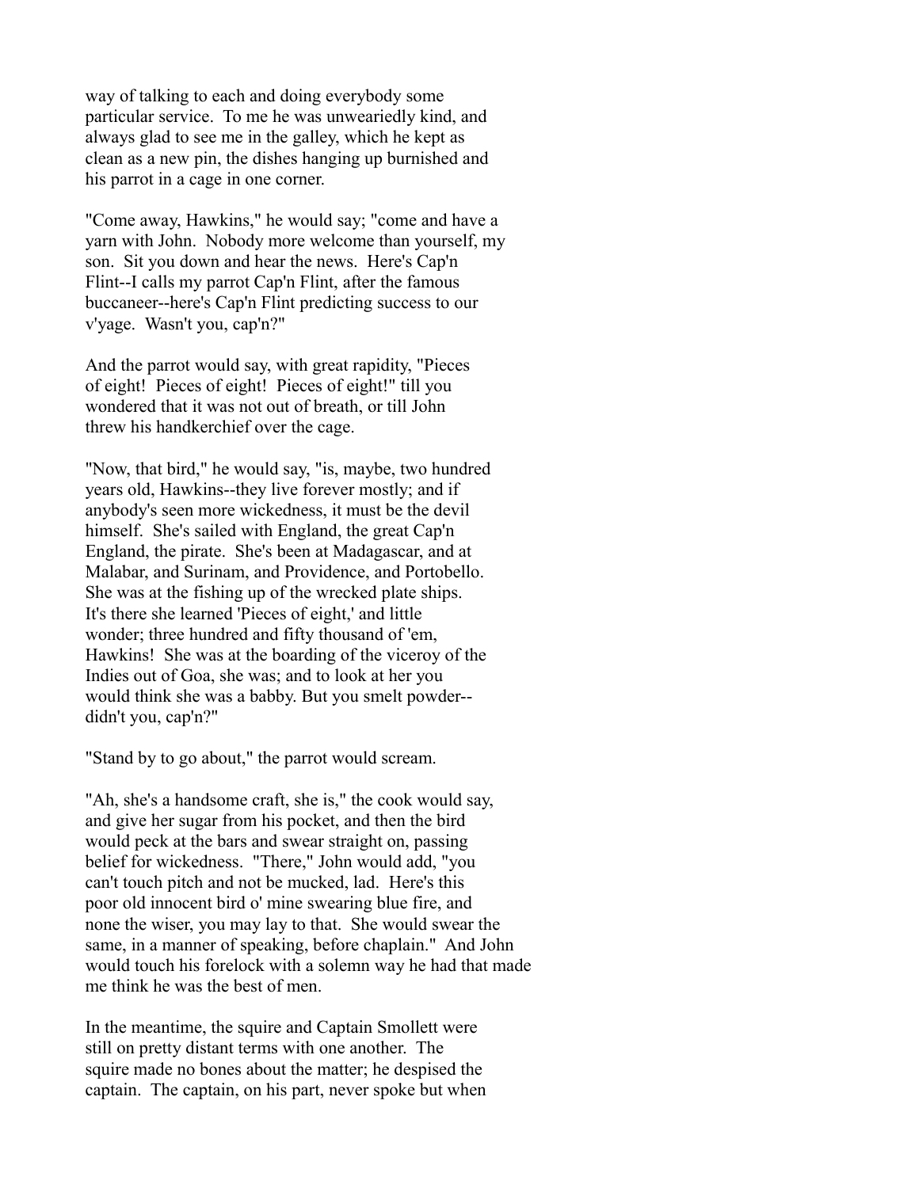way of talking to each and doing everybody some particular service. To me he was unweariedly kind, and always glad to see me in the galley, which he kept as clean as a new pin, the dishes hanging up burnished and his parrot in a cage in one corner.

"Come away, Hawkins," he would say; "come and have a yarn with John. Nobody more welcome than yourself, my son. Sit you down and hear the news. Here's Cap'n Flint--I calls my parrot Cap'n Flint, after the famous buccaneer--here's Cap'n Flint predicting success to our v'yage. Wasn't you, cap'n?"

And the parrot would say, with great rapidity, "Pieces of eight! Pieces of eight! Pieces of eight!" till you wondered that it was not out of breath, or till John threw his handkerchief over the cage.

"Now, that bird," he would say, "is, maybe, two hundred years old, Hawkins--they live forever mostly; and if anybody's seen more wickedness, it must be the devil himself. She's sailed with England, the great Cap'n England, the pirate. She's been at Madagascar, and at Malabar, and Surinam, and Providence, and Portobello. She was at the fishing up of the wrecked plate ships. It's there she learned 'Pieces of eight,' and little wonder; three hundred and fifty thousand of 'em, Hawkins! She was at the boarding of the viceroy of the Indies out of Goa, she was; and to look at her you would think she was a babby. But you smelt powder--didn't you, cap'n?"

"Stand by to go about," the parrot would scream.

"Ah, she's a handsome craft, she is," the cook would say, and give her sugar from his pocket, and then the bird would peck at the bars and swear straight on, passing belief for wickedness. "There," John would add, "you can't touch pitch and not be mucked, lad. Here's this poor old innocent bird o' mine swearing blue fire, and none the wiser, you may lay to that. She would swear the same, in a manner of speaking, before chaplain." And John would touch his forelock with a solemn way he had that made me think he was the best of men.

In the meantime, the squire and Captain Smollett were still on pretty distant terms with one another. The squire made no bones about the matter; he despised the captain. The captain, on his part, never spoke but when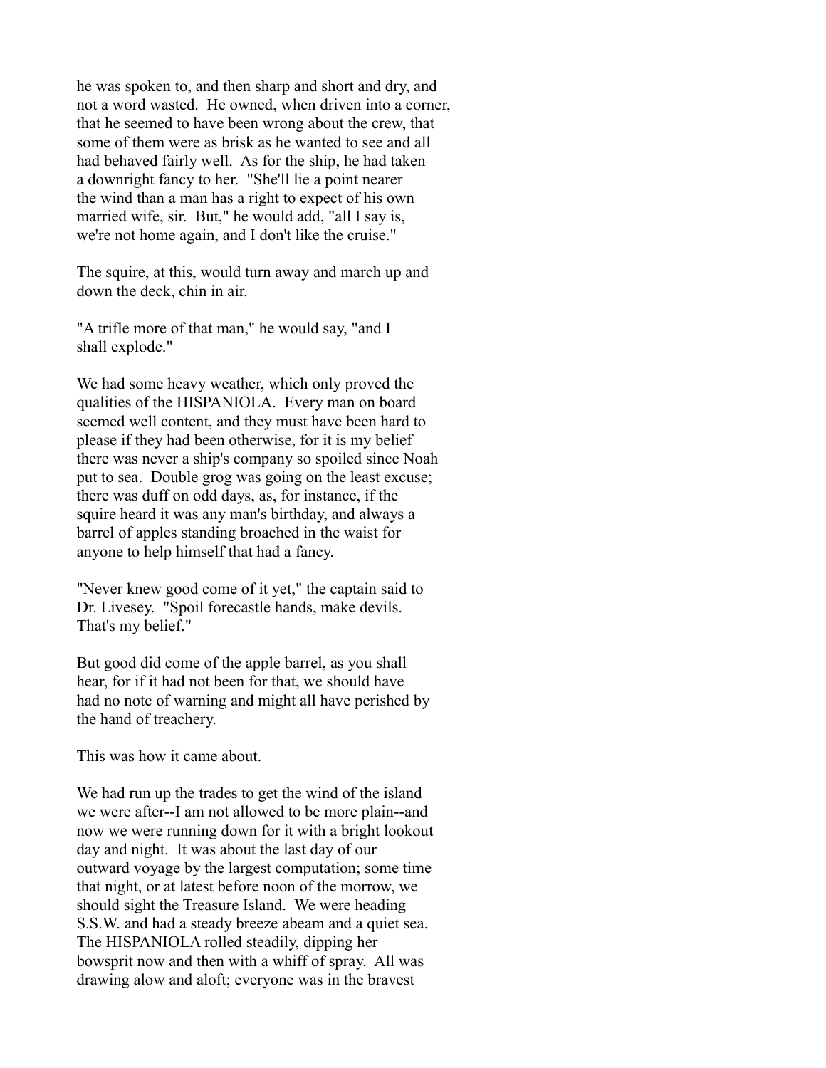he was spoken to, and then sharp and short and dry, and not a word wasted. He owned, when driven into a corner, that he seemed to have been wrong about the crew, that some of them were as brisk as he wanted to see and all had behaved fairly well. As for the ship, he had taken a downright fancy to her. "She'll lie a point nearer the wind than a man has a right to expect of his own married wife, sir. But," he would add, "all I say is, we're not home again, and I don't like the cruise."

The squire, at this, would turn away and march up and down the deck, chin in air.

"A trifle more of that man," he would say, "and I shall explode."

We had some heavy weather, which only proved the qualities of the HISPANIOLA. Every man on board seemed well content, and they must have been hard to please if they had been otherwise, for it is my belief there was never a ship's company so spoiled since Noah put to sea. Double grog was going on the least excuse; there was duff on odd days, as, for instance, if the squire heard it was any man's birthday, and always a barrel of apples standing broached in the waist for anyone to help himself that had a fancy.

"Never knew good come of it yet," the captain said to Dr. Livesey. "Spoil forecastle hands, make devils. That's my belief."

But good did come of the apple barrel, as you shall hear, for if it had not been for that, we should have had no note of warning and might all have perished by the hand of treachery.

This was how it came about.

We had run up the trades to get the wind of the island we were after--I am not allowed to be more plain--and now we were running down for it with a bright lookout day and night. It was about the last day of our outward voyage by the largest computation; some time that night, or at latest before noon of the morrow, we should sight the Treasure Island. We were heading S.S.W. and had a steady breeze abeam and a quiet sea. The HISPANIOLA rolled steadily, dipping her bowsprit now and then with a whiff of spray. All was drawing alow and aloft; everyone was in the bravest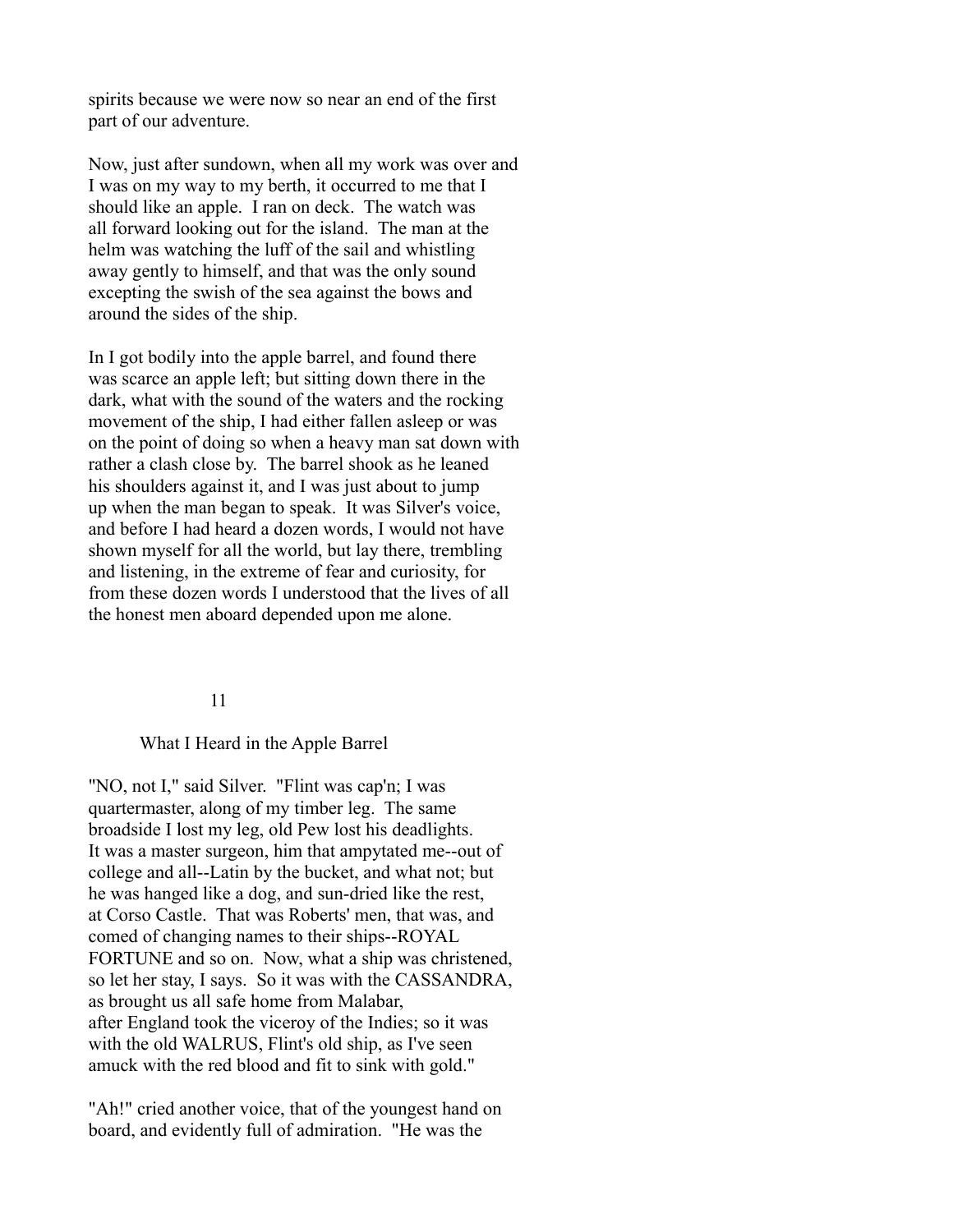spirits because we were now so near an end of the first part of our adventure.

Now, just after sundown, when all my work was over and I was on my way to my berth, it occurred to me that I should like an apple. I ran on deck. The watch was all forward looking out for the island. The man at the helm was watching the luff of the sail and whistling away gently to himself, and that was the only sound excepting the swish of the sea against the bows and around the sides of the ship.

In I got bodily into the apple barrel, and found there was scarce an apple left; but sitting down there in the dark, what with the sound of the waters and the rocking movement of the ship, I had either fallen asleep or was on the point of doing so when a heavy man sat down with rather a clash close by. The barrel shook as he leaned his shoulders against it, and I was just about to jump up when the man began to speak. It was Silver's voice, and before I had heard a dozen words, I would not have shown myself for all the world, but lay there, trembling and listening, in the extreme of fear and curiosity, for from these dozen words I understood that the lives of all the honest men aboard depended upon me alone.

## 11

## What I Heard in the Apple Barrel

"NO, not I," said Silver. "Flint was cap'n; I was quartermaster, along of my timber leg. The same broadside I lost my leg, old Pew lost his deadlights. It was a master surgeon, him that ampytated me--out of college and all--Latin by the bucket, and what not; but he was hanged like a dog, and sun-dried like the rest, at Corso Castle. That was Roberts' men, that was, and comed of changing names to their ships--ROYAL FORTUNE and so on. Now, what a ship was christened, so let her stay, I says. So it was with the CASSANDRA, as brought us all safe home from Malabar, after England took the viceroy of the Indies; so it was with the old WALRUS, Flint's old ship, as I've seen amuck with the red blood and fit to sink with gold."

"Ah!" cried another voice, that of the youngest hand on board, and evidently full of admiration. "He was the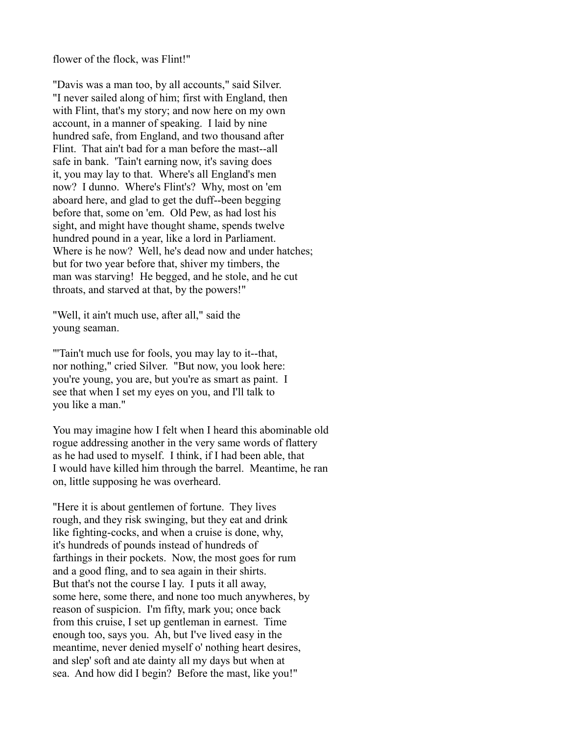flower of the flock, was Flint!"

"Davis was a man too, by all accounts," said Silver. "I never sailed along of him; first with England, then with Flint, that's my story; and now here on my own account, in a manner of speaking. I laid by nine hundred safe, from England, and two thousand after Flint. That ain't bad for a man before the mast--all safe in bank. 'Tain't earning now, it's saving does it, you may lay to that. Where's all England's men now? I dunno. Where's Flint's? Why, most on 'em aboard here, and glad to get the duff--been begging before that, some on 'em. Old Pew, as had lost his sight, and might have thought shame, spends twelve hundred pound in a year, like a lord in Parliament. Where is he now? Well, he's dead now and under hatches; but for two year before that, shiver my timbers, the man was starving! He begged, and he stole, and he cut throats, and starved at that, by the powers!"

"Well, it ain't much use, after all," said the young seaman.

"'Tain't much use for fools, you may lay to it--that, nor nothing," cried Silver. "But now, you look here: you're young, you are, but you're as smart as paint. I see that when I set my eyes on you, and I'll talk to you like a man."

You may imagine how I felt when I heard this abominable old rogue addressing another in the very same words of flattery as he had used to myself. I think, if I had been able, that I would have killed him through the barrel. Meantime, he ran on, little supposing he was overheard.

"Here it is about gentlemen of fortune. They lives rough, and they risk swinging, but they eat and drink like fighting-cocks, and when a cruise is done, why, it's hundreds of pounds instead of hundreds of farthings in their pockets. Now, the most goes for rum and a good fling, and to sea again in their shirts. But that's not the course I lay. I puts it all away, some here, some there, and none too much anywheres, by reason of suspicion. I'm fifty, mark you; once back from this cruise, I set up gentleman in earnest. Time enough too, says you. Ah, but I've lived easy in the meantime, never denied myself o' nothing heart desires, and slep' soft and ate dainty all my days but when at sea. And how did I begin? Before the mast, like you!"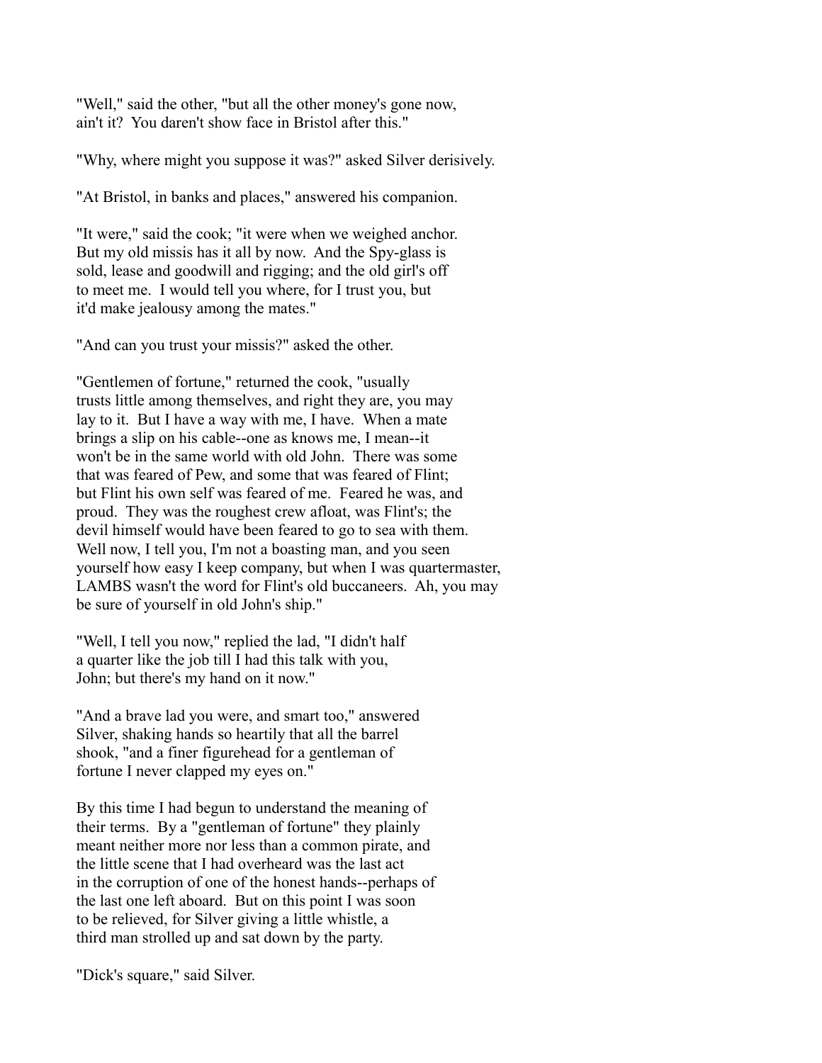"Well," said the other, "but all the other money's gone now, ain't it? You daren't show face in Bristol after this."

"Why, where might you suppose it was?" asked Silver derisively.

"At Bristol, in banks and places," answered his companion.

"It were," said the cook; "it were when we weighed anchor. But my old missis has it all by now. And the Spy-glass is sold, lease and goodwill and rigging; and the old girl's off to meet me. I would tell you where, for I trust you, but it'd make jealousy among the mates."

"And can you trust your missis?" asked the other.

"Gentlemen of fortune," returned the cook, "usually trusts little among themselves, and right they are, you may lay to it. But I have a way with me, I have. When a mate brings a slip on his cable--one as knows me, I mean--it won't be in the same world with old John. There was some that was feared of Pew, and some that was feared of Flint; but Flint his own self was feared of me. Feared he was, and proud. They was the roughest crew afloat, was Flint's; the devil himself would have been feared to go to sea with them. Well now, I tell you, I'm not a boasting man, and you seen yourself how easy I keep company, but when I was quartermaster, LAMBS wasn't the word for Flint's old buccaneers. Ah, you may be sure of yourself in old John's ship."

"Well, I tell you now," replied the lad, "I didn't half a quarter like the job till I had this talk with you, John; but there's my hand on it now."

"And a brave lad you were, and smart too," answered Silver, shaking hands so heartily that all the barrel shook, "and a finer figurehead for a gentleman of fortune I never clapped my eyes on."

By this time I had begun to understand the meaning of their terms. By a "gentleman of fortune" they plainly meant neither more nor less than a common pirate, and the little scene that I had overheard was the last act in the corruption of one of the honest hands--perhaps of the last one left aboard. But on this point I was soon to be relieved, for Silver giving a little whistle, a third man strolled up and sat down by the party.

"Dick's square," said Silver.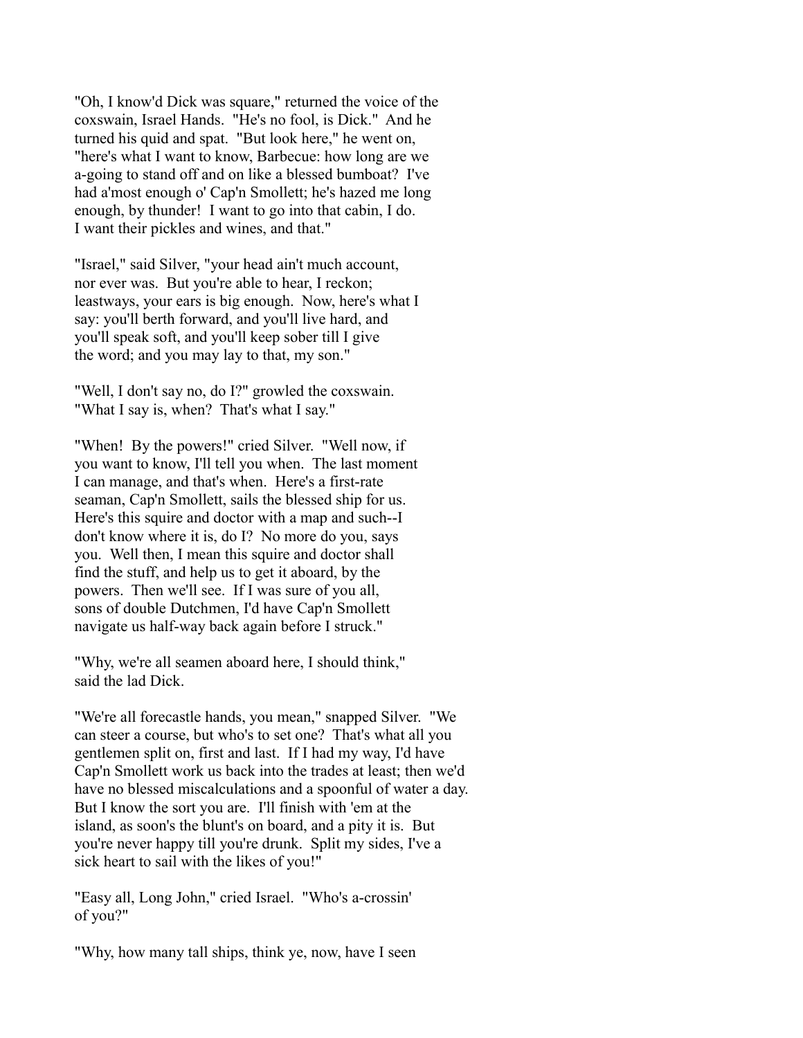"Oh, I know'd Dick was square," returned the voice of the coxswain, Israel Hands. "He's no fool, is Dick." And he turned his quid and spat. "But look here," he went on, "here's what I want to know, Barbecue: how long are we a-going to stand off and on like a blessed bumboat? I've had a'most enough o' Cap'n Smollett; he's hazed me long enough, by thunder! I want to go into that cabin, I do. I want their pickles and wines, and that."

"Israel," said Silver, "your head ain't much account, nor ever was. But you're able to hear, I reckon; leastways, your ears is big enough. Now, here's what I say: you'll berth forward, and you'll live hard, and you'll speak soft, and you'll keep sober till I give the word; and you may lay to that, my son."

"Well, I don't say no, do I?" growled the coxswain. "What I say is, when? That's what I say."

"When! By the powers!" cried Silver. "Well now, if you want to know, I'll tell you when. The last moment I can manage, and that's when. Here's a first-rate seaman, Cap'n Smollett, sails the blessed ship for us. Here's this squire and doctor with a map and such--I don't know where it is, do I? No more do you, says you. Well then, I mean this squire and doctor shall find the stuff, and help us to get it aboard, by the powers. Then we'll see. If I was sure of you all, sons of double Dutchmen, I'd have Cap'n Smollett navigate us half-way back again before I struck."

"Why, we're all seamen aboard here, I should think," said the lad Dick.

"We're all forecastle hands, you mean," snapped Silver. "We can steer a course, but who's to set one? That's what all you gentlemen split on, first and last. If I had my way, I'd have Cap'n Smollett work us back into the trades at least; then we'd have no blessed miscalculations and a spoonful of water a day. But I know the sort you are. I'll finish with 'em at the island, as soon's the blunt's on board, and a pity it is. But you're never happy till you're drunk. Split my sides, I've a sick heart to sail with the likes of you!"

"Easy all, Long John," cried Israel. "Who's a-crossin' of you?"

"Why, how many tall ships, think ye, now, have I seen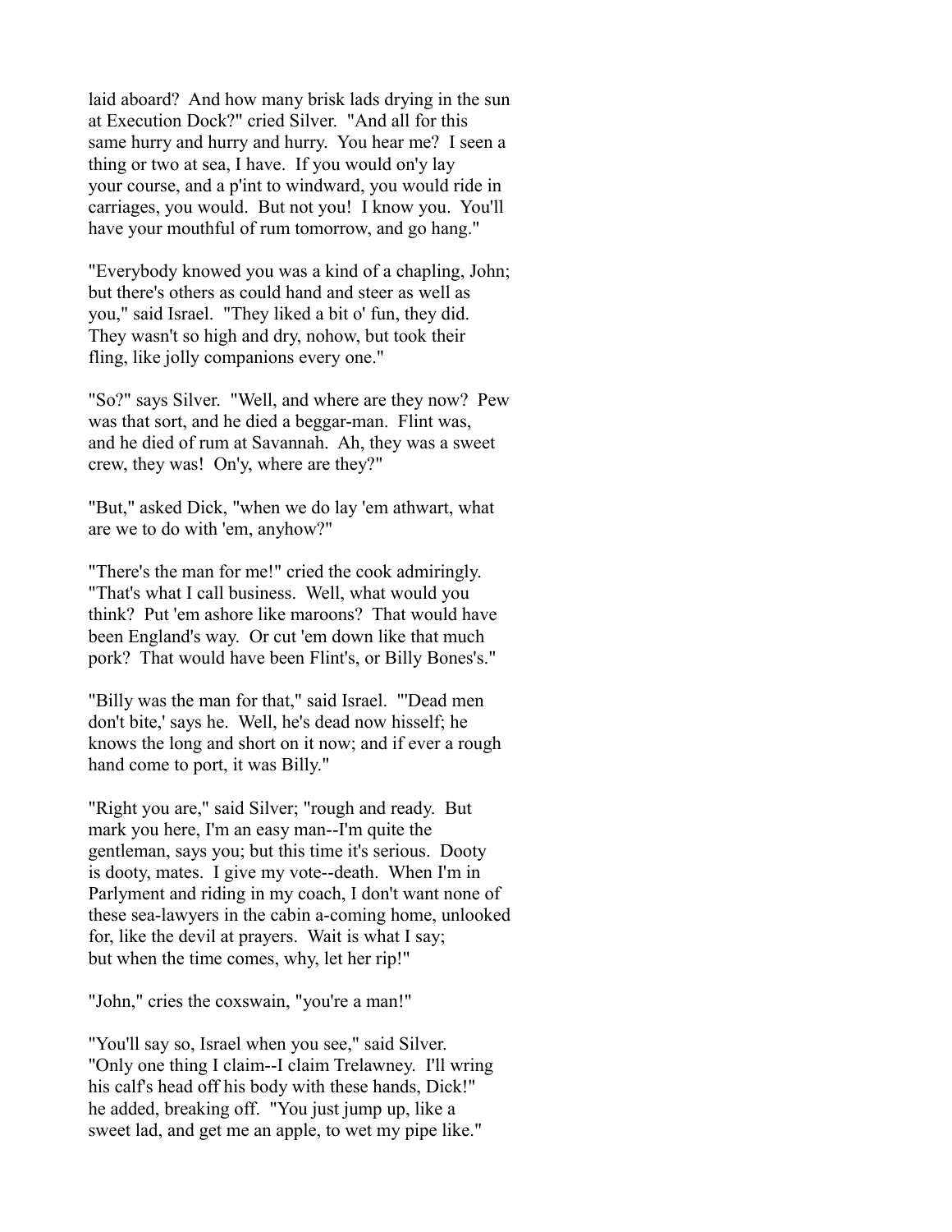laid aboard? And how many brisk lads drying in the sun at Execution Dock?" cried Silver. "And all for this same hurry and hurry and hurry. You hear me? I seen a thing or two at sea, I have. If you would on'y lay your course, and a p'int to windward, you would ride in carriages, you would. But not you! I know you. You'll have your mouthful of rum tomorrow, and go hang."

"Everybody knowed you was a kind of a chapling, John; but there's others as could hand and steer as well as you," said Israel. "They liked a bit o' fun, they did. They wasn't so high and dry, nohow, but took their fling, like jolly companions every one."

"So?" says Silver. "Well, and where are they now? Pew was that sort, and he died a beggar-man. Flint was, and he died of rum at Savannah. Ah, they was a sweet crew, they was! On'y, where are they?"

"But," asked Dick, "when we do lay 'em athwart, what are we to do with 'em, anyhow?"

"There's the man for me!" cried the cook admiringly. "That's what I call business. Well, what would you think? Put 'em ashore like maroons? That would have been England's way. Or cut 'em down like that much pork? That would have been Flint's, or Billy Bones's."

"Billy was the man for that," said Israel. "'Dead men don't bite,' says he. Well, he's dead now hisself; he knows the long and short on it now; and if ever a rough hand come to port, it was Billy."

"Right you are," said Silver; "rough and ready. But mark you here, I'm an easy man--I'm quite the gentleman, says you; but this time it's serious. Dooty is dooty, mates. I give my vote--death. When I'm in Parlyment and riding in my coach, I don't want none of these sea-lawyers in the cabin a-coming home, unlooked for, like the devil at prayers. Wait is what I say; but when the time comes, why, let her rip!"

"John," cries the coxswain, "you're a man!"

"You'll say so, Israel when you see," said Silver. "Only one thing I claim--I claim Trelawney. I'll wring his calf's head off his body with these hands, Dick!" he added, breaking off. "You just jump up, like a sweet lad, and get me an apple, to wet my pipe like."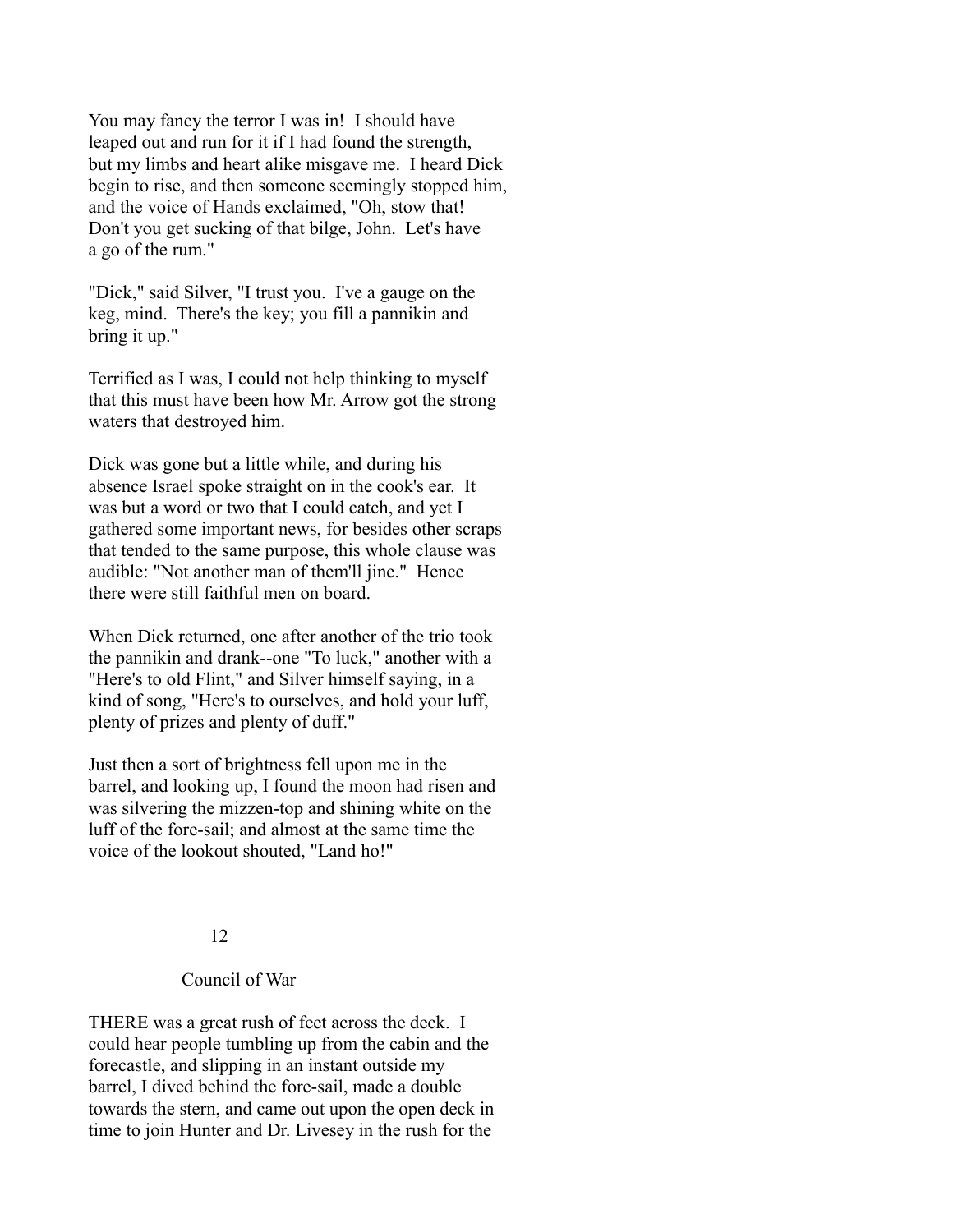You may fancy the terror I was in! I should have leaped out and run for it if I had found the strength, but my limbs and heart alike misgave me. I heard Dick begin to rise, and then someone seemingly stopped him, and the voice of Hands exclaimed, "Oh, stow that! Don't you get sucking of that bilge, John. Let's have a go of the rum."

"Dick," said Silver, "I trust you. I've a gauge on the keg, mind. There's the key; you fill a pannikin and bring it up."

Terrified as I was, I could not help thinking to myself that this must have been how Mr. Arrow got the strong waters that destroyed him.

Dick was gone but a little while, and during his absence Israel spoke straight on in the cook's ear. It was but a word or two that I could catch, and yet I gathered some important news, for besides other scraps that tended to the same purpose, this whole clause was audible: "Not another man of them'll jine." Hence there were still faithful men on board.

When Dick returned, one after another of the trio took the pannikin and drank--one "To luck," another with a "Here's to old Flint," and Silver himself saying, in a kind of song, "Here's to ourselves, and hold your luff, plenty of prizes and plenty of duff."

Just then a sort of brightness fell upon me in the barrel, and looking up, I found the moon had risen and was silvering the mizzen-top and shining white on the luff of the fore-sail; and almost at the same time the voice of the lookout shouted, "Land ho!"

## 12

## Council of War

THERE was a great rush of feet across the deck. I could hear people tumbling up from the cabin and the forecastle, and slipping in an instant outside my barrel, I dived behind the fore-sail, made a double towards the stern, and came out upon the open deck in time to join Hunter and Dr. Livesey in the rush for the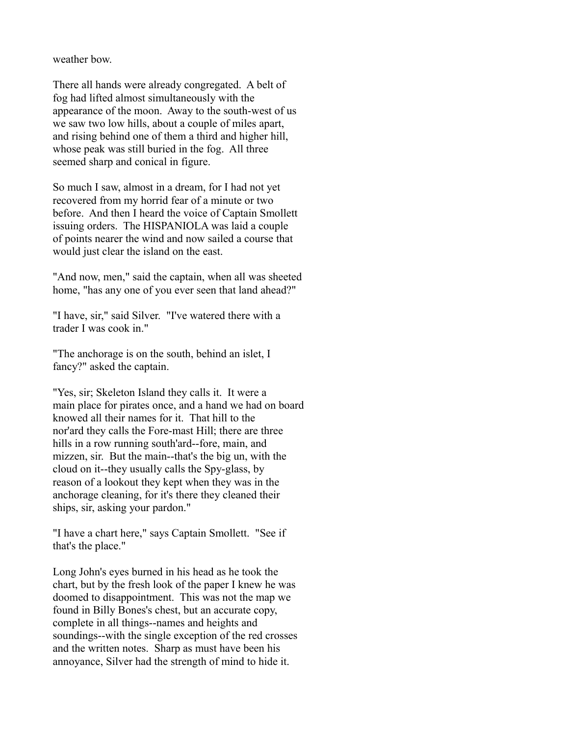weather bow.

There all hands were already congregated. A belt of fog had lifted almost simultaneously with the appearance of the moon. Away to the south-west of us we saw two low hills, about a couple of miles apart, and rising behind one of them a third and higher hill, whose peak was still buried in the fog. All three seemed sharp and conical in figure.

So much I saw, almost in a dream, for I had not yet recovered from my horrid fear of a minute or two before. And then I heard the voice of Captain Smollett issuing orders. The HISPANIOLA was laid a couple of points nearer the wind and now sailed a course that would just clear the island on the east.

"And now, men," said the captain, when all was sheeted home, "has any one of you ever seen that land ahead?"

"I have, sir," said Silver. "I've watered there with a trader I was cook in."

"The anchorage is on the south, behind an islet, I fancy?" asked the captain.

"Yes, sir; Skeleton Island they calls it. It were a main place for pirates once, and a hand we had on board knowed all their names for it. That hill to the nor'ard they calls the Fore-mast Hill; there are three hills in a row running south'ard--fore, main, and mizzen, sir. But the main--that's the big un, with the cloud on it--they usually calls the Spy-glass, by reason of a lookout they kept when they was in the anchorage cleaning, for it's there they cleaned their ships, sir, asking your pardon."

"I have a chart here," says Captain Smollett. "See if that's the place."

Long John's eyes burned in his head as he took the chart, but by the fresh look of the paper I knew he was doomed to disappointment. This was not the map we found in Billy Bones's chest, but an accurate copy, complete in all things--names and heights and soundings--with the single exception of the red crosses and the written notes. Sharp as must have been his annoyance, Silver had the strength of mind to hide it.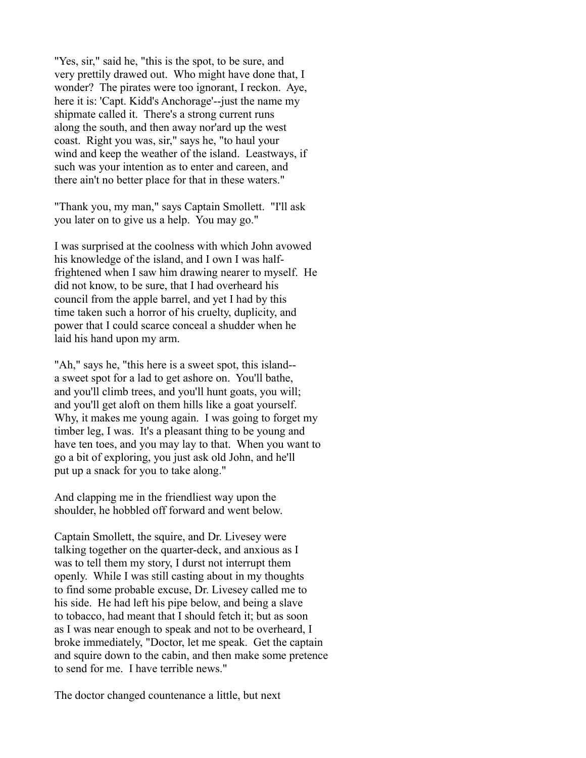"Yes, sir," said he, "this is the spot, to be sure, and very prettily drawed out. Who might have done that, I wonder? The pirates were too ignorant, I reckon. Aye, here it is: 'Capt. Kidd's Anchorage'--just the name my shipmate called it. There's a strong current runs along the south, and then away nor'ard up the west coast. Right you was, sir," says he, "to haul your wind and keep the weather of the island. Leastways, if such was your intention as to enter and careen, and there ain't no better place for that in these waters."

"Thank you, my man," says Captain Smollett. "I'll ask you later on to give us a help. You may go."

I was surprised at the coolness with which John avowed his knowledge of the island, and I own I was half-frightened when I saw him drawing nearer to myself. He did not know, to be sure, that I had overheard his council from the apple barrel, and yet I had by this time taken such a horror of his cruelty, duplicity, and power that I could scarce conceal a shudder when he laid his hand upon my arm.

"Ah," says he, "this here is a sweet spot, this island--a sweet spot for a lad to get ashore on. You'll bathe, and you'll climb trees, and you'll hunt goats, you will; and you'll get aloft on them hills like a goat yourself. Why, it makes me young again. I was going to forget my timber leg, I was. It's a pleasant thing to be young and have ten toes, and you may lay to that. When you want to go a bit of exploring, you just ask old John, and he'll put up a snack for you to take along."

And clapping me in the friendliest way upon the shoulder, he hobbled off forward and went below.

Captain Smollett, the squire, and Dr. Livesey were talking together on the quarter-deck, and anxious as I was to tell them my story, I durst not interrupt them openly. While I was still casting about in my thoughts to find some probable excuse, Dr. Livesey called me to his side. He had left his pipe below, and being a slave to tobacco, had meant that I should fetch it; but as soon as I was near enough to speak and not to be overheard, I broke immediately, "Doctor, let me speak. Get the captain and squire down to the cabin, and then make some pretence to send for me. I have terrible news."

The doctor changed countenance a little, but next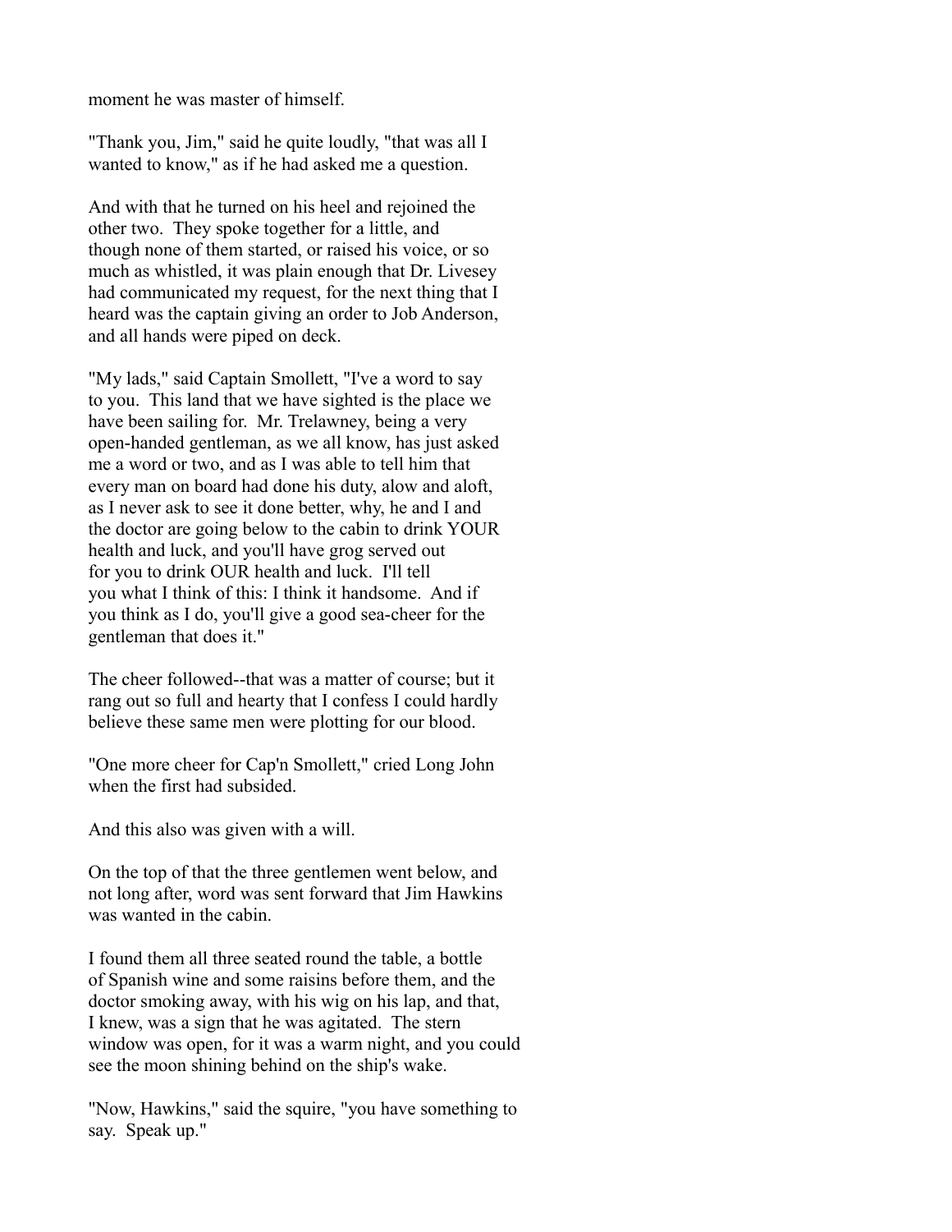moment he was master of himself.

"Thank you, Jim," said he quite loudly, "that was all I wanted to know," as if he had asked me a question.

And with that he turned on his heel and rejoined the other two. They spoke together for a little, and though none of them started, or raised his voice, or so much as whistled, it was plain enough that Dr. Livesey had communicated my request, for the next thing that I heard was the captain giving an order to Job Anderson, and all hands were piped on deck.

"My lads," said Captain Smollett, "I've a word to say to you. This land that we have sighted is the place we have been sailing for. Mr. Trelawney, being a very open-handed gentleman, as we all know, has just asked me a word or two, and as I was able to tell him that every man on board had done his duty, alow and aloft, as I never ask to see it done better, why, he and I and the doctor are going below to the cabin to drink YOUR health and luck, and you'll have grog served out for you to drink OUR health and luck. I'll tell you what I think of this: I think it handsome. And if you think as I do, you'll give a good sea-cheer for the gentleman that does it."

The cheer followed--that was a matter of course; but it rang out so full and hearty that I confess I could hardly believe these same men were plotting for our blood.

"One more cheer for Cap'n Smollett," cried Long John when the first had subsided.

And this also was given with a will.

On the top of that the three gentlemen went below, and not long after, word was sent forward that Jim Hawkins was wanted in the cabin.

I found them all three seated round the table, a bottle of Spanish wine and some raisins before them, and the doctor smoking away, with his wig on his lap, and that, I knew, was a sign that he was agitated. The stern window was open, for it was a warm night, and you could see the moon shining behind on the ship's wake.

"Now, Hawkins," said the squire, "you have something to say. Speak up."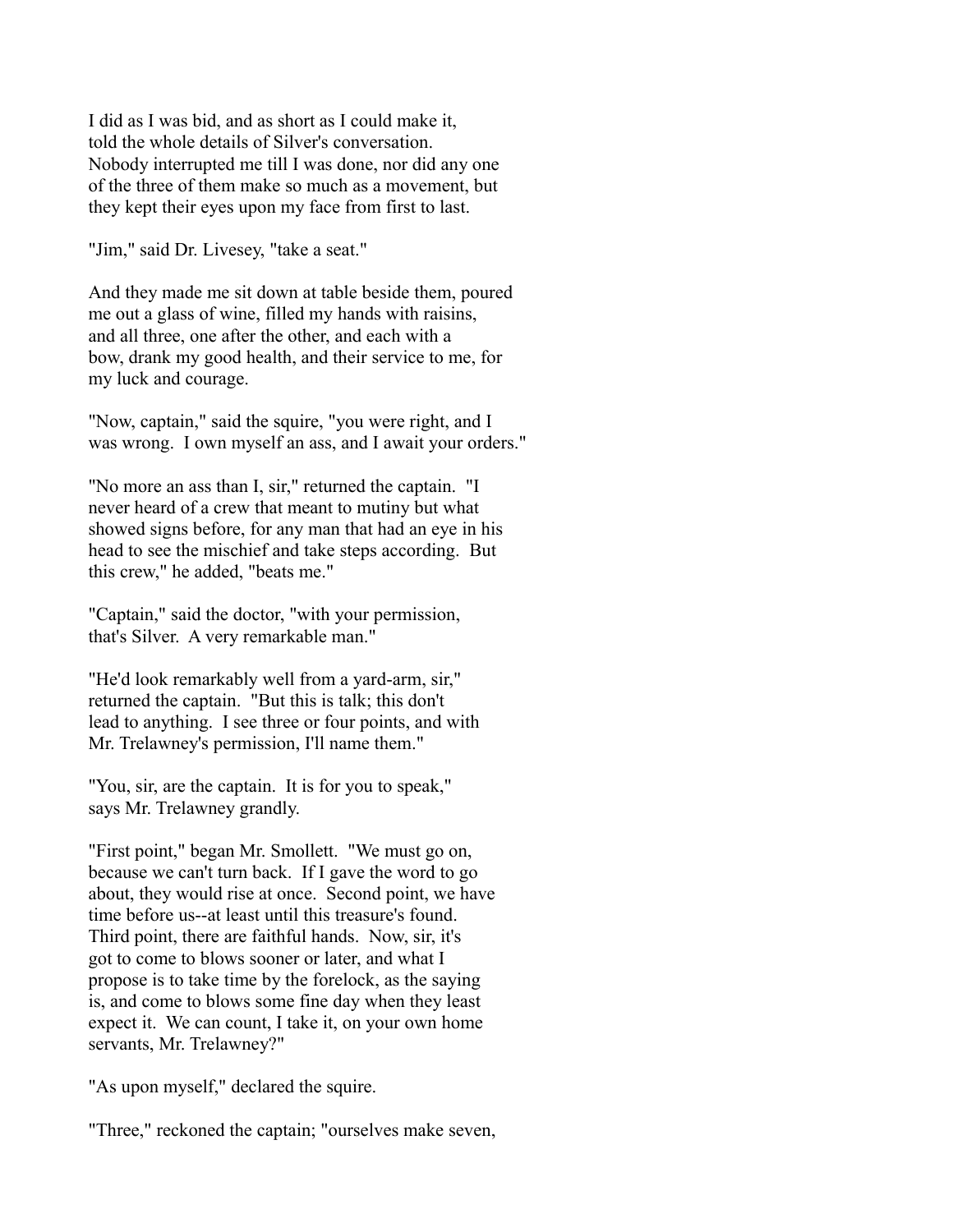I did as I was bid, and as short as I could make it, told the whole details of Silver's conversation. Nobody interrupted me till I was done, nor did any one of the three of them make so much as a movement, but they kept their eyes upon my face from first to last.

"Jim," said Dr. Livesey, "take a seat."

And they made me sit down at table beside them, poured me out a glass of wine, filled my hands with raisins, and all three, one after the other, and each with a bow, drank my good health, and their service to me, for my luck and courage.

"Now, captain," said the squire, "you were right, and I was wrong. I own myself an ass, and I await your orders."

"No more an ass than I, sir," returned the captain. "I never heard of a crew that meant to mutiny but what showed signs before, for any man that had an eye in his head to see the mischief and take steps according. But this crew," he added, "beats me."

"Captain," said the doctor, "with your permission, that's Silver. A very remarkable man."

"He'd look remarkably well from a yard-arm, sir," returned the captain. "But this is talk; this don't lead to anything. I see three or four points, and with Mr. Trelawney's permission, I'll name them."

"You, sir, are the captain. It is for you to speak," says Mr. Trelawney grandly.

"First point," began Mr. Smollett. "We must go on, because we can't turn back. If I gave the word to go about, they would rise at once. Second point, we have time before us--at least until this treasure's found. Third point, there are faithful hands. Now, sir, it's got to come to blows sooner or later, and what I propose is to take time by the forelock, as the saying is, and come to blows some fine day when they least expect it. We can count, I take it, on your own home servants, Mr. Trelawney?"

"As upon myself," declared the squire.

"Three," reckoned the captain; "ourselves make seven,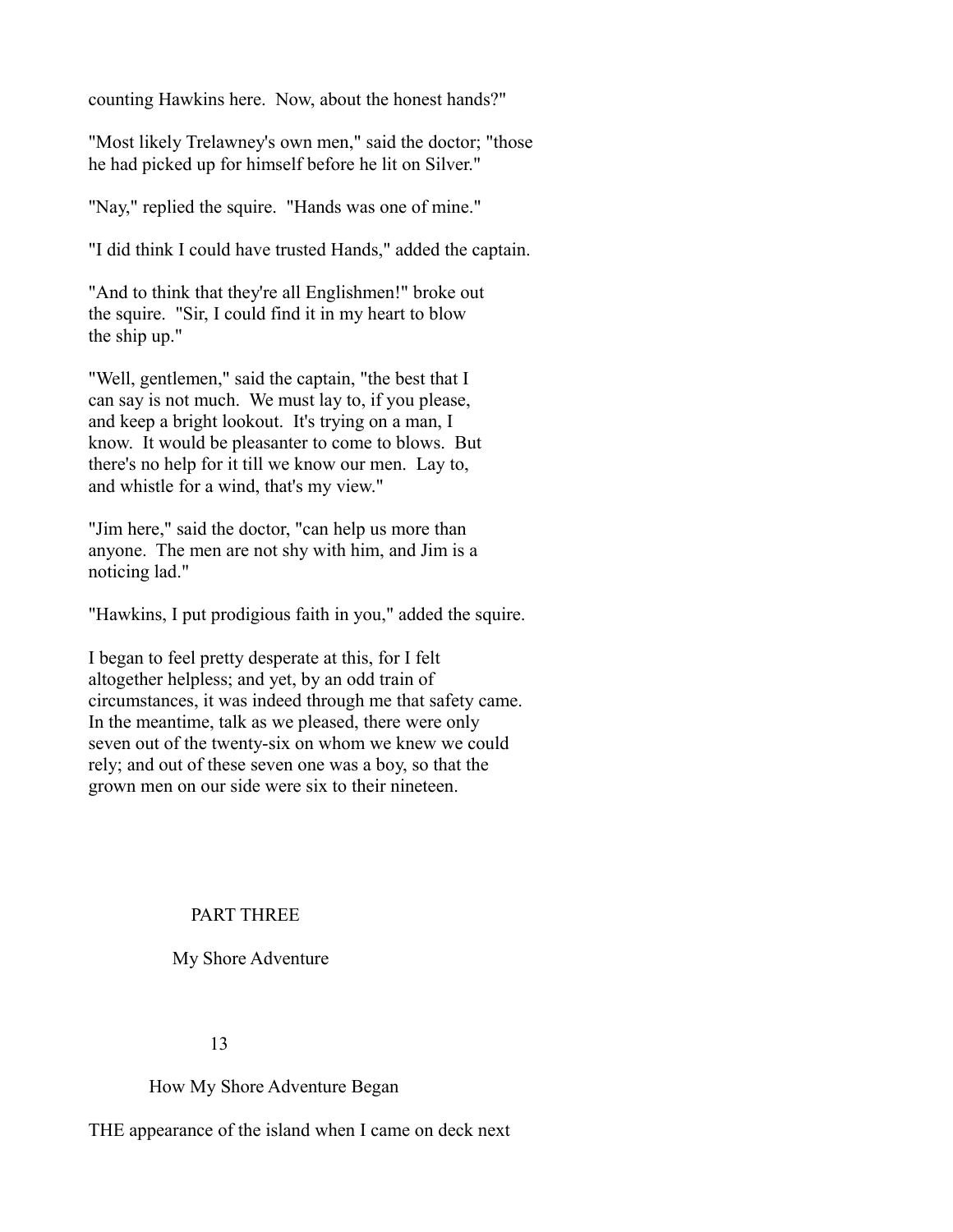counting Hawkins here. Now, about the honest hands?"

"Most likely Trelawney's own men," said the doctor; "those he had picked up for himself before he lit on Silver."

"Nay," replied the squire. "Hands was one of mine."

"I did think I could have trusted Hands," added the captain.

"And to think that they're all Englishmen!" broke out the squire. "Sir, I could find it in my heart to blow the ship up."

"Well, gentlemen," said the captain, "the best that I can say is not much. We must lay to, if you please, and keep a bright lookout. It's trying on a man, I know. It would be pleasanter to come to blows. But there's no help for it till we know our men. Lay to, and whistle for a wind, that's my view."

"Jim here," said the doctor, "can help us more than anyone. The men are not shy with him, and Jim is a noticing lad."

"Hawkins, I put prodigious faith in you," added the squire.

I began to feel pretty desperate at this, for I felt altogether helpless; and yet, by an odd train of circumstances, it was indeed through me that safety came. In the meantime, talk as we pleased, there were only seven out of the twenty-six on whom we knew we could rely; and out of these seven one was a boy, so that the grown men on our side were six to their nineteen.

# PART THREE

## My Shore Adventure

## 13

## How My Shore Adventure Began

THE appearance of the island when I came on deck next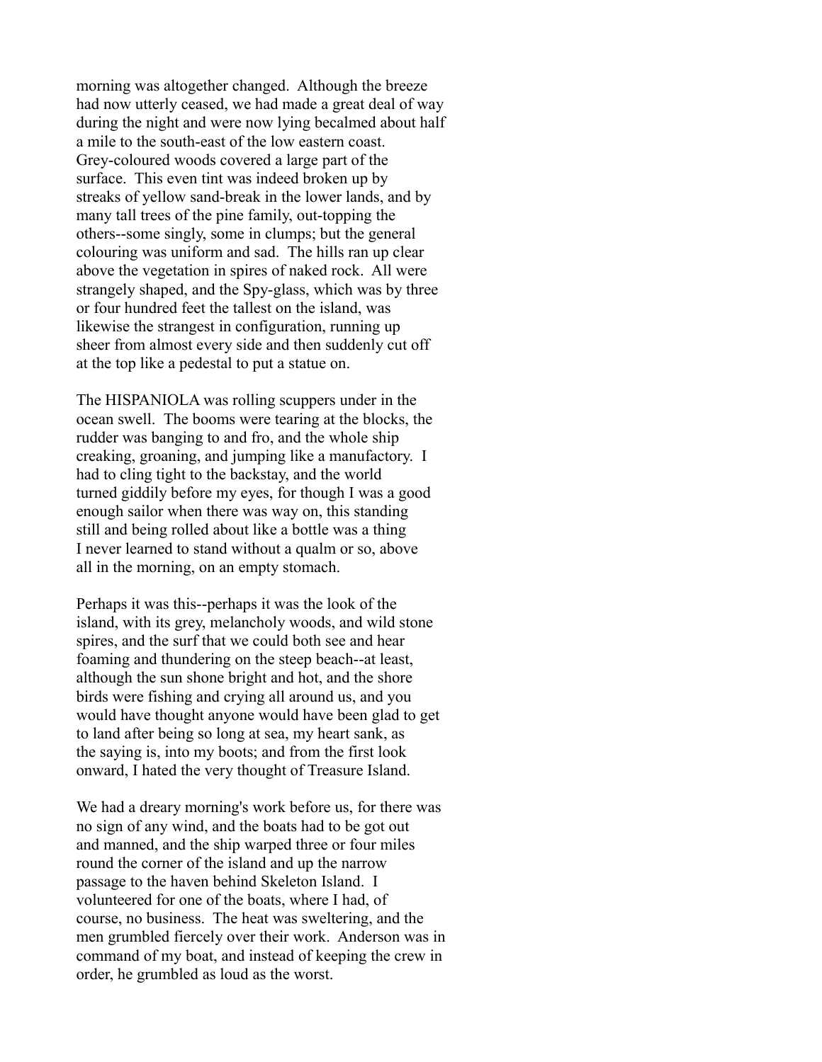morning was altogether changed. Although the breeze had now utterly ceased, we had made a great deal of way during the night and were now lying becalmed about half a mile to the south-east of the low eastern coast. Grey-coloured woods covered a large part of the surface. This even tint was indeed broken up by streaks of yellow sand-break in the lower lands, and by many tall trees of the pine family, out-topping the others--some singly, some in clumps; but the general colouring was uniform and sad. The hills ran up clear above the vegetation in spires of naked rock. All were strangely shaped, and the Spy-glass, which was by three or four hundred feet the tallest on the island, was likewise the strangest in configuration, running up sheer from almost every side and then suddenly cut off at the top like a pedestal to put a statue on.

The HISPANIOLA was rolling scuppers under in the ocean swell. The booms were tearing at the blocks, the rudder was banging to and fro, and the whole ship creaking, groaning, and jumping like a manufactory. I had to cling tight to the backstay, and the world turned giddily before my eyes, for though I was a good enough sailor when there was way on, this standing still and being rolled about like a bottle was a thing I never learned to stand without a qualm or so, above all in the morning, on an empty stomach.

Perhaps it was this--perhaps it was the look of the island, with its grey, melancholy woods, and wild stone spires, and the surf that we could both see and hear foaming and thundering on the steep beach--at least, although the sun shone bright and hot, and the shore birds were fishing and crying all around us, and you would have thought anyone would have been glad to get to land after being so long at sea, my heart sank, as the saying is, into my boots; and from the first look onward, I hated the very thought of Treasure Island.

We had a dreary morning's work before us, for there was no sign of any wind, and the boats had to be got out and manned, and the ship warped three or four miles round the corner of the island and up the narrow passage to the haven behind Skeleton Island. I volunteered for one of the boats, where I had, of course, no business. The heat was sweltering, and the men grumbled fiercely over their work. Anderson was in command of my boat, and instead of keeping the crew in order, he grumbled as loud as the worst.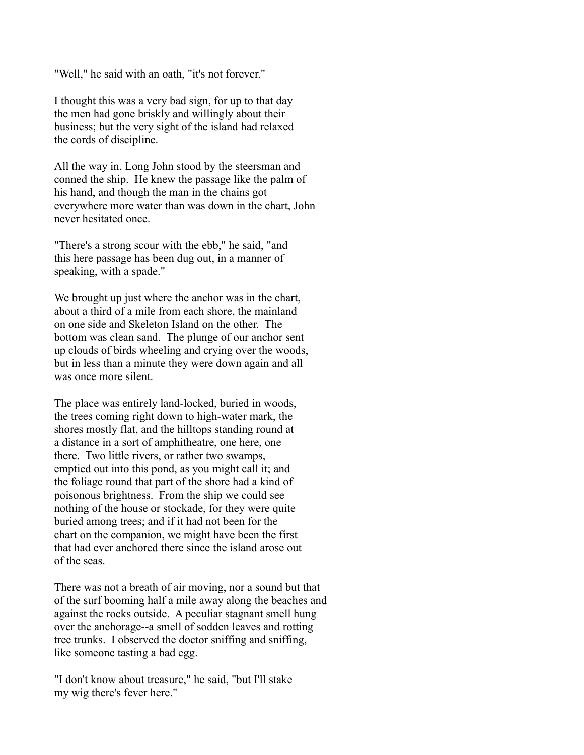"Well," he said with an oath, "it's not forever."

I thought this was a very bad sign, for up to that day the men had gone briskly and willingly about their business; but the very sight of the island had relaxed the cords of discipline.

All the way in, Long John stood by the steersman and conned the ship. He knew the passage like the palm of his hand, and though the man in the chains got everywhere more water than was down in the chart, John never hesitated once.

"There's a strong scour with the ebb," he said, "and this here passage has been dug out, in a manner of speaking, with a spade."

We brought up just where the anchor was in the chart, about a third of a mile from each shore, the mainland on one side and Skeleton Island on the other. The bottom was clean sand. The plunge of our anchor sent up clouds of birds wheeling and crying over the woods, but in less than a minute they were down again and all was once more silent.

The place was entirely land-locked, buried in woods, the trees coming right down to high-water mark, the shores mostly flat, and the hilltops standing round at a distance in a sort of amphitheatre, one here, one there. Two little rivers, or rather two swamps, emptied out into this pond, as you might call it; and the foliage round that part of the shore had a kind of poisonous brightness. From the ship we could see nothing of the house or stockade, for they were quite buried among trees; and if it had not been for the chart on the companion, we might have been the first that had ever anchored there since the island arose out of the seas.

There was not a breath of air moving, nor a sound but that of the surf booming half a mile away along the beaches and against the rocks outside. A peculiar stagnant smell hung over the anchorage--a smell of sodden leaves and rotting tree trunks. I observed the doctor sniffing and sniffing, like someone tasting a bad egg.

"I don't know about treasure," he said, "but I'll stake my wig there's fever here."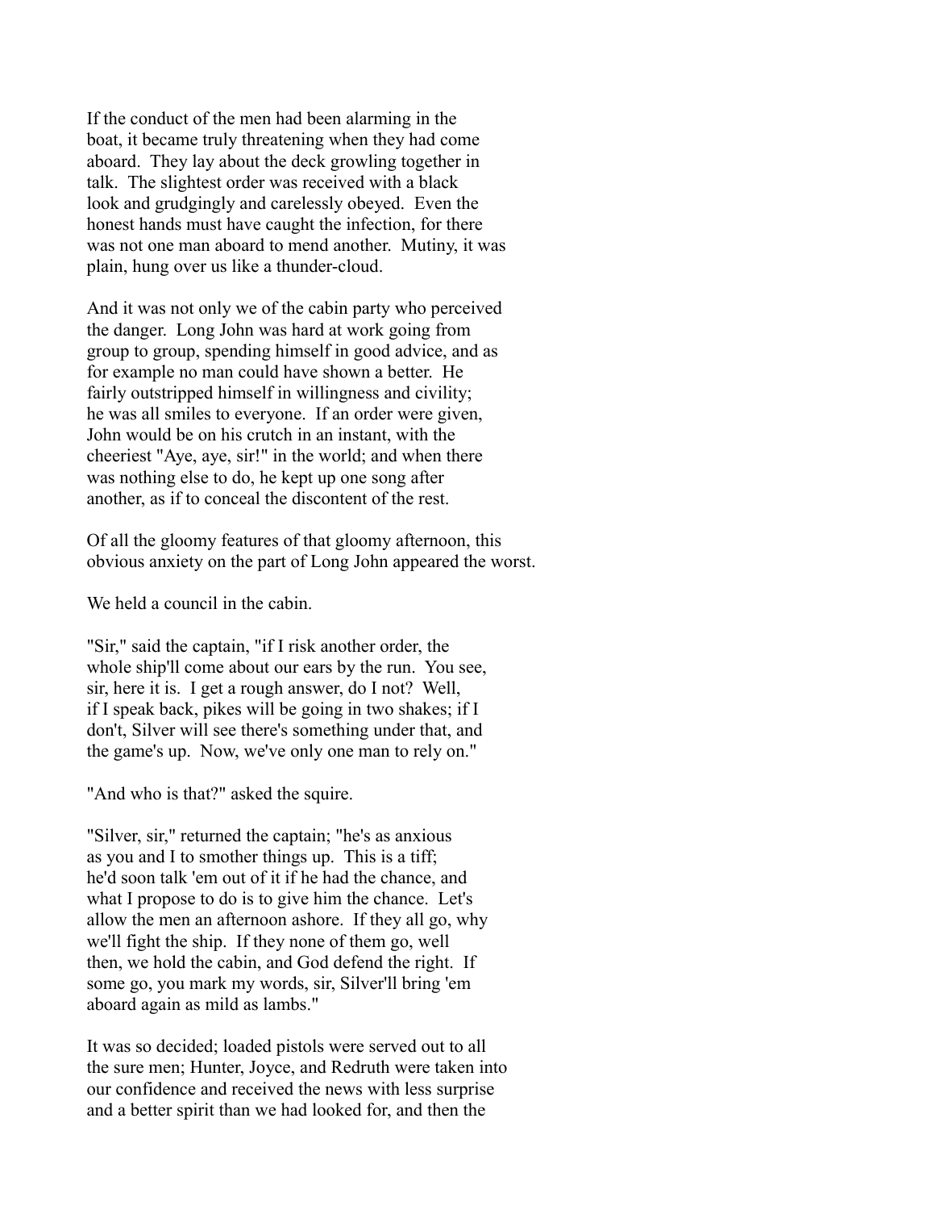If the conduct of the men had been alarming in the boat, it became truly threatening when they had come aboard. They lay about the deck growling together in talk. The slightest order was received with a black look and grudgingly and carelessly obeyed. Even the honest hands must have caught the infection, for there was not one man aboard to mend another. Mutiny, it was plain, hung over us like a thunder-cloud.

And it was not only we of the cabin party who perceived the danger. Long John was hard at work going from group to group, spending himself in good advice, and as for example no man could have shown a better. He fairly outstripped himself in willingness and civility; he was all smiles to everyone. If an order were given, John would be on his crutch in an instant, with the cheeriest "Aye, aye, sir!" in the world; and when there was nothing else to do, he kept up one song after another, as if to conceal the discontent of the rest.

Of all the gloomy features of that gloomy afternoon, this obvious anxiety on the part of Long John appeared the worst.

We held a council in the cabin.

"Sir," said the captain, "if I risk another order, the whole ship'll come about our ears by the run. You see, sir, here it is. I get a rough answer, do I not? Well, if I speak back, pikes will be going in two shakes; if I don't, Silver will see there's something under that, and the game's up. Now, we've only one man to rely on."

"And who is that?" asked the squire.

"Silver, sir," returned the captain; "he's as anxious as you and I to smother things up. This is a tiff; he'd soon talk 'em out of it if he had the chance, and what I propose to do is to give him the chance. Let's allow the men an afternoon ashore. If they all go, why we'll fight the ship. If they none of them go, well then, we hold the cabin, and God defend the right. If some go, you mark my words, sir, Silver'll bring 'em aboard again as mild as lambs."

It was so decided; loaded pistols were served out to all the sure men; Hunter, Joyce, and Redruth were taken into our confidence and received the news with less surprise and a better spirit than we had looked for, and then the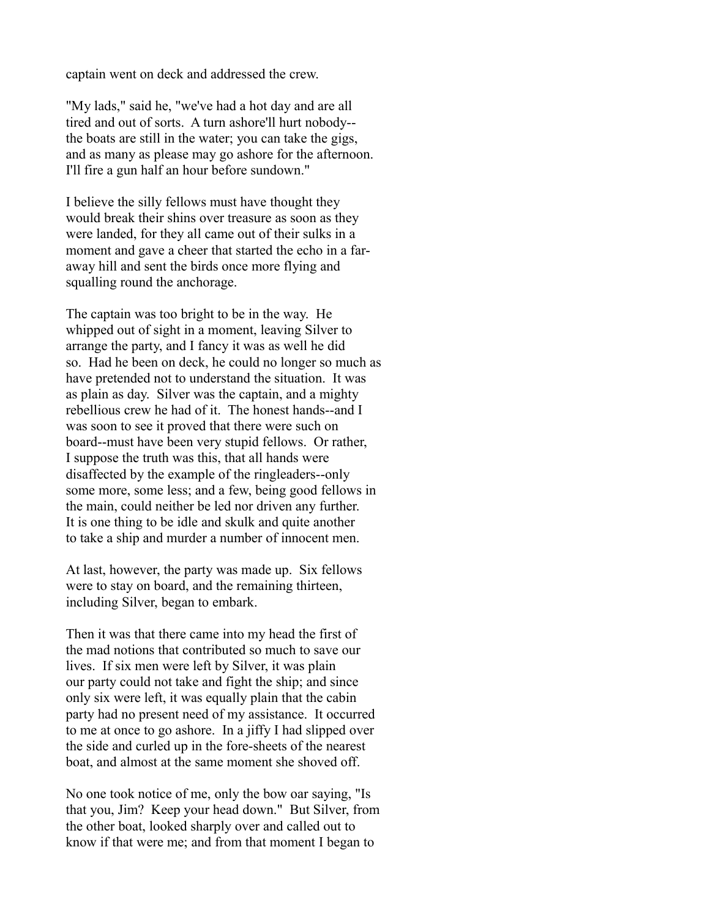captain went on deck and addressed the crew.

"My lads," said he, "we've had a hot day and are all tired and out of sorts. A turn ashore'll hurt nobody--the boats are still in the water; you can take the gigs, and as many as please may go ashore for the afternoon. I'll fire a gun half an hour before sundown."

I believe the silly fellows must have thought they would break their shins over treasure as soon as they were landed, for they all came out of their sulks in a moment and gave a cheer that started the echo in a far-away hill and sent the birds once more flying and squalling round the anchorage.

The captain was too bright to be in the way. He whipped out of sight in a moment, leaving Silver to arrange the party, and I fancy it was as well he did so. Had he been on deck, he could no longer so much as have pretended not to understand the situation. It was as plain as day. Silver was the captain, and a mighty rebellious crew he had of it. The honest hands--and I was soon to see it proved that there were such on board--must have been very stupid fellows. Or rather, I suppose the truth was this, that all hands were disaffected by the example of the ringleaders--only some more, some less; and a few, being good fellows in the main, could neither be led nor driven any further. It is one thing to be idle and skulk and quite another to take a ship and murder a number of innocent men.

At last, however, the party was made up. Six fellows were to stay on board, and the remaining thirteen, including Silver, began to embark.

Then it was that there came into my head the first of the mad notions that contributed so much to save our lives. If six men were left by Silver, it was plain our party could not take and fight the ship; and since only six were left, it was equally plain that the cabin party had no present need of my assistance. It occurred to me at once to go ashore. In a jiffy I had slipped over the side and curled up in the fore-sheets of the nearest boat, and almost at the same moment she shoved off.

No one took notice of me, only the bow oar saying, "Is that you, Jim? Keep your head down." But Silver, from the other boat, looked sharply over and called out to know if that were me; and from that moment I began to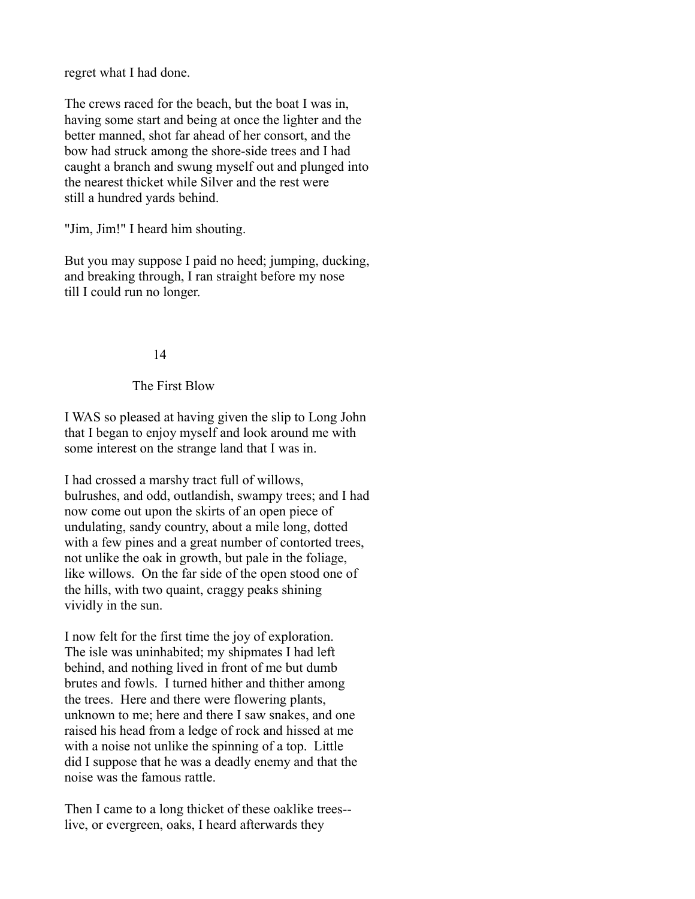regret what I had done.

The crews raced for the beach, but the boat I was in, having some start and being at once the lighter and the better manned, shot far ahead of her consort, and the bow had struck among the shore-side trees and I had caught a branch and swung myself out and plunged into the nearest thicket while Silver and the rest were still a hundred yards behind.

"Jim, Jim!" I heard him shouting.

But you may suppose I paid no heed; jumping, ducking, and breaking through, I ran straight before my nose till I could run no longer.

## 14

## The First Blow

I WAS so pleased at having given the slip to Long John that I began to enjoy myself and look around me with some interest on the strange land that I was in.

I had crossed a marshy tract full of willows, bulrushes, and odd, outlandish, swampy trees; and I had now come out upon the skirts of an open piece of undulating, sandy country, about a mile long, dotted with a few pines and a great number of contorted trees, not unlike the oak in growth, but pale in the foliage, like willows. On the far side of the open stood one of the hills, with two quaint, craggy peaks shining vividly in the sun.

I now felt for the first time the joy of exploration. The isle was uninhabited; my shipmates I had left behind, and nothing lived in front of me but dumb brutes and fowls. I turned hither and thither among the trees. Here and there were flowering plants, unknown to me; here and there I saw snakes, and one raised his head from a ledge of rock and hissed at me with a noise not unlike the spinning of a top. Little did I suppose that he was a deadly enemy and that the noise was the famous rattle.

Then I came to a long thicket of these oaklike trees-- live, or evergreen, oaks, I heard afterwards they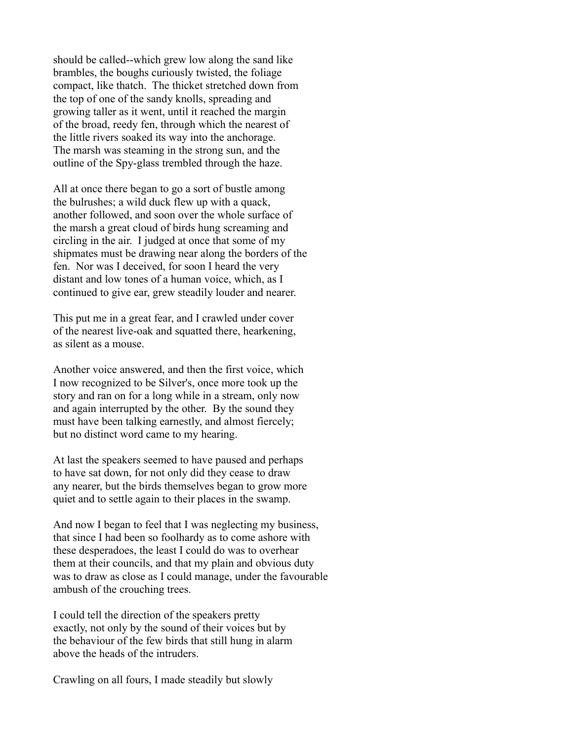should be called--which grew low along the sand like brambles, the boughs curiously twisted, the foliage compact, like thatch. The thicket stretched down from the top of one of the sandy knolls, spreading and growing taller as it went, until it reached the margin of the broad, reedy fen, through which the nearest of the little rivers soaked its way into the anchorage. The marsh was steaming in the strong sun, and the outline of the Spy-glass trembled through the haze.

All at once there began to go a sort of bustle among the bulrushes; a wild duck flew up with a quack, another followed, and soon over the whole surface of the marsh a great cloud of birds hung screaming and circling in the air. I judged at once that some of my shipmates must be drawing near along the borders of the fen. Nor was I deceived, for soon I heard the very distant and low tones of a human voice, which, as I continued to give ear, grew steadily louder and nearer.

This put me in a great fear, and I crawled under cover of the nearest live-oak and squatted there, hearkening, as silent as a mouse.

Another voice answered, and then the first voice, which I now recognized to be Silver's, once more took up the story and ran on for a long while in a stream, only now and again interrupted by the other. By the sound they must have been talking earnestly, and almost fiercely; but no distinct word came to my hearing.

At last the speakers seemed to have paused and perhaps to have sat down, for not only did they cease to draw any nearer, but the birds themselves began to grow more quiet and to settle again to their places in the swamp.

And now I began to feel that I was neglecting my business, that since I had been so foolhardy as to come ashore with these desperadoes, the least I could do was to overhear them at their councils, and that my plain and obvious duty was to draw as close as I could manage, under the favourable ambush of the crouching trees.

I could tell the direction of the speakers pretty exactly, not only by the sound of their voices but by the behaviour of the few birds that still hung in alarm above the heads of the intruders.

Crawling on all fours, I made steadily but slowly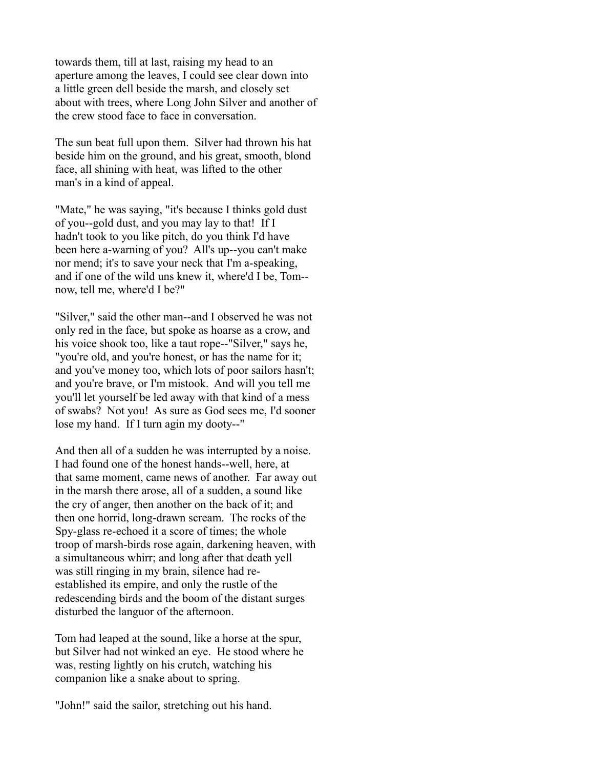towards them, till at last, raising my head to an aperture among the leaves, I could see clear down into a little green dell beside the marsh, and closely set about with trees, where Long John Silver and another of the crew stood face to face in conversation.

The sun beat full upon them. Silver had thrown his hat beside him on the ground, and his great, smooth, blond face, all shining with heat, was lifted to the other man's in a kind of appeal.

"Mate," he was saying, "it's because I thinks gold dust of you--gold dust, and you may lay to that! If I hadn't took to you like pitch, do you think I'd have been here a-warning of you? All's up--you can't make nor mend; it's to save your neck that I'm a-speaking, and if one of the wild uns knew it, where'd I be, Tom--now, tell me, where'd I be?"

"Silver," said the other man--and I observed he was not only red in the face, but spoke as hoarse as a crow, and his voice shook too, like a taut rope--"Silver," says he, "you're old, and you're honest, or has the name for it; and you've money too, which lots of poor sailors hasn't; and you're brave, or I'm mistook. And will you tell me you'll let yourself be led away with that kind of a mess of swabs? Not you! As sure as God sees me, I'd sooner lose my hand. If I turn agin my dooty--"

And then all of a sudden he was interrupted by a noise. I had found one of the honest hands--well, here, at that same moment, came news of another. Far away out in the marsh there arose, all of a sudden, a sound like the cry of anger, then another on the back of it; and then one horrid, long-drawn scream. The rocks of the Spy-glass re-echoed it a score of times; the whole troop of marsh-birds rose again, darkening heaven, with a simultaneous whirr; and long after that death yell was still ringing in my brain, silence had re-established its empire, and only the rustle of the redescending birds and the boom of the distant surges disturbed the languor of the afternoon.

Tom had leaped at the sound, like a horse at the spur, but Silver had not winked an eye. He stood where he was, resting lightly on his crutch, watching his companion like a snake about to spring.

"John!" said the sailor, stretching out his hand.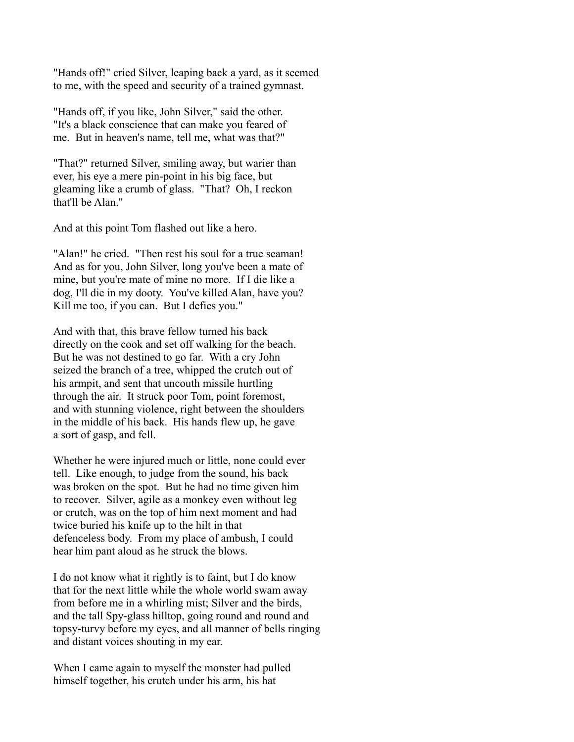"Hands off!" cried Silver, leaping back a yard, as it seemed to me, with the speed and security of a trained gymnast.

"Hands off, if you like, John Silver," said the other. "It's a black conscience that can make you feared of me. But in heaven's name, tell me, what was that?"

"That?" returned Silver, smiling away, but warier than ever, his eye a mere pin-point in his big face, but gleaming like a crumb of glass. "That? Oh, I reckon that'll be Alan."

And at this point Tom flashed out like a hero.

"Alan!" he cried. "Then rest his soul for a true seaman! And as for you, John Silver, long you've been a mate of mine, but you're mate of mine no more. If I die like a dog, I'll die in my dooty. You've killed Alan, have you? Kill me too, if you can. But I defies you."

And with that, this brave fellow turned his back directly on the cook and set off walking for the beach. But he was not destined to go far. With a cry John seized the branch of a tree, whipped the crutch out of his armpit, and sent that uncouth missile hurtling through the air. It struck poor Tom, point foremost, and with stunning violence, right between the shoulders in the middle of his back. His hands flew up, he gave a sort of gasp, and fell.

Whether he were injured much or little, none could ever tell. Like enough, to judge from the sound, his back was broken on the spot. But he had no time given him to recover. Silver, agile as a monkey even without leg or crutch, was on the top of him next moment and had twice buried his knife up to the hilt in that defenceless body. From my place of ambush, I could hear him pant aloud as he struck the blows.

I do not know what it rightly is to faint, but I do know that for the next little while the whole world swam away from before me in a whirling mist; Silver and the birds, and the tall Spy-glass hilltop, going round and round and topsy-turvy before my eyes, and all manner of bells ringing and distant voices shouting in my ear.

When I came again to myself the monster had pulled himself together, his crutch under his arm, his hat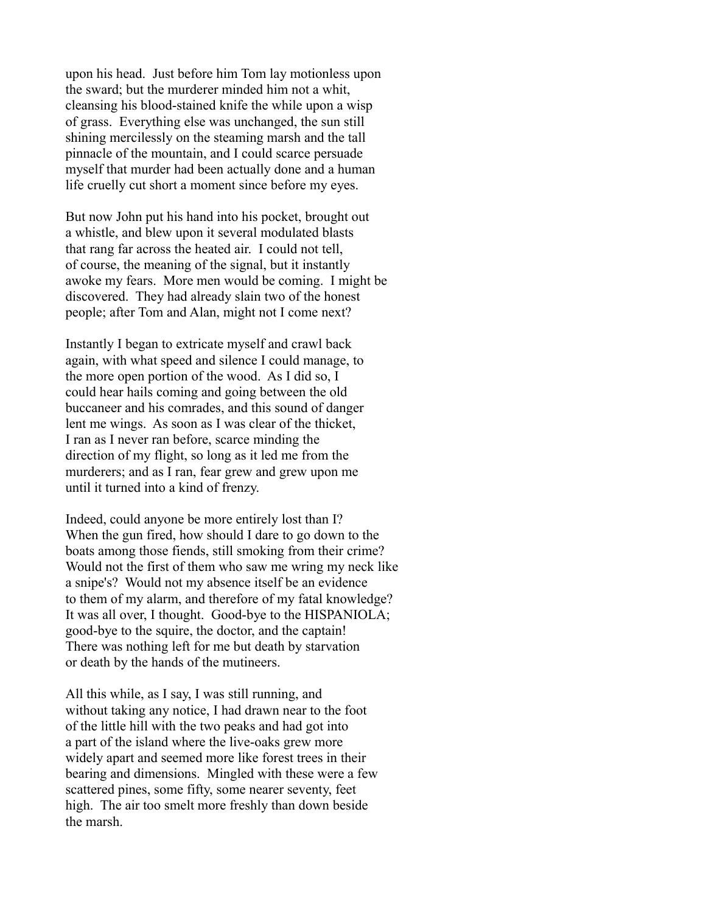upon his head. Just before him Tom lay motionless upon the sward; but the murderer minded him not a whit, cleansing his blood-stained knife the while upon a wisp of grass. Everything else was unchanged, the sun still shining mercilessly on the steaming marsh and the tall pinnacle of the mountain, and I could scarce persuade myself that murder had been actually done and a human life cruelly cut short a moment since before my eyes.

But now John put his hand into his pocket, brought out a whistle, and blew upon it several modulated blasts that rang far across the heated air. I could not tell, of course, the meaning of the signal, but it instantly awoke my fears. More men would be coming. I might be discovered. They had already slain two of the honest people; after Tom and Alan, might not I come next?

Instantly I began to extricate myself and crawl back again, with what speed and silence I could manage, to the more open portion of the wood. As I did so, I could hear hails coming and going between the old buccaneer and his comrades, and this sound of danger lent me wings. As soon as I was clear of the thicket, I ran as I never ran before, scarce minding the direction of my flight, so long as it led me from the murderers; and as I ran, fear grew and grew upon me until it turned into a kind of frenzy.

Indeed, could anyone be more entirely lost than I? When the gun fired, how should I dare to go down to the boats among those fiends, still smoking from their crime? Would not the first of them who saw me wring my neck like a snipe's? Would not my absence itself be an evidence to them of my alarm, and therefore of my fatal knowledge? It was all over, I thought. Good-bye to the HISPANIOLA; good-bye to the squire, the doctor, and the captain! There was nothing left for me but death by starvation or death by the hands of the mutineers.

All this while, as I say, I was still running, and without taking any notice, I had drawn near to the foot of the little hill with the two peaks and had got into a part of the island where the live-oaks grew more widely apart and seemed more like forest trees in their bearing and dimensions. Mingled with these were a few scattered pines, some fifty, some nearer seventy, feet high. The air too smelt more freshly than down beside the marsh.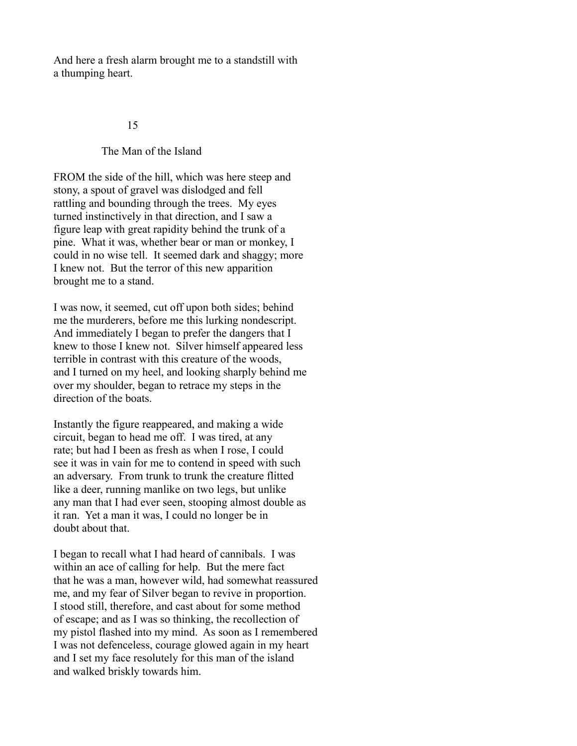And here a fresh alarm brought me to a standstill with a thumping heart.

## 15

## The Man of the Island

FROM the side of the hill, which was here steep and stony, a spout of gravel was dislodged and fell rattling and bounding through the trees. My eyes turned instinctively in that direction, and I saw a figure leap with great rapidity behind the trunk of a pine. What it was, whether bear or man or monkey, I could in no wise tell. It seemed dark and shaggy; more I knew not. But the terror of this new apparition brought me to a stand.

I was now, it seemed, cut off upon both sides; behind me the murderers, before me this lurking nondescript. And immediately I began to prefer the dangers that I knew to those I knew not. Silver himself appeared less terrible in contrast with this creature of the woods, and I turned on my heel, and looking sharply behind me over my shoulder, began to retrace my steps in the direction of the boats.

Instantly the figure reappeared, and making a wide circuit, began to head me off. I was tired, at any rate; but had I been as fresh as when I rose, I could see it was in vain for me to contend in speed with such an adversary. From trunk to trunk the creature flitted like a deer, running manlike on two legs, but unlike any man that I had ever seen, stooping almost double as it ran. Yet a man it was, I could no longer be in doubt about that.

I began to recall what I had heard of cannibals. I was within an ace of calling for help. But the mere fact that he was a man, however wild, had somewhat reassured me, and my fear of Silver began to revive in proportion. I stood still, therefore, and cast about for some method of escape; and as I was so thinking, the recollection of my pistol flashed into my mind. As soon as I remembered I was not defenceless, courage glowed again in my heart and I set my face resolutely for this man of the island and walked briskly towards him.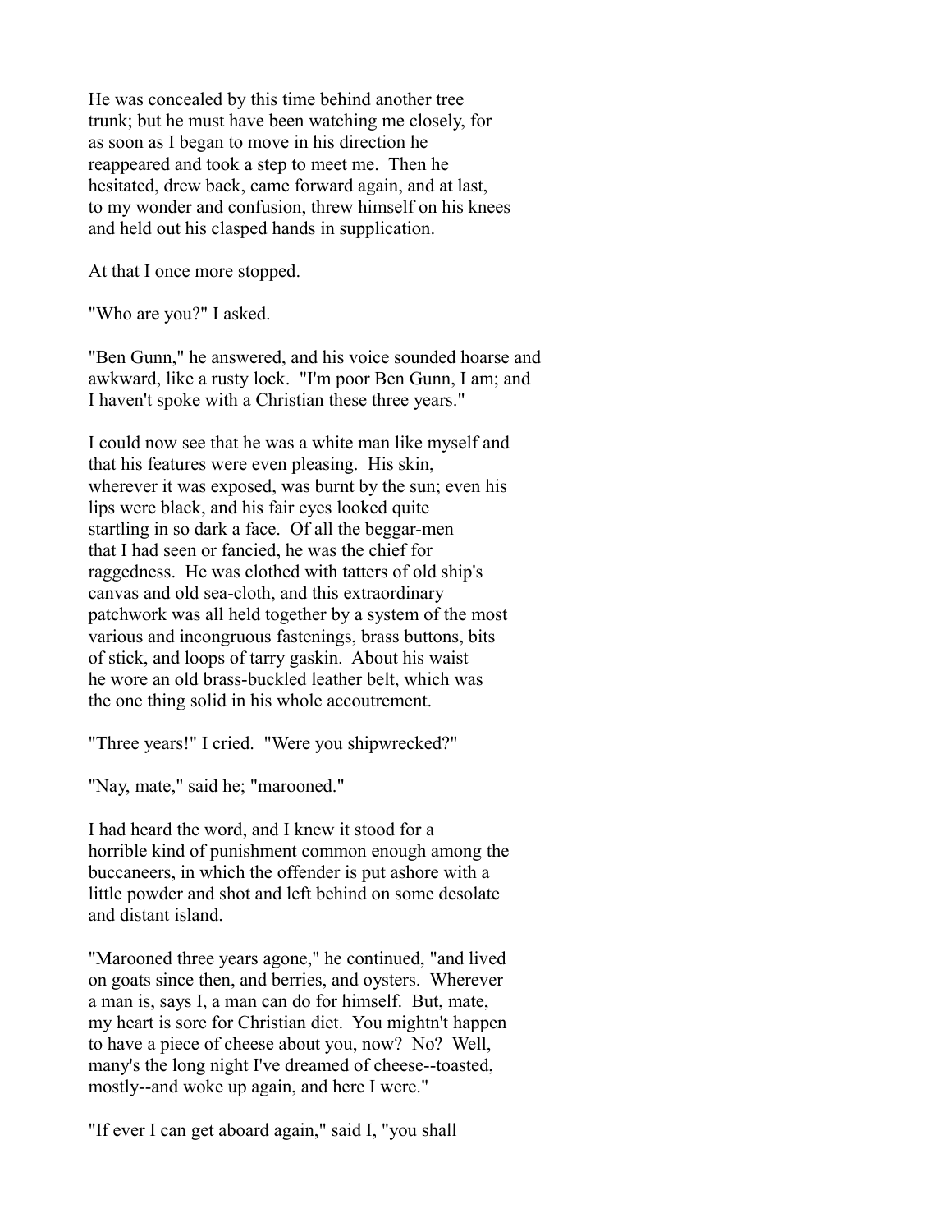He was concealed by this time behind another tree trunk; but he must have been watching me closely, for as soon as I began to move in his direction he reappeared and took a step to meet me. Then he hesitated, drew back, came forward again, and at last, to my wonder and confusion, threw himself on his knees and held out his clasped hands in supplication.

At that I once more stopped.

"Who are you?" I asked.

"Ben Gunn," he answered, and his voice sounded hoarse and awkward, like a rusty lock. "I'm poor Ben Gunn, I am; and I haven't spoke with a Christian these three years."

I could now see that he was a white man like myself and that his features were even pleasing. His skin, wherever it was exposed, was burnt by the sun; even his lips were black, and his fair eyes looked quite startling in so dark a face. Of all the beggar-men that I had seen or fancied, he was the chief for raggedness. He was clothed with tatters of old ship's canvas and old sea-cloth, and this extraordinary patchwork was all held together by a system of the most various and incongruous fastenings, brass buttons, bits of stick, and loops of tarry gaskin. About his waist he wore an old brass-buckled leather belt, which was the one thing solid in his whole accoutrement.

"Three years!" I cried. "Were you shipwrecked?"

"Nay, mate," said he; "marooned."

I had heard the word, and I knew it stood for a horrible kind of punishment common enough among the buccaneers, in which the offender is put ashore with a little powder and shot and left behind on some desolate and distant island.

"Marooned three years agone," he continued, "and lived on goats since then, and berries, and oysters. Wherever a man is, says I, a man can do for himself. But, mate, my heart is sore for Christian diet. You mightn't happen to have a piece of cheese about you, now? No? Well, many's the long night I've dreamed of cheese--toasted, mostly--and woke up again, and here I were."

"If ever I can get aboard again," said I, "you shall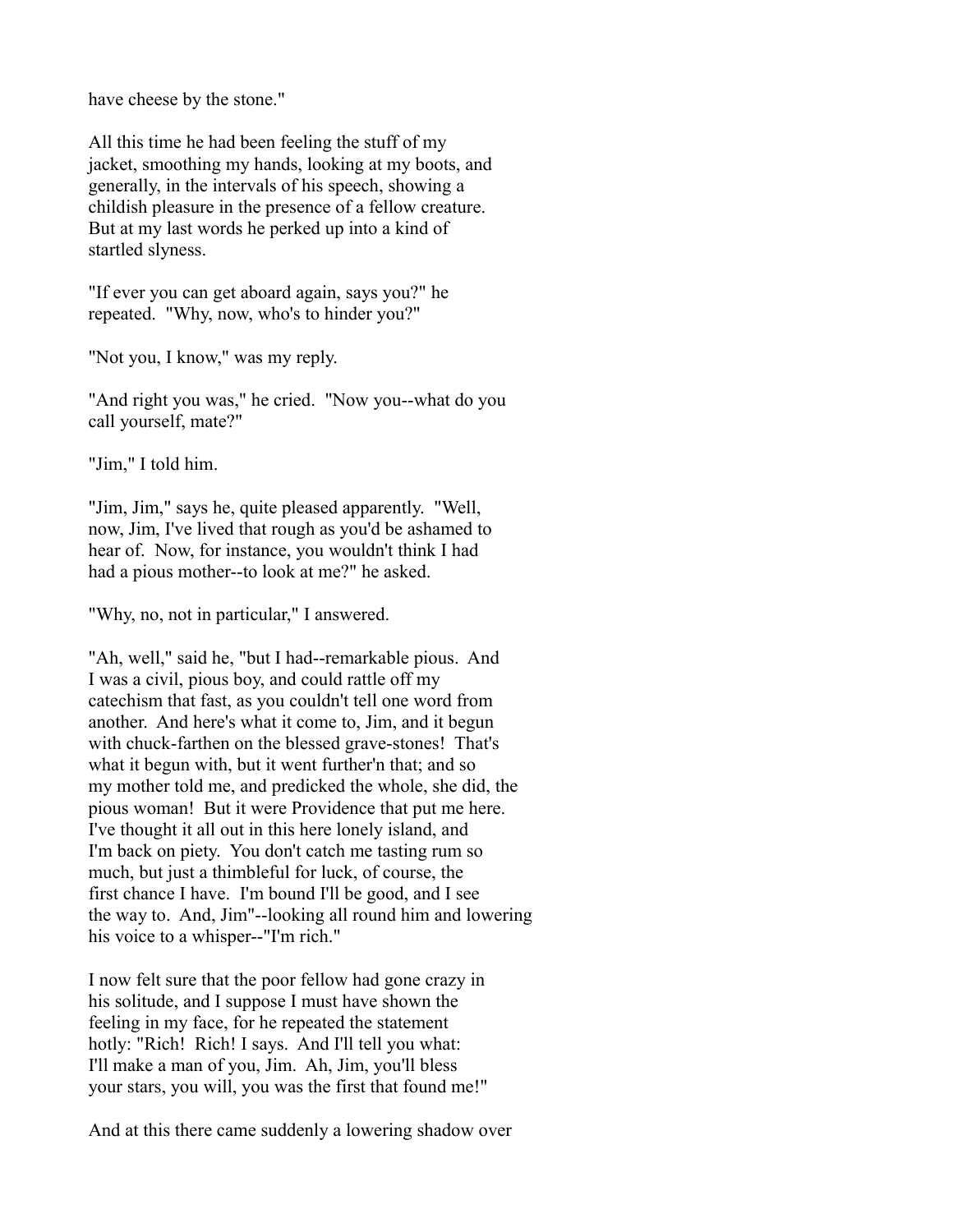have cheese by the stone."

All this time he had been feeling the stuff of my jacket, smoothing my hands, looking at my boots, and generally, in the intervals of his speech, showing a childish pleasure in the presence of a fellow creature. But at my last words he perked up into a kind of startled slyness.

"If ever you can get aboard again, says you?" he repeated. "Why, now, who's to hinder you?"

"Not you, I know," was my reply.

"And right you was," he cried. "Now you--what do you call yourself, mate?"

"Jim," I told him.

"Jim, Jim," says he, quite pleased apparently. "Well, now, Jim, I've lived that rough as you'd be ashamed to hear of. Now, for instance, you wouldn't think I had had a pious mother--to look at me?" he asked.

"Why, no, not in particular," I answered.

"Ah, well," said he, "but I had--remarkable pious. And I was a civil, pious boy, and could rattle off my catechism that fast, as you couldn't tell one word from another. And here's what it come to, Jim, and it begun with chuck-farthen on the blessed grave-stones! That's what it begun with, but it went further'n that; and so my mother told me, and predicked the whole, she did, the pious woman! But it were Providence that put me here. I've thought it all out in this here lonely island, and I'm back on piety. You don't catch me tasting rum so much, but just a thimbleful for luck, of course, the first chance I have. I'm bound I'll be good, and I see the way to. And, Jim"--looking all round him and lowering his voice to a whisper--"I'm rich."

I now felt sure that the poor fellow had gone crazy in his solitude, and I suppose I must have shown the feeling in my face, for he repeated the statement hotly: "Rich! Rich! I says. And I'll tell you what: I'll make a man of you, Jim. Ah, Jim, you'll bless your stars, you will, you was the first that found me!"

And at this there came suddenly a lowering shadow over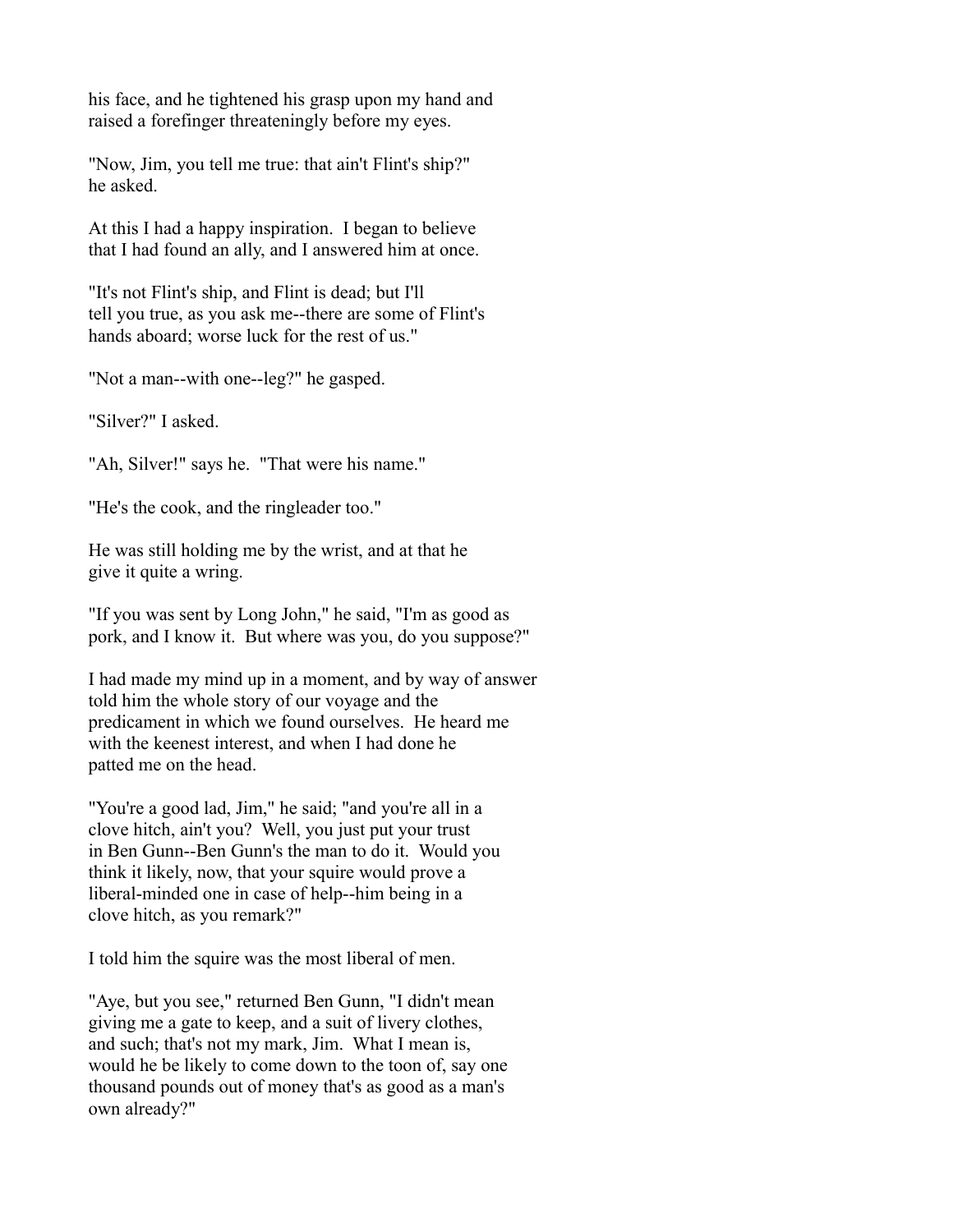his face, and he tightened his grasp upon my hand and raised a forefinger threateningly before my eyes.

"Now, Jim, you tell me true: that ain't Flint's ship?" he asked.

At this I had a happy inspiration. I began to believe that I had found an ally, and I answered him at once.

"It's not Flint's ship, and Flint is dead; but I'll tell you true, as you ask me--there are some of Flint's hands aboard; worse luck for the rest of us."

"Not a man--with one--leg?" he gasped.

"Silver?" I asked.

"Ah, Silver!" says he. "That were his name."

"He's the cook, and the ringleader too."

He was still holding me by the wrist, and at that he give it quite a wring.

"If you was sent by Long John," he said, "I'm as good as pork, and I know it. But where was you, do you suppose?"

I had made my mind up in a moment, and by way of answer told him the whole story of our voyage and the predicament in which we found ourselves. He heard me with the keenest interest, and when I had done he patted me on the head.

"You're a good lad, Jim," he said; "and you're all in a clove hitch, ain't you? Well, you just put your trust in Ben Gunn--Ben Gunn's the man to do it. Would you think it likely, now, that your squire would prove a liberal-minded one in case of help--him being in a clove hitch, as you remark?"

I told him the squire was the most liberal of men.

"Aye, but you see," returned Ben Gunn, "I didn't mean giving me a gate to keep, and a suit of livery clothes, and such; that's not my mark, Jim. What I mean is, would he be likely to come down to the toon of, say one thousand pounds out of money that's as good as a man's own already?"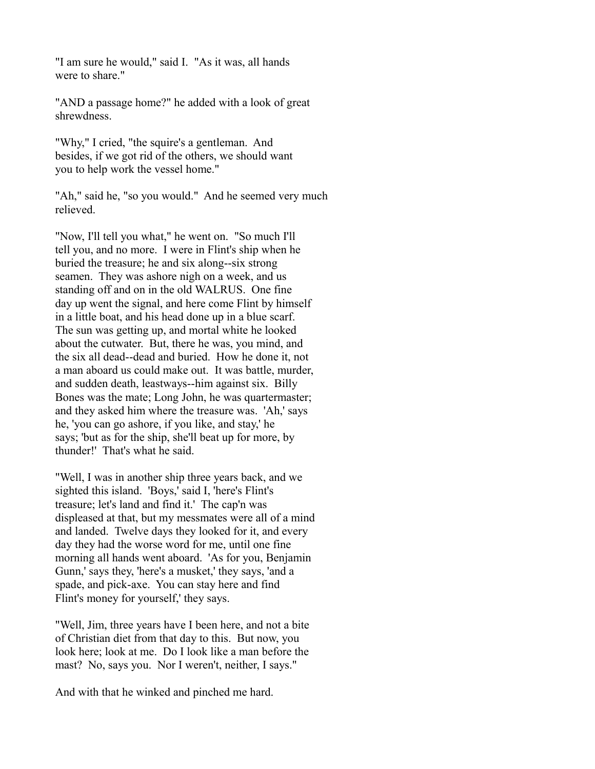"I am sure he would," said I. "As it was, all hands were to share."

"AND a passage home?" he added with a look of great shrewdness.

"Why," I cried, "the squire's a gentleman. And besides, if we got rid of the others, we should want you to help work the vessel home."

"Ah," said he, "so you would." And he seemed very much relieved.

"Now, I'll tell you what," he went on. "So much I'll tell you, and no more. I were in Flint's ship when he buried the treasure; he and six along--six strong seamen. They was ashore nigh on a week, and us standing off and on in the old WALRUS. One fine day up went the signal, and here come Flint by himself in a little boat, and his head done up in a blue scarf. The sun was getting up, and mortal white he looked about the cutwater. But, there he was, you mind, and the six all dead--dead and buried. How he done it, not a man aboard us could make out. It was battle, murder, and sudden death, leastways--him against six. Billy Bones was the mate; Long John, he was quartermaster; and they asked him where the treasure was. 'Ah,' says he, 'you can go ashore, if you like, and stay,' he says; 'but as for the ship, she'll beat up for more, by thunder!' That's what he said.

"Well, I was in another ship three years back, and we sighted this island. 'Boys,' said I, 'here's Flint's treasure; let's land and find it.' The cap'n was displeased at that, but my messmates were all of a mind and landed. Twelve days they looked for it, and every day they had the worse word for me, until one fine morning all hands went aboard. 'As for you, Benjamin Gunn,' says they, 'here's a musket,' they says, 'and a spade, and pick-axe. You can stay here and find Flint's money for yourself,' they says.

"Well, Jim, three years have I been here, and not a bite of Christian diet from that day to this. But now, you look here; look at me. Do I look like a man before the mast? No, says you. Nor I weren't, neither, I says."

And with that he winked and pinched me hard.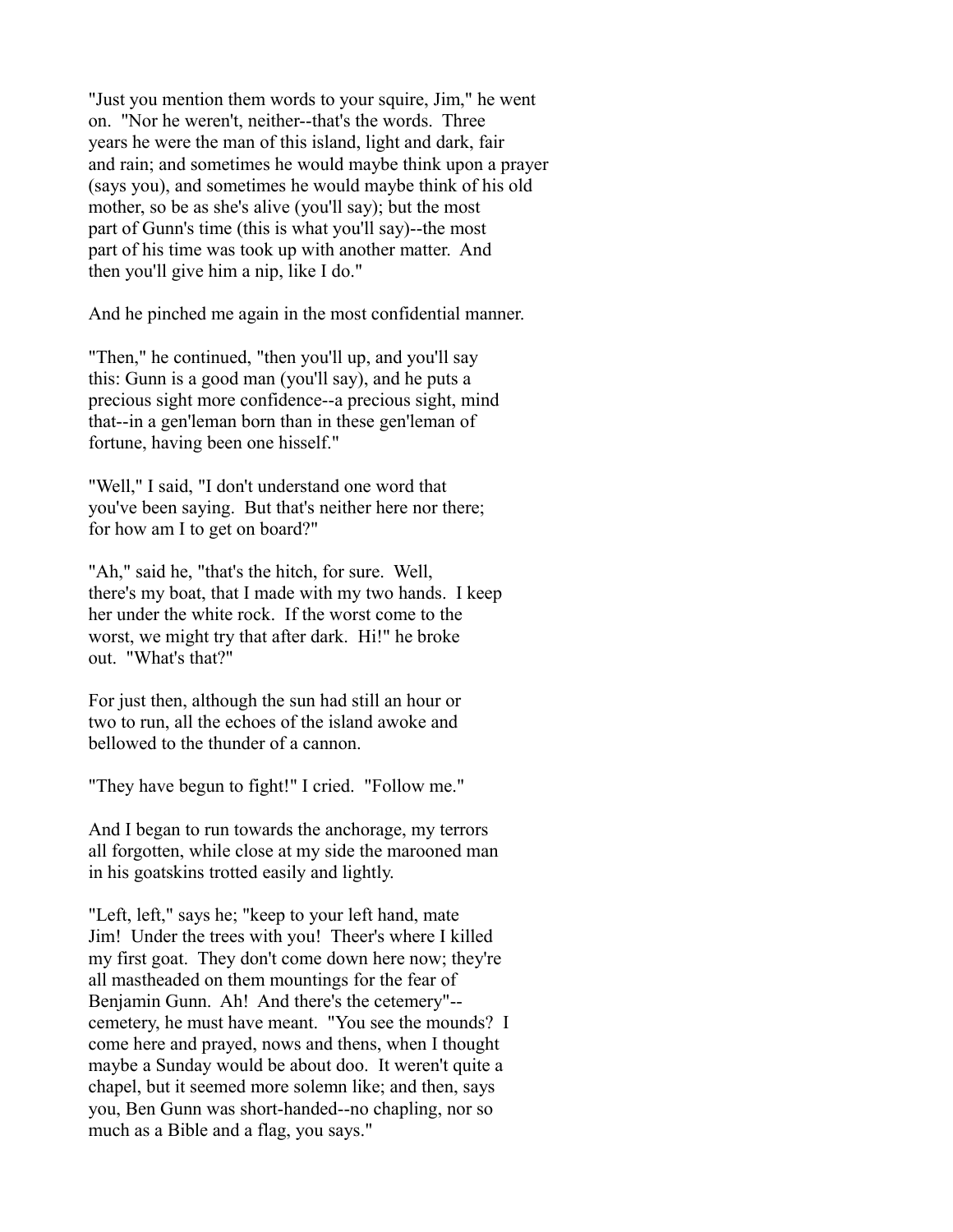"Just you mention them words to your squire, Jim," he went on. "Nor he weren't, neither--that's the words. Three years he were the man of this island, light and dark, fair and rain; and sometimes he would maybe think upon a prayer (says you), and sometimes he would maybe think of his old mother, so be as she's alive (you'll say); but the most part of Gunn's time (this is what you'll say)--the most part of his time was took up with another matter. And then you'll give him a nip, like I do."

And he pinched me again in the most confidential manner.

"Then," he continued, "then you'll up, and you'll say this: Gunn is a good man (you'll say), and he puts a precious sight more confidence--a precious sight, mind that--in a gen'leman born than in these gen'leman of fortune, having been one hisself."

"Well," I said, "I don't understand one word that you've been saying. But that's neither here nor there; for how am I to get on board?"

"Ah," said he, "that's the hitch, for sure. Well, there's my boat, that I made with my two hands. I keep her under the white rock. If the worst come to the worst, we might try that after dark. Hi!" he broke out. "What's that?"

For just then, although the sun had still an hour or two to run, all the echoes of the island awoke and bellowed to the thunder of a cannon.

"They have begun to fight!" I cried. "Follow me."

And I began to run towards the anchorage, my terrors all forgotten, while close at my side the marooned man in his goatskins trotted easily and lightly.

"Left, left," says he; "keep to your left hand, mate Jim! Under the trees with you! Theer's where I killed my first goat. They don't come down here now; they're all mastheaded on them mountings for the fear of Benjamin Gunn. Ah! And there's the cetemery"--cemetery, he must have meant. "You see the mounds? I come here and prayed, nows and thens, when I thought maybe a Sunday would be about doo. It weren't quite a chapel, but it seemed more solemn like; and then, says you, Ben Gunn was short-handed--no chapling, nor so much as a Bible and a flag, you says."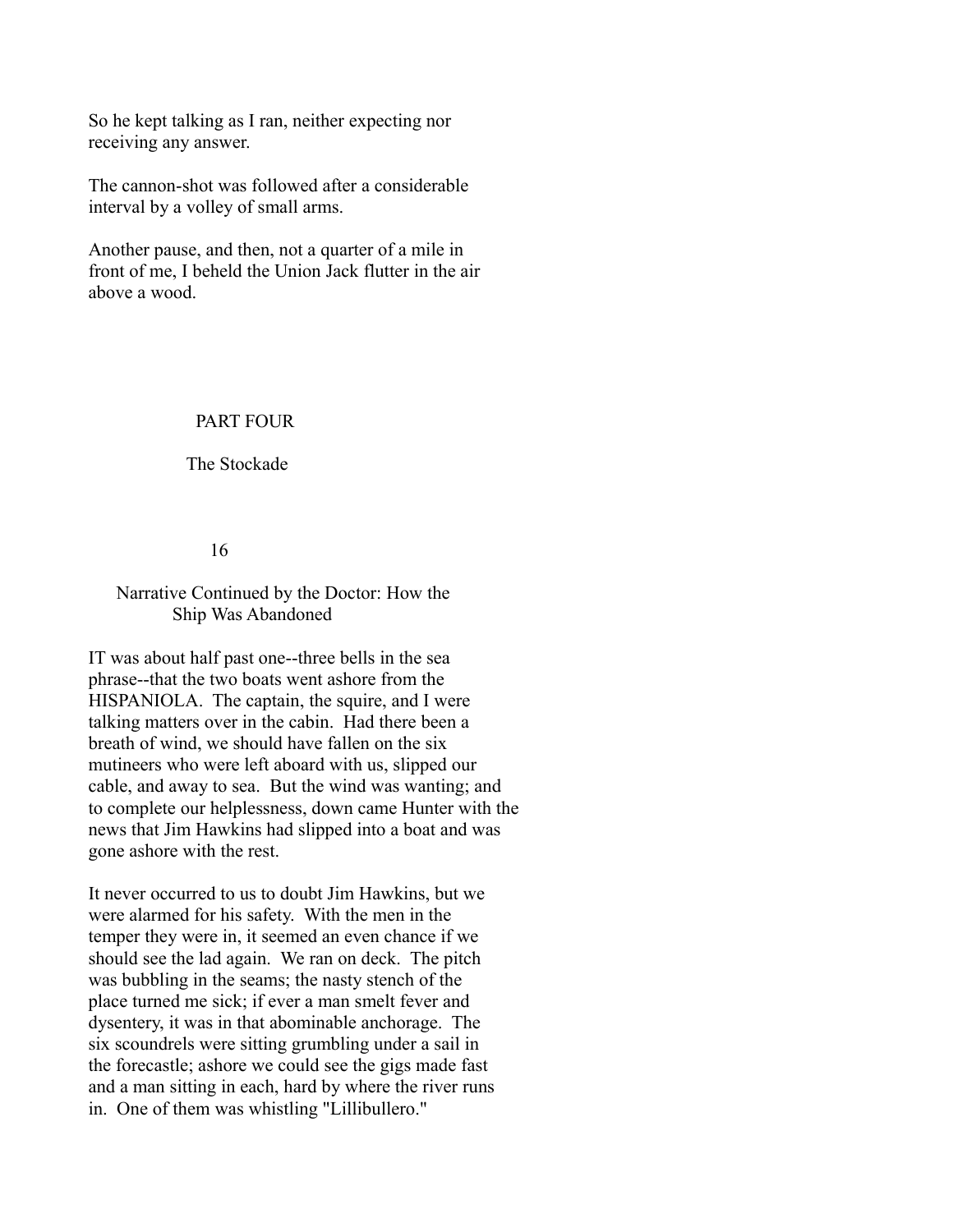So he kept talking as I ran, neither expecting nor receiving any answer.

The cannon-shot was followed after a considerable interval by a volley of small arms.

Another pause, and then, not a quarter of a mile in front of me, I beheld the Union Jack flutter in the air above a wood.

# PART FOUR

# The Stockade

## 16

## Narrative Continued by the Doctor: How the Ship Was Abandoned

IT was about half past one--three bells in the sea phrase--that the two boats went ashore from the HISPANIOLA. The captain, the squire, and I were talking matters over in the cabin. Had there been a breath of wind, we should have fallen on the six mutineers who were left aboard with us, slipped our cable, and away to sea. But the wind was wanting; and to complete our helplessness, down came Hunter with the news that Jim Hawkins had slipped into a boat and was gone ashore with the rest.

It never occurred to us to doubt Jim Hawkins, but we were alarmed for his safety. With the men in the temper they were in, it seemed an even chance if we should see the lad again. We ran on deck. The pitch was bubbling in the seams; the nasty stench of the place turned me sick; if ever a man smelt fever and dysentery, it was in that abominable anchorage. The six scoundrels were sitting grumbling under a sail in the forecastle; ashore we could see the gigs made fast and a man sitting in each, hard by where the river runs in. One of them was whistling "Lillibullero."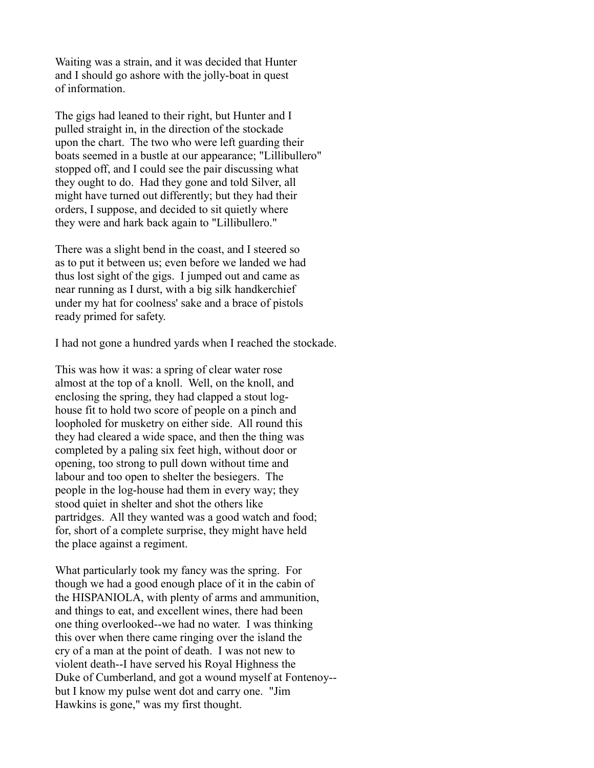Waiting was a strain, and it was decided that Hunter and I should go ashore with the jolly-boat in quest of information.

The gigs had leaned to their right, but Hunter and I pulled straight in, in the direction of the stockade upon the chart. The two who were left guarding their boats seemed in a bustle at our appearance; "Lillibullero" stopped off, and I could see the pair discussing what they ought to do. Had they gone and told Silver, all might have turned out differently; but they had their orders, I suppose, and decided to sit quietly where they were and hark back again to "Lillibullero."

There was a slight bend in the coast, and I steered so as to put it between us; even before we landed we had thus lost sight of the gigs. I jumped out and came as near running as I durst, with a big silk handkerchief under my hat for coolness' sake and a brace of pistols ready primed for safety.

I had not gone a hundred yards when I reached the stockade.

This was how it was: a spring of clear water rose almost at the top of a knoll. Well, on the knoll, and enclosing the spring, they had clapped a stout log-house fit to hold two score of people on a pinch and loopholed for musketry on either side. All round this they had cleared a wide space, and then the thing was completed by a paling six feet high, without door or opening, too strong to pull down without time and labour and too open to shelter the besiegers. The people in the log-house had them in every way; they stood quiet in shelter and shot the others like partridges. All they wanted was a good watch and food; for, short of a complete surprise, they might have held the place against a regiment.

What particularly took my fancy was the spring. For though we had a good enough place of it in the cabin of the HISPANIOLA, with plenty of arms and ammunition, and things to eat, and excellent wines, there had been one thing overlooked--we had no water. I was thinking this over when there came ringing over the island the cry of a man at the point of death. I was not new to violent death--I have served his Royal Highness the Duke of Cumberland, and got a wound myself at Fontenoy--but I know my pulse went dot and carry one. "Jim Hawkins is gone," was my first thought.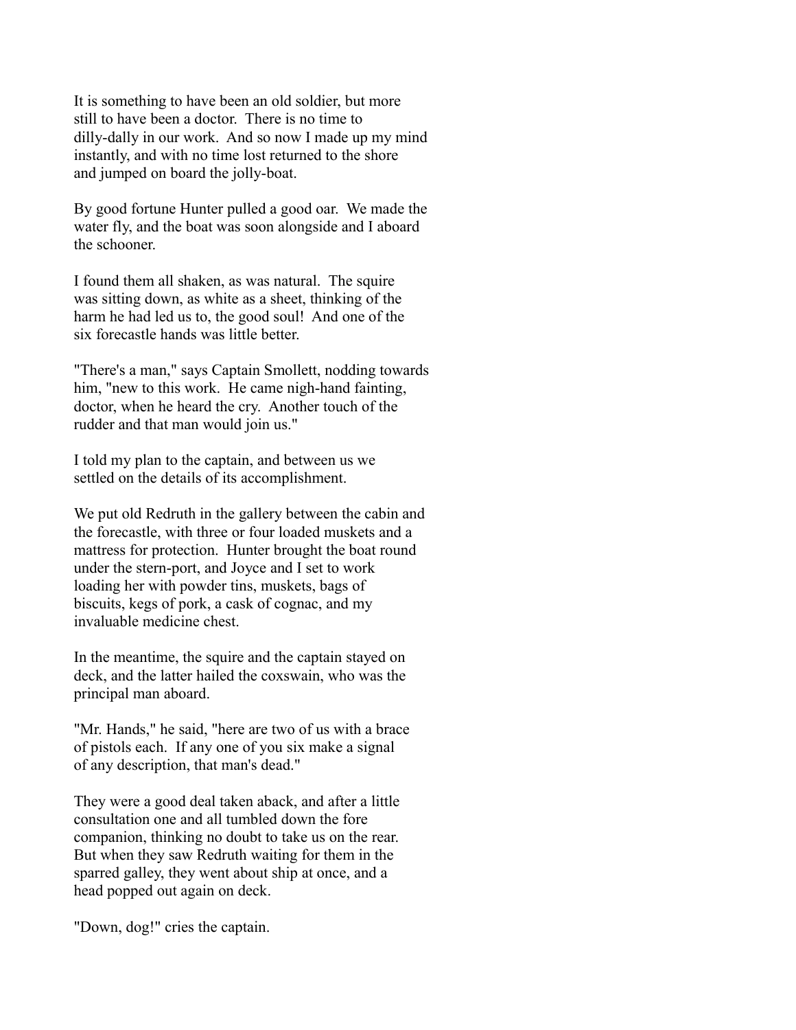It is something to have been an old soldier, but more still to have been a doctor. There is no time to dilly-dally in our work. And so now I made up my mind instantly, and with no time lost returned to the shore and jumped on board the jolly-boat.

By good fortune Hunter pulled a good oar. We made the water fly, and the boat was soon alongside and I aboard the schooner.

I found them all shaken, as was natural. The squire was sitting down, as white as a sheet, thinking of the harm he had led us to, the good soul! And one of the six forecastle hands was little better.

"There's a man," says Captain Smollett, nodding towards him, "new to this work. He came nigh-hand fainting, doctor, when he heard the cry. Another touch of the rudder and that man would join us."

I told my plan to the captain, and between us we settled on the details of its accomplishment.

We put old Redruth in the gallery between the cabin and the forecastle, with three or four loaded muskets and a mattress for protection. Hunter brought the boat round under the stern-port, and Joyce and I set to work loading her with powder tins, muskets, bags of biscuits, kegs of pork, a cask of cognac, and my invaluable medicine chest.

In the meantime, the squire and the captain stayed on deck, and the latter hailed the coxswain, who was the principal man aboard.

"Mr. Hands," he said, "here are two of us with a brace of pistols each. If any one of you six make a signal of any description, that man's dead."

They were a good deal taken aback, and after a little consultation one and all tumbled down the fore companion, thinking no doubt to take us on the rear. But when they saw Redruth waiting for them in the sparred galley, they went about ship at once, and a head popped out again on deck.

"Down, dog!" cries the captain.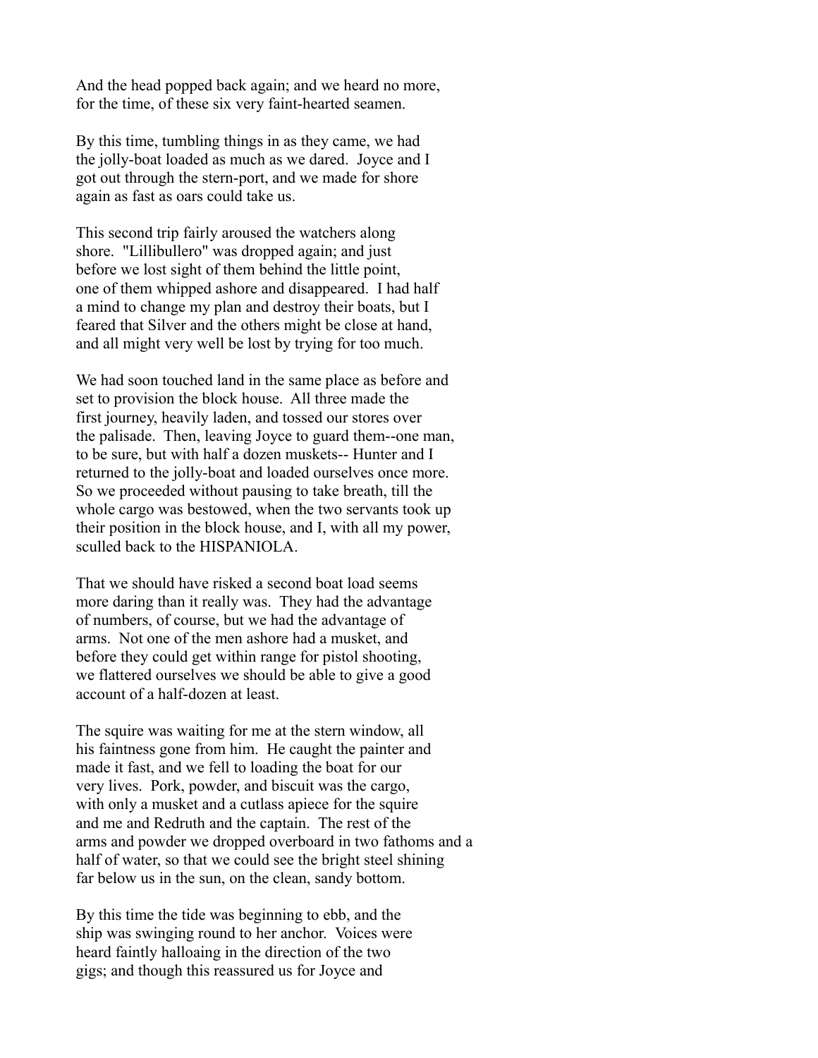And the head popped back again; and we heard no more, for the time, of these six very faint-hearted seamen.

By this time, tumbling things in as they came, we had the jolly-boat loaded as much as we dared. Joyce and I got out through the stern-port, and we made for shore again as fast as oars could take us.

This second trip fairly aroused the watchers along shore. "Lillibullero" was dropped again; and just before we lost sight of them behind the little point, one of them whipped ashore and disappeared. I had half a mind to change my plan and destroy their boats, but I feared that Silver and the others might be close at hand, and all might very well be lost by trying for too much.

We had soon touched land in the same place as before and set to provision the block house. All three made the first journey, heavily laden, and tossed our stores over the palisade. Then, leaving Joyce to guard them--one man, to be sure, but with half a dozen muskets-- Hunter and I returned to the jolly-boat and loaded ourselves once more. So we proceeded without pausing to take breath, till the whole cargo was bestowed, when the two servants took up their position in the block house, and I, with all my power, sculled back to the HISPANIOLA.

That we should have risked a second boat load seems more daring than it really was. They had the advantage of numbers, of course, but we had the advantage of arms. Not one of the men ashore had a musket, and before they could get within range for pistol shooting, we flattered ourselves we should be able to give a good account of a half-dozen at least.

The squire was waiting for me at the stern window, all his faintness gone from him. He caught the painter and made it fast, and we fell to loading the boat for our very lives. Pork, powder, and biscuit was the cargo, with only a musket and a cutlass apiece for the squire and me and Redruth and the captain. The rest of the arms and powder we dropped overboard in two fathoms and a half of water, so that we could see the bright steel shining far below us in the sun, on the clean, sandy bottom.

By this time the tide was beginning to ebb, and the ship was swinging round to her anchor. Voices were heard faintly halloaing in the direction of the two gigs; and though this reassured us for Joyce and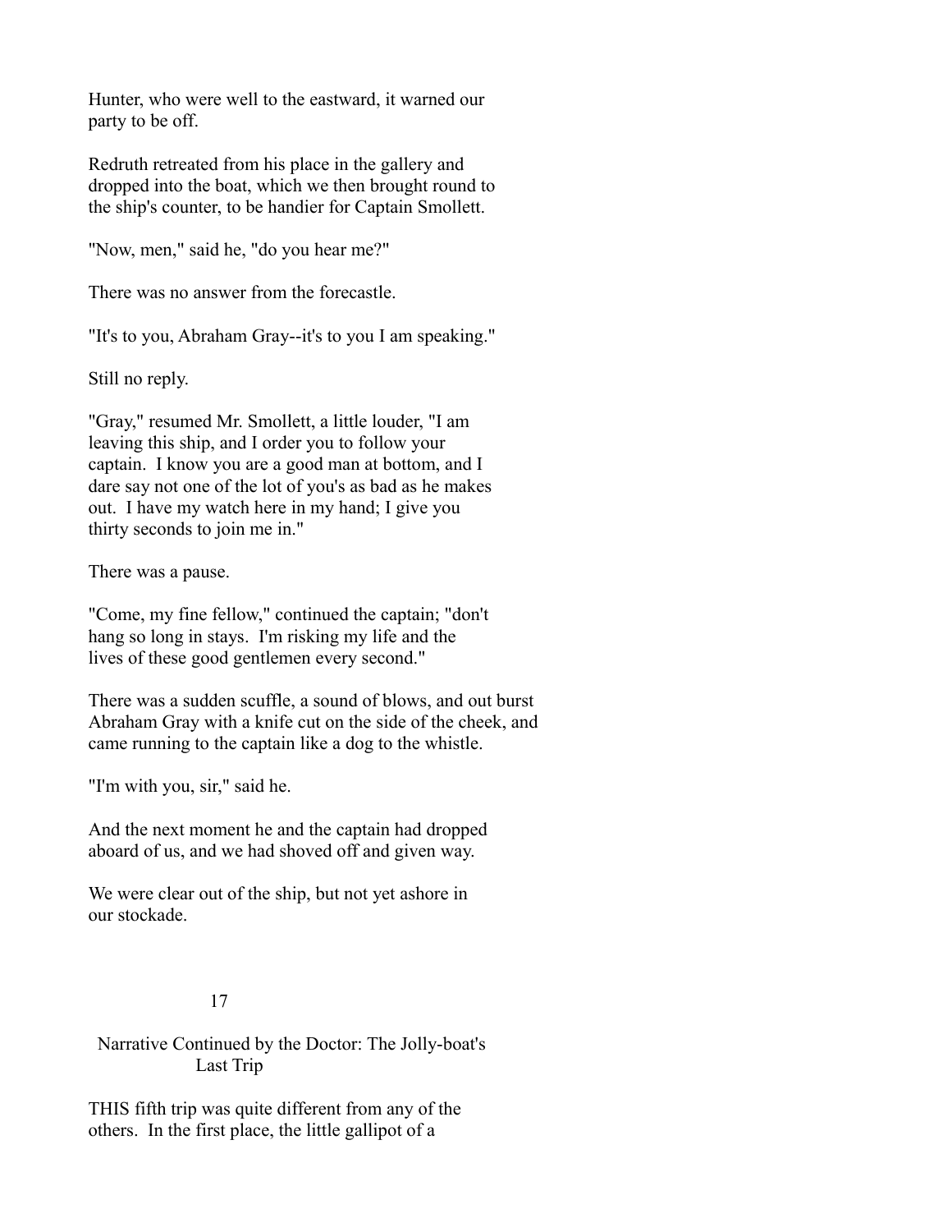Hunter, who were well to the eastward, it warned our party to be off.

Redruth retreated from his place in the gallery and dropped into the boat, which we then brought round to the ship's counter, to be handier for Captain Smollett.

"Now, men," said he, "do you hear me?"

There was no answer from the forecastle.

"It's to you, Abraham Gray--it's to you I am speaking."

Still no reply.

"Gray," resumed Mr. Smollett, a little louder, "I am leaving this ship, and I order you to follow your captain. I know you are a good man at bottom, and I dare say not one of the lot of you's as bad as he makes out. I have my watch here in my hand; I give you thirty seconds to join me in."

There was a pause.

"Come, my fine fellow," continued the captain; "don't hang so long in stays. I'm risking my life and the lives of these good gentlemen every second."

There was a sudden scuffle, a sound of blows, and out burst Abraham Gray with a knife cut on the side of the cheek, and came running to the captain like a dog to the whistle.

"I'm with you, sir," said he.

And the next moment he and the captain had dropped aboard of us, and we had shoved off and given way.

We were clear out of the ship, but not yet ashore in our stockade.

## 17

### Narrative Continued by the Doctor: The Jolly-boat's Last Trip

THIS fifth trip was quite different from any of the others. In the first place, the little gallipot of a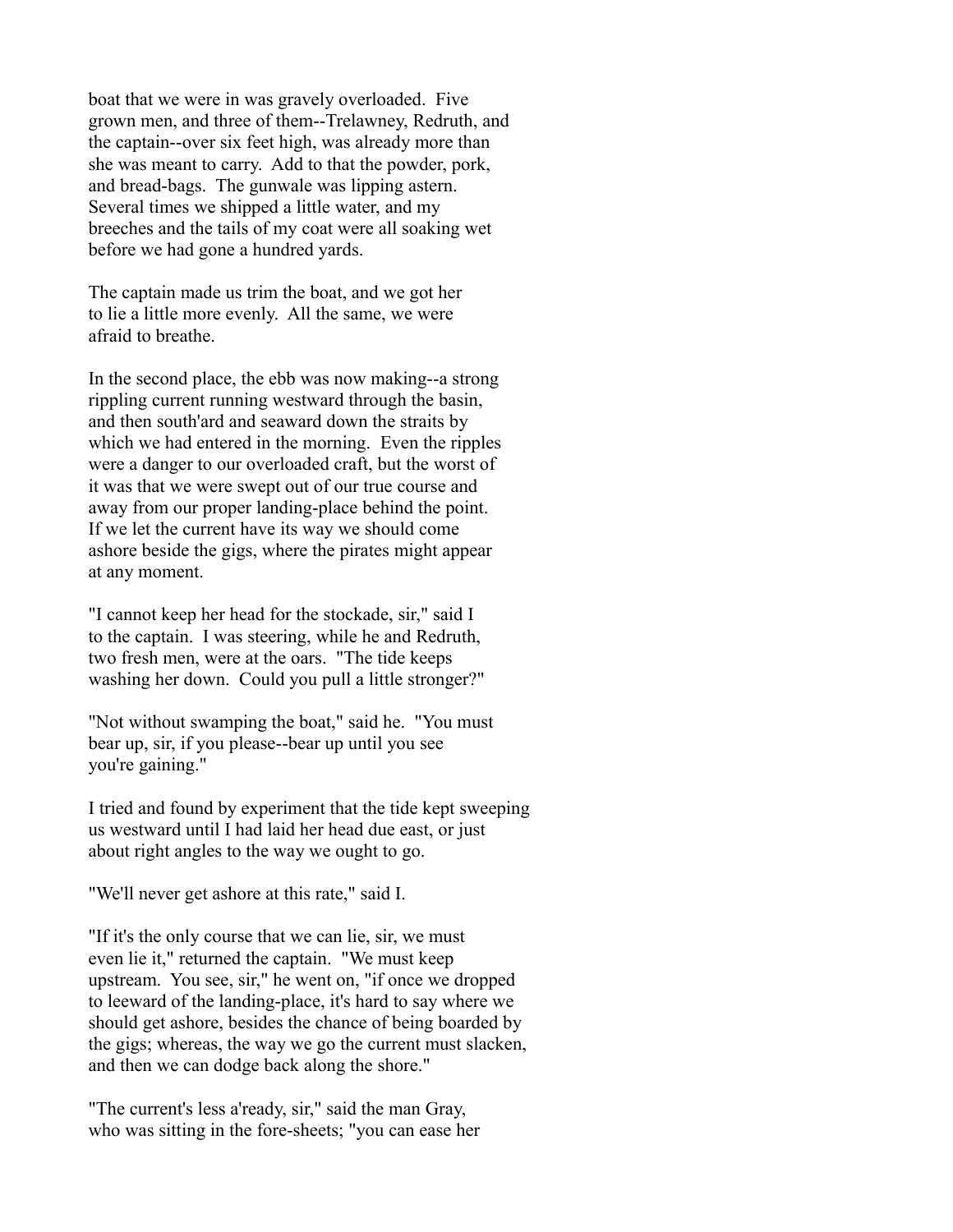boat that we were in was gravely overloaded. Five grown men, and three of them--Trelawney, Redruth, and the captain--over six feet high, was already more than she was meant to carry. Add to that the powder, pork, and bread-bags. The gunwale was lipping astern. Several times we shipped a little water, and my breeches and the tails of my coat were all soaking wet before we had gone a hundred yards.

The captain made us trim the boat, and we got her to lie a little more evenly. All the same, we were afraid to breathe.

In the second place, the ebb was now making--a strong rippling current running westward through the basin, and then south'ard and seaward down the straits by which we had entered in the morning. Even the ripples were a danger to our overloaded craft, but the worst of it was that we were swept out of our true course and away from our proper landing-place behind the point. If we let the current have its way we should come ashore beside the gigs, where the pirates might appear at any moment.

"I cannot keep her head for the stockade, sir," said I to the captain. I was steering, while he and Redruth, two fresh men, were at the oars. "The tide keeps washing her down. Could you pull a little stronger?"

"Not without swamping the boat," said he. "You must bear up, sir, if you please--bear up until you see you're gaining."

I tried and found by experiment that the tide kept sweeping us westward until I had laid her head due east, or just about right angles to the way we ought to go.

"We'll never get ashore at this rate," said I.

"If it's the only course that we can lie, sir, we must even lie it," returned the captain. "We must keep upstream. You see, sir," he went on, "if once we dropped to leeward of the landing-place, it's hard to say where we should get ashore, besides the chance of being boarded by the gigs; whereas, the way we go the current must slacken, and then we can dodge back along the shore."

"The current's less a'ready, sir," said the man Gray, who was sitting in the fore-sheets; "you can ease her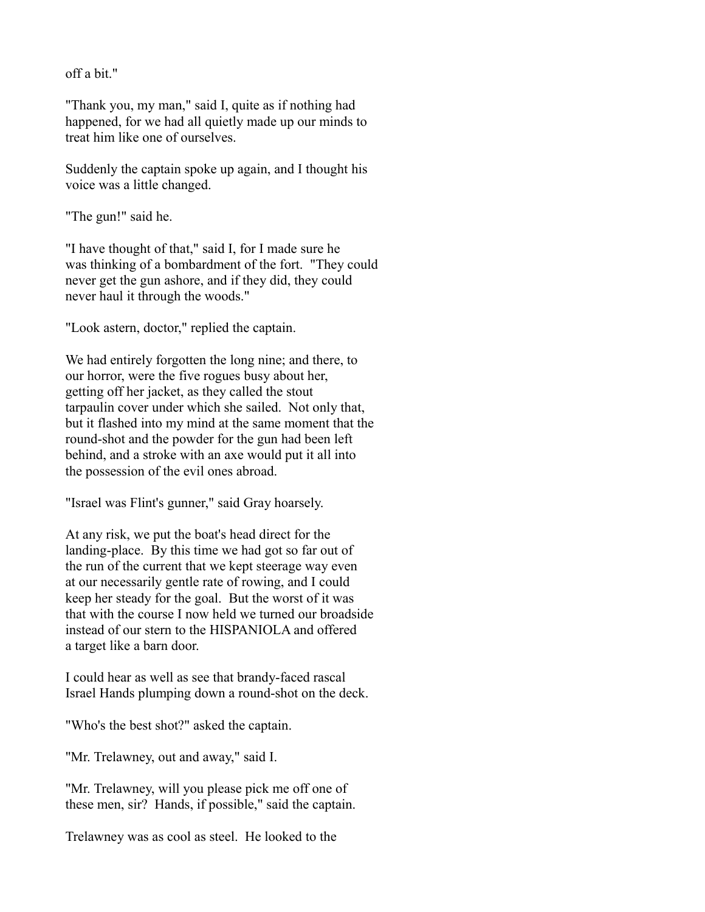off a bit."

"Thank you, my man," said I, quite as if nothing had happened, for we had all quietly made up our minds to treat him like one of ourselves.

Suddenly the captain spoke up again, and I thought his voice was a little changed.

"The gun!" said he.

"I have thought of that," said I, for I made sure he was thinking of a bombardment of the fort. "They could never get the gun ashore, and if they did, they could never haul it through the woods."

"Look astern, doctor," replied the captain.

We had entirely forgotten the long nine; and there, to our horror, were the five rogues busy about her, getting off her jacket, as they called the stout tarpaulin cover under which she sailed. Not only that, but it flashed into my mind at the same moment that the round-shot and the powder for the gun had been left behind, and a stroke with an axe would put it all into the possession of the evil ones abroad.

"Israel was Flint's gunner," said Gray hoarsely.

At any risk, we put the boat's head direct for the landing-place. By this time we had got so far out of the run of the current that we kept steerage way even at our necessarily gentle rate of rowing, and I could keep her steady for the goal. But the worst of it was that with the course I now held we turned our broadside instead of our stern to the HISPANIOLA and offered a target like a barn door.

I could hear as well as see that brandy-faced rascal Israel Hands plumping down a round-shot on the deck.

"Who's the best shot?" asked the captain.

"Mr. Trelawney, out and away," said I.

"Mr. Trelawney, will you please pick me off one of these men, sir? Hands, if possible," said the captain.

Trelawney was as cool as steel. He looked to the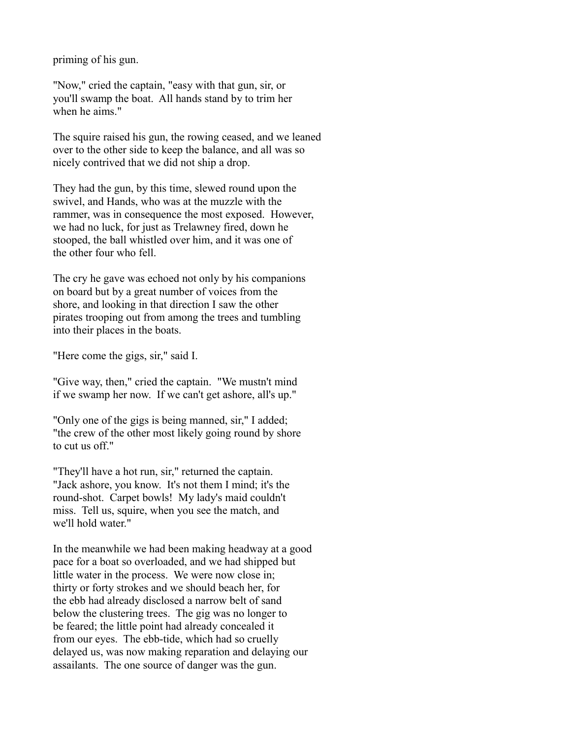priming of his gun.

"Now," cried the captain, "easy with that gun, sir, or you'll swamp the boat. All hands stand by to trim her when he aims."

The squire raised his gun, the rowing ceased, and we leaned over to the other side to keep the balance, and all was so nicely contrived that we did not ship a drop.

They had the gun, by this time, slewed round upon the swivel, and Hands, who was at the muzzle with the rammer, was in consequence the most exposed. However, we had no luck, for just as Trelawney fired, down he stooped, the ball whistled over him, and it was one of the other four who fell.

The cry he gave was echoed not only by his companions on board but by a great number of voices from the shore, and looking in that direction I saw the other pirates trooping out from among the trees and tumbling into their places in the boats.

"Here come the gigs, sir," said I.

"Give way, then," cried the captain. "We mustn't mind if we swamp her now. If we can't get ashore, all's up."

"Only one of the gigs is being manned, sir," I added; "the crew of the other most likely going round by shore to cut us off."

"They'll have a hot run, sir," returned the captain. "Jack ashore, you know. It's not them I mind; it's the round-shot. Carpet bowls! My lady's maid couldn't miss. Tell us, squire, when you see the match, and we'll hold water."

In the meanwhile we had been making headway at a good pace for a boat so overloaded, and we had shipped but little water in the process. We were now close in; thirty or forty strokes and we should beach her, for the ebb had already disclosed a narrow belt of sand below the clustering trees. The gig was no longer to be feared; the little point had already concealed it from our eyes. The ebb-tide, which had so cruelly delayed us, was now making reparation and delaying our assailants. The one source of danger was the gun.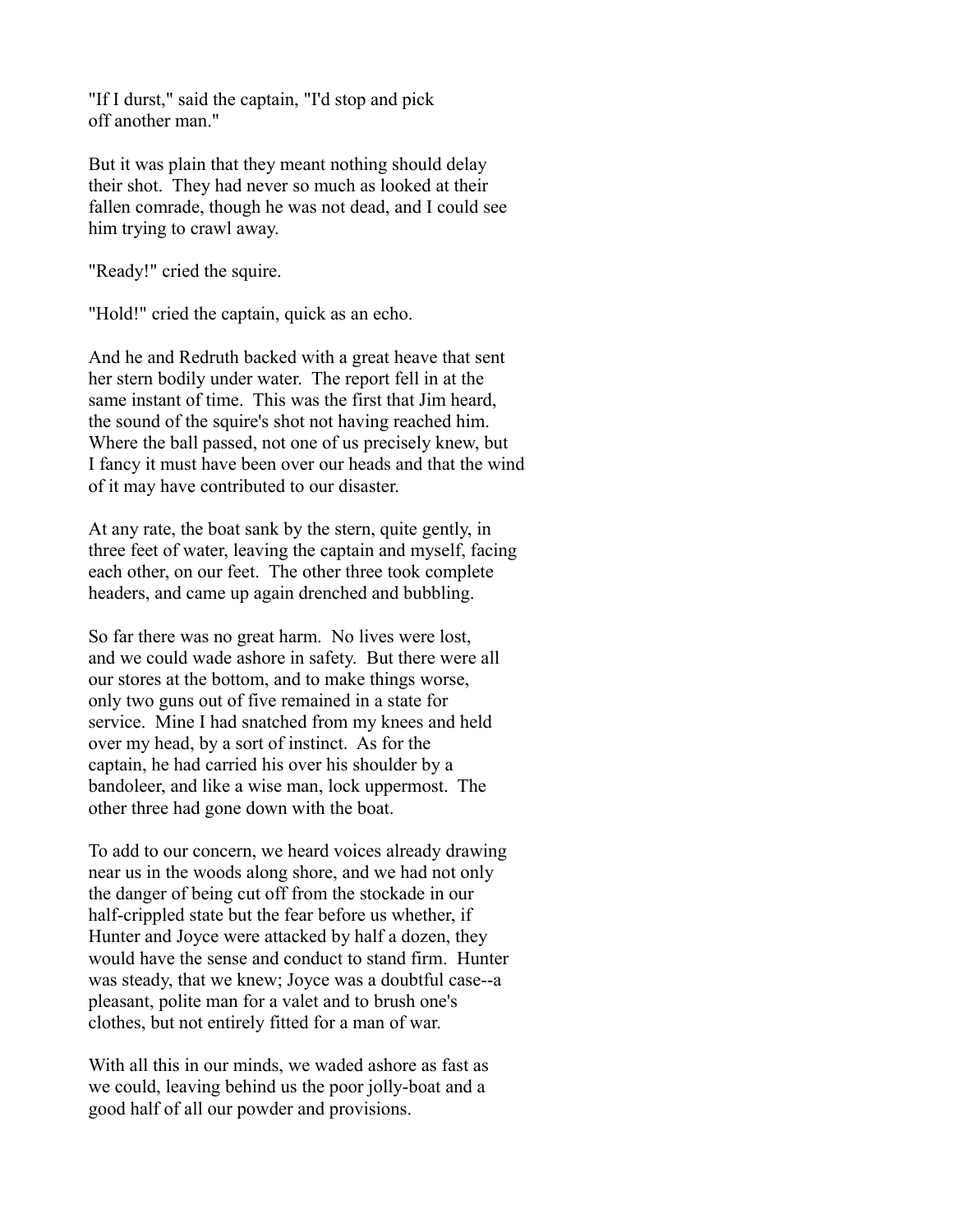"If I durst," said the captain, "I'd stop and pick off another man."

But it was plain that they meant nothing should delay their shot. They had never so much as looked at their fallen comrade, though he was not dead, and I could see him trying to crawl away.

"Ready!" cried the squire.

"Hold!" cried the captain, quick as an echo.

And he and Redruth backed with a great heave that sent her stern bodily under water. The report fell in at the same instant of time. This was the first that Jim heard, the sound of the squire's shot not having reached him. Where the ball passed, not one of us precisely knew, but I fancy it must have been over our heads and that the wind of it may have contributed to our disaster.

At any rate, the boat sank by the stern, quite gently, in three feet of water, leaving the captain and myself, facing each other, on our feet. The other three took complete headers, and came up again drenched and bubbling.

So far there was no great harm. No lives were lost, and we could wade ashore in safety. But there were all our stores at the bottom, and to make things worse, only two guns out of five remained in a state for service. Mine I had snatched from my knees and held over my head, by a sort of instinct. As for the captain, he had carried his over his shoulder by a bandoleer, and like a wise man, lock uppermost. The other three had gone down with the boat.

To add to our concern, we heard voices already drawing near us in the woods along shore, and we had not only the danger of being cut off from the stockade in our half-crippled state but the fear before us whether, if Hunter and Joyce were attacked by half a dozen, they would have the sense and conduct to stand firm. Hunter was steady, that we knew; Joyce was a doubtful case--a pleasant, polite man for a valet and to brush one's clothes, but not entirely fitted for a man of war.

With all this in our minds, we waded ashore as fast as we could, leaving behind us the poor jolly-boat and a good half of all our powder and provisions.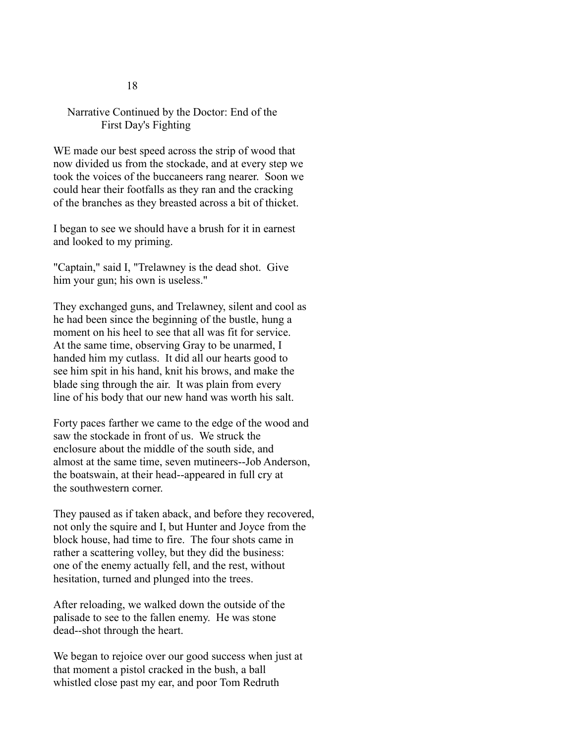# 18

## Narrative Continued by the Doctor: End of the First Day's Fighting

WE made our best speed across the strip of wood that now divided us from the stockade, and at every step we took the voices of the buccaneers rang nearer. Soon we could hear their footfalls as they ran and the cracking of the branches as they breasted across a bit of thicket.

I began to see we should have a brush for it in earnest and looked to my priming.

"Captain," said I, "Trelawney is the dead shot. Give him your gun; his own is useless."

They exchanged guns, and Trelawney, silent and cool as he had been since the beginning of the bustle, hung a moment on his heel to see that all was fit for service. At the same time, observing Gray to be unarmed, I handed him my cutlass. It did all our hearts good to see him spit in his hand, knit his brows, and make the blade sing through the air. It was plain from every line of his body that our new hand was worth his salt.

Forty paces farther we came to the edge of the wood and saw the stockade in front of us. We struck the enclosure about the middle of the south side, and almost at the same time, seven mutineers--Job Anderson, the boatswain, at their head--appeared in full cry at the southwestern corner.

They paused as if taken aback, and before they recovered, not only the squire and I, but Hunter and Joyce from the block house, had time to fire. The four shots came in rather a scattering volley, but they did the business: one of the enemy actually fell, and the rest, without hesitation, turned and plunged into the trees.

After reloading, we walked down the outside of the palisade to see to the fallen enemy. He was stone dead--shot through the heart.

We began to rejoice over our good success when just at that moment a pistol cracked in the bush, a ball whistled close past my ear, and poor Tom Redruth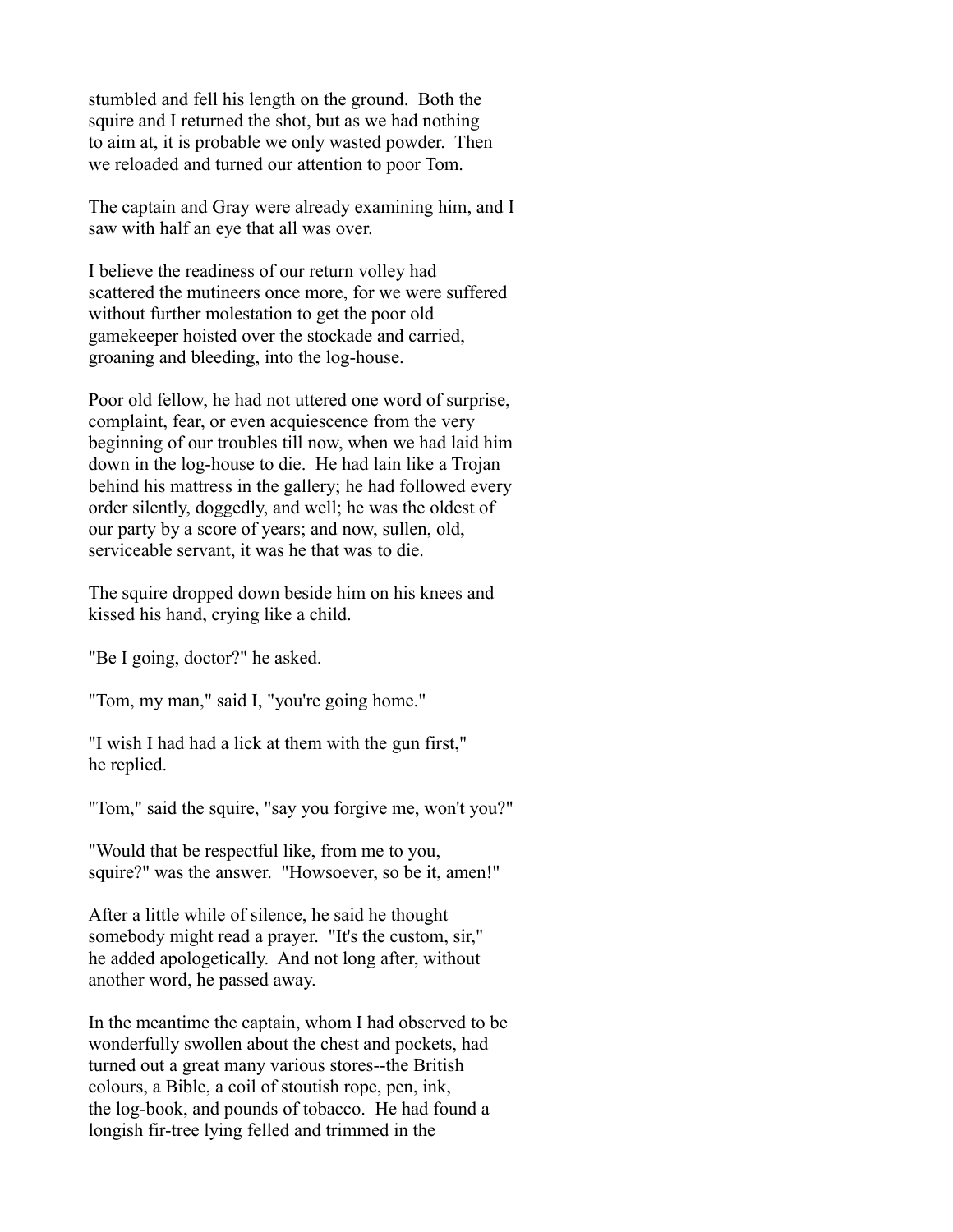stumbled and fell his length on the ground. Both the squire and I returned the shot, but as we had nothing to aim at, it is probable we only wasted powder. Then we reloaded and turned our attention to poor Tom.

The captain and Gray were already examining him, and I saw with half an eye that all was over.

I believe the readiness of our return volley had scattered the mutineers once more, for we were suffered without further molestation to get the poor old gamekeeper hoisted over the stockade and carried, groaning and bleeding, into the log-house.

Poor old fellow, he had not uttered one word of surprise, complaint, fear, or even acquiescence from the very beginning of our troubles till now, when we had laid him down in the log-house to die. He had lain like a Trojan behind his mattress in the gallery; he had followed every order silently, doggedly, and well; he was the oldest of our party by a score of years; and now, sullen, old, serviceable servant, it was he that was to die.

The squire dropped down beside him on his knees and kissed his hand, crying like a child.

"Be I going, doctor?" he asked.

"Tom, my man," said I, "you're going home."

"I wish I had had a lick at them with the gun first," he replied.

"Tom," said the squire, "say you forgive me, won't you?"

"Would that be respectful like, from me to you, squire?" was the answer. "Howsoever, so be it, amen!"

After a little while of silence, he said he thought somebody might read a prayer. "It's the custom, sir," he added apologetically. And not long after, without another word, he passed away.

In the meantime the captain, whom I had observed to be wonderfully swollen about the chest and pockets, had turned out a great many various stores--the British colours, a Bible, a coil of stoutish rope, pen, ink, the log-book, and pounds of tobacco. He had found a longish fir-tree lying felled and trimmed in the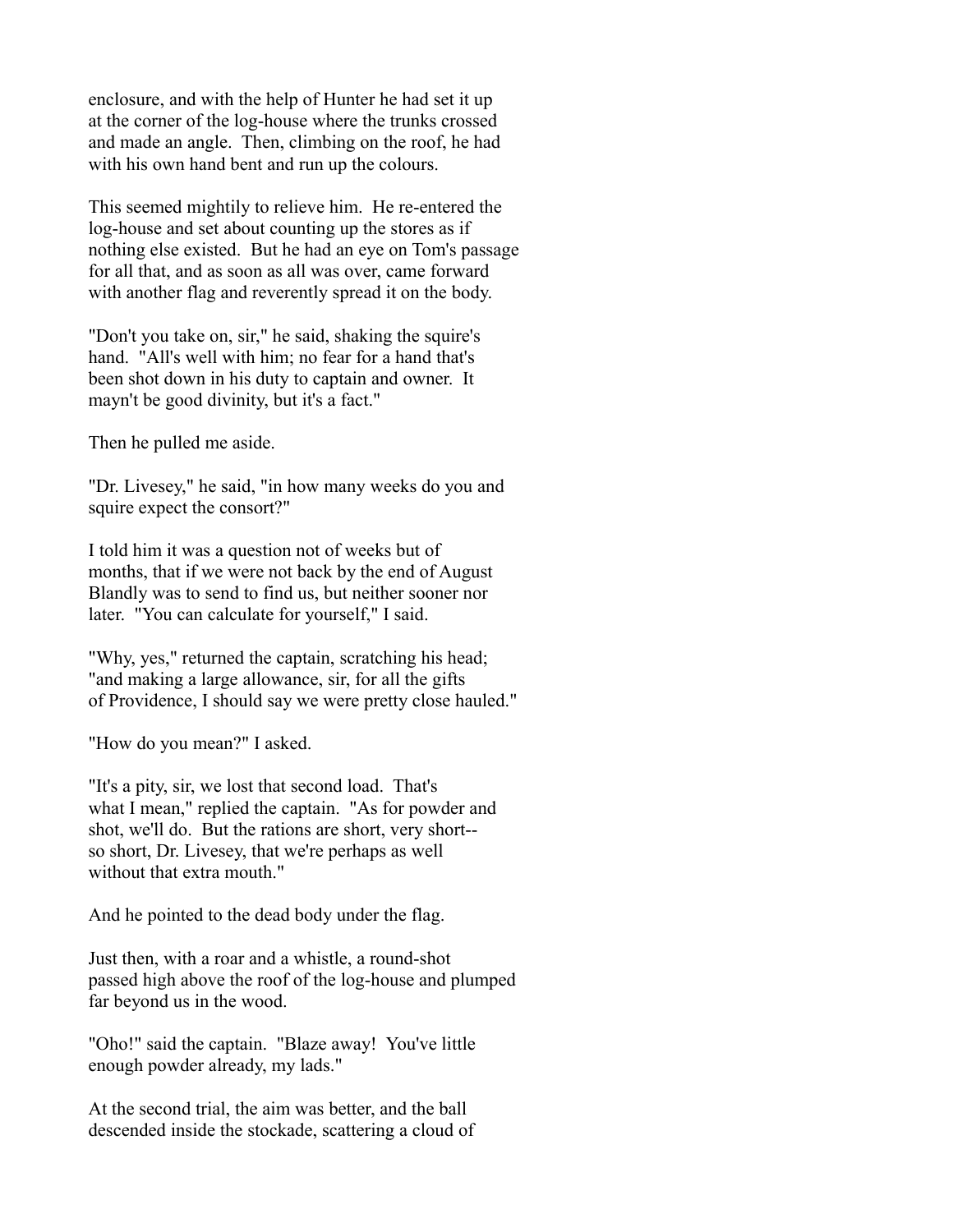enclosure, and with the help of Hunter he had set it up at the corner of the log-house where the trunks crossed and made an angle. Then, climbing on the roof, he had with his own hand bent and run up the colours.

This seemed mightily to relieve him. He re-entered the log-house and set about counting up the stores as if nothing else existed. But he had an eye on Tom's passage for all that, and as soon as all was over, came forward with another flag and reverently spread it on the body.

"Don't you take on, sir," he said, shaking the squire's hand. "All's well with him; no fear for a hand that's been shot down in his duty to captain and owner. It mayn't be good divinity, but it's a fact."

Then he pulled me aside.

"Dr. Livesey," he said, "in how many weeks do you and squire expect the consort?"

I told him it was a question not of weeks but of months, that if we were not back by the end of August Blandly was to send to find us, but neither sooner nor later. "You can calculate for yourself," I said.

"Why, yes," returned the captain, scratching his head; "and making a large allowance, sir, for all the gifts of Providence, I should say we were pretty close hauled."

"How do you mean?" I asked.

"It's a pity, sir, we lost that second load. That's what I mean," replied the captain. "As for powder and shot, we'll do. But the rations are short, very short--so short, Dr. Livesey, that we're perhaps as well without that extra mouth."

And he pointed to the dead body under the flag.

Just then, with a roar and a whistle, a round-shot passed high above the roof of the log-house and plumped far beyond us in the wood.

"Oho!" said the captain. "Blaze away! You've little enough powder already, my lads."

At the second trial, the aim was better, and the ball descended inside the stockade, scattering a cloud of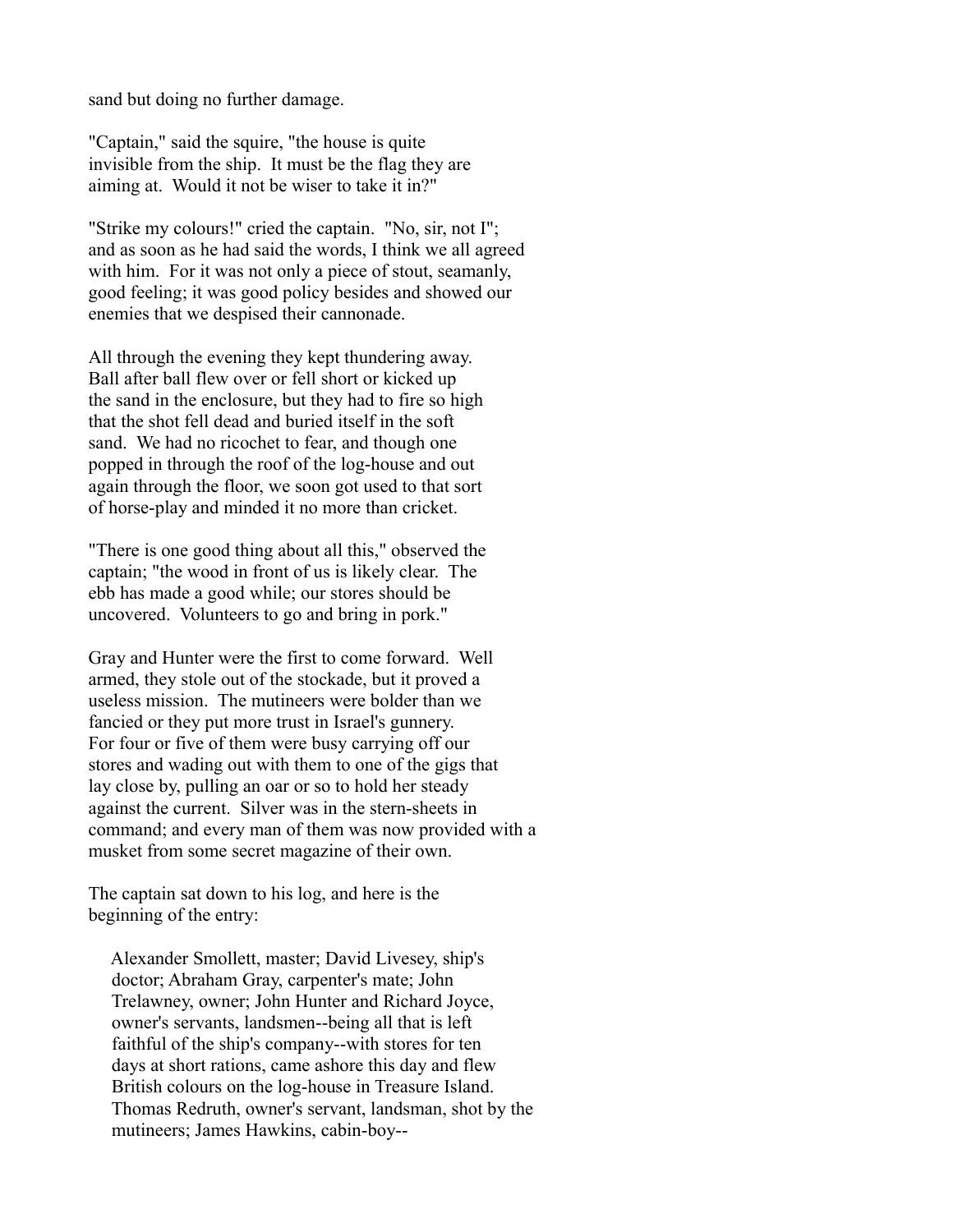sand but doing no further damage.

"Captain," said the squire, "the house is quite invisible from the ship. It must be the flag they are aiming at. Would it not be wiser to take it in?"

"Strike my colours!" cried the captain. "No, sir, not I"; and as soon as he had said the words, I think we all agreed with him. For it was not only a piece of stout, seamanly, good feeling; it was good policy besides and showed our enemies that we despised their cannonade.

All through the evening they kept thundering away. Ball after ball flew over or fell short or kicked up the sand in the enclosure, but they had to fire so high that the shot fell dead and buried itself in the soft sand. We had no ricochet to fear, and though one popped in through the roof of the log-house and out again through the floor, we soon got used to that sort of horse-play and minded it no more than cricket.

"There is one good thing about all this," observed the captain; "the wood in front of us is likely clear. The ebb has made a good while; our stores should be uncovered. Volunteers to go and bring in pork."

Gray and Hunter were the first to come forward. Well armed, they stole out of the stockade, but it proved a useless mission. The mutineers were bolder than we fancied or they put more trust in Israel's gunnery. For four or five of them were busy carrying off our stores and wading out with them to one of the gigs that lay close by, pulling an oar or so to hold her steady against the current. Silver was in the stern-sheets in command; and every man of them was now provided with a musket from some secret magazine of their own.

The captain sat down to his log, and here is the beginning of the entry:

> Alexander Smollett, master; David Livesey, ship's doctor; Abraham Gray, carpenter's mate; John Trelawney, owner; John Hunter and Richard Joyce, owner's servants, landsmen--being all that is left faithful of the ship's company--with stores for ten days at short rations, came ashore this day and flew British colours on the log-house in Treasure Island. Thomas Redruth, owner's servant, landsman, shot by the mutineers; James Hawkins, cabin-boy--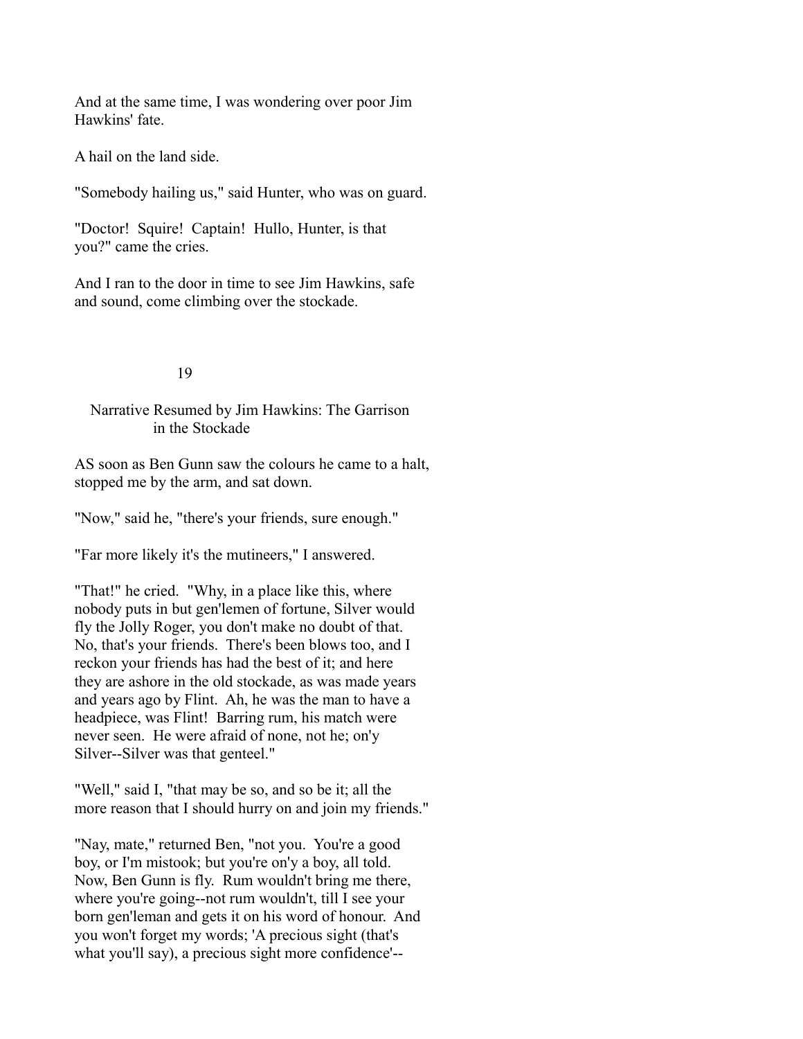And at the same time, I was wondering over poor Jim Hawkins' fate.

A hail on the land side.

"Somebody hailing us," said Hunter, who was on guard.

"Doctor! Squire! Captain! Hullo, Hunter, is that you?" came the cries.

And I ran to the door in time to see Jim Hawkins, safe and sound, come climbing over the stockade.

## 19

## Narrative Resumed by Jim Hawkins: The Garrison in the Stockade

AS soon as Ben Gunn saw the colours he came to a halt, stopped me by the arm, and sat down.

"Now," said he, "there's your friends, sure enough."

"Far more likely it's the mutineers," I answered.

"That!" he cried. "Why, in a place like this, where nobody puts in but gen'lemen of fortune, Silver would fly the Jolly Roger, you don't make no doubt of that. No, that's your friends. There's been blows too, and I reckon your friends has had the best of it; and here they are ashore in the old stockade, as was made years and years ago by Flint. Ah, he was the man to have a headpiece, was Flint! Barring rum, his match were never seen. He were afraid of none, not he; on'y Silver--Silver was that genteel."

"Well," said I, "that may be so, and so be it; all the more reason that I should hurry on and join my friends."

"Nay, mate," returned Ben, "not you. You're a good boy, or I'm mistook; but you're on'y a boy, all told. Now, Ben Gunn is fly. Rum wouldn't bring me there, where you're going--not rum wouldn't, till I see your born gen'leman and gets it on his word of honour. And you won't forget my words; 'A precious sight (that's what you'll say), a precious sight more confidence'--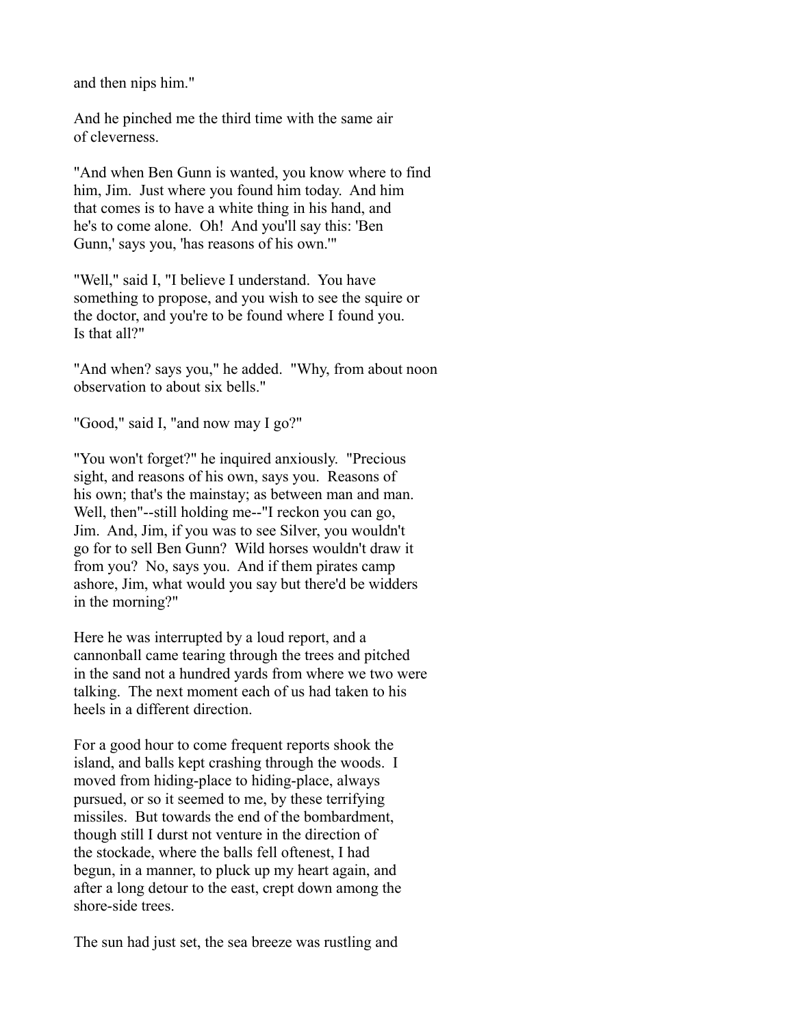and then nips him."

And he pinched me the third time with the same air of cleverness.

"And when Ben Gunn is wanted, you know where to find him, Jim. Just where you found him today. And him that comes is to have a white thing in his hand, and he's to come alone. Oh! And you'll say this: 'Ben Gunn,' says you, 'has reasons of his own.'"

"Well," said I, "I believe I understand. You have something to propose, and you wish to see the squire or the doctor, and you're to be found where I found you. Is that all?"

"And when? says you," he added. "Why, from about noon observation to about six bells."

"Good," said I, "and now may I go?"

"You won't forget?" he inquired anxiously. "Precious sight, and reasons of his own, says you. Reasons of his own; that's the mainstay; as between man and man. Well, then"--still holding me--"I reckon you can go, Jim. And, Jim, if you was to see Silver, you wouldn't go for to sell Ben Gunn? Wild horses wouldn't draw it from you? No, says you. And if them pirates camp ashore, Jim, what would you say but there'd be widders in the morning?"

Here he was interrupted by a loud report, and a cannonball came tearing through the trees and pitched in the sand not a hundred yards from where we two were talking. The next moment each of us had taken to his heels in a different direction.

For a good hour to come frequent reports shook the island, and balls kept crashing through the woods. I moved from hiding-place to hiding-place, always pursued, or so it seemed to me, by these terrifying missiles. But towards the end of the bombardment, though still I durst not venture in the direction of the stockade, where the balls fell oftenest, I had begun, in a manner, to pluck up my heart again, and after a long detour to the east, crept down among the shore-side trees.

The sun had just set, the sea breeze was rustling and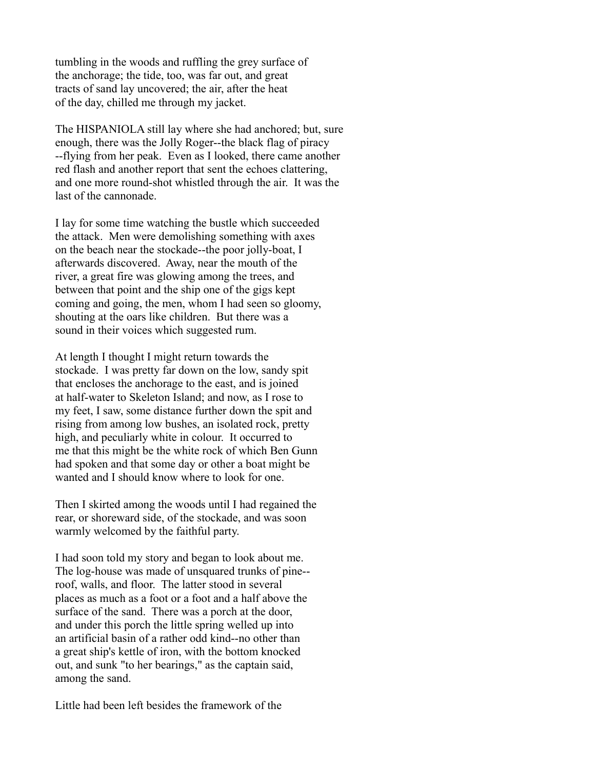tumbling in the woods and ruffling the grey surface of the anchorage; the tide, too, was far out, and great tracts of sand lay uncovered; the air, after the heat of the day, chilled me through my jacket.

The HISPANIOLA still lay where she had anchored; but, sure enough, there was the Jolly Roger--the black flag of piracy --flying from her peak. Even as I looked, there came another red flash and another report that sent the echoes clattering, and one more round-shot whistled through the air. It was the last of the cannonade.

I lay for some time watching the bustle which succeeded the attack. Men were demolishing something with axes on the beach near the stockade--the poor jolly-boat, I afterwards discovered. Away, near the mouth of the river, a great fire was glowing among the trees, and between that point and the ship one of the gigs kept coming and going, the men, whom I had seen so gloomy, shouting at the oars like children. But there was a sound in their voices which suggested rum.

At length I thought I might return towards the stockade. I was pretty far down on the low, sandy spit that encloses the anchorage to the east, and is joined at half-water to Skeleton Island; and now, as I rose to my feet, I saw, some distance further down the spit and rising from among low bushes, an isolated rock, pretty high, and peculiarly white in colour. It occurred to me that this might be the white rock of which Ben Gunn had spoken and that some day or other a boat might be wanted and I should know where to look for one.

Then I skirted among the woods until I had regained the rear, or shoreward side, of the stockade, and was soon warmly welcomed by the faithful party.

I had soon told my story and began to look about me. The log-house was made of unsquared trunks of pine-- roof, walls, and floor. The latter stood in several places as much as a foot or a foot and a half above the surface of the sand. There was a porch at the door, and under this porch the little spring welled up into an artificial basin of a rather odd kind--no other than a great ship's kettle of iron, with the bottom knocked out, and sunk "to her bearings," as the captain said, among the sand.

Little had been left besides the framework of the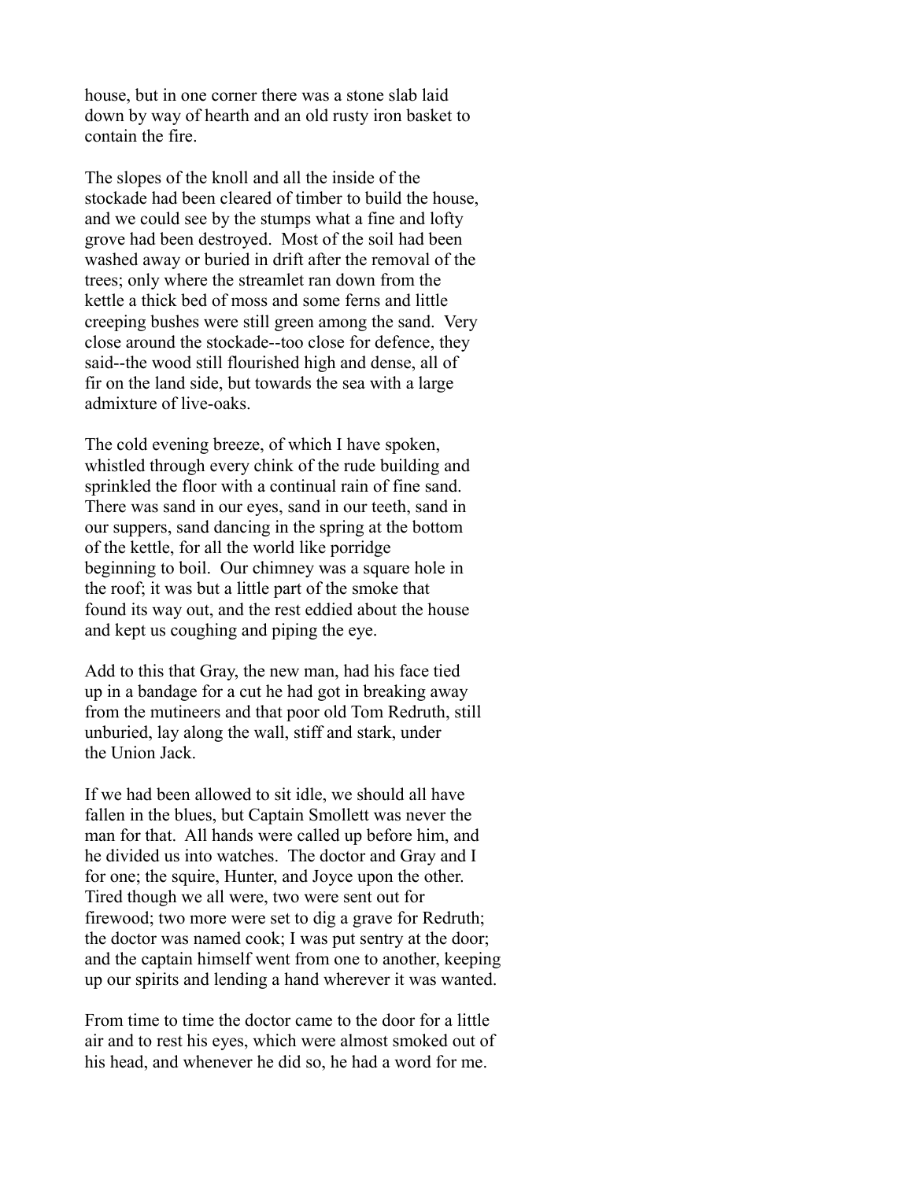house, but in one corner there was a stone slab laid down by way of hearth and an old rusty iron basket to contain the fire.

The slopes of the knoll and all the inside of the stockade had been cleared of timber to build the house, and we could see by the stumps what a fine and lofty grove had been destroyed. Most of the soil had been washed away or buried in drift after the removal of the trees; only where the streamlet ran down from the kettle a thick bed of moss and some ferns and little creeping bushes were still green among the sand. Very close around the stockade--too close for defence, they said--the wood still flourished high and dense, all of fir on the land side, but towards the sea with a large admixture of live-oaks.

The cold evening breeze, of which I have spoken, whistled through every chink of the rude building and sprinkled the floor with a continual rain of fine sand. There was sand in our eyes, sand in our teeth, sand in our suppers, sand dancing in the spring at the bottom of the kettle, for all the world like porridge beginning to boil. Our chimney was a square hole in the roof; it was but a little part of the smoke that found its way out, and the rest eddied about the house and kept us coughing and piping the eye.

Add to this that Gray, the new man, had his face tied up in a bandage for a cut he had got in breaking away from the mutineers and that poor old Tom Redruth, still unburied, lay along the wall, stiff and stark, under the Union Jack.

If we had been allowed to sit idle, we should all have fallen in the blues, but Captain Smollett was never the man for that. All hands were called up before him, and he divided us into watches. The doctor and Gray and I for one; the squire, Hunter, and Joyce upon the other. Tired though we all were, two were sent out for firewood; two more were set to dig a grave for Redruth; the doctor was named cook; I was put sentry at the door; and the captain himself went from one to another, keeping up our spirits and lending a hand wherever it was wanted.

From time to time the doctor came to the door for a little air and to rest his eyes, which were almost smoked out of his head, and whenever he did so, he had a word for me.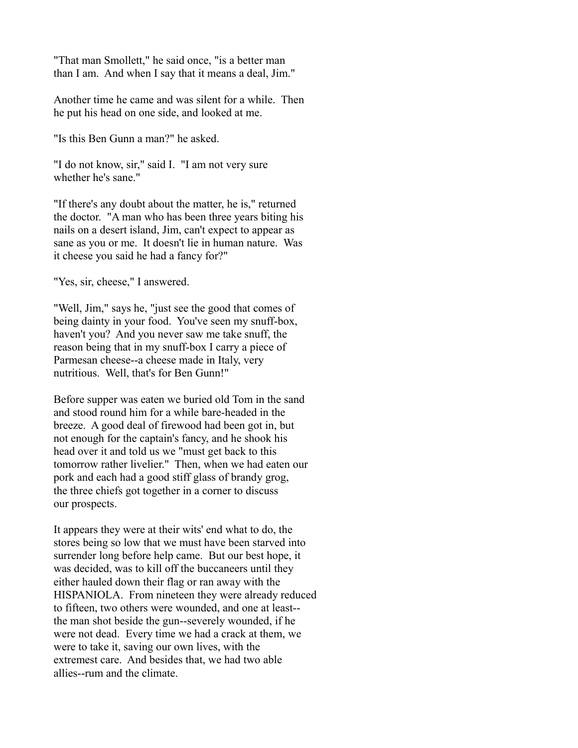"That man Smollett," he said once, "is a better man than I am. And when I say that it means a deal, Jim."

Another time he came and was silent for a while. Then he put his head on one side, and looked at me.

"Is this Ben Gunn a man?" he asked.

"I do not know, sir," said I. "I am not very sure whether he's sane."

"If there's any doubt about the matter, he is," returned the doctor. "A man who has been three years biting his nails on a desert island, Jim, can't expect to appear as sane as you or me. It doesn't lie in human nature. Was it cheese you said he had a fancy for?"

"Yes, sir, cheese," I answered.

"Well, Jim," says he, "just see the good that comes of being dainty in your food. You've seen my snuff-box, haven't you? And you never saw me take snuff, the reason being that in my snuff-box I carry a piece of Parmesan cheese--a cheese made in Italy, very nutritious. Well, that's for Ben Gunn!"

Before supper was eaten we buried old Tom in the sand and stood round him for a while bare-headed in the breeze. A good deal of firewood had been got in, but not enough for the captain's fancy, and he shook his head over it and told us we "must get back to this tomorrow rather livelier." Then, when we had eaten our pork and each had a good stiff glass of brandy grog, the three chiefs got together in a corner to discuss our prospects.

It appears they were at their wits' end what to do, the stores being so low that we must have been starved into surrender long before help came. But our best hope, it was decided, was to kill off the buccaneers until they either hauled down their flag or ran away with the HISPANIOLA. From nineteen they were already reduced to fifteen, two others were wounded, and one at least--the man shot beside the gun--severely wounded, if he were not dead. Every time we had a crack at them, we were to take it, saving our own lives, with the extremest care. And besides that, we had two able allies--rum and the climate.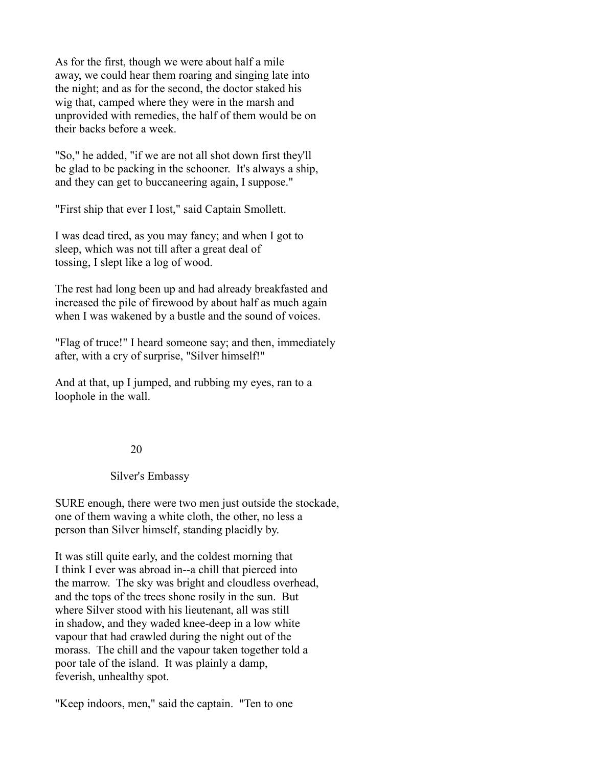As for the first, though we were about half a mile away, we could hear them roaring and singing late into the night; and as for the second, the doctor staked his wig that, camped where they were in the marsh and unprovided with remedies, the half of them would be on their backs before a week.

"So," he added, "if we are not all shot down first they'll be glad to be packing in the schooner. It's always a ship, and they can get to buccaneering again, I suppose."

"First ship that ever I lost," said Captain Smollett.

I was dead tired, as you may fancy; and when I got to sleep, which was not till after a great deal of tossing, I slept like a log of wood.

The rest had long been up and had already breakfasted and increased the pile of firewood by about half as much again when I was wakened by a bustle and the sound of voices.

"Flag of truce!" I heard someone say; and then, immediately after, with a cry of surprise, "Silver himself!"

And at that, up I jumped, and rubbing my eyes, ran to a loophole in the wall.

## 20

## Silver's Embassy

SURE enough, there were two men just outside the stockade, one of them waving a white cloth, the other, no less a person than Silver himself, standing placidly by.

It was still quite early, and the coldest morning that I think I ever was abroad in--a chill that pierced into the marrow. The sky was bright and cloudless overhead, and the tops of the trees shone rosily in the sun. But where Silver stood with his lieutenant, all was still in shadow, and they waded knee-deep in a low white vapour that had crawled during the night out of the morass. The chill and the vapour taken together told a poor tale of the island. It was plainly a damp, feverish, unhealthy spot.

"Keep indoors, men," said the captain. "Ten to one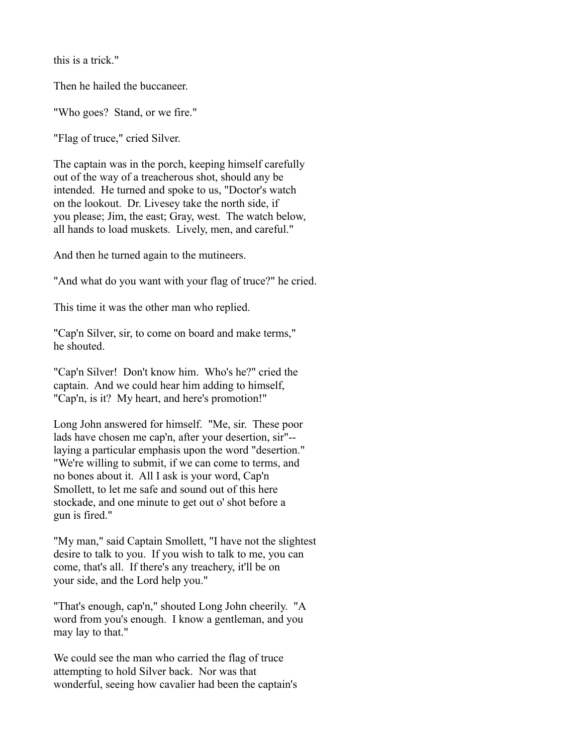this is a trick."

Then he hailed the buccaneer.

"Who goes? Stand, or we fire."

"Flag of truce," cried Silver.

The captain was in the porch, keeping himself carefully out of the way of a treacherous shot, should any be intended. He turned and spoke to us, "Doctor's watch on the lookout. Dr. Livesey take the north side, if you please; Jim, the east; Gray, west. The watch below, all hands to load muskets. Lively, men, and careful."

And then he turned again to the mutineers.

"And what do you want with your flag of truce?" he cried.

This time it was the other man who replied.

"Cap'n Silver, sir, to come on board and make terms," he shouted.

"Cap'n Silver! Don't know him. Who's he?" cried the captain. And we could hear him adding to himself, "Cap'n, is it? My heart, and here's promotion!"

Long John answered for himself. "Me, sir. These poor lads have chosen me cap'n, after your desertion, sir"--laying a particular emphasis upon the word "desertion." "We're willing to submit, if we can come to terms, and no bones about it. All I ask is your word, Cap'n Smollett, to let me safe and sound out of this here stockade, and one minute to get out o' shot before a gun is fired."

"My man," said Captain Smollett, "I have not the slightest desire to talk to you. If you wish to talk to me, you can come, that's all. If there's any treachery, it'll be on your side, and the Lord help you."

"That's enough, cap'n," shouted Long John cheerily. "A word from you's enough. I know a gentleman, and you may lay to that."

We could see the man who carried the flag of truce attempting to hold Silver back. Nor was that wonderful, seeing how cavalier had been the captain's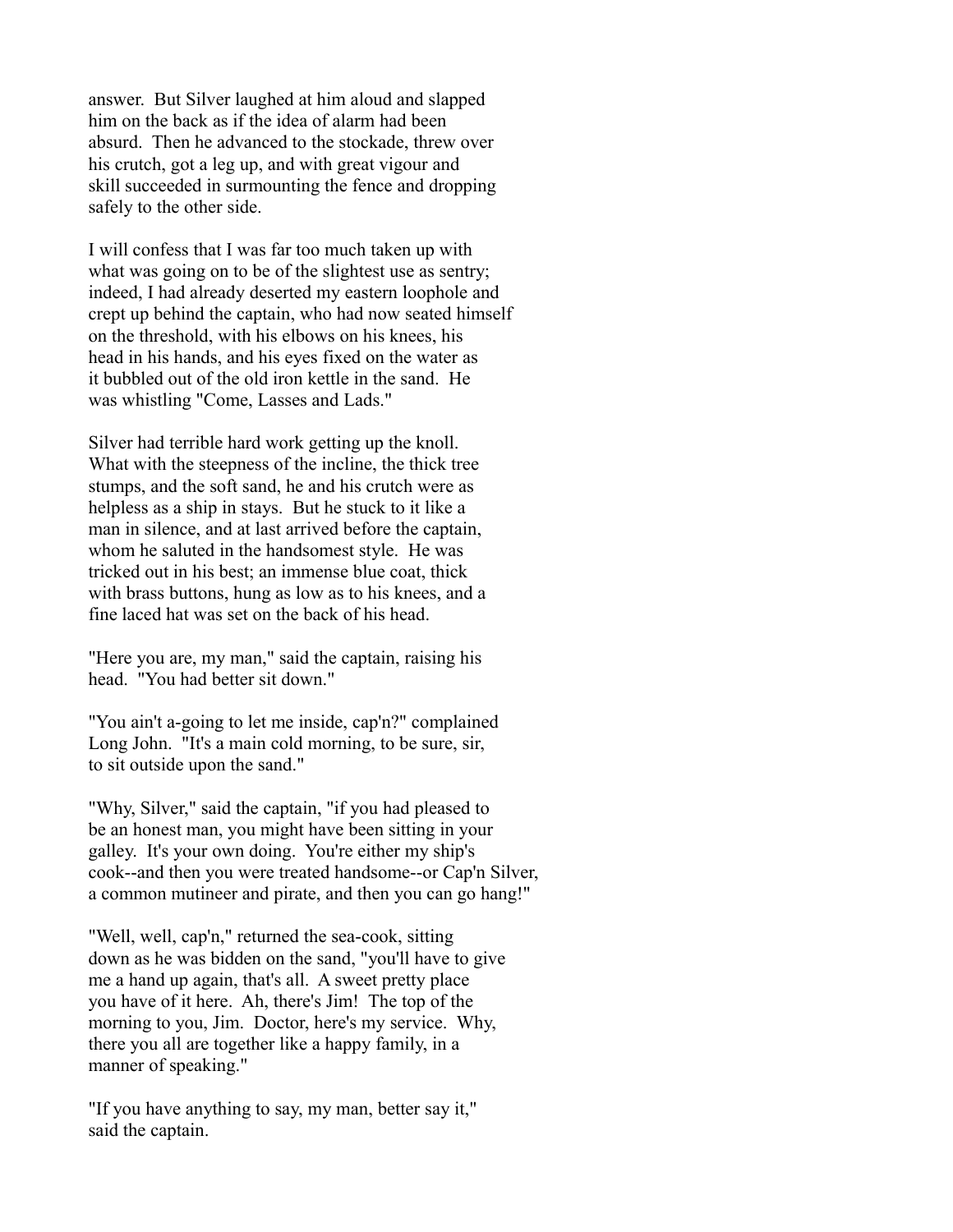answer. But Silver laughed at him aloud and slapped him on the back as if the idea of alarm had been absurd. Then he advanced to the stockade, threw over his crutch, got a leg up, and with great vigour and skill succeeded in surmounting the fence and dropping safely to the other side.

I will confess that I was far too much taken up with what was going on to be of the slightest use as sentry; indeed, I had already deserted my eastern loophole and crept up behind the captain, who had now seated himself on the threshold, with his elbows on his knees, his head in his hands, and his eyes fixed on the water as it bubbled out of the old iron kettle in the sand. He was whistling "Come, Lasses and Lads."

Silver had terrible hard work getting up the knoll. What with the steepness of the incline, the thick tree stumps, and the soft sand, he and his crutch were as helpless as a ship in stays. But he stuck to it like a man in silence, and at last arrived before the captain, whom he saluted in the handsomest style. He was tricked out in his best; an immense blue coat, thick with brass buttons, hung as low as to his knees, and a fine laced hat was set on the back of his head.

"Here you are, my man," said the captain, raising his head. "You had better sit down."

"You ain't a-going to let me inside, cap'n?" complained Long John. "It's a main cold morning, to be sure, sir, to sit outside upon the sand."

"Why, Silver," said the captain, "if you had pleased to be an honest man, you might have been sitting in your galley. It's your own doing. You're either my ship's cook--and then you were treated handsome--or Cap'n Silver, a common mutineer and pirate, and then you can go hang!"

"Well, well, cap'n," returned the sea-cook, sitting down as he was bidden on the sand, "you'll have to give me a hand up again, that's all. A sweet pretty place you have of it here. Ah, there's Jim! The top of the morning to you, Jim. Doctor, here's my service. Why, there you all are together like a happy family, in a manner of speaking."

"If you have anything to say, my man, better say it," said the captain.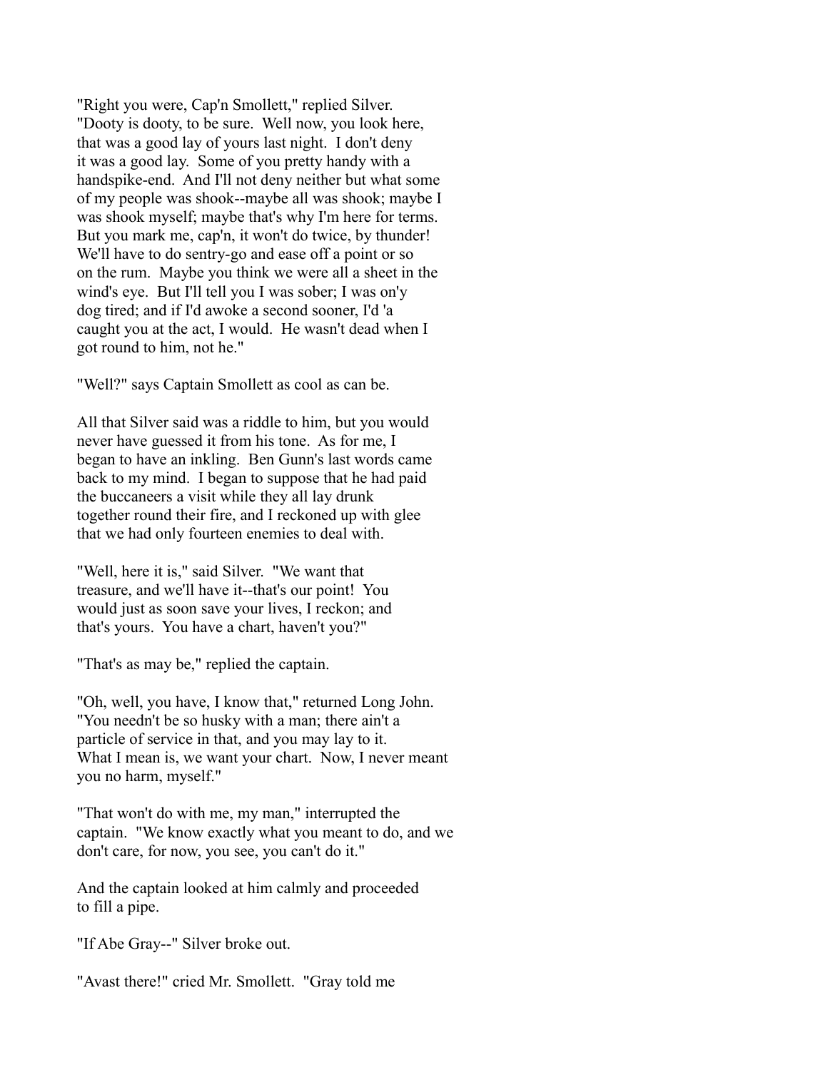"Right you were, Cap'n Smollett," replied Silver. "Dooty is dooty, to be sure. Well now, you look here, that was a good lay of yours last night. I don't deny it was a good lay. Some of you pretty handy with a handspike-end. And I'll not deny neither but what some of my people was shook--maybe all was shook; maybe I was shook myself; maybe that's why I'm here for terms. But you mark me, cap'n, it won't do twice, by thunder! We'll have to do sentry-go and ease off a point or so on the rum. Maybe you think we were all a sheet in the wind's eye. But I'll tell you I was sober; I was on'y dog tired; and if I'd awoke a second sooner, I'd 'a caught you at the act, I would. He wasn't dead when I got round to him, not he."

"Well?" says Captain Smollett as cool as can be.

All that Silver said was a riddle to him, but you would never have guessed it from his tone. As for me, I began to have an inkling. Ben Gunn's last words came back to my mind. I began to suppose that he had paid the buccaneers a visit while they all lay drunk together round their fire, and I reckoned up with glee that we had only fourteen enemies to deal with.

"Well, here it is," said Silver. "We want that treasure, and we'll have it--that's our point! You would just as soon save your lives, I reckon; and that's yours. You have a chart, haven't you?"

"That's as may be," replied the captain.

"Oh, well, you have, I know that," returned Long John. "You needn't be so husky with a man; there ain't a particle of service in that, and you may lay to it. What I mean is, we want your chart. Now, I never meant you no harm, myself."

"That won't do with me, my man," interrupted the captain. "We know exactly what you meant to do, and we don't care, for now, you see, you can't do it."

And the captain looked at him calmly and proceeded to fill a pipe.

"If Abe Gray--" Silver broke out.

"Avast there!" cried Mr. Smollett. "Gray told me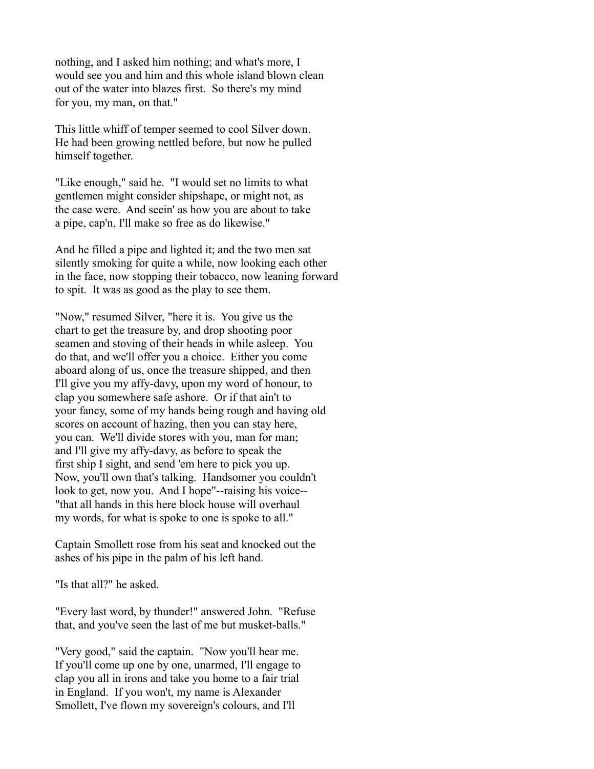nothing, and I asked him nothing; and what's more, I would see you and him and this whole island blown clean out of the water into blazes first. So there's my mind for you, my man, on that."

This little whiff of temper seemed to cool Silver down. He had been growing nettled before, but now he pulled himself together.

"Like enough," said he. "I would set no limits to what gentlemen might consider shipshape, or might not, as the case were. And seein' as how you are about to take a pipe, cap'n, I'll make so free as do likewise."

And he filled a pipe and lighted it; and the two men sat silently smoking for quite a while, now looking each other in the face, now stopping their tobacco, now leaning forward to spit. It was as good as the play to see them.

"Now," resumed Silver, "here it is. You give us the chart to get the treasure by, and drop shooting poor seamen and stoving of their heads in while asleep. You do that, and we'll offer you a choice. Either you come aboard along of us, once the treasure shipped, and then I'll give you my affy-davy, upon my word of honour, to clap you somewhere safe ashore. Or if that ain't to your fancy, some of my hands being rough and having old scores on account of hazing, then you can stay here, you can. We'll divide stores with you, man for man; and I'll give my affy-davy, as before to speak the first ship I sight, and send 'em here to pick you up. Now, you'll own that's talking. Handsomer you couldn't look to get, now you. And I hope"--raising his voice--"that all hands in this here block house will overhaul my words, for what is spoke to one is spoke to all."

Captain Smollett rose from his seat and knocked out the ashes of his pipe in the palm of his left hand.

"Is that all?" he asked.

"Every last word, by thunder!" answered John. "Refuse that, and you've seen the last of me but musket-balls."

"Very good," said the captain. "Now you'll hear me. If you'll come up one by one, unarmed, I'll engage to clap you all in irons and take you home to a fair trial in England. If you won't, my name is Alexander Smollett, I've flown my sovereign's colours, and I'll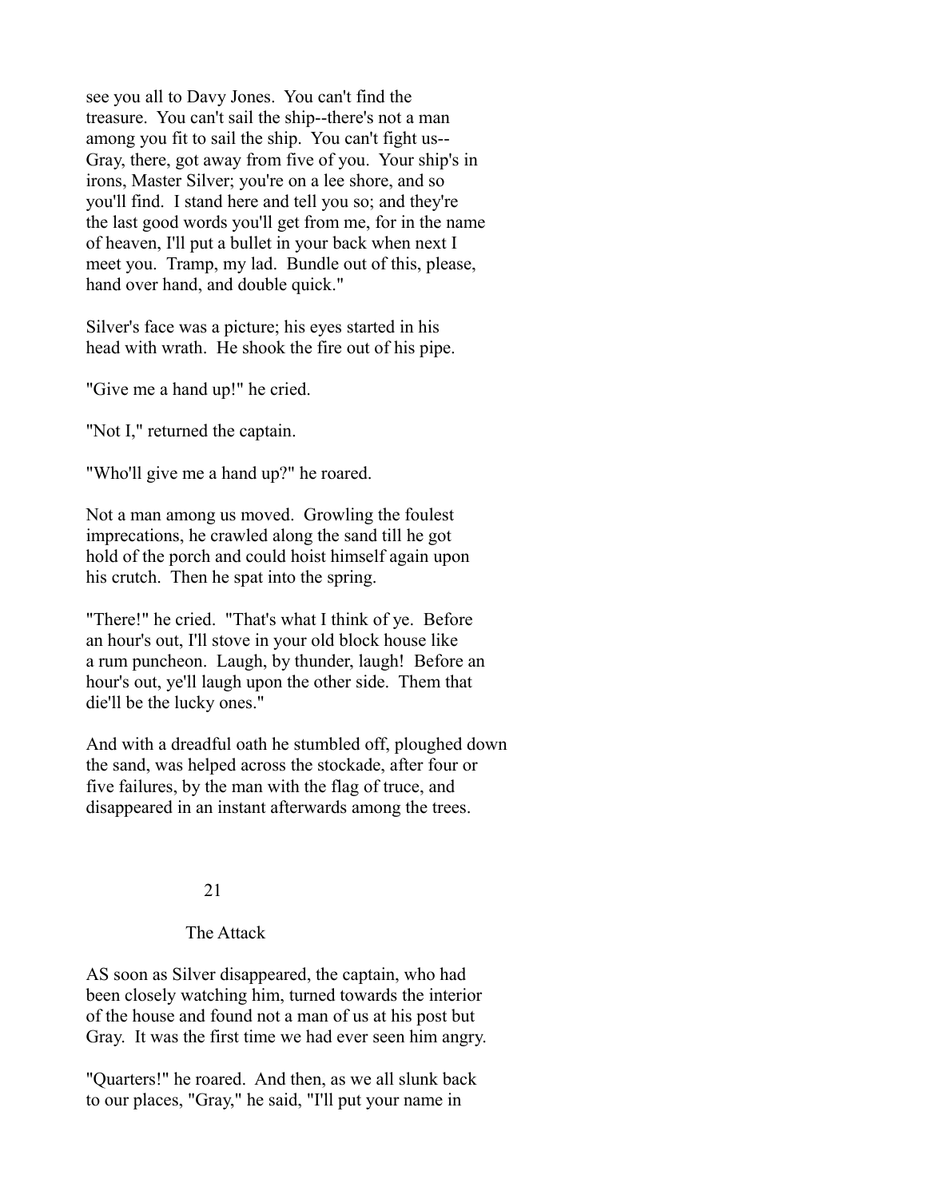see you all to Davy Jones. You can't find the treasure. You can't sail the ship--there's not a man among you fit to sail the ship. You can't fight us--Gray, there, got away from five of you. Your ship's in irons, Master Silver; you're on a lee shore, and so you'll find. I stand here and tell you so; and they're the last good words you'll get from me, for in the name of heaven, I'll put a bullet in your back when next I meet you. Tramp, my lad. Bundle out of this, please, hand over hand, and double quick."

Silver's face was a picture; his eyes started in his head with wrath. He shook the fire out of his pipe.

"Give me a hand up!" he cried.

"Not I," returned the captain.

"Who'll give me a hand up?" he roared.

Not a man among us moved. Growling the foulest imprecations, he crawled along the sand till he got hold of the porch and could hoist himself again upon his crutch. Then he spat into the spring.

"There!" he cried. "That's what I think of ye. Before an hour's out, I'll stove in your old block house like a rum puncheon. Laugh, by thunder, laugh! Before an hour's out, ye'll laugh upon the other side. Them that die'll be the lucky ones."

And with a dreadful oath he stumbled off, ploughed down the sand, was helped across the stockade, after four or five failures, by the man with the flag of truce, and disappeared in an instant afterwards among the trees.

## 21

## The Attack

AS soon as Silver disappeared, the captain, who had been closely watching him, turned towards the interior of the house and found not a man of us at his post but Gray. It was the first time we had ever seen him angry.

"Quarters!" he roared. And then, as we all slunk back to our places, "Gray," he said, "I'll put your name in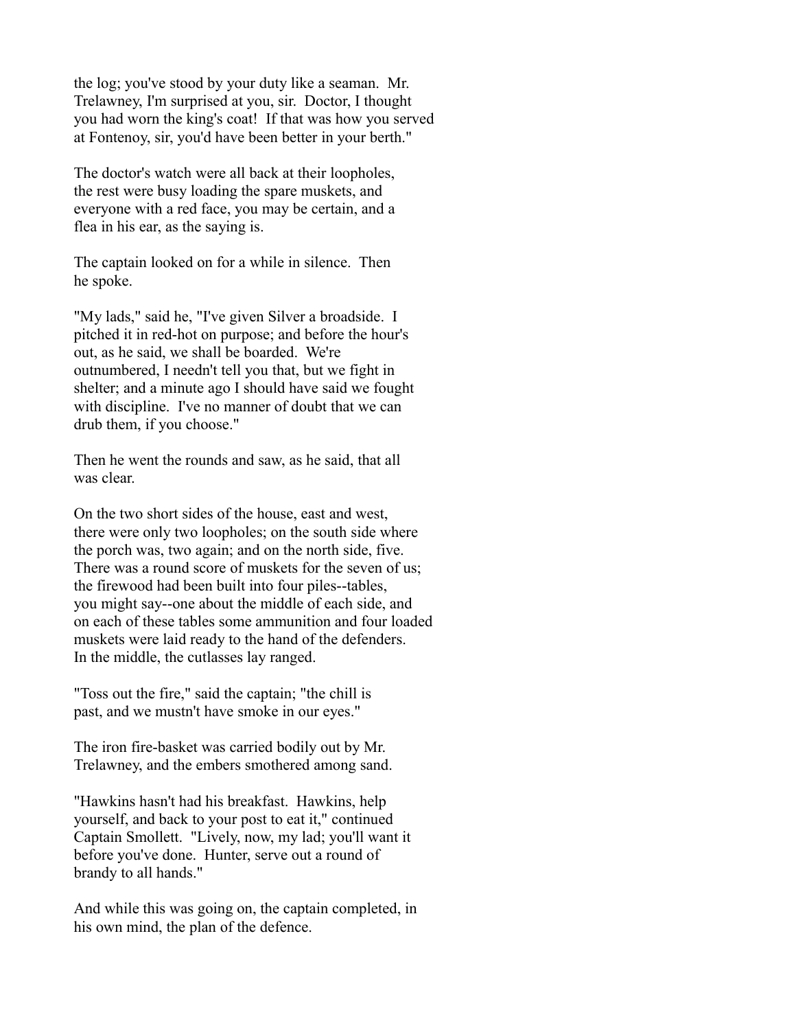the log; you've stood by your duty like a seaman. Mr. Trelawney, I'm surprised at you, sir. Doctor, I thought you had worn the king's coat! If that was how you served at Fontenoy, sir, you'd have been better in your berth."

The doctor's watch were all back at their loopholes, the rest were busy loading the spare muskets, and everyone with a red face, you may be certain, and a flea in his ear, as the saying is.

The captain looked on for a while in silence. Then he spoke.

"My lads," said he, "I've given Silver a broadside. I pitched it in red-hot on purpose; and before the hour's out, as he said, we shall be boarded. We're outnumbered, I needn't tell you that, but we fight in shelter; and a minute ago I should have said we fought with discipline. I've no manner of doubt that we can drub them, if you choose."

Then he went the rounds and saw, as he said, that all was clear.

On the two short sides of the house, east and west, there were only two loopholes; on the south side where the porch was, two again; and on the north side, five. There was a round score of muskets for the seven of us; the firewood had been built into four piles--tables, you might say--one about the middle of each side, and on each of these tables some ammunition and four loaded muskets were laid ready to the hand of the defenders. In the middle, the cutlasses lay ranged.

"Toss out the fire," said the captain; "the chill is past, and we mustn't have smoke in our eyes."

The iron fire-basket was carried bodily out by Mr. Trelawney, and the embers smothered among sand.

"Hawkins hasn't had his breakfast. Hawkins, help yourself, and back to your post to eat it," continued Captain Smollett. "Lively, now, my lad; you'll want it before you've done. Hunter, serve out a round of brandy to all hands."

And while this was going on, the captain completed, in his own mind, the plan of the defence.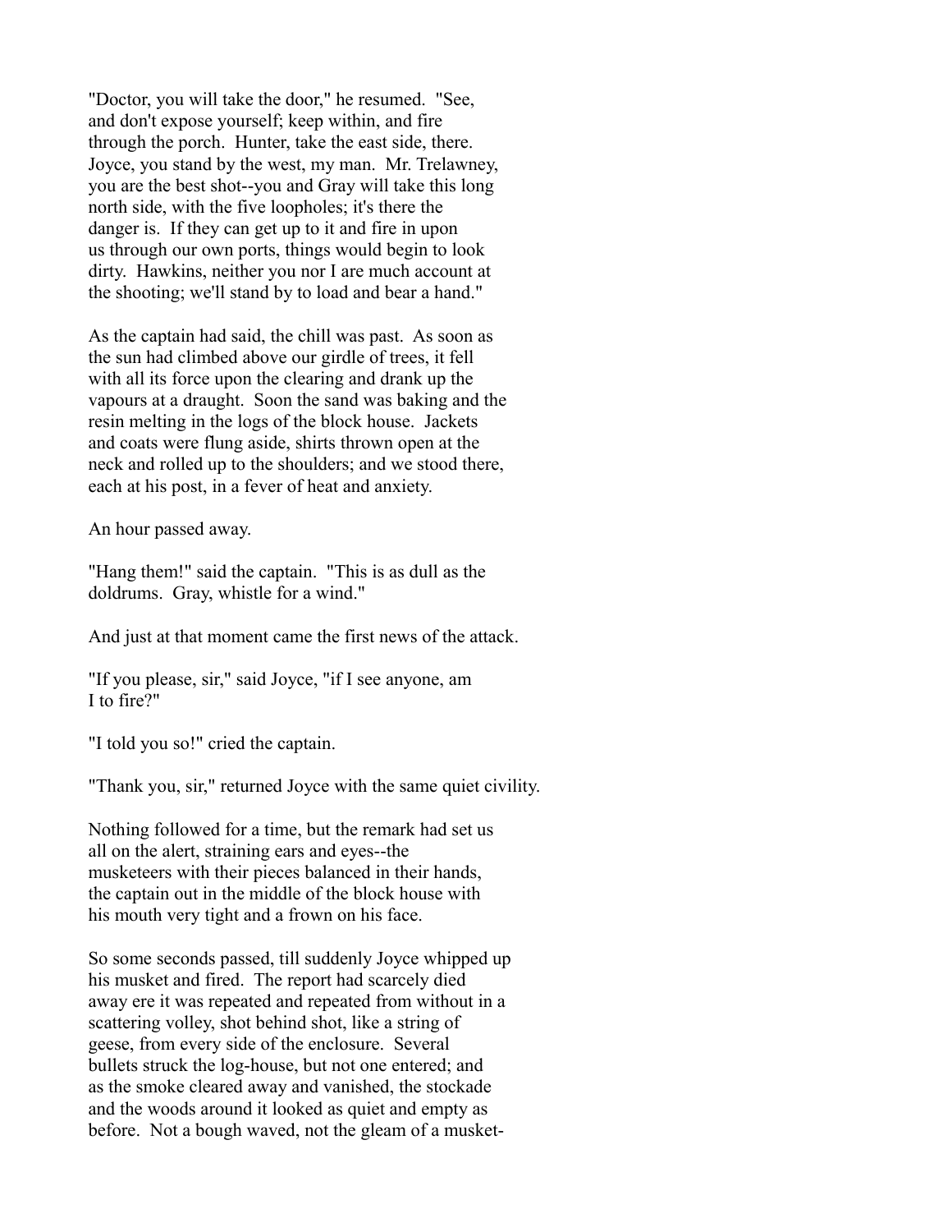"Doctor, you will take the door," he resumed. "See, and don't expose yourself; keep within, and fire through the porch. Hunter, take the east side, there. Joyce, you stand by the west, my man. Mr. Trelawney, you are the best shot--you and Gray will take this long north side, with the five loopholes; it's there the danger is. If they can get up to it and fire in upon us through our own ports, things would begin to look dirty. Hawkins, neither you nor I are much account at the shooting; we'll stand by to load and bear a hand."

As the captain had said, the chill was past. As soon as the sun had climbed above our girdle of trees, it fell with all its force upon the clearing and drank up the vapours at a draught. Soon the sand was baking and the resin melting in the logs of the block house. Jackets and coats were flung aside, shirts thrown open at the neck and rolled up to the shoulders; and we stood there, each at his post, in a fever of heat and anxiety.

An hour passed away.

"Hang them!" said the captain. "This is as dull as the doldrums. Gray, whistle for a wind."

And just at that moment came the first news of the attack.

"If you please, sir," said Joyce, "if I see anyone, am I to fire?"

"I told you so!" cried the captain.

"Thank you, sir," returned Joyce with the same quiet civility.

Nothing followed for a time, but the remark had set us all on the alert, straining ears and eyes--the musketeers with their pieces balanced in their hands, the captain out in the middle of the block house with his mouth very tight and a frown on his face.

So some seconds passed, till suddenly Joyce whipped up his musket and fired. The report had scarcely died away ere it was repeated and repeated from without in a scattering volley, shot behind shot, like a string of geese, from every side of the enclosure. Several bullets struck the log-house, but not one entered; and as the smoke cleared away and vanished, the stockade and the woods around it looked as quiet and empty as before. Not a bough waved, not the gleam of a musket-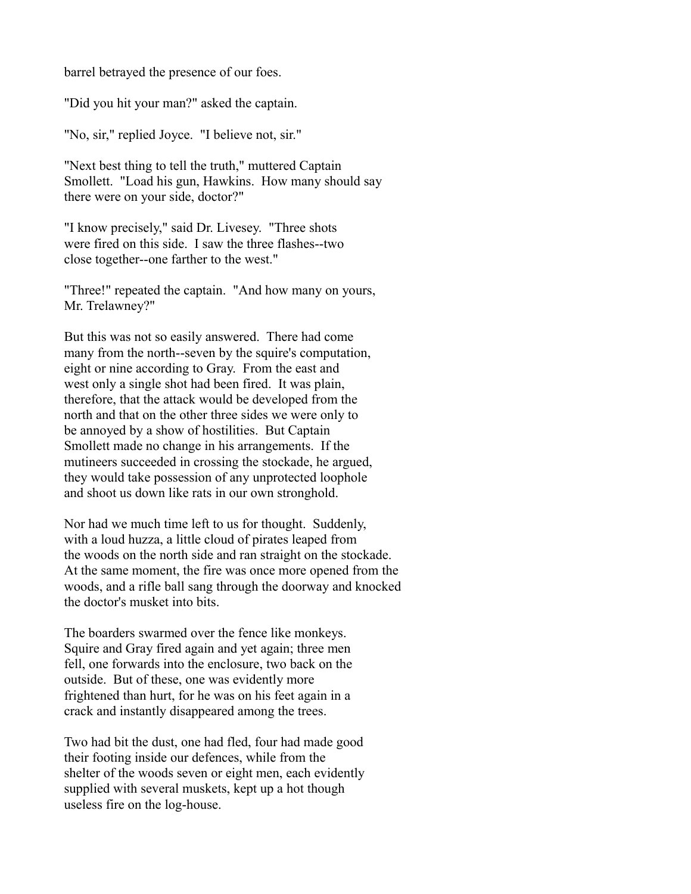barrel betrayed the presence of our foes.

"Did you hit your man?" asked the captain.

"No, sir," replied Joyce. "I believe not, sir."

"Next best thing to tell the truth," muttered Captain Smollett. "Load his gun, Hawkins. How many should say there were on your side, doctor?"

"I know precisely," said Dr. Livesey. "Three shots were fired on this side. I saw the three flashes--two close together--one farther to the west."

"Three!" repeated the captain. "And how many on yours, Mr. Trelawney?"

But this was not so easily answered. There had come many from the north--seven by the squire's computation, eight or nine according to Gray. From the east and west only a single shot had been fired. It was plain, therefore, that the attack would be developed from the north and that on the other three sides we were only to be annoyed by a show of hostilities. But Captain Smollett made no change in his arrangements. If the mutineers succeeded in crossing the stockade, he argued, they would take possession of any unprotected loophole and shoot us down like rats in our own stronghold.

Nor had we much time left to us for thought. Suddenly, with a loud huzza, a little cloud of pirates leaped from the woods on the north side and ran straight on the stockade. At the same moment, the fire was once more opened from the woods, and a rifle ball sang through the doorway and knocked the doctor's musket into bits.

The boarders swarmed over the fence like monkeys. Squire and Gray fired again and yet again; three men fell, one forwards into the enclosure, two back on the outside. But of these, one was evidently more frightened than hurt, for he was on his feet again in a crack and instantly disappeared among the trees.

Two had bit the dust, one had fled, four had made good their footing inside our defences, while from the shelter of the woods seven or eight men, each evidently supplied with several muskets, kept up a hot though useless fire on the log-house.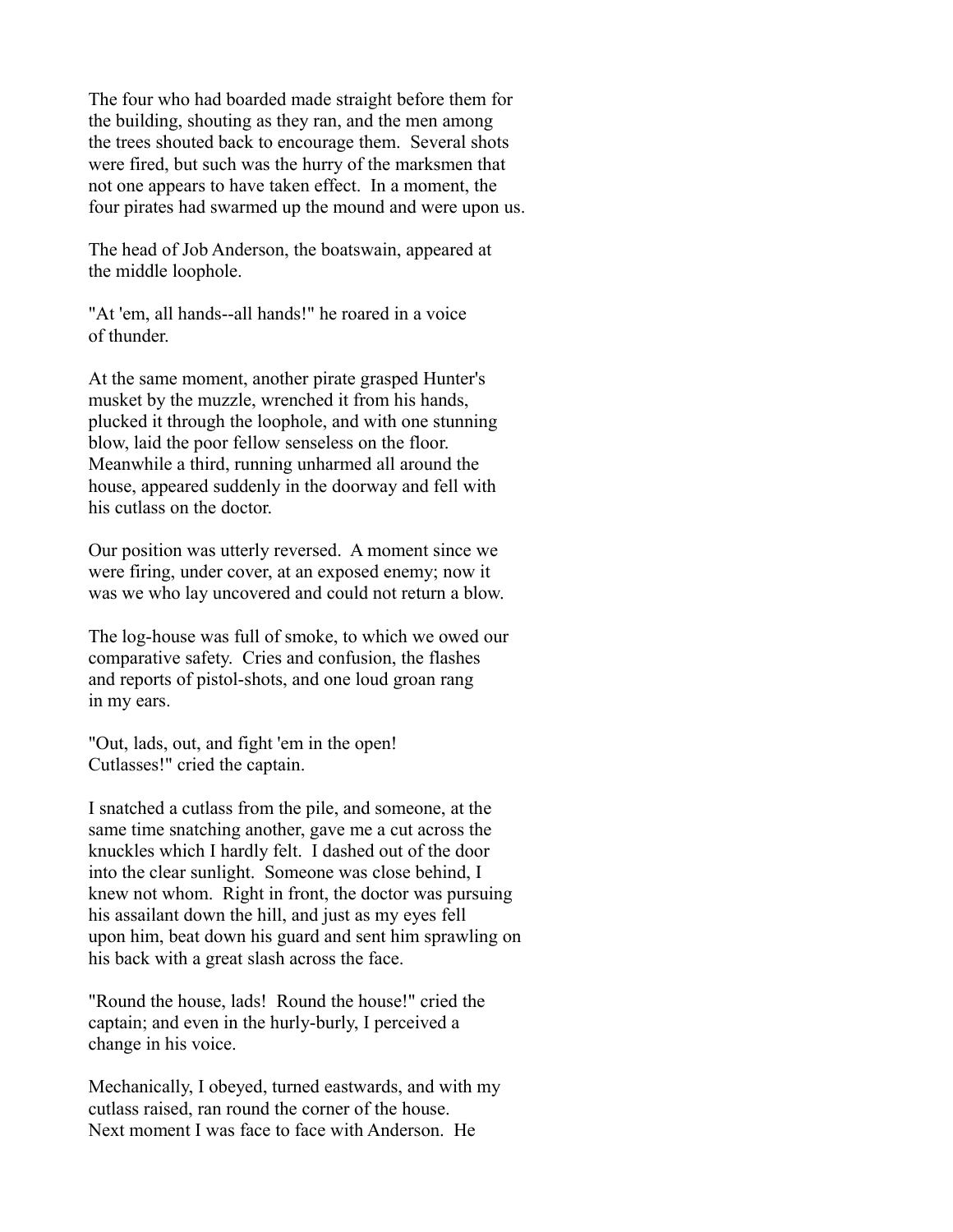The four who had boarded made straight before them for the building, shouting as they ran, and the men among the trees shouted back to encourage them. Several shots were fired, but such was the hurry of the marksmen that not one appears to have taken effect. In a moment, the four pirates had swarmed up the mound and were upon us.

The head of Job Anderson, the boatswain, appeared at the middle loophole.

"At 'em, all hands--all hands!" he roared in a voice of thunder.

At the same moment, another pirate grasped Hunter's musket by the muzzle, wrenched it from his hands, plucked it through the loophole, and with one stunning blow, laid the poor fellow senseless on the floor. Meanwhile a third, running unharmed all around the house, appeared suddenly in the doorway and fell with his cutlass on the doctor.

Our position was utterly reversed. A moment since we were firing, under cover, at an exposed enemy; now it was we who lay uncovered and could not return a blow.

The log-house was full of smoke, to which we owed our comparative safety. Cries and confusion, the flashes and reports of pistol-shots, and one loud groan rang in my ears.

"Out, lads, out, and fight 'em in the open! Cutlasses!" cried the captain.

I snatched a cutlass from the pile, and someone, at the same time snatching another, gave me a cut across the knuckles which I hardly felt. I dashed out of the door into the clear sunlight. Someone was close behind, I knew not whom. Right in front, the doctor was pursuing his assailant down the hill, and just as my eyes fell upon him, beat down his guard and sent him sprawling on his back with a great slash across the face.

"Round the house, lads! Round the house!" cried the captain; and even in the hurly-burly, I perceived a change in his voice.

Mechanically, I obeyed, turned eastwards, and with my cutlass raised, ran round the corner of the house. Next moment I was face to face with Anderson. He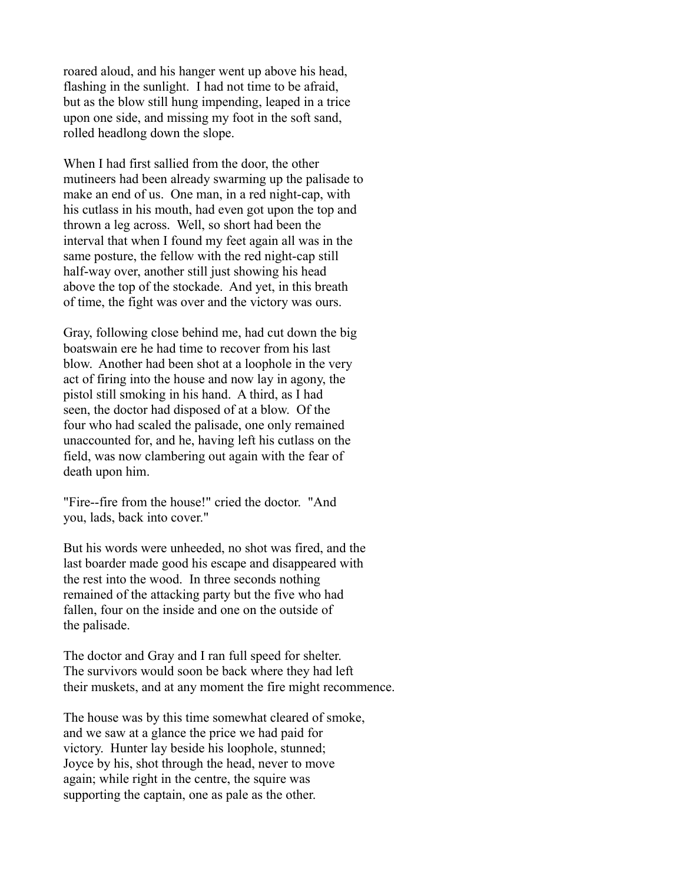roared aloud, and his hanger went up above his head, flashing in the sunlight. I had not time to be afraid, but as the blow still hung impending, leaped in a trice upon one side, and missing my foot in the soft sand, rolled headlong down the slope.

When I had first sallied from the door, the other mutineers had been already swarming up the palisade to make an end of us. One man, in a red night-cap, with his cutlass in his mouth, had even got upon the top and thrown a leg across. Well, so short had been the interval that when I found my feet again all was in the same posture, the fellow with the red night-cap still half-way over, another still just showing his head above the top of the stockade. And yet, in this breath of time, the fight was over and the victory was ours.

Gray, following close behind me, had cut down the big boatswain ere he had time to recover from his last blow. Another had been shot at a loophole in the very act of firing into the house and now lay in agony, the pistol still smoking in his hand. A third, as I had seen, the doctor had disposed of at a blow. Of the four who had scaled the palisade, one only remained unaccounted for, and he, having left his cutlass on the field, was now clambering out again with the fear of death upon him.

"Fire--fire from the house!" cried the doctor. "And you, lads, back into cover."

But his words were unheeded, no shot was fired, and the last boarder made good his escape and disappeared with the rest into the wood. In three seconds nothing remained of the attacking party but the five who had fallen, four on the inside and one on the outside of the palisade.

The doctor and Gray and I ran full speed for shelter. The survivors would soon be back where they had left their muskets, and at any moment the fire might recommence.

The house was by this time somewhat cleared of smoke, and we saw at a glance the price we had paid for victory. Hunter lay beside his loophole, stunned; Joyce by his, shot through the head, never to move again; while right in the centre, the squire was supporting the captain, one as pale as the other.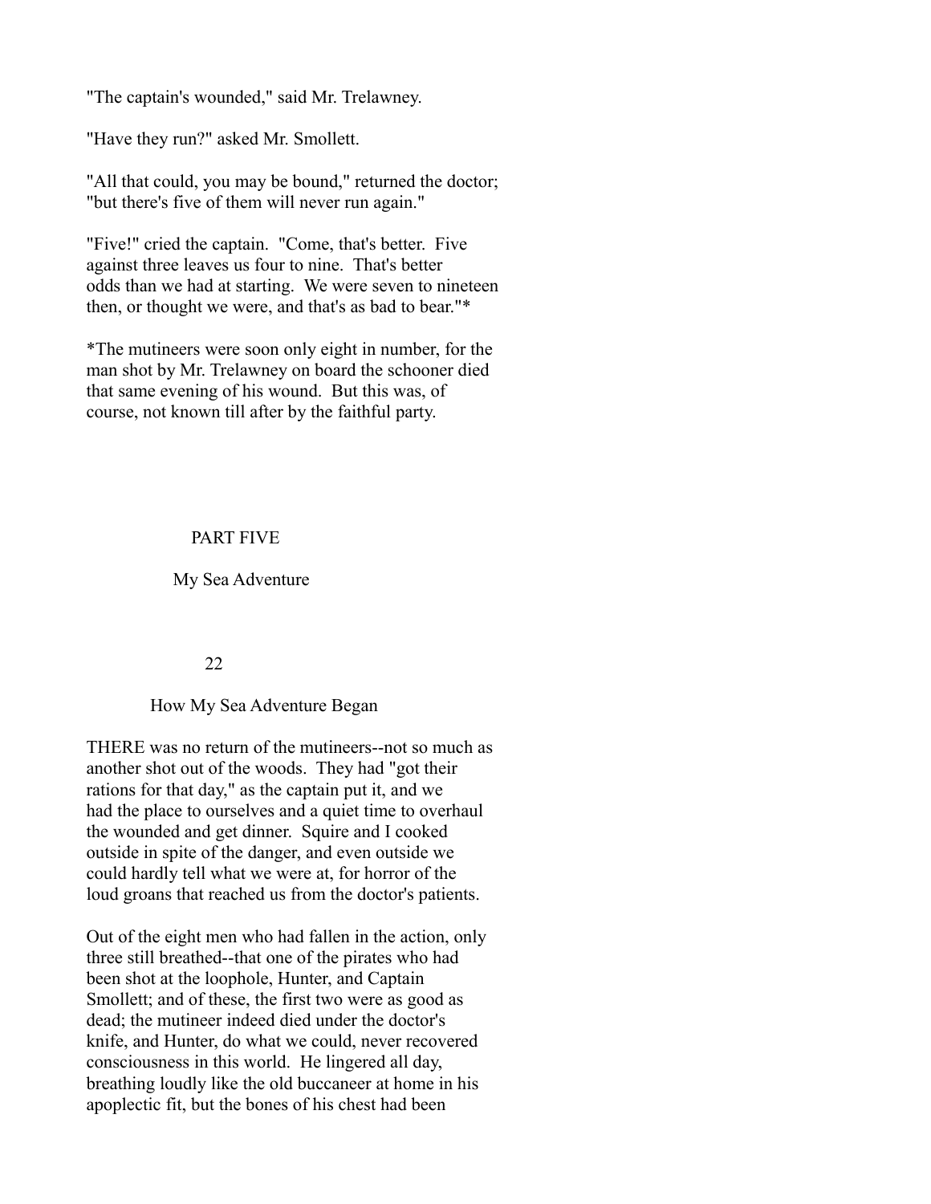"The captain's wounded," said Mr. Trelawney.

"Have they run?" asked Mr. Smollett.

"All that could, you may be bound," returned the doctor; "but there's five of them will never run again."

"Five!" cried the captain. "Come, that's better. Five against three leaves us four to nine. That's better odds than we had at starting. We were seven to nineteen then, or thought we were, and that's as bad to bear."*

*The mutineers were soon only eight in number, for the man shot by Mr. Trelawney on board the schooner died that same evening of his wound. But this was, of course, not known till after by the faithful party.

# PART FIVE

## My Sea Adventure

### 22

### How My Sea Adventure Began

THERE was no return of the mutineers--not so much as another shot out of the woods. They had "got their rations for that day," as the captain put it, and we had the place to ourselves and a quiet time to overhaul the wounded and get dinner. Squire and I cooked outside in spite of the danger, and even outside we could hardly tell what we were at, for horror of the loud groans that reached us from the doctor's patients.

Out of the eight men who had fallen in the action, only three still breathed--that one of the pirates who had been shot at the loophole, Hunter, and Captain Smollett; and of these, the first two were as good as dead; the mutineer indeed died under the doctor's knife, and Hunter, do what we could, never recovered consciousness in this world. He lingered all day, breathing loudly like the old buccaneer at home in his apoplectic fit, but the bones of his chest had been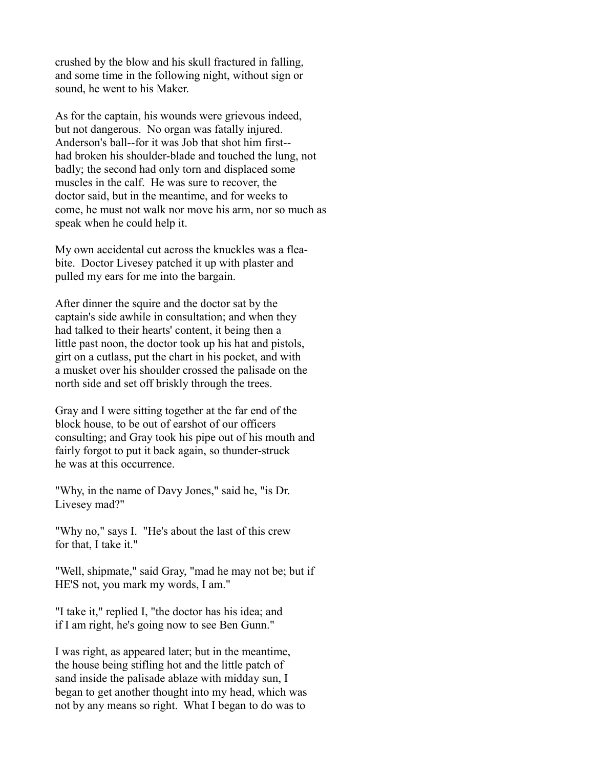crushed by the blow and his skull fractured in falling, and some time in the following night, without sign or sound, he went to his Maker.

As for the captain, his wounds were grievous indeed, but not dangerous. No organ was fatally injured. Anderson's ball--for it was Job that shot him first--had broken his shoulder-blade and touched the lung, not badly; the second had only torn and displaced some muscles in the calf. He was sure to recover, the doctor said, but in the meantime, and for weeks to come, he must not walk nor move his arm, nor so much as speak when he could help it.

My own accidental cut across the knuckles was a flea-bite. Doctor Livesey patched it up with plaster and pulled my ears for me into the bargain.

After dinner the squire and the doctor sat by the captain's side awhile in consultation; and when they had talked to their hearts' content, it being then a little past noon, the doctor took up his hat and pistols, girt on a cutlass, put the chart in his pocket, and with a musket over his shoulder crossed the palisade on the north side and set off briskly through the trees.

Gray and I were sitting together at the far end of the block house, to be out of earshot of our officers consulting; and Gray took his pipe out of his mouth and fairly forgot to put it back again, so thunder-struck he was at this occurrence.

"Why, in the name of Davy Jones," said he, "is Dr. Livesey mad?"

"Why no," says I. "He's about the last of this crew for that, I take it."

"Well, shipmate," said Gray, "mad he may not be; but if HE'S not, you mark my words, I am."

"I take it," replied I, "the doctor has his idea; and if I am right, he's going now to see Ben Gunn."

I was right, as appeared later; but in the meantime, the house being stifling hot and the little patch of sand inside the palisade ablaze with midday sun, I began to get another thought into my head, which was not by any means so right. What I began to do was to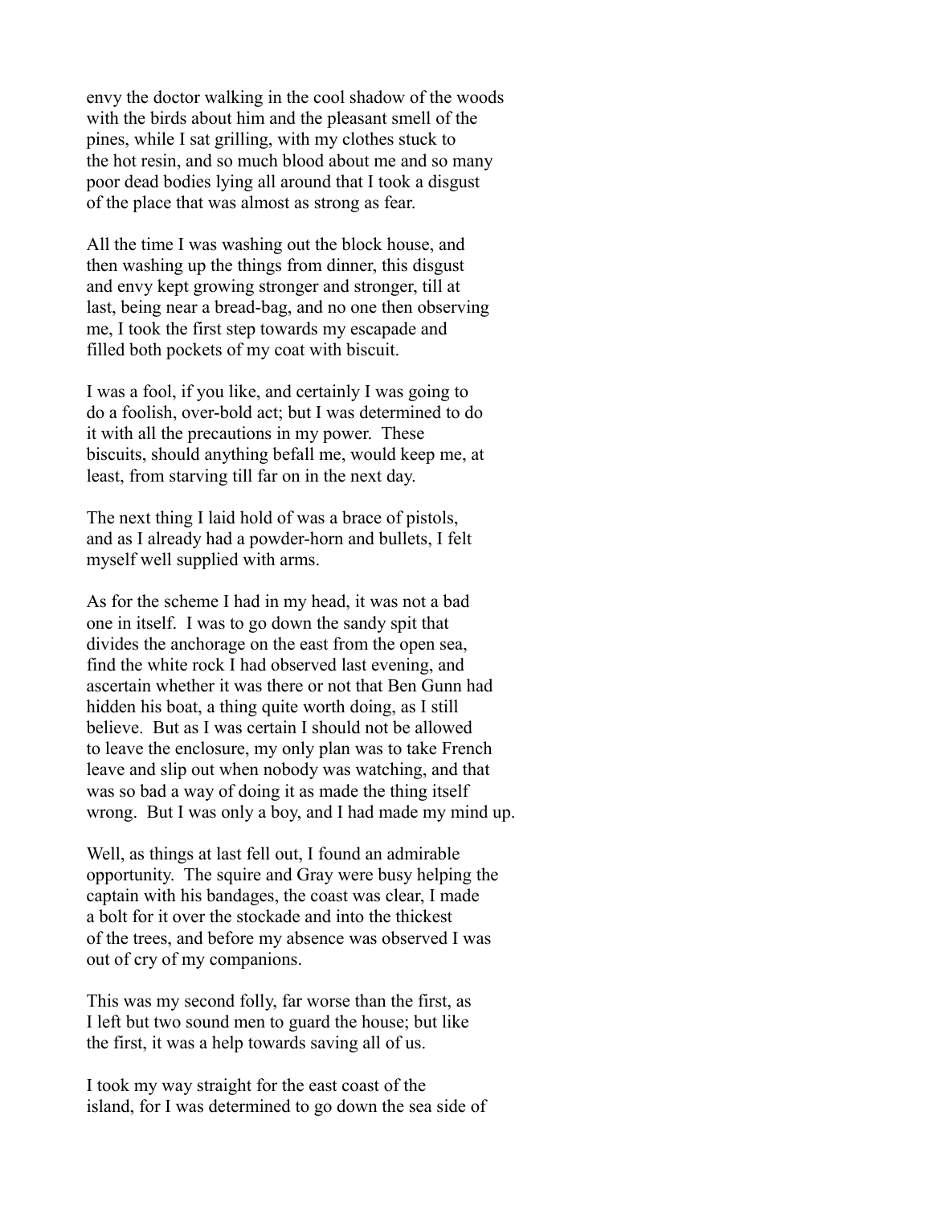envy the doctor walking in the cool shadow of the woods with the birds about him and the pleasant smell of the pines, while I sat grilling, with my clothes stuck to the hot resin, and so much blood about me and so many poor dead bodies lying all around that I took a disgust of the place that was almost as strong as fear.

All the time I was washing out the block house, and then washing up the things from dinner, this disgust and envy kept growing stronger and stronger, till at last, being near a bread-bag, and no one then observing me, I took the first step towards my escapade and filled both pockets of my coat with biscuit.

I was a fool, if you like, and certainly I was going to do a foolish, over-bold act; but I was determined to do it with all the precautions in my power. These biscuits, should anything befall me, would keep me, at least, from starving till far on in the next day.

The next thing I laid hold of was a brace of pistols, and as I already had a powder-horn and bullets, I felt myself well supplied with arms.

As for the scheme I had in my head, it was not a bad one in itself. I was to go down the sandy spit that divides the anchorage on the east from the open sea, find the white rock I had observed last evening, and ascertain whether it was there or not that Ben Gunn had hidden his boat, a thing quite worth doing, as I still believe. But as I was certain I should not be allowed to leave the enclosure, my only plan was to take French leave and slip out when nobody was watching, and that was so bad a way of doing it as made the thing itself wrong. But I was only a boy, and I had made my mind up.

Well, as things at last fell out, I found an admirable opportunity. The squire and Gray were busy helping the captain with his bandages, the coast was clear, I made a bolt for it over the stockade and into the thickest of the trees, and before my absence was observed I was out of cry of my companions.

This was my second folly, far worse than the first, as I left but two sound men to guard the house; but like the first, it was a help towards saving all of us.

I took my way straight for the east coast of the island, for I was determined to go down the sea side of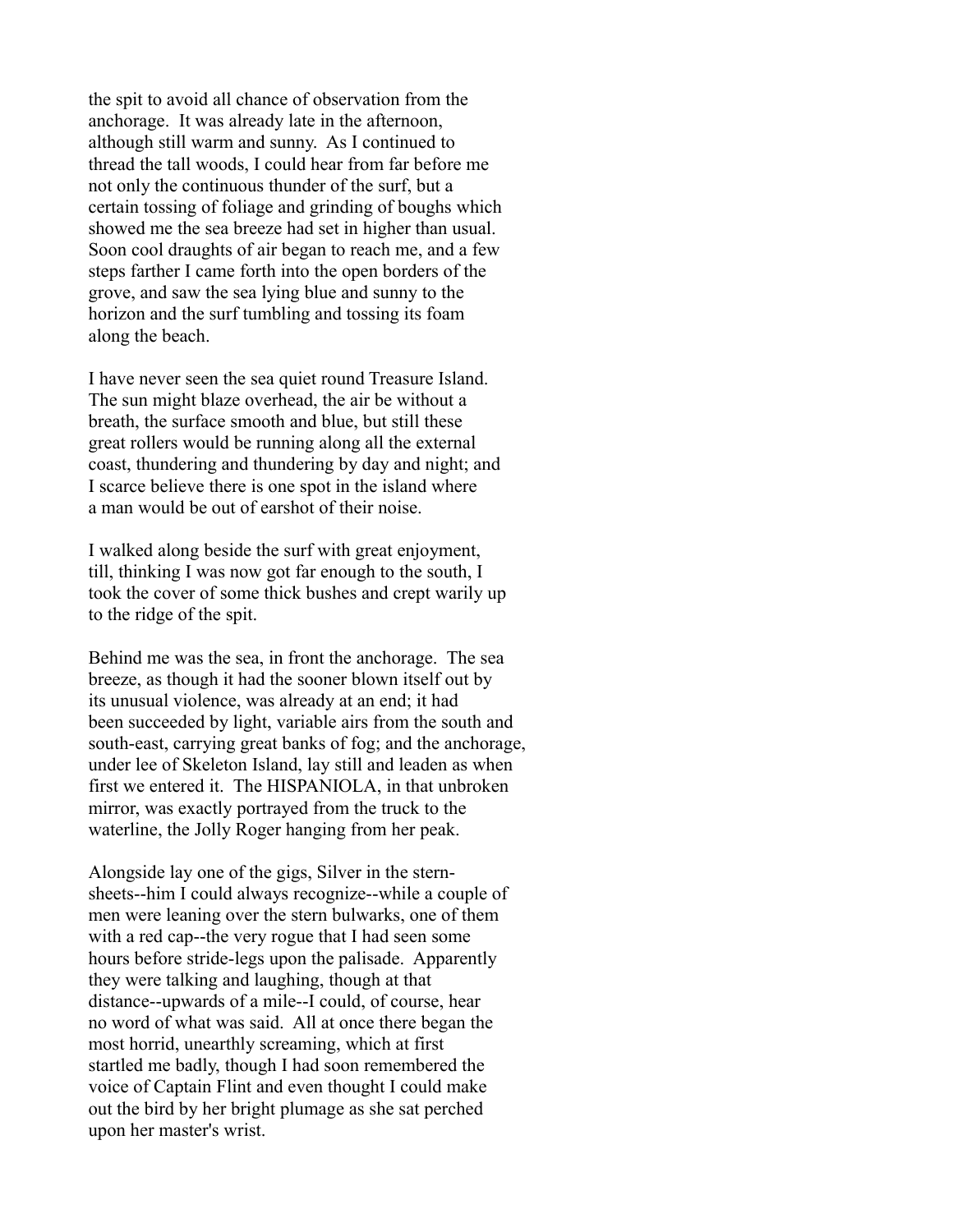the spit to avoid all chance of observation from the anchorage. It was already late in the afternoon, although still warm and sunny. As I continued to thread the tall woods, I could hear from far before me not only the continuous thunder of the surf, but a certain tossing of foliage and grinding of boughs which showed me the sea breeze had set in higher than usual. Soon cool draughts of air began to reach me, and a few steps farther I came forth into the open borders of the grove, and saw the sea lying blue and sunny to the horizon and the surf tumbling and tossing its foam along the beach.

I have never seen the sea quiet round Treasure Island. The sun might blaze overhead, the air be without a breath, the surface smooth and blue, but still these great rollers would be running along all the external coast, thundering and thundering by day and night; and I scarce believe there is one spot in the island where a man would be out of earshot of their noise.

I walked along beside the surf with great enjoyment, till, thinking I was now got far enough to the south, I took the cover of some thick bushes and crept warily up to the ridge of the spit.

Behind me was the sea, in front the anchorage. The sea breeze, as though it had the sooner blown itself out by its unusual violence, was already at an end; it had been succeeded by light, variable airs from the south and south-east, carrying great banks of fog; and the anchorage, under lee of Skeleton Island, lay still and leaden as when first we entered it. The HISPANIOLA, in that unbroken mirror, was exactly portrayed from the truck to the waterline, the Jolly Roger hanging from her peak.

Alongside lay one of the gigs, Silver in the stern-sheets--him I could always recognize--while a couple of men were leaning over the stern bulwarks, one of them with a red cap--the very rogue that I had seen some hours before stride-legs upon the palisade. Apparently they were talking and laughing, though at that distance--upwards of a mile--I could, of course, hear no word of what was said. All at once there began the most horrid, unearthly screaming, which at first startled me badly, though I had soon remembered the voice of Captain Flint and even thought I could make out the bird by her bright plumage as she sat perched upon her master's wrist.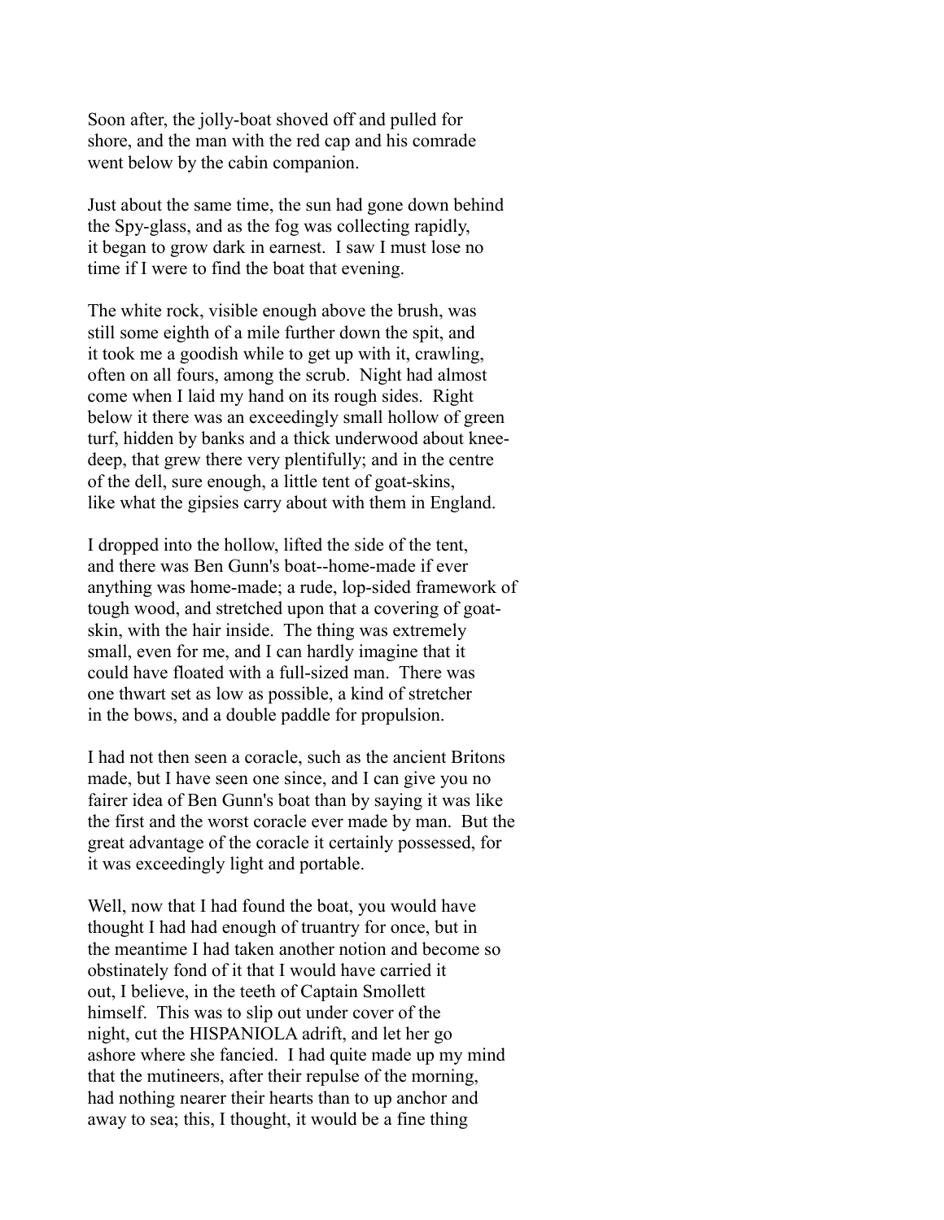Soon after, the jolly-boat shoved off and pulled for shore, and the man with the red cap and his comrade went below by the cabin companion.

Just about the same time, the sun had gone down behind the Spy-glass, and as the fog was collecting rapidly, it began to grow dark in earnest. I saw I must lose no time if I were to find the boat that evening.

The white rock, visible enough above the brush, was still some eighth of a mile further down the spit, and it took me a goodish while to get up with it, crawling, often on all fours, among the scrub. Night had almost come when I laid my hand on its rough sides. Right below it there was an exceedingly small hollow of green turf, hidden by banks and a thick underwood about knee-deep, that grew there very plentifully; and in the centre of the dell, sure enough, a little tent of goat-skins, like what the gipsies carry about with them in England.

I dropped into the hollow, lifted the side of the tent, and there was Ben Gunn's boat--home-made if ever anything was home-made; a rude, lop-sided framework of tough wood, and stretched upon that a covering of goat-skin, with the hair inside. The thing was extremely small, even for me, and I can hardly imagine that it could have floated with a full-sized man. There was one thwart set as low as possible, a kind of stretcher in the bows, and a double paddle for propulsion.

I had not then seen a coracle, such as the ancient Britons made, but I have seen one since, and I can give you no fairer idea of Ben Gunn's boat than by saying it was like the first and the worst coracle ever made by man. But the great advantage of the coracle it certainly possessed, for it was exceedingly light and portable.

Well, now that I had found the boat, you would have thought I had had enough of truantry for once, but in the meantime I had taken another notion and become so obstinately fond of it that I would have carried it out, I believe, in the teeth of Captain Smollett himself. This was to slip out under cover of the night, cut the HISPANIOLA adrift, and let her go ashore where she fancied. I had quite made up my mind that the mutineers, after their repulse of the morning, had nothing nearer their hearts than to up anchor and away to sea; this, I thought, it would be a fine thing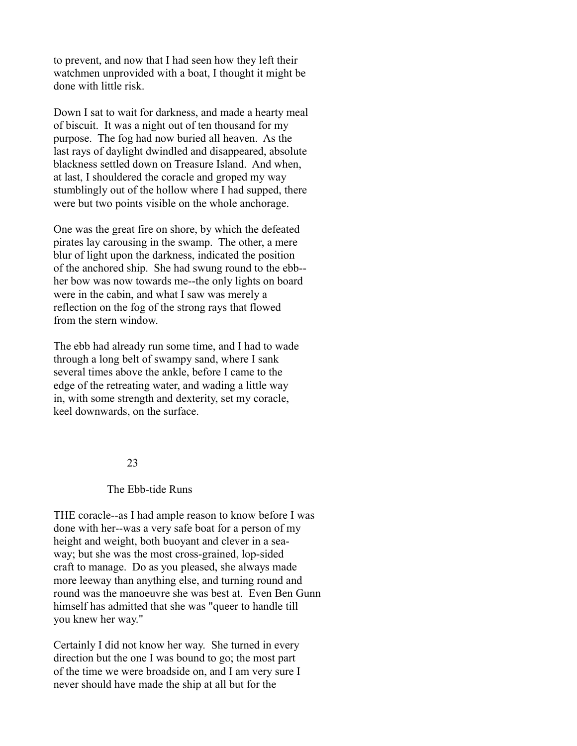to prevent, and now that I had seen how they left their watchmen unprovided with a boat, I thought it might be done with little risk.

Down I sat to wait for darkness, and made a hearty meal of biscuit. It was a night out of ten thousand for my purpose. The fog had now buried all heaven. As the last rays of daylight dwindled and disappeared, absolute blackness settled down on Treasure Island. And when, at last, I shouldered the coracle and groped my way stumblingly out of the hollow where I had supped, there were but two points visible on the whole anchorage.

One was the great fire on shore, by which the defeated pirates lay carousing in the swamp. The other, a mere blur of light upon the darkness, indicated the position of the anchored ship. She had swung round to the ebb--her bow was now towards me--the only lights on board were in the cabin, and what I saw was merely a reflection on the fog of the strong rays that flowed from the stern window.

The ebb had already run some time, and I had to wade through a long belt of swampy sand, where I sank several times above the ankle, before I came to the edge of the retreating water, and wading a little way in, with some strength and dexterity, set my coracle, keel downwards, on the surface.

## 23

## The Ebb-tide Runs

THE coracle--as I had ample reason to know before I was done with her--was a very safe boat for a person of my height and weight, both buoyant and clever in a sea-way; but she was the most cross-grained, lop-sided craft to manage. Do as you pleased, she always made more leeway than anything else, and turning round and round was the manoeuvre she was best at. Even Ben Gunn himself has admitted that she was "queer to handle till you knew her way."

Certainly I did not know her way. She turned in every direction but the one I was bound to go; the most part of the time we were broadside on, and I am very sure I never should have made the ship at all but for the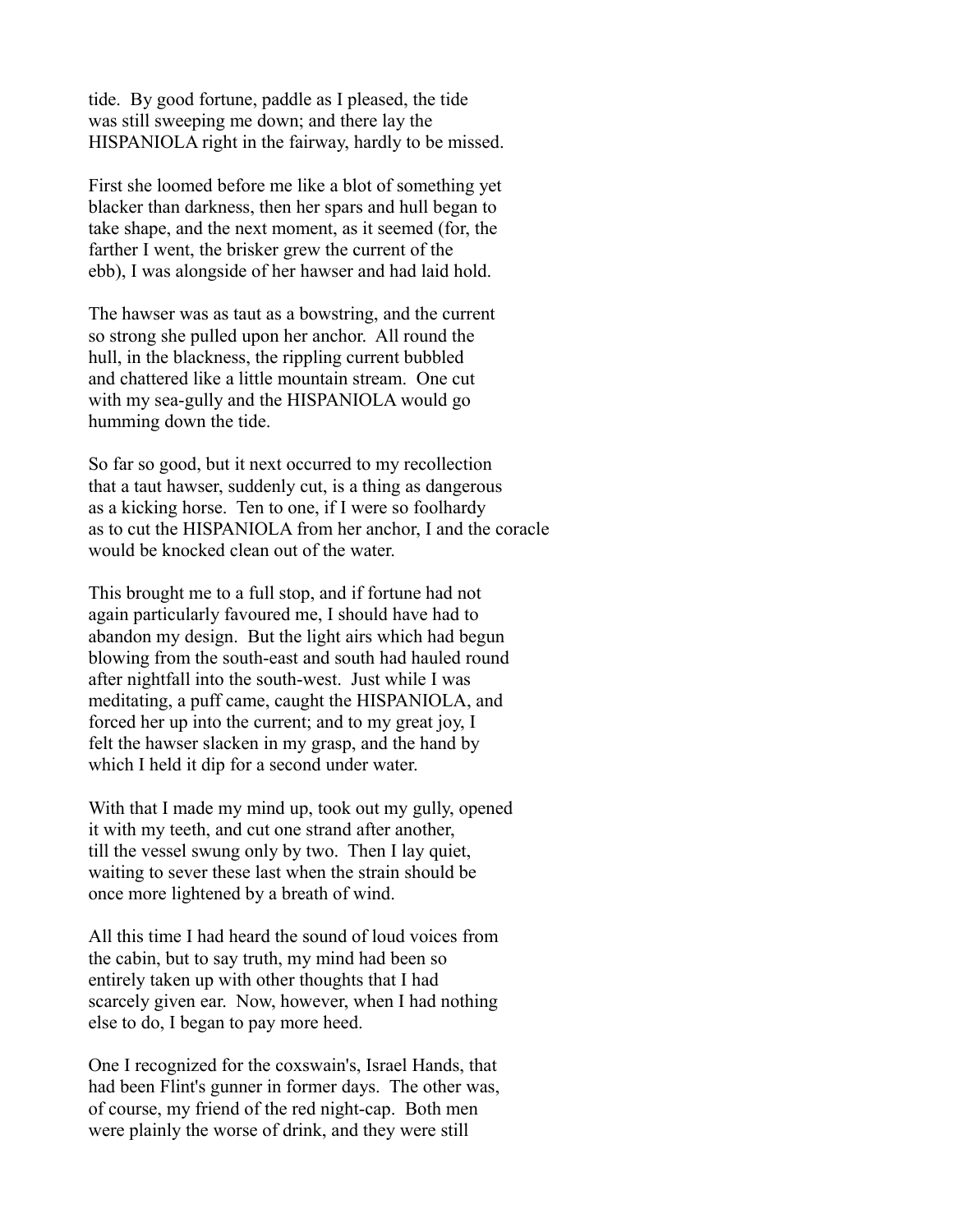tide. By good fortune, paddle as I pleased, the tide was still sweeping me down; and there lay the HISPANIOLA right in the fairway, hardly to be missed.

First she loomed before me like a blot of something yet blacker than darkness, then her spars and hull began to take shape, and the next moment, as it seemed (for, the farther I went, the brisker grew the current of the ebb), I was alongside of her hawser and had laid hold.

The hawser was as taut as a bowstring, and the current so strong she pulled upon her anchor. All round the hull, in the blackness, the rippling current bubbled and chattered like a little mountain stream. One cut with my sea-gully and the HISPANIOLA would go humming down the tide.

So far so good, but it next occurred to my recollection that a taut hawser, suddenly cut, is a thing as dangerous as a kicking horse. Ten to one, if I were so foolhardy as to cut the HISPANIOLA from her anchor, I and the coracle would be knocked clean out of the water.

This brought me to a full stop, and if fortune had not again particularly favoured me, I should have had to abandon my design. But the light airs which had begun blowing from the south-east and south had hauled round after nightfall into the south-west. Just while I was meditating, a puff came, caught the HISPANIOLA, and forced her up into the current; and to my great joy, I felt the hawser slacken in my grasp, and the hand by which I held it dip for a second under water.

With that I made my mind up, took out my gully, opened it with my teeth, and cut one strand after another, till the vessel swung only by two. Then I lay quiet, waiting to sever these last when the strain should be once more lightened by a breath of wind.

All this time I had heard the sound of loud voices from the cabin, but to say truth, my mind had been so entirely taken up with other thoughts that I had scarcely given ear. Now, however, when I had nothing else to do, I began to pay more heed.

One I recognized for the coxswain's, Israel Hands, that had been Flint's gunner in former days. The other was, of course, my friend of the red night-cap. Both men were plainly the worse of drink, and they were still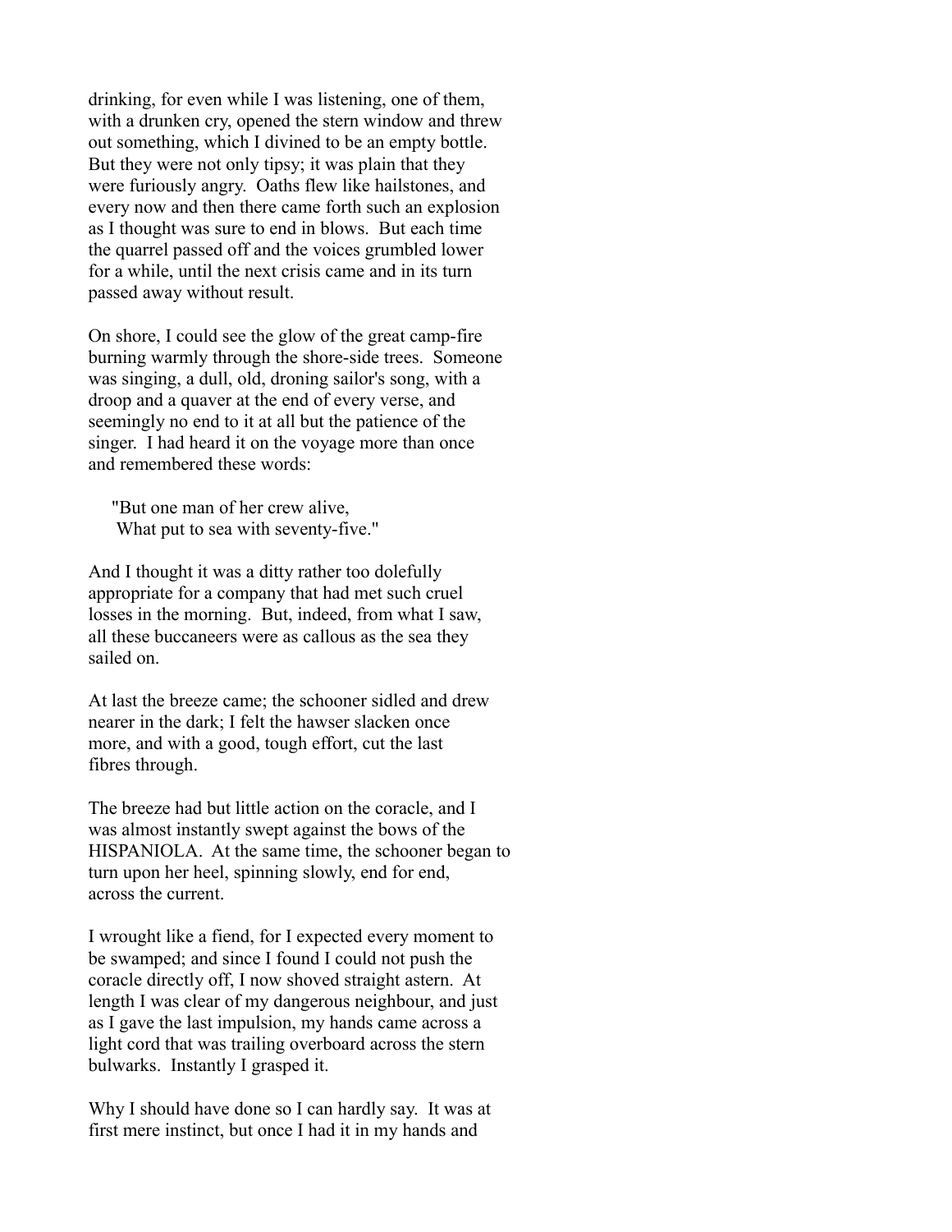drinking, for even while I was listening, one of them, with a drunken cry, opened the stern window and threw out something, which I divined to be an empty bottle. But they were not only tipsy; it was plain that they were furiously angry. Oaths flew like hailstones, and every now and then there came forth such an explosion as I thought was sure to end in blows. But each time the quarrel passed off and the voices grumbled lower for a while, until the next crisis came and in its turn passed away without result.

On shore, I could see the glow of the great camp-fire burning warmly through the shore-side trees. Someone was singing, a dull, old, droning sailor's song, with a droop and a quaver at the end of every verse, and seemingly no end to it at all but the patience of the singer. I had heard it on the voyage more than once and remembered these words:

> "But one man of her crew alive,
> What put to sea with seventy-five."

And I thought it was a ditty rather too dolefully appropriate for a company that had met such cruel losses in the morning. But, indeed, from what I saw, all these buccaneers were as callous as the sea they sailed on.

At last the breeze came; the schooner sidled and drew nearer in the dark; I felt the hawser slacken once more, and with a good, tough effort, cut the last fibres through.

The breeze had but little action on the coracle, and I was almost instantly swept against the bows of the HISPANIOLA. At the same time, the schooner began to turn upon her heel, spinning slowly, end for end, across the current.

I wrought like a fiend, for I expected every moment to be swamped; and since I found I could not push the coracle directly off, I now shoved straight astern. At length I was clear of my dangerous neighbour, and just as I gave the last impulsion, my hands came across a light cord that was trailing overboard across the stern bulwarks. Instantly I grasped it.

Why I should have done so I can hardly say. It was at first mere instinct, but once I had it in my hands and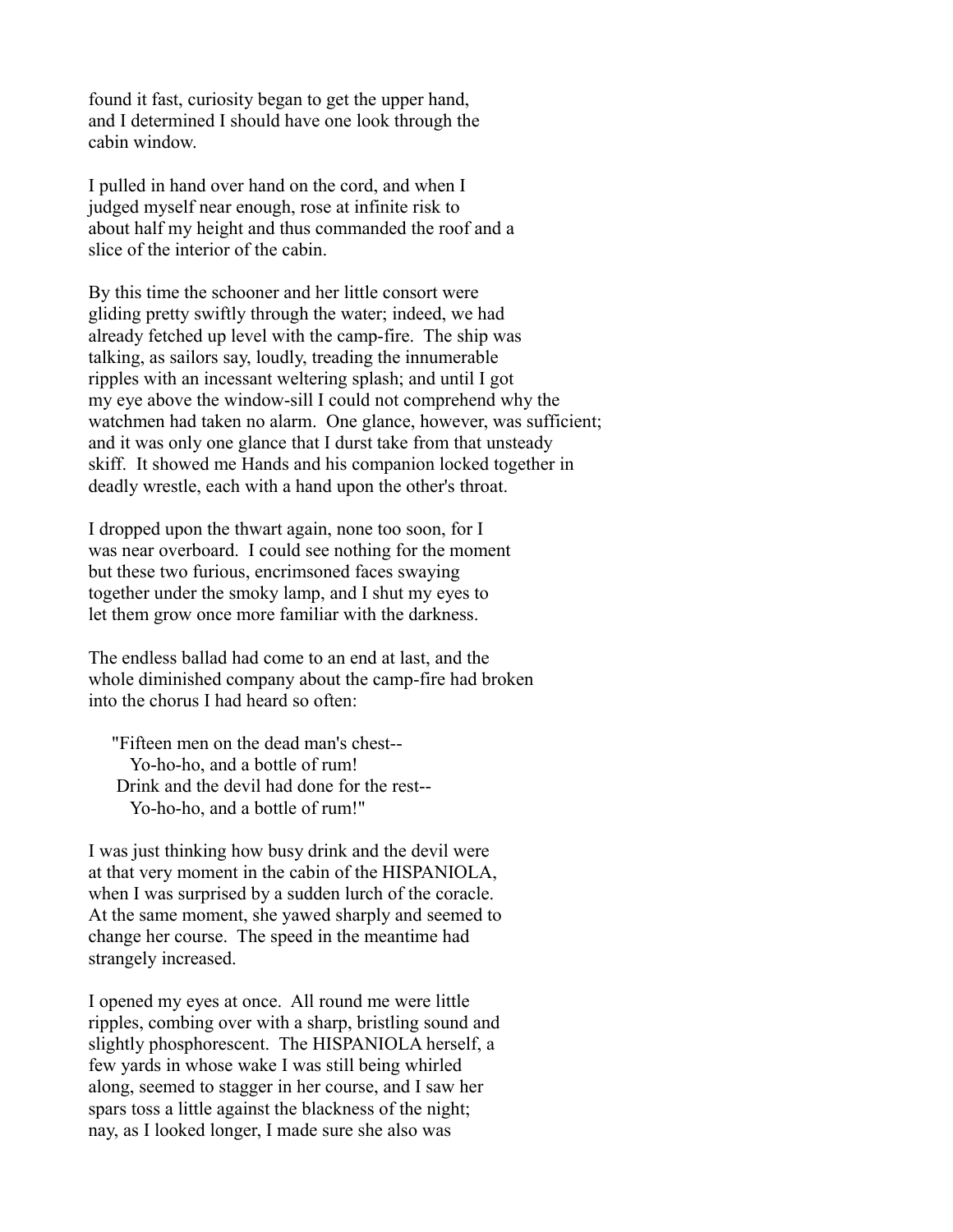found it fast, curiosity began to get the upper hand, and I determined I should have one look through the cabin window.

I pulled in hand over hand on the cord, and when I judged myself near enough, rose at infinite risk to about half my height and thus commanded the roof and a slice of the interior of the cabin.

By this time the schooner and her little consort were gliding pretty swiftly through the water; indeed, we had already fetched up level with the camp-fire. The ship was talking, as sailors say, loudly, treading the innumerable ripples with an incessant weltering splash; and until I got my eye above the window-sill I could not comprehend why the watchmen had taken no alarm. One glance, however, was sufficient; and it was only one glance that I durst take from that unsteady skiff. It showed me Hands and his companion locked together in deadly wrestle, each with a hand upon the other's throat.

I dropped upon the thwart again, none too soon, for I was near overboard. I could see nothing for the moment but these two furious, encrimsoned faces swaying together under the smoky lamp, and I shut my eyes to let them grow once more familiar with the darkness.

The endless ballad had come to an end at last, and the whole diminished company about the camp-fire had broken into the chorus I had heard so often:

> "Fifteen men on the dead man's chest--
> Yo-ho-ho, and a bottle of rum!
> Drink and the devil had done for the rest--
> Yo-ho-ho, and a bottle of rum!"

I was just thinking how busy drink and the devil were at that very moment in the cabin of the HISPANIOLA, when I was surprised by a sudden lurch of the coracle. At the same moment, she yawed sharply and seemed to change her course. The speed in the meantime had strangely increased.

I opened my eyes at once. All round me were little ripples, combing over with a sharp, bristling sound and slightly phosphorescent. The HISPANIOLA herself, a few yards in whose wake I was still being whirled along, seemed to stagger in her course, and I saw her spars toss a little against the blackness of the night; nay, as I looked longer, I made sure she also was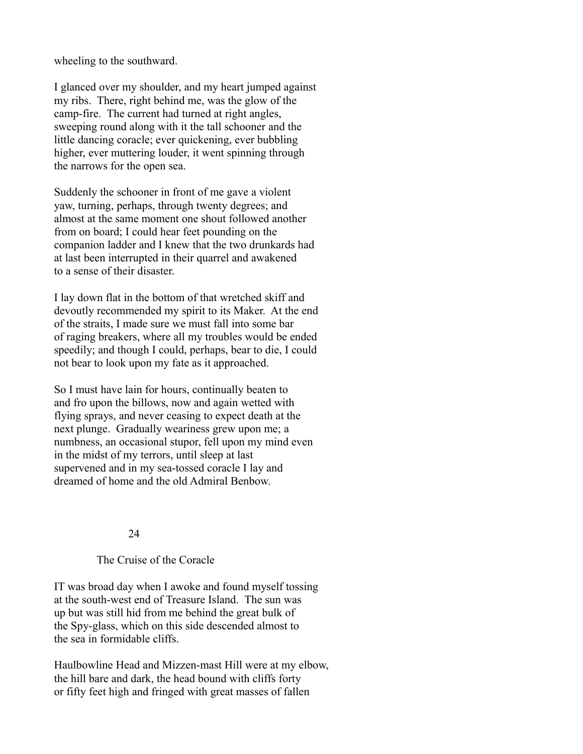wheeling to the southward.

I glanced over my shoulder, and my heart jumped against my ribs. There, right behind me, was the glow of the camp-fire. The current had turned at right angles, sweeping round along with it the tall schooner and the little dancing coracle; ever quickening, ever bubbling higher, ever muttering louder, it went spinning through the narrows for the open sea.

Suddenly the schooner in front of me gave a violent yaw, turning, perhaps, through twenty degrees; and almost at the same moment one shout followed another from on board; I could hear feet pounding on the companion ladder and I knew that the two drunkards had at last been interrupted in their quarrel and awakened to a sense of their disaster.

I lay down flat in the bottom of that wretched skiff and devoutly recommended my spirit to its Maker. At the end of the straits, I made sure we must fall into some bar of raging breakers, where all my troubles would be ended speedily; and though I could, perhaps, bear to die, I could not bear to look upon my fate as it approached.

So I must have lain for hours, continually beaten to and fro upon the billows, now and again wetted with flying sprays, and never ceasing to expect death at the next plunge. Gradually weariness grew upon me; a numbness, an occasional stupor, fell upon my mind even in the midst of my terrors, until sleep at last supervened and in my sea-tossed coracle I lay and dreamed of home and the old Admiral Benbow.

## 24

## The Cruise of the Coracle

IT was broad day when I awoke and found myself tossing at the south-west end of Treasure Island. The sun was up but was still hid from me behind the great bulk of the Spy-glass, which on this side descended almost to the sea in formidable cliffs.

Haulbowline Head and Mizzen-mast Hill were at my elbow, the hill bare and dark, the head bound with cliffs forty or fifty feet high and fringed with great masses of fallen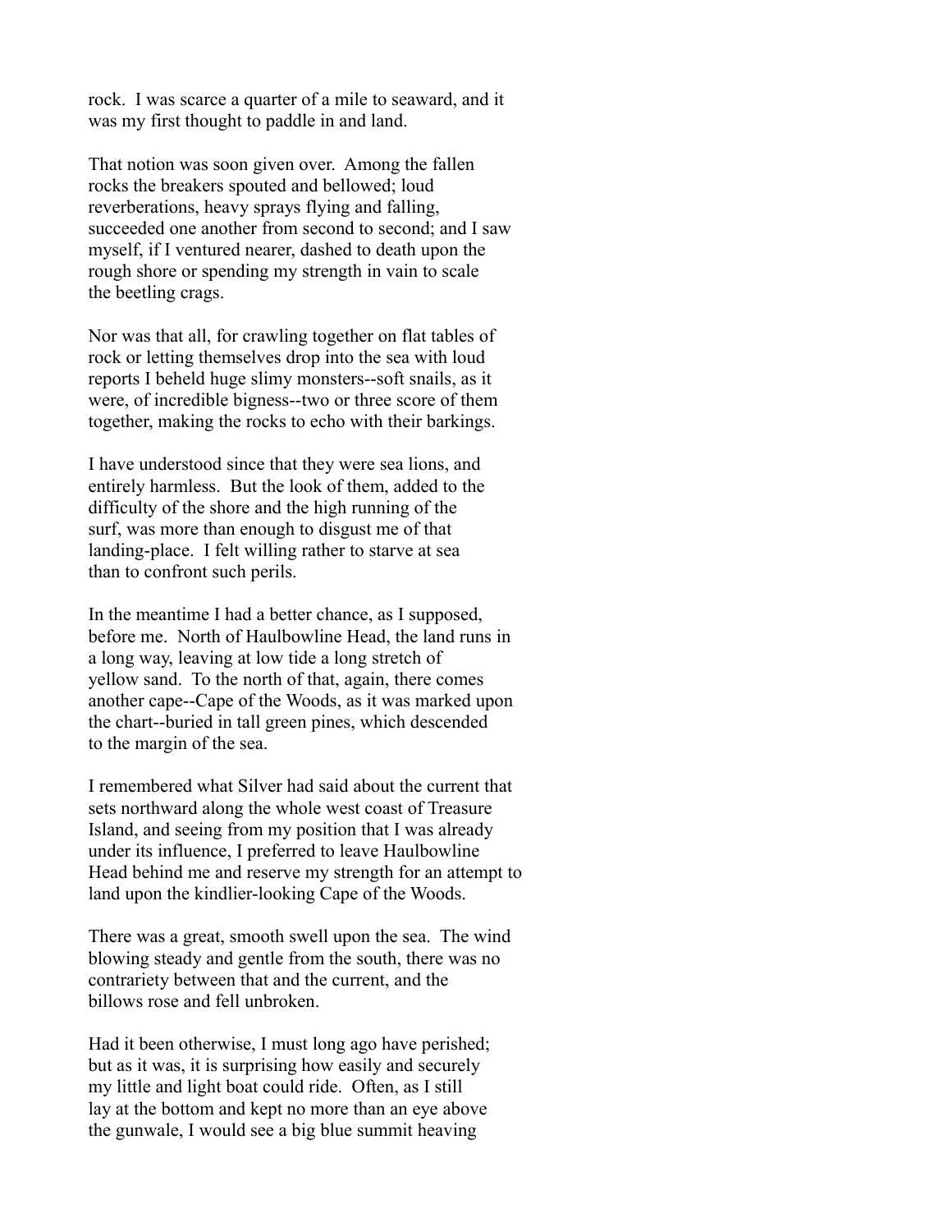rock. I was scarce a quarter of a mile to seaward, and it was my first thought to paddle in and land.

That notion was soon given over. Among the fallen rocks the breakers spouted and bellowed; loud reverberations, heavy sprays flying and falling, succeeded one another from second to second; and I saw myself, if I ventured nearer, dashed to death upon the rough shore or spending my strength in vain to scale the beetling crags.

Nor was that all, for crawling together on flat tables of rock or letting themselves drop into the sea with loud reports I beheld huge slimy monsters--soft snails, as it were, of incredible bigness--two or three score of them together, making the rocks to echo with their barkings.

I have understood since that they were sea lions, and entirely harmless. But the look of them, added to the difficulty of the shore and the high running of the surf, was more than enough to disgust me of that landing-place. I felt willing rather to starve at sea than to confront such perils.

In the meantime I had a better chance, as I supposed, before me. North of Haulbowline Head, the land runs in a long way, leaving at low tide a long stretch of yellow sand. To the north of that, again, there comes another cape--Cape of the Woods, as it was marked upon the chart--buried in tall green pines, which descended to the margin of the sea.

I remembered what Silver had said about the current that sets northward along the whole west coast of Treasure Island, and seeing from my position that I was already under its influence, I preferred to leave Haulbowline Head behind me and reserve my strength for an attempt to land upon the kindlier-looking Cape of the Woods.

There was a great, smooth swell upon the sea. The wind blowing steady and gentle from the south, there was no contrariety between that and the current, and the billows rose and fell unbroken.

Had it been otherwise, I must long ago have perished; but as it was, it is surprising how easily and securely my little and light boat could ride. Often, as I still lay at the bottom and kept no more than an eye above the gunwale, I would see a big blue summit heaving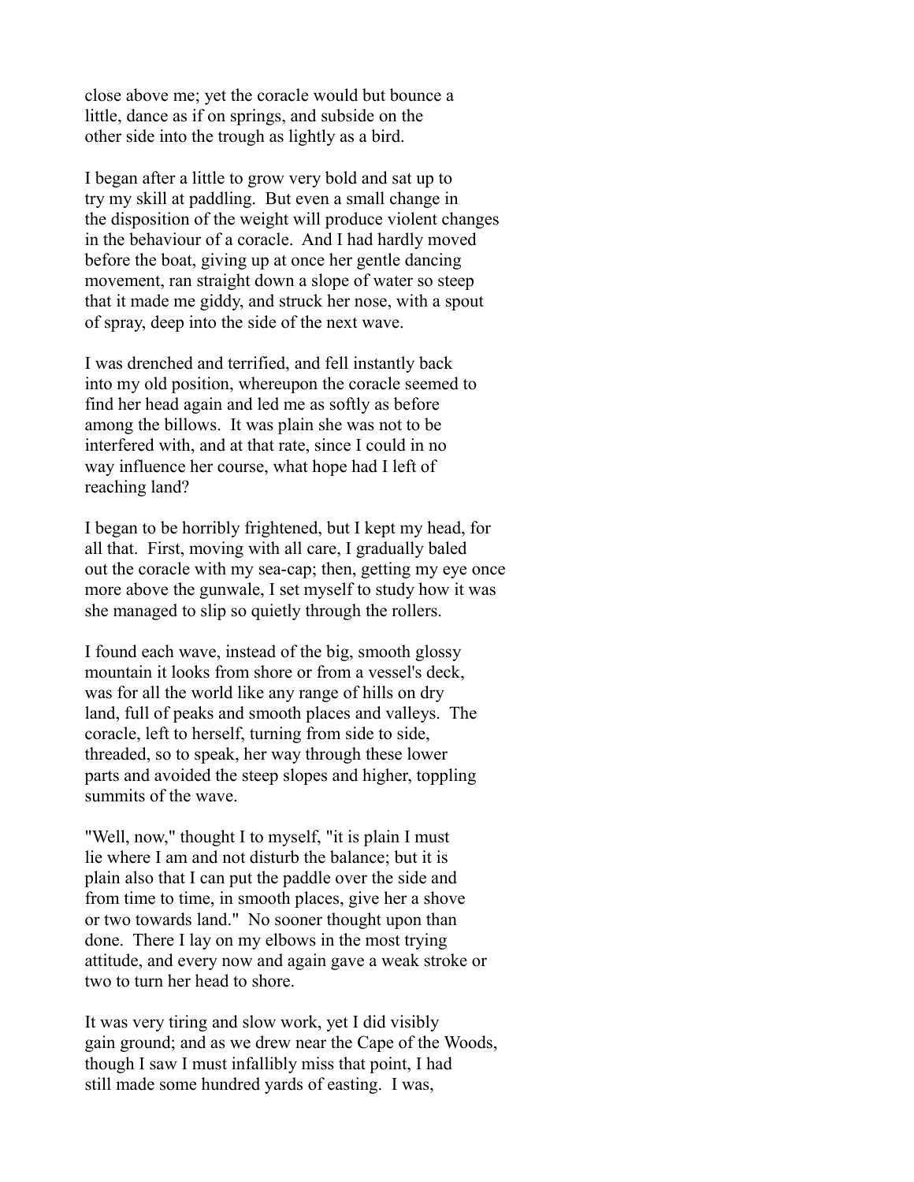close above me; yet the coracle would but bounce a little, dance as if on springs, and subside on the other side into the trough as lightly as a bird.

I began after a little to grow very bold and sat up to try my skill at paddling. But even a small change in the disposition of the weight will produce violent changes in the behaviour of a coracle. And I had hardly moved before the boat, giving up at once her gentle dancing movement, ran straight down a slope of water so steep that it made me giddy, and struck her nose, with a spout of spray, deep into the side of the next wave.

I was drenched and terrified, and fell instantly back into my old position, whereupon the coracle seemed to find her head again and led me as softly as before among the billows. It was plain she was not to be interfered with, and at that rate, since I could in no way influence her course, what hope had I left of reaching land?

I began to be horribly frightened, but I kept my head, for all that. First, moving with all care, I gradually baled out the coracle with my sea-cap; then, getting my eye once more above the gunwale, I set myself to study how it was she managed to slip so quietly through the rollers.

I found each wave, instead of the big, smooth glossy mountain it looks from shore or from a vessel's deck, was for all the world like any range of hills on dry land, full of peaks and smooth places and valleys. The coracle, left to herself, turning from side to side, threaded, so to speak, her way through these lower parts and avoided the steep slopes and higher, toppling summits of the wave.

"Well, now," thought I to myself, "it is plain I must lie where I am and not disturb the balance; but it is plain also that I can put the paddle over the side and from time to time, in smooth places, give her a shove or two towards land." No sooner thought upon than done. There I lay on my elbows in the most trying attitude, and every now and again gave a weak stroke or two to turn her head to shore.

It was very tiring and slow work, yet I did visibly gain ground; and as we drew near the Cape of the Woods, though I saw I must infallibly miss that point, I had still made some hundred yards of easting. I was,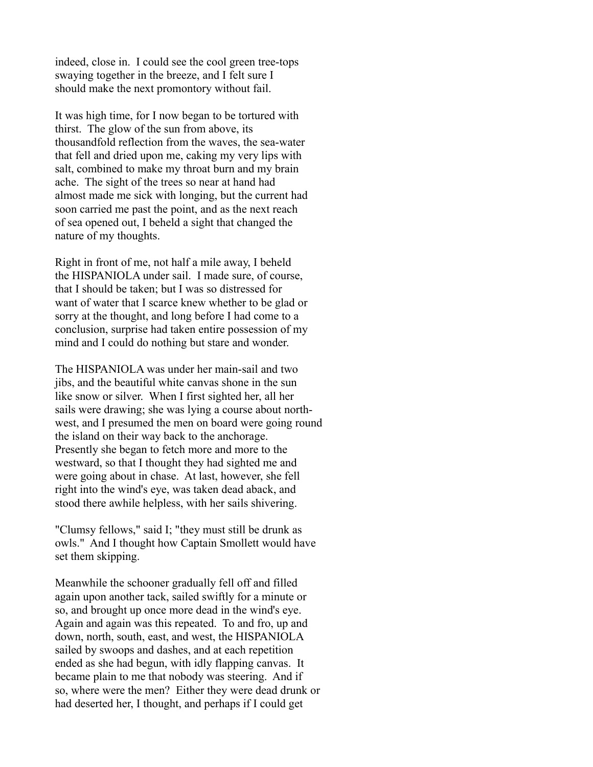indeed, close in. I could see the cool green tree-tops swaying together in the breeze, and I felt sure I should make the next promontory without fail.

It was high time, for I now began to be tortured with thirst. The glow of the sun from above, its thousandfold reflection from the waves, the sea-water that fell and dried upon me, caking my very lips with salt, combined to make my throat burn and my brain ache. The sight of the trees so near at hand had almost made me sick with longing, but the current had soon carried me past the point, and as the next reach of sea opened out, I beheld a sight that changed the nature of my thoughts.

Right in front of me, not half a mile away, I beheld the HISPANIOLA under sail. I made sure, of course, that I should be taken; but I was so distressed for want of water that I scarce knew whether to be glad or sorry at the thought, and long before I had come to a conclusion, surprise had taken entire possession of my mind and I could do nothing but stare and wonder.

The HISPANIOLA was under her main-sail and two jibs, and the beautiful white canvas shone in the sun like snow or silver. When I first sighted her, all her sails were drawing; she was lying a course about north-west, and I presumed the men on board were going round the island on their way back to the anchorage. Presently she began to fetch more and more to the westward, so that I thought they had sighted me and were going about in chase. At last, however, she fell right into the wind's eye, was taken dead aback, and stood there awhile helpless, with her sails shivering.

"Clumsy fellows," said I; "they must still be drunk as owls." And I thought how Captain Smollett would have set them skipping.

Meanwhile the schooner gradually fell off and filled again upon another tack, sailed swiftly for a minute or so, and brought up once more dead in the wind's eye. Again and again was this repeated. To and fro, up and down, north, south, east, and west, the HISPANIOLA sailed by swoops and dashes, and at each repetition ended as she had begun, with idly flapping canvas. It became plain to me that nobody was steering. And if so, where were the men? Either they were dead drunk or had deserted her, I thought, and perhaps if I could get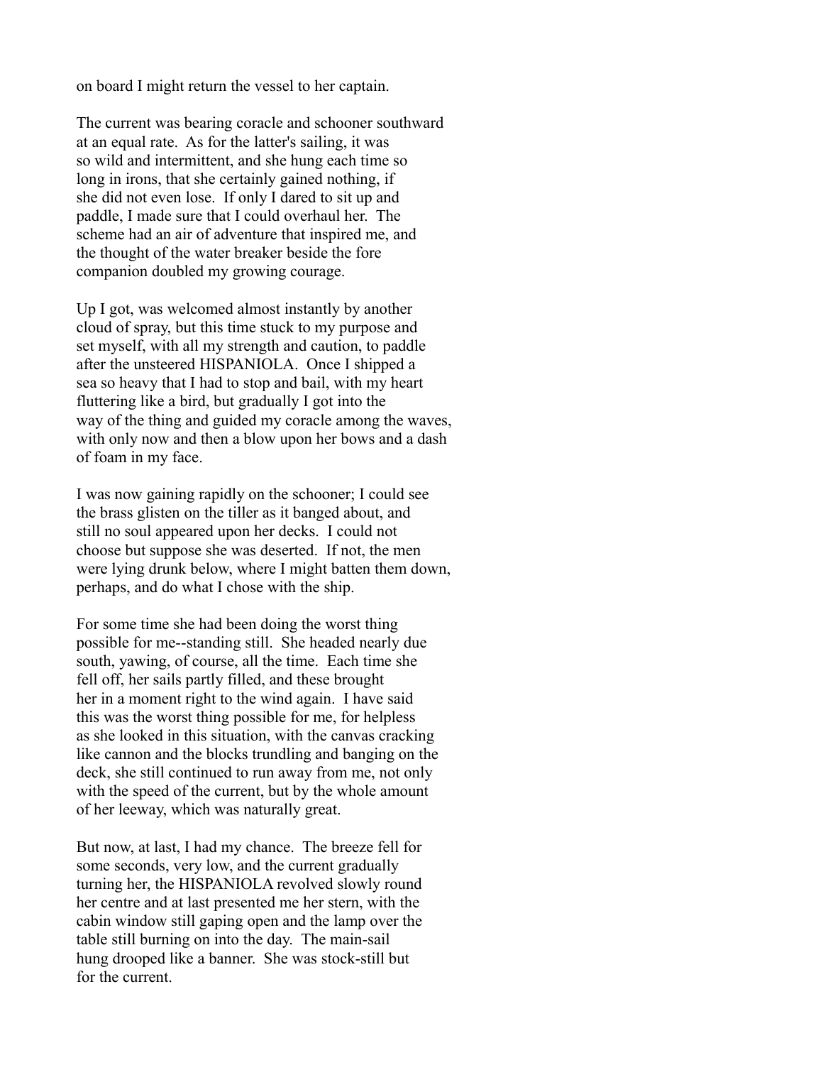on board I might return the vessel to her captain.

The current was bearing coracle and schooner southward at an equal rate. As for the latter's sailing, it was so wild and intermittent, and she hung each time so long in irons, that she certainly gained nothing, if she did not even lose. If only I dared to sit up and paddle, I made sure that I could overhaul her. The scheme had an air of adventure that inspired me, and the thought of the water breaker beside the fore companion doubled my growing courage.

Up I got, was welcomed almost instantly by another cloud of spray, but this time stuck to my purpose and set myself, with all my strength and caution, to paddle after the unsteered HISPANIOLA. Once I shipped a sea so heavy that I had to stop and bail, with my heart fluttering like a bird, but gradually I got into the way of the thing and guided my coracle among the waves, with only now and then a blow upon her bows and a dash of foam in my face.

I was now gaining rapidly on the schooner; I could see the brass glisten on the tiller as it banged about, and still no soul appeared upon her decks. I could not choose but suppose she was deserted. If not, the men were lying drunk below, where I might batten them down, perhaps, and do what I chose with the ship.

For some time she had been doing the worst thing possible for me--standing still. She headed nearly due south, yawing, of course, all the time. Each time she fell off, her sails partly filled, and these brought her in a moment right to the wind again. I have said this was the worst thing possible for me, for helpless as she looked in this situation, with the canvas cracking like cannon and the blocks trundling and banging on the deck, she still continued to run away from me, not only with the speed of the current, but by the whole amount of her leeway, which was naturally great.

But now, at last, I had my chance. The breeze fell for some seconds, very low, and the current gradually turning her, the HISPANIOLA revolved slowly round her centre and at last presented me her stern, with the cabin window still gaping open and the lamp over the table still burning on into the day. The main-sail hung drooped like a banner. She was stock-still but for the current.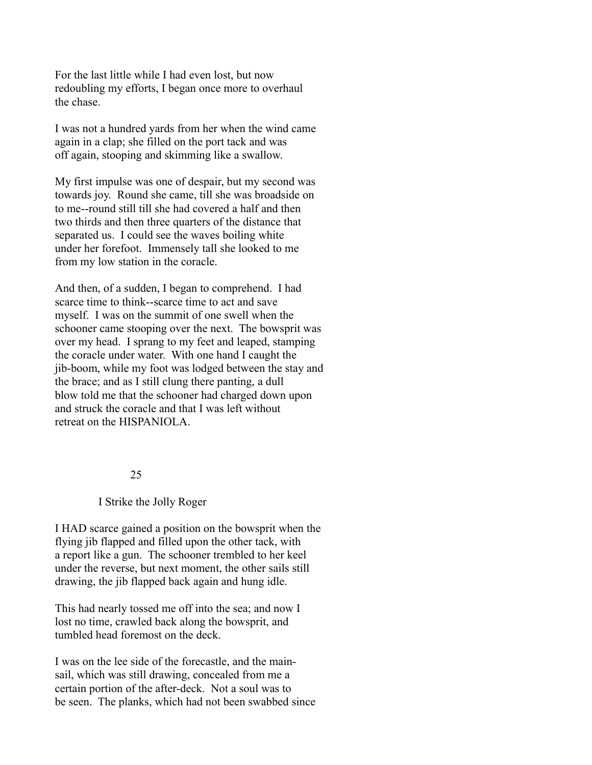For the last little while I had even lost, but now redoubling my efforts, I began once more to overhaul the chase.

I was not a hundred yards from her when the wind came again in a clap; she filled on the port tack and was off again, stooping and skimming like a swallow.

My first impulse was one of despair, but my second was towards joy. Round she came, till she was broadside on to me--round still till she had covered a half and then two thirds and then three quarters of the distance that separated us. I could see the waves boiling white under her forefoot. Immensely tall she looked to me from my low station in the coracle.

And then, of a sudden, I began to comprehend. I had scarce time to think--scarce time to act and save myself. I was on the summit of one swell when the schooner came stooping over the next. The bowsprit was over my head. I sprang to my feet and leaped, stamping the coracle under water. With one hand I caught the jib-boom, while my foot was lodged between the stay and the brace; and as I still clung there panting, a dull blow told me that the schooner had charged down upon and struck the coracle and that I was left without retreat on the HISPANIOLA.

## 25

### I Strike the Jolly Roger

I HAD scarce gained a position on the bowsprit when the flying jib flapped and filled upon the other tack, with a report like a gun. The schooner trembled to her keel under the reverse, but next moment, the other sails still drawing, the jib flapped back again and hung idle.

This had nearly tossed me off into the sea; and now I lost no time, crawled back along the bowsprit, and tumbled head foremost on the deck.

I was on the lee side of the forecastle, and the main-sail, which was still drawing, concealed from me a certain portion of the after-deck. Not a soul was to be seen. The planks, which had not been swabbed since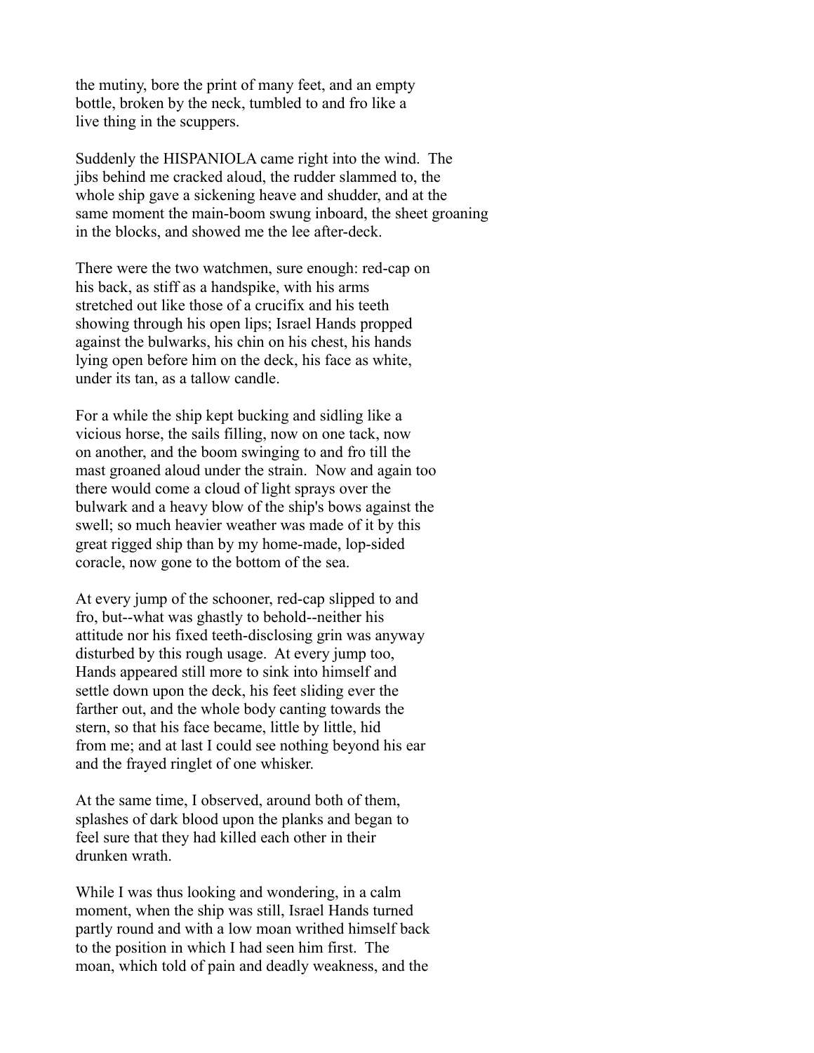the mutiny, bore the print of many feet, and an empty bottle, broken by the neck, tumbled to and fro like a live thing in the scuppers.

Suddenly the HISPANIOLA came right into the wind. The jibs behind me cracked aloud, the rudder slammed to, the whole ship gave a sickening heave and shudder, and at the same moment the main-boom swung inboard, the sheet groaning in the blocks, and showed me the lee after-deck.

There were the two watchmen, sure enough: red-cap on his back, as stiff as a handspike, with his arms stretched out like those of a crucifix and his teeth showing through his open lips; Israel Hands propped against the bulwarks, his chin on his chest, his hands lying open before him on the deck, his face as white, under its tan, as a tallow candle.

For a while the ship kept bucking and sidling like a vicious horse, the sails filling, now on one tack, now on another, and the boom swinging to and fro till the mast groaned aloud under the strain. Now and again too there would come a cloud of light sprays over the bulwark and a heavy blow of the ship's bows against the swell; so much heavier weather was made of it by this great rigged ship than by my home-made, lop-sided coracle, now gone to the bottom of the sea.

At every jump of the schooner, red-cap slipped to and fro, but--what was ghastly to behold--neither his attitude nor his fixed teeth-disclosing grin was anyway disturbed by this rough usage. At every jump too, Hands appeared still more to sink into himself and settle down upon the deck, his feet sliding ever the farther out, and the whole body canting towards the stern, so that his face became, little by little, hid from me; and at last I could see nothing beyond his ear and the frayed ringlet of one whisker.

At the same time, I observed, around both of them, splashes of dark blood upon the planks and began to feel sure that they had killed each other in their drunken wrath.

While I was thus looking and wondering, in a calm moment, when the ship was still, Israel Hands turned partly round and with a low moan writhed himself back to the position in which I had seen him first. The moan, which told of pain and deadly weakness, and the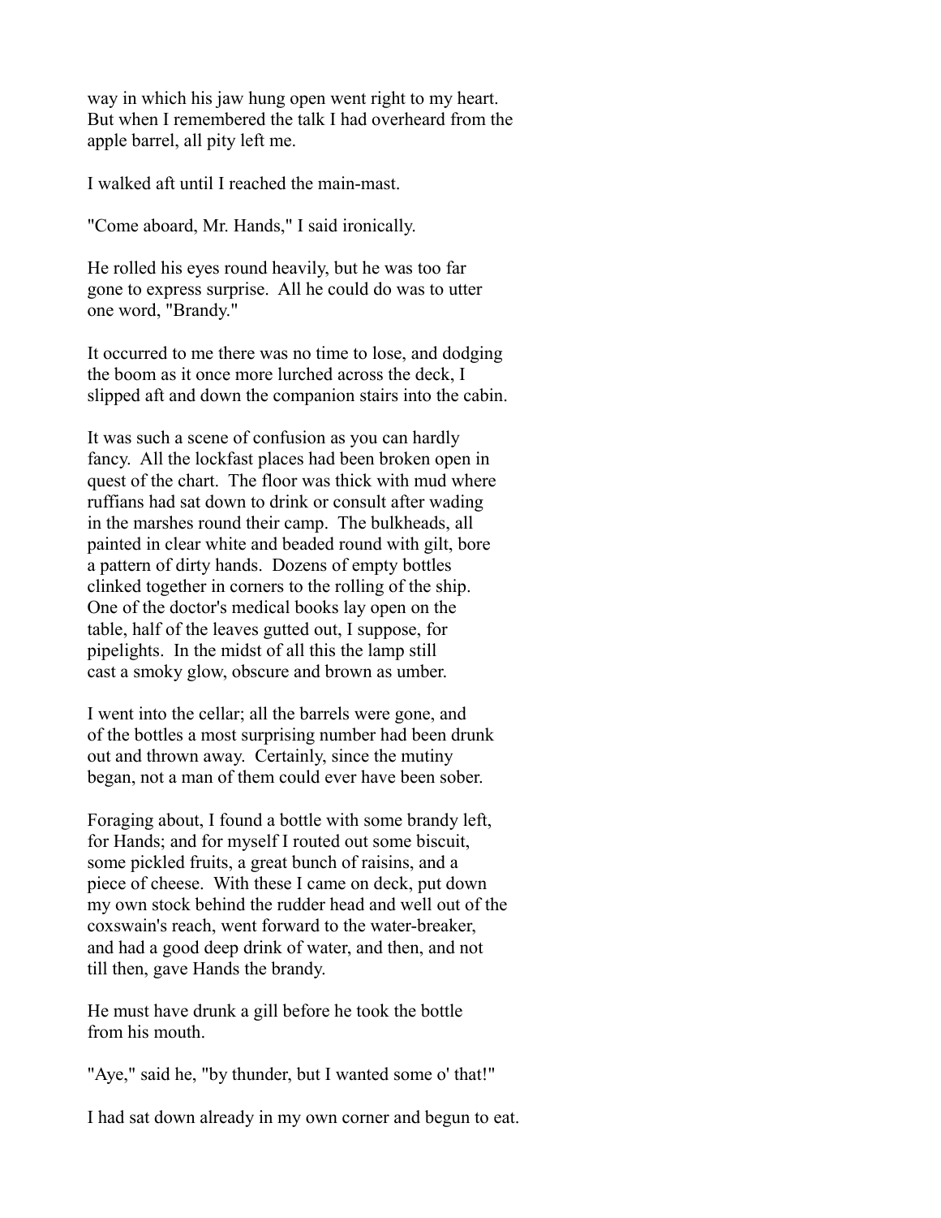way in which his jaw hung open went right to my heart. But when I remembered the talk I had overheard from the apple barrel, all pity left me.

I walked aft until I reached the main-mast.

"Come aboard, Mr. Hands," I said ironically.

He rolled his eyes round heavily, but he was too far gone to express surprise. All he could do was to utter one word, "Brandy."

It occurred to me there was no time to lose, and dodging the boom as it once more lurched across the deck, I slipped aft and down the companion stairs into the cabin.

It was such a scene of confusion as you can hardly fancy. All the lockfast places had been broken open in quest of the chart. The floor was thick with mud where ruffians had sat down to drink or consult after wading in the marshes round their camp. The bulkheads, all painted in clear white and beaded round with gilt, bore a pattern of dirty hands. Dozens of empty bottles clinked together in corners to the rolling of the ship. One of the doctor's medical books lay open on the table, half of the leaves gutted out, I suppose, for pipelights. In the midst of all this the lamp still cast a smoky glow, obscure and brown as umber.

I went into the cellar; all the barrels were gone, and of the bottles a most surprising number had been drunk out and thrown away. Certainly, since the mutiny began, not a man of them could ever have been sober.

Foraging about, I found a bottle with some brandy left, for Hands; and for myself I routed out some biscuit, some pickled fruits, a great bunch of raisins, and a piece of cheese. With these I came on deck, put down my own stock behind the rudder head and well out of the coxswain's reach, went forward to the water-breaker, and had a good deep drink of water, and then, and not till then, gave Hands the brandy.

He must have drunk a gill before he took the bottle from his mouth.

"Aye," said he, "by thunder, but I wanted some o' that!"

I had sat down already in my own corner and begun to eat.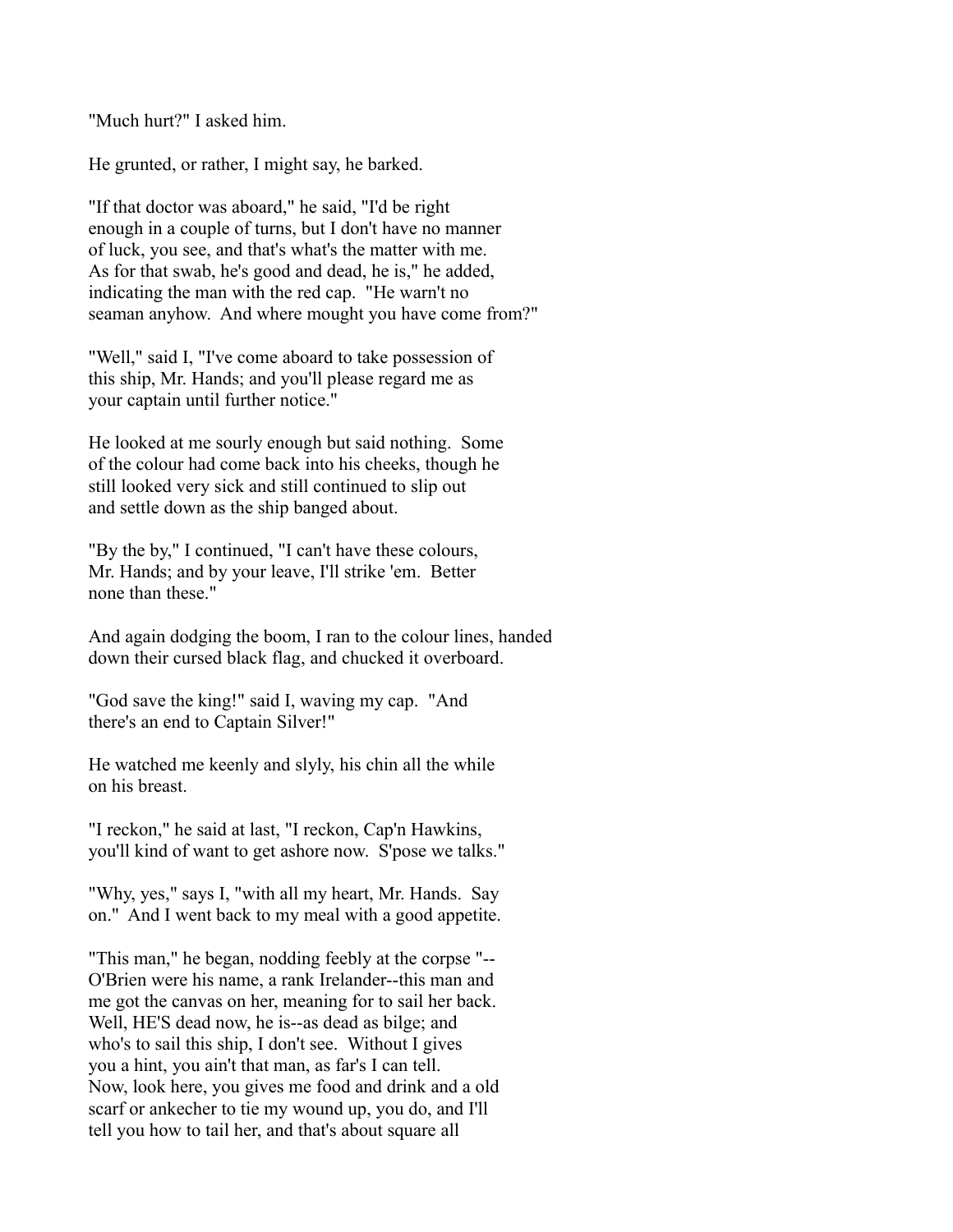"Much hurt?" I asked him.

He grunted, or rather, I might say, he barked.

"If that doctor was aboard," he said, "I'd be right enough in a couple of turns, but I don't have no manner of luck, you see, and that's what's the matter with me. As for that swab, he's good and dead, he is," he added, indicating the man with the red cap. "He warn't no seaman anyhow. And where mought you have come from?"

"Well," said I, "I've come aboard to take possession of this ship, Mr. Hands; and you'll please regard me as your captain until further notice."

He looked at me sourly enough but said nothing. Some of the colour had come back into his cheeks, though he still looked very sick and still continued to slip out and settle down as the ship banged about.

"By the by," I continued, "I can't have these colours, Mr. Hands; and by your leave, I'll strike 'em. Better none than these."

And again dodging the boom, I ran to the colour lines, handed down their cursed black flag, and chucked it overboard.

"God save the king!" said I, waving my cap. "And there's an end to Captain Silver!"

He watched me keenly and slyly, his chin all the while on his breast.

"I reckon," he said at last, "I reckon, Cap'n Hawkins, you'll kind of want to get ashore now. S'pose we talks."

"Why, yes," says I, "with all my heart, Mr. Hands. Say on." And I went back to my meal with a good appetite.

"This man," he began, nodding feebly at the corpse "--O'Brien were his name, a rank Irelander--this man and me got the canvas on her, meaning for to sail her back. Well, HE'S dead now, he is--as dead as bilge; and who's to sail this ship, I don't see. Without I gives you a hint, you ain't that man, as far's I can tell. Now, look here, you gives me food and drink and a old scarf or ankecher to tie my wound up, you do, and I'll tell you how to tail her, and that's about square all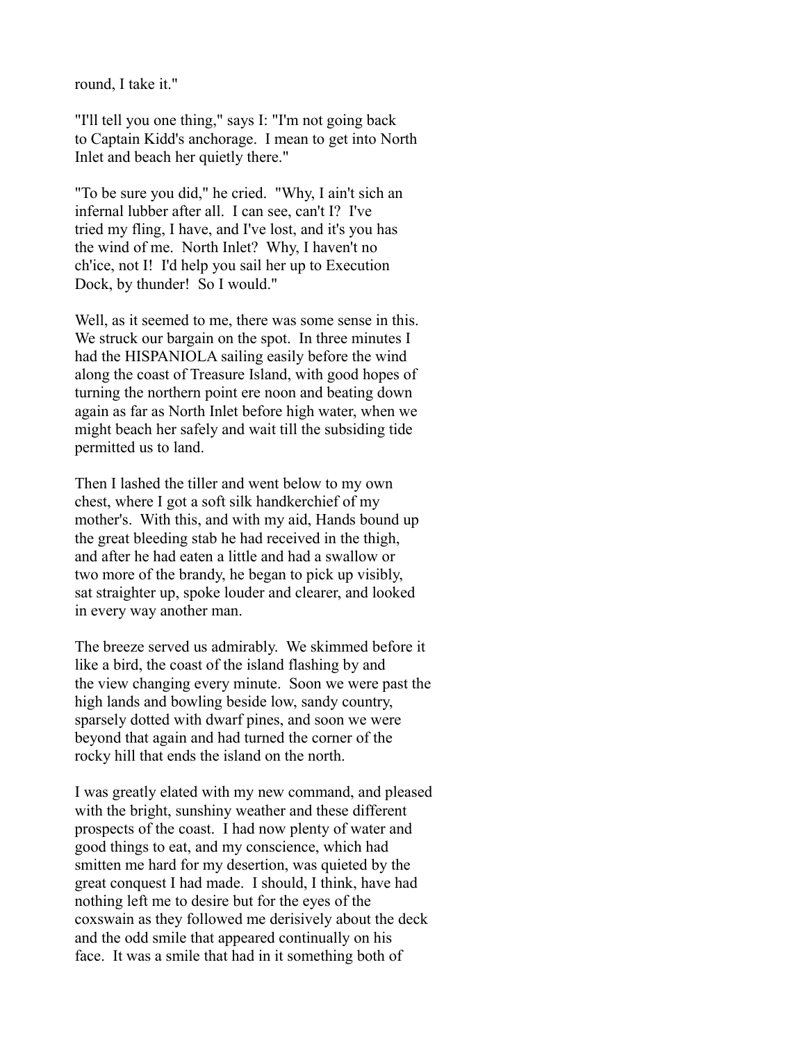round, I take it."

"I'll tell you one thing," says I: "I'm not going back to Captain Kidd's anchorage. I mean to get into North Inlet and beach her quietly there."

"To be sure you did," he cried. "Why, I ain't sich an infernal lubber after all. I can see, can't I? I've tried my fling, I have, and I've lost, and it's you has the wind of me. North Inlet? Why, I haven't no ch'ice, not I! I'd help you sail her up to Execution Dock, by thunder! So I would."

Well, as it seemed to me, there was some sense in this. We struck our bargain on the spot. In three minutes I had the HISPANIOLA sailing easily before the wind along the coast of Treasure Island, with good hopes of turning the northern point ere noon and beating down again as far as North Inlet before high water, when we might beach her safely and wait till the subsiding tide permitted us to land.

Then I lashed the tiller and went below to my own chest, where I got a soft silk handkerchief of my mother's. With this, and with my aid, Hands bound up the great bleeding stab he had received in the thigh, and after he had eaten a little and had a swallow or two more of the brandy, he began to pick up visibly, sat straighter up, spoke louder and clearer, and looked in every way another man.

The breeze served us admirably. We skimmed before it like a bird, the coast of the island flashing by and the view changing every minute. Soon we were past the high lands and bowling beside low, sandy country, sparsely dotted with dwarf pines, and soon we were beyond that again and had turned the corner of the rocky hill that ends the island on the north.

I was greatly elated with my new command, and pleased with the bright, sunshiny weather and these different prospects of the coast. I had now plenty of water and good things to eat, and my conscience, which had smitten me hard for my desertion, was quieted by the great conquest I had made. I should, I think, have had nothing left me to desire but for the eyes of the coxswain as they followed me derisively about the deck and the odd smile that appeared continually on his face. It was a smile that had in it something both of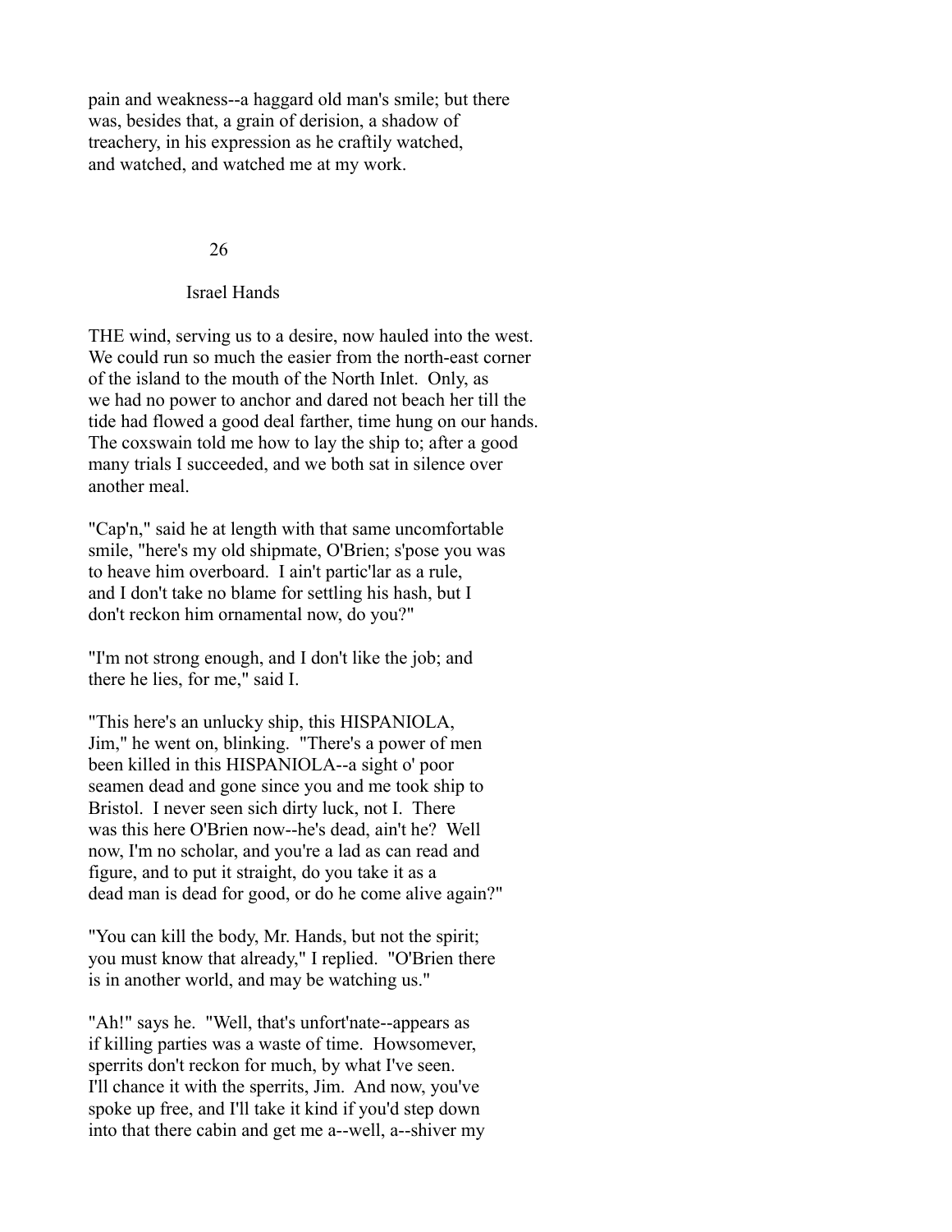pain and weakness--a haggard old man's smile; but there was, besides that, a grain of derision, a shadow of treachery, in his expression as he craftily watched, and watched, and watched me at my work.

## 26

## Israel Hands

THE wind, serving us to a desire, now hauled into the west. We could run so much the easier from the north-east corner of the island to the mouth of the North Inlet. Only, as we had no power to anchor and dared not beach her till the tide had flowed a good deal farther, time hung on our hands. The coxswain told me how to lay the ship to; after a good many trials I succeeded, and we both sat in silence over another meal.

"Cap'n," said he at length with that same uncomfortable smile, "here's my old shipmate, O'Brien; s'pose you was to heave him overboard. I ain't partic'lar as a rule, and I don't take no blame for settling his hash, but I don't reckon him ornamental now, do you?"

"I'm not strong enough, and I don't like the job; and there he lies, for me," said I.

"This here's an unlucky ship, this HISPANIOLA, Jim," he went on, blinking. "There's a power of men been killed in this HISPANIOLA--a sight o' poor seamen dead and gone since you and me took ship to Bristol. I never seen sich dirty luck, not I. There was this here O'Brien now--he's dead, ain't he? Well now, I'm no scholar, and you're a lad as can read and figure, and to put it straight, do you take it as a dead man is dead for good, or do he come alive again?"

"You can kill the body, Mr. Hands, but not the spirit; you must know that already," I replied. "O'Brien there is in another world, and may be watching us."

"Ah!" says he. "Well, that's unfort'nate--appears as if killing parties was a waste of time. Howsomever, sperrits don't reckon for much, by what I've seen. I'll chance it with the sperrits, Jim. And now, you've spoke up free, and I'll take it kind if you'd step down into that there cabin and get me a--well, a--shiver my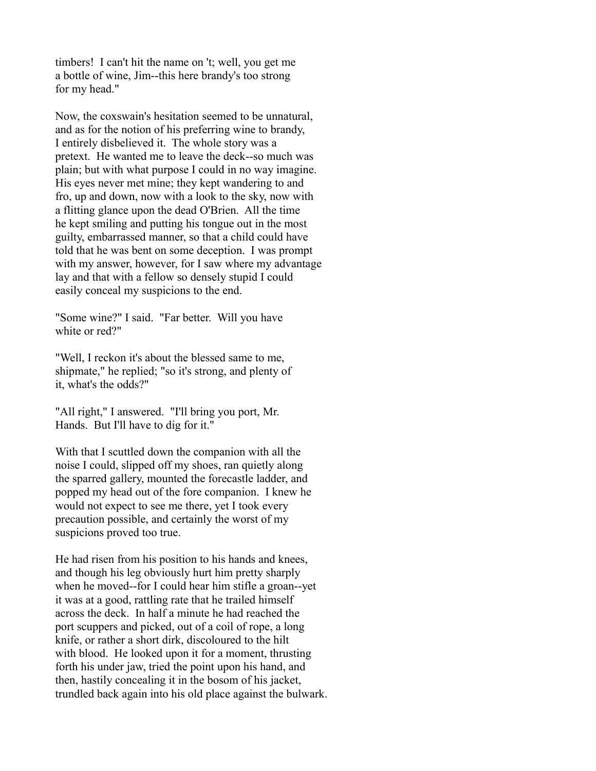timbers! I can't hit the name on 't; well, you get me a bottle of wine, Jim--this here brandy's too strong for my head."

Now, the coxswain's hesitation seemed to be unnatural, and as for the notion of his preferring wine to brandy, I entirely disbelieved it. The whole story was a pretext. He wanted me to leave the deck--so much was plain; but with what purpose I could in no way imagine. His eyes never met mine; they kept wandering to and fro, up and down, now with a look to the sky, now with a flitting glance upon the dead O'Brien. All the time he kept smiling and putting his tongue out in the most guilty, embarrassed manner, so that a child could have told that he was bent on some deception. I was prompt with my answer, however, for I saw where my advantage lay and that with a fellow so densely stupid I could easily conceal my suspicions to the end.

"Some wine?" I said. "Far better. Will you have white or red?"

"Well, I reckon it's about the blessed same to me, shipmate," he replied; "so it's strong, and plenty of it, what's the odds?"

"All right," I answered. "I'll bring you port, Mr. Hands. But I'll have to dig for it."

With that I scuttled down the companion with all the noise I could, slipped off my shoes, ran quietly along the sparred gallery, mounted the forecastle ladder, and popped my head out of the fore companion. I knew he would not expect to see me there, yet I took every precaution possible, and certainly the worst of my suspicions proved too true.

He had risen from his position to his hands and knees, and though his leg obviously hurt him pretty sharply when he moved--for I could hear him stifle a groan--yet it was at a good, rattling rate that he trailed himself across the deck. In half a minute he had reached the port scuppers and picked, out of a coil of rope, a long knife, or rather a short dirk, discoloured to the hilt with blood. He looked upon it for a moment, thrusting forth his under jaw, tried the point upon his hand, and then, hastily concealing it in the bosom of his jacket, trundled back again into his old place against the bulwark.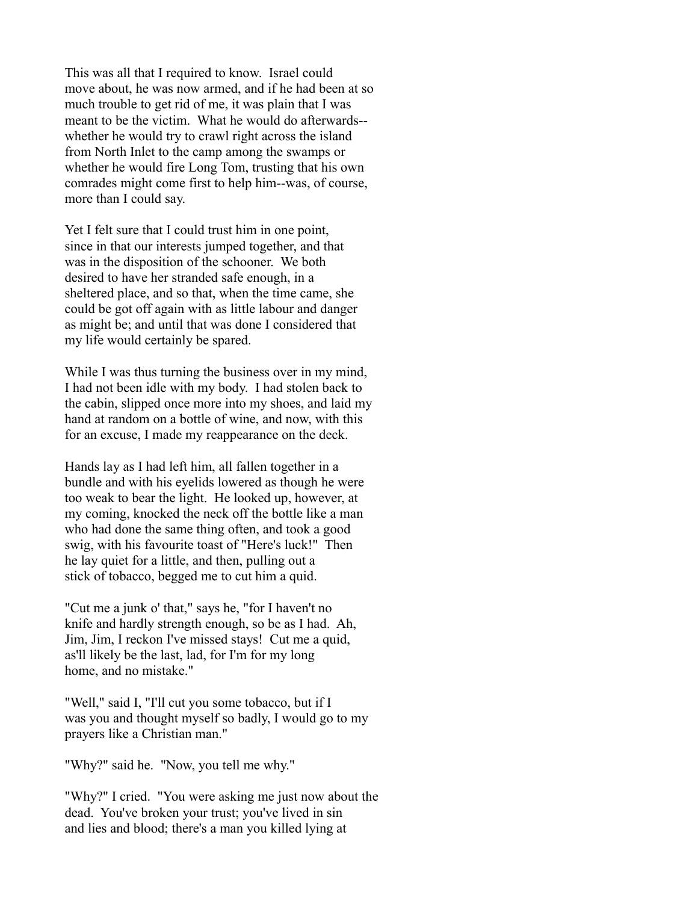This was all that I required to know. Israel could move about, he was now armed, and if he had been at so much trouble to get rid of me, it was plain that I was meant to be the victim. What he would do afterwards--whether he would try to crawl right across the island from North Inlet to the camp among the swamps or whether he would fire Long Tom, trusting that his own comrades might come first to help him--was, of course, more than I could say.

Yet I felt sure that I could trust him in one point, since in that our interests jumped together, and that was in the disposition of the schooner. We both desired to have her stranded safe enough, in a sheltered place, and so that, when the time came, she could be got off again with as little labour and danger as might be; and until that was done I considered that my life would certainly be spared.

While I was thus turning the business over in my mind, I had not been idle with my body. I had stolen back to the cabin, slipped once more into my shoes, and laid my hand at random on a bottle of wine, and now, with this for an excuse, I made my reappearance on the deck.

Hands lay as I had left him, all fallen together in a bundle and with his eyelids lowered as though he were too weak to bear the light. He looked up, however, at my coming, knocked the neck off the bottle like a man who had done the same thing often, and took a good swig, with his favourite toast of "Here's luck!" Then he lay quiet for a little, and then, pulling out a stick of tobacco, begged me to cut him a quid.

"Cut me a junk o' that," says he, "for I haven't no knife and hardly strength enough, so be as I had. Ah, Jim, Jim, I reckon I've missed stays! Cut me a quid, as'll likely be the last, lad, for I'm for my long home, and no mistake."

"Well," said I, "I'll cut you some tobacco, but if I was you and thought myself so badly, I would go to my prayers like a Christian man."

"Why?" said he. "Now, you tell me why."

"Why?" I cried. "You were asking me just now about the dead. You've broken your trust; you've lived in sin and lies and blood; there's a man you killed lying at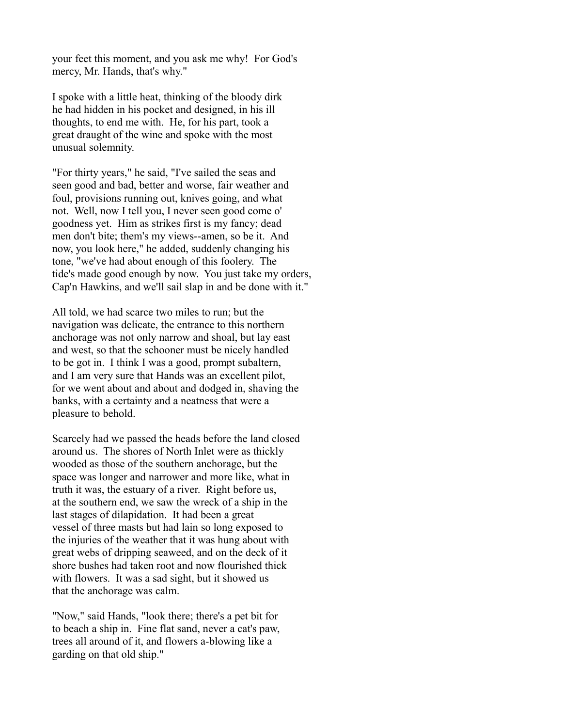your feet this moment, and you ask me why! For God's mercy, Mr. Hands, that's why."

I spoke with a little heat, thinking of the bloody dirk he had hidden in his pocket and designed, in his ill thoughts, to end me with. He, for his part, took a great draught of the wine and spoke with the most unusual solemnity.

"For thirty years," he said, "I've sailed the seas and seen good and bad, better and worse, fair weather and foul, provisions running out, knives going, and what not. Well, now I tell you, I never seen good come o' goodness yet. Him as strikes first is my fancy; dead men don't bite; them's my views--amen, so be it. And now, you look here," he added, suddenly changing his tone, "we've had about enough of this foolery. The tide's made good enough by now. You just take my orders, Cap'n Hawkins, and we'll sail slap in and be done with it."

All told, we had scarce two miles to run; but the navigation was delicate, the entrance to this northern anchorage was not only narrow and shoal, but lay east and west, so that the schooner must be nicely handled to be got in. I think I was a good, prompt subaltern, and I am very sure that Hands was an excellent pilot, for we went about and about and dodged in, shaving the banks, with a certainty and a neatness that were a pleasure to behold.

Scarcely had we passed the heads before the land closed around us. The shores of North Inlet were as thickly wooded as those of the southern anchorage, but the space was longer and narrower and more like, what in truth it was, the estuary of a river. Right before us, at the southern end, we saw the wreck of a ship in the last stages of dilapidation. It had been a great vessel of three masts but had lain so long exposed to the injuries of the weather that it was hung about with great webs of dripping seaweed, and on the deck of it shore bushes had taken root and now flourished thick with flowers. It was a sad sight, but it showed us that the anchorage was calm.

"Now," said Hands, "look there; there's a pet bit for to beach a ship in. Fine flat sand, never a cat's paw, trees all around of it, and flowers a-blowing like a garding on that old ship."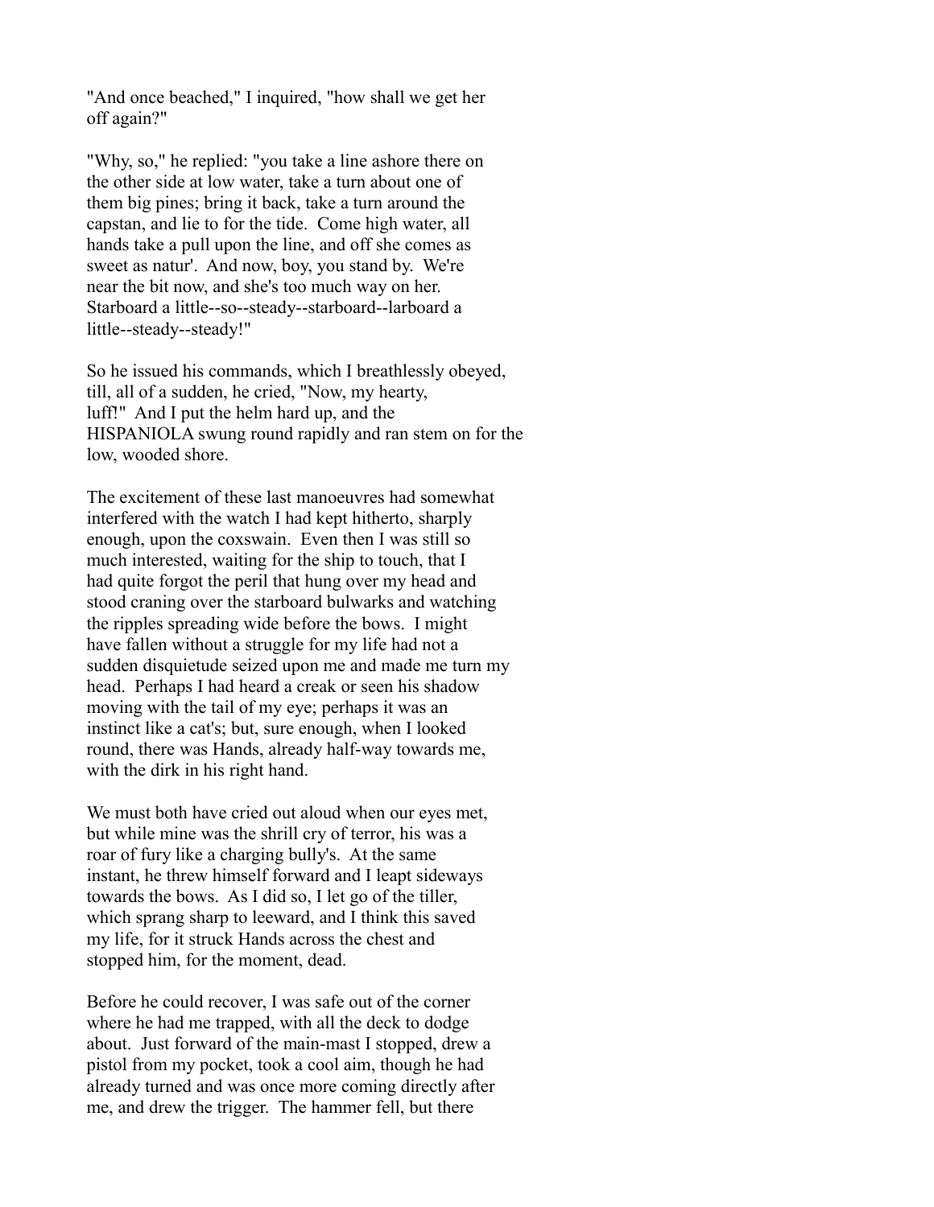"And once beached," I inquired, "how shall we get her off again?"

"Why, so," he replied: "you take a line ashore there on the other side at low water, take a turn about one of them big pines; bring it back, take a turn around the capstan, and lie to for the tide. Come high water, all hands take a pull upon the line, and off she comes as sweet as natur'. And now, boy, you stand by. We're near the bit now, and she's too much way on her. Starboard a little--so--steady--starboard--larboard a little--steady--steady!"

So he issued his commands, which I breathlessly obeyed, till, all of a sudden, he cried, "Now, my hearty, luff!" And I put the helm hard up, and the HISPANIOLA swung round rapidly and ran stem on for the low, wooded shore.

The excitement of these last manoeuvres had somewhat interfered with the watch I had kept hitherto, sharply enough, upon the coxswain. Even then I was still so much interested, waiting for the ship to touch, that I had quite forgot the peril that hung over my head and stood craning over the starboard bulwarks and watching the ripples spreading wide before the bows. I might have fallen without a struggle for my life had not a sudden disquietude seized upon me and made me turn my head. Perhaps I had heard a creak or seen his shadow moving with the tail of my eye; perhaps it was an instinct like a cat's; but, sure enough, when I looked round, there was Hands, already half-way towards me, with the dirk in his right hand.

We must both have cried out aloud when our eyes met, but while mine was the shrill cry of terror, his was a roar of fury like a charging bully's. At the same instant, he threw himself forward and I leapt sideways towards the bows. As I did so, I let go of the tiller, which sprang sharp to leeward, and I think this saved my life, for it struck Hands across the chest and stopped him, for the moment, dead.

Before he could recover, I was safe out of the corner where he had me trapped, with all the deck to dodge about. Just forward of the main-mast I stopped, drew a pistol from my pocket, took a cool aim, though he had already turned and was once more coming directly after me, and drew the trigger. The hammer fell, but there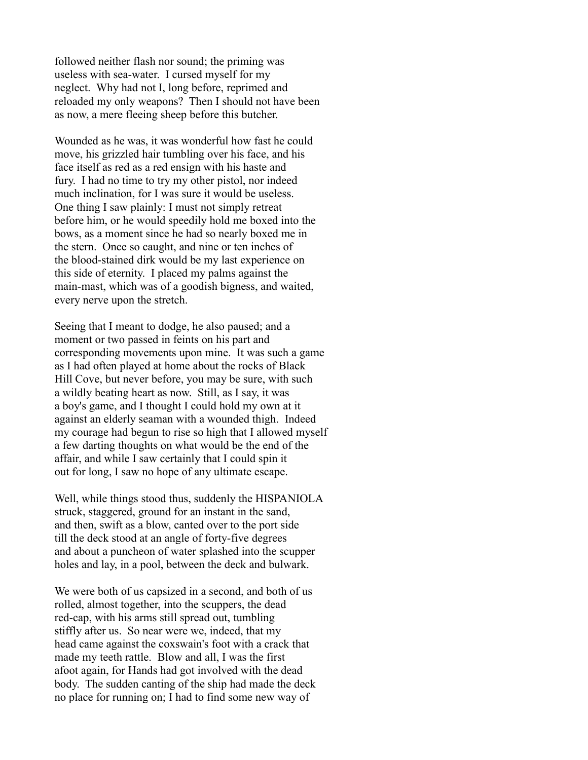followed neither flash nor sound; the priming was useless with sea-water. I cursed myself for my neglect. Why had not I, long before, reprimed and reloaded my only weapons? Then I should not have been as now, a mere fleeing sheep before this butcher.

Wounded as he was, it was wonderful how fast he could move, his grizzled hair tumbling over his face, and his face itself as red as a red ensign with his haste and fury. I had no time to try my other pistol, nor indeed much inclination, for I was sure it would be useless. One thing I saw plainly: I must not simply retreat before him, or he would speedily hold me boxed into the bows, as a moment since he had so nearly boxed me in the stern. Once so caught, and nine or ten inches of the blood-stained dirk would be my last experience on this side of eternity. I placed my palms against the main-mast, which was of a goodish bigness, and waited, every nerve upon the stretch.

Seeing that I meant to dodge, he also paused; and a moment or two passed in feints on his part and corresponding movements upon mine. It was such a game as I had often played at home about the rocks of Black Hill Cove, but never before, you may be sure, with such a wildly beating heart as now. Still, as I say, it was a boy's game, and I thought I could hold my own at it against an elderly seaman with a wounded thigh. Indeed my courage had begun to rise so high that I allowed myself a few darting thoughts on what would be the end of the affair, and while I saw certainly that I could spin it out for long, I saw no hope of any ultimate escape.

Well, while things stood thus, suddenly the HISPANIOLA struck, staggered, ground for an instant in the sand, and then, swift as a blow, canted over to the port side till the deck stood at an angle of forty-five degrees and about a puncheon of water splashed into the scupper holes and lay, in a pool, between the deck and bulwark.

We were both of us capsized in a second, and both of us rolled, almost together, into the scuppers, the dead red-cap, with his arms still spread out, tumbling stiffly after us. So near were we, indeed, that my head came against the coxswain's foot with a crack that made my teeth rattle. Blow and all, I was the first afoot again, for Hands had got involved with the dead body. The sudden canting of the ship had made the deck no place for running on; I had to find some new way of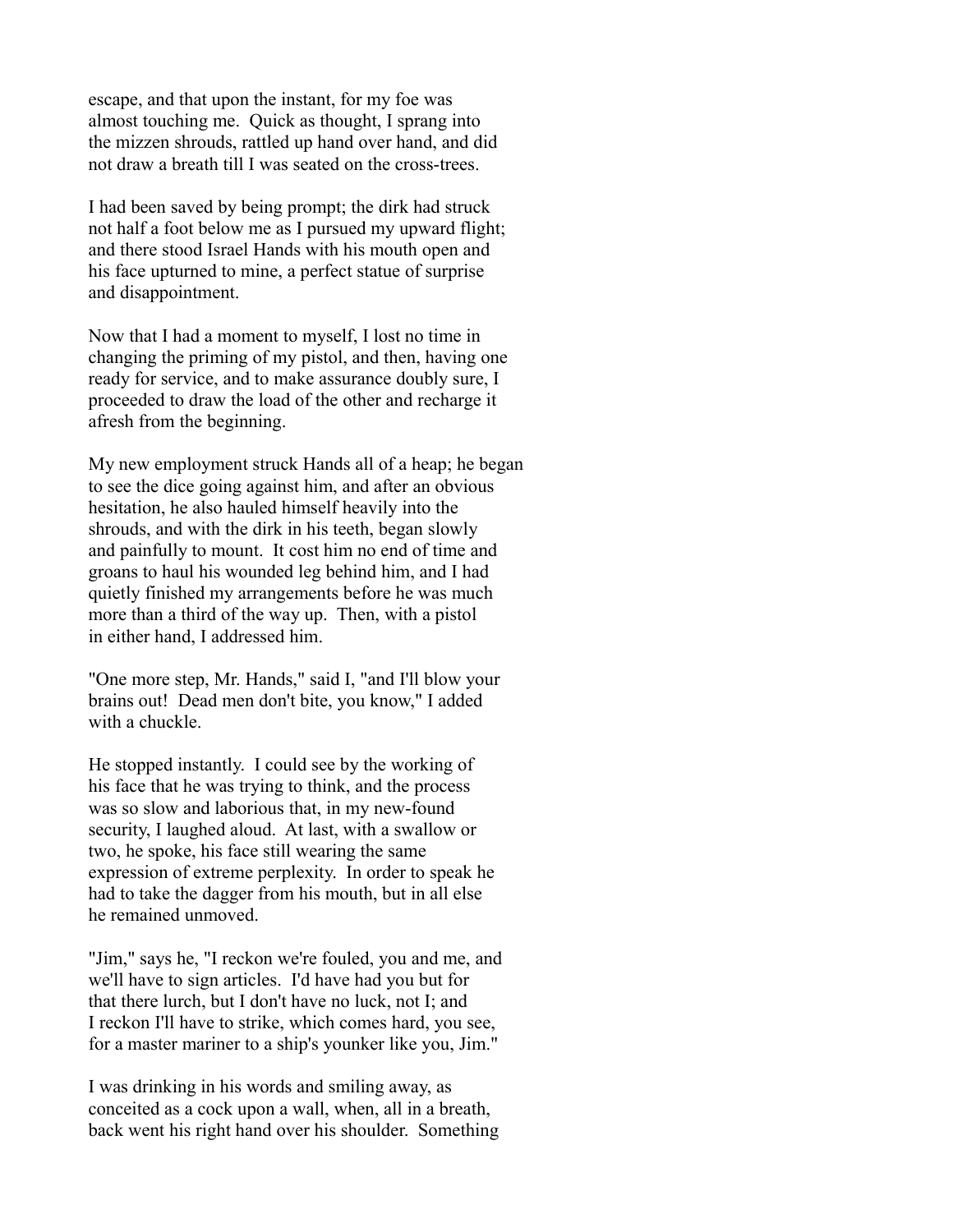escape, and that upon the instant, for my foe was almost touching me. Quick as thought, I sprang into the mizzen shrouds, rattled up hand over hand, and did not draw a breath till I was seated on the cross-trees.

I had been saved by being prompt; the dirk had struck not half a foot below me as I pursued my upward flight; and there stood Israel Hands with his mouth open and his face upturned to mine, a perfect statue of surprise and disappointment.

Now that I had a moment to myself, I lost no time in changing the priming of my pistol, and then, having one ready for service, and to make assurance doubly sure, I proceeded to draw the load of the other and recharge it afresh from the beginning.

My new employment struck Hands all of a heap; he began to see the dice going against him, and after an obvious hesitation, he also hauled himself heavily into the shrouds, and with the dirk in his teeth, began slowly and painfully to mount. It cost him no end of time and groans to haul his wounded leg behind him, and I had quietly finished my arrangements before he was much more than a third of the way up. Then, with a pistol in either hand, I addressed him.

"One more step, Mr. Hands," said I, "and I'll blow your brains out! Dead men don't bite, you know," I added with a chuckle.

He stopped instantly. I could see by the working of his face that he was trying to think, and the process was so slow and laborious that, in my new-found security, I laughed aloud. At last, with a swallow or two, he spoke, his face still wearing the same expression of extreme perplexity. In order to speak he had to take the dagger from his mouth, but in all else he remained unmoved.

"Jim," says he, "I reckon we're fouled, you and me, and we'll have to sign articles. I'd have had you but for that there lurch, but I don't have no luck, not I; and I reckon I'll have to strike, which comes hard, you see, for a master mariner to a ship's younker like you, Jim."

I was drinking in his words and smiling away, as conceited as a cock upon a wall, when, all in a breath, back went his right hand over his shoulder. Something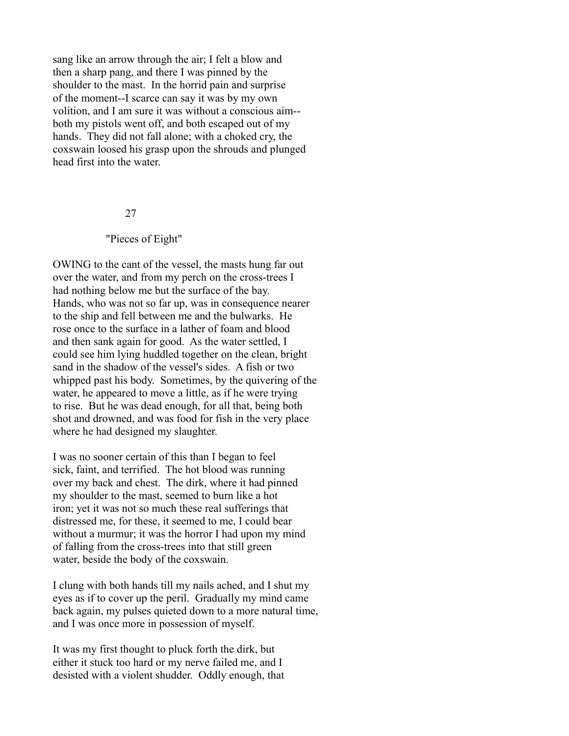sang like an arrow through the air; I felt a blow and then a sharp pang, and there I was pinned by the shoulder to the mast. In the horrid pain and surprise of the moment--I scarce can say it was by my own volition, and I am sure it was without a conscious aim--both my pistols went off, and both escaped out of my hands. They did not fall alone; with a choked cry, the coxswain loosed his grasp upon the shrouds and plunged head first into the water.

## 27

## "Pieces of Eight"

OWING to the cant of the vessel, the masts hung far out over the water, and from my perch on the cross-trees I had nothing below me but the surface of the bay. Hands, who was not so far up, was in consequence nearer to the ship and fell between me and the bulwarks. He rose once to the surface in a lather of foam and blood and then sank again for good. As the water settled, I could see him lying huddled together on the clean, bright sand in the shadow of the vessel's sides. A fish or two whipped past his body. Sometimes, by the quivering of the water, he appeared to move a little, as if he were trying to rise. But he was dead enough, for all that, being both shot and drowned, and was food for fish in the very place where he had designed my slaughter.

I was no sooner certain of this than I began to feel sick, faint, and terrified. The hot blood was running over my back and chest. The dirk, where it had pinned my shoulder to the mast, seemed to burn like a hot iron; yet it was not so much these real sufferings that distressed me, for these, it seemed to me, I could bear without a murmur; it was the horror I had upon my mind of falling from the cross-trees into that still green water, beside the body of the coxswain.

I clung with both hands till my nails ached, and I shut my eyes as if to cover up the peril. Gradually my mind came back again, my pulses quieted down to a more natural time, and I was once more in possession of myself.

It was my first thought to pluck forth the dirk, but either it stuck too hard or my nerve failed me, and I desisted with a violent shudder. Oddly enough, that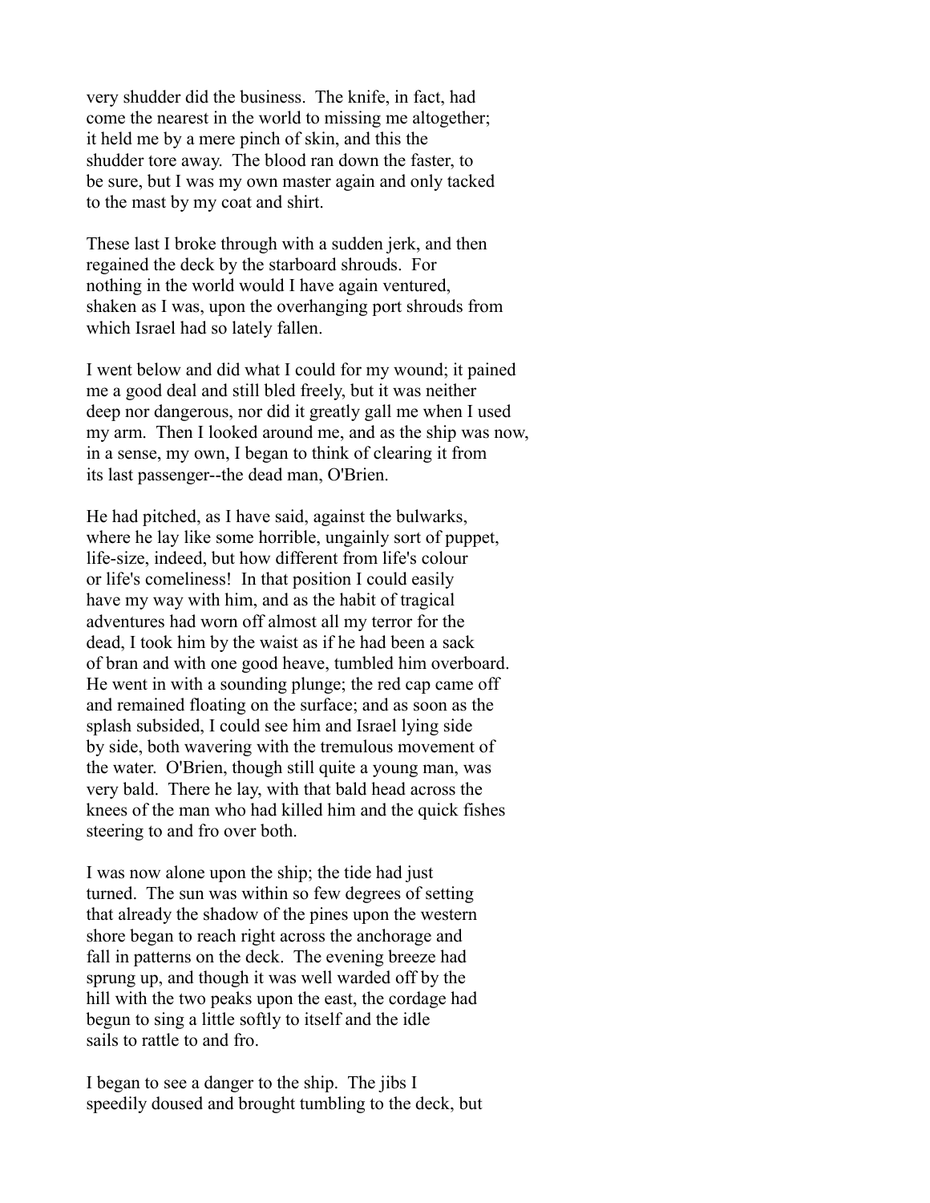very shudder did the business. The knife, in fact, had come the nearest in the world to missing me altogether; it held me by a mere pinch of skin, and this the shudder tore away. The blood ran down the faster, to be sure, but I was my own master again and only tacked to the mast by my coat and shirt.

These last I broke through with a sudden jerk, and then regained the deck by the starboard shrouds. For nothing in the world would I have again ventured, shaken as I was, upon the overhanging port shrouds from which Israel had so lately fallen.

I went below and did what I could for my wound; it pained me a good deal and still bled freely, but it was neither deep nor dangerous, nor did it greatly gall me when I used my arm. Then I looked around me, and as the ship was now, in a sense, my own, I began to think of clearing it from its last passenger--the dead man, O'Brien.

He had pitched, as I have said, against the bulwarks, where he lay like some horrible, ungainly sort of puppet, life-size, indeed, but how different from life's colour or life's comeliness! In that position I could easily have my way with him, and as the habit of tragical adventures had worn off almost all my terror for the dead, I took him by the waist as if he had been a sack of bran and with one good heave, tumbled him overboard. He went in with a sounding plunge; the red cap came off and remained floating on the surface; and as soon as the splash subsided, I could see him and Israel lying side by side, both wavering with the tremulous movement of the water. O'Brien, though still quite a young man, was very bald. There he lay, with that bald head across the knees of the man who had killed him and the quick fishes steering to and fro over both.

I was now alone upon the ship; the tide had just turned. The sun was within so few degrees of setting that already the shadow of the pines upon the western shore began to reach right across the anchorage and fall in patterns on the deck. The evening breeze had sprung up, and though it was well warded off by the hill with the two peaks upon the east, the cordage had begun to sing a little softly to itself and the idle sails to rattle to and fro.

I began to see a danger to the ship. The jibs I speedily doused and brought tumbling to the deck, but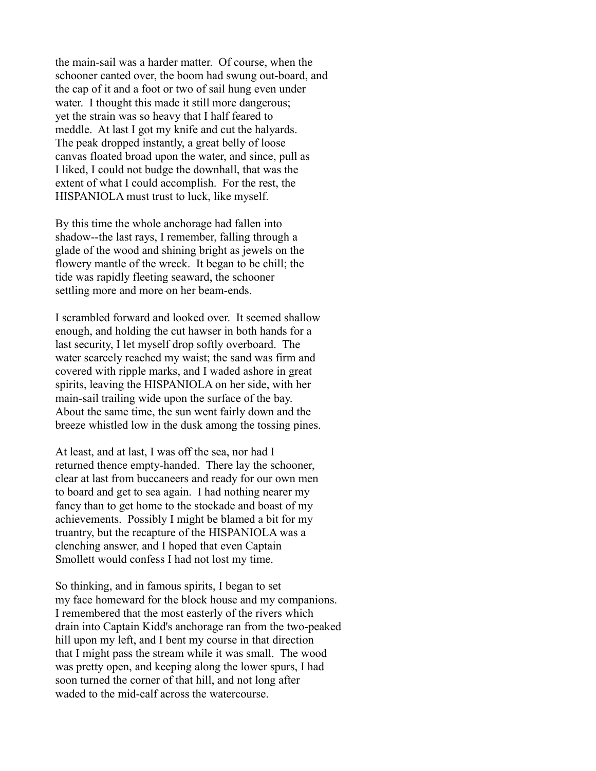the main-sail was a harder matter. Of course, when the schooner canted over, the boom had swung out-board, and the cap of it and a foot or two of sail hung even under water. I thought this made it still more dangerous; yet the strain was so heavy that I half feared to meddle. At last I got my knife and cut the halyards. The peak dropped instantly, a great belly of loose canvas floated broad upon the water, and since, pull as I liked, I could not budge the downhall, that was the extent of what I could accomplish. For the rest, the HISPANIOLA must trust to luck, like myself.

By this time the whole anchorage had fallen into shadow--the last rays, I remember, falling through a glade of the wood and shining bright as jewels on the flowery mantle of the wreck. It began to be chill; the tide was rapidly fleeting seaward, the schooner settling more and more on her beam-ends.

I scrambled forward and looked over. It seemed shallow enough, and holding the cut hawser in both hands for a last security, I let myself drop softly overboard. The water scarcely reached my waist; the sand was firm and covered with ripple marks, and I waded ashore in great spirits, leaving the HISPANIOLA on her side, with her main-sail trailing wide upon the surface of the bay. About the same time, the sun went fairly down and the breeze whistled low in the dusk among the tossing pines.

At least, and at last, I was off the sea, nor had I returned thence empty-handed. There lay the schooner, clear at last from buccaneers and ready for our own men to board and get to sea again. I had nothing nearer my fancy than to get home to the stockade and boast of my achievements. Possibly I might be blamed a bit for my truantry, but the recapture of the HISPANIOLA was a clenching answer, and I hoped that even Captain Smollett would confess I had not lost my time.

So thinking, and in famous spirits, I began to set my face homeward for the block house and my companions. I remembered that the most easterly of the rivers which drain into Captain Kidd's anchorage ran from the two-peaked hill upon my left, and I bent my course in that direction that I might pass the stream while it was small. The wood was pretty open, and keeping along the lower spurs, I had soon turned the corner of that hill, and not long after waded to the mid-calf across the watercourse.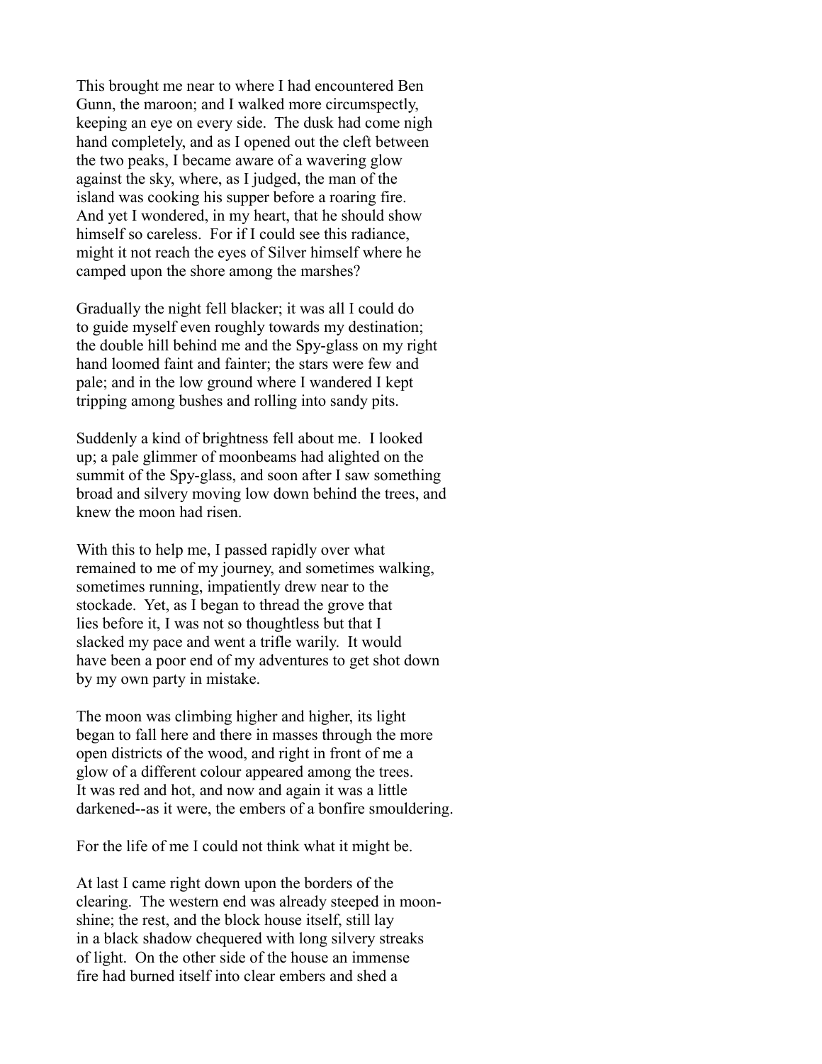This brought me near to where I had encountered Ben Gunn, the maroon; and I walked more circumspectly, keeping an eye on every side. The dusk had come nigh hand completely, and as I opened out the cleft between the two peaks, I became aware of a wavering glow against the sky, where, as I judged, the man of the island was cooking his supper before a roaring fire. And yet I wondered, in my heart, that he should show himself so careless. For if I could see this radiance, might it not reach the eyes of Silver himself where he camped upon the shore among the marshes?

Gradually the night fell blacker; it was all I could do to guide myself even roughly towards my destination; the double hill behind me and the Spy-glass on my right hand loomed faint and fainter; the stars were few and pale; and in the low ground where I wandered I kept tripping among bushes and rolling into sandy pits.

Suddenly a kind of brightness fell about me. I looked up; a pale glimmer of moonbeams had alighted on the summit of the Spy-glass, and soon after I saw something broad and silvery moving low down behind the trees, and knew the moon had risen.

With this to help me, I passed rapidly over what remained to me of my journey, and sometimes walking, sometimes running, impatiently drew near to the stockade. Yet, as I began to thread the grove that lies before it, I was not so thoughtless but that I slacked my pace and went a trifle warily. It would have been a poor end of my adventures to get shot down by my own party in mistake.

The moon was climbing higher and higher, its light began to fall here and there in masses through the more open districts of the wood, and right in front of me a glow of a different colour appeared among the trees. It was red and hot, and now and again it was a little darkened--as it were, the embers of a bonfire smouldering.

For the life of me I could not think what it might be.

At last I came right down upon the borders of the clearing. The western end was already steeped in moonshine; the rest, and the block house itself, still lay in a black shadow chequered with long silvery streaks of light. On the other side of the house an immense fire had burned itself into clear embers and shed a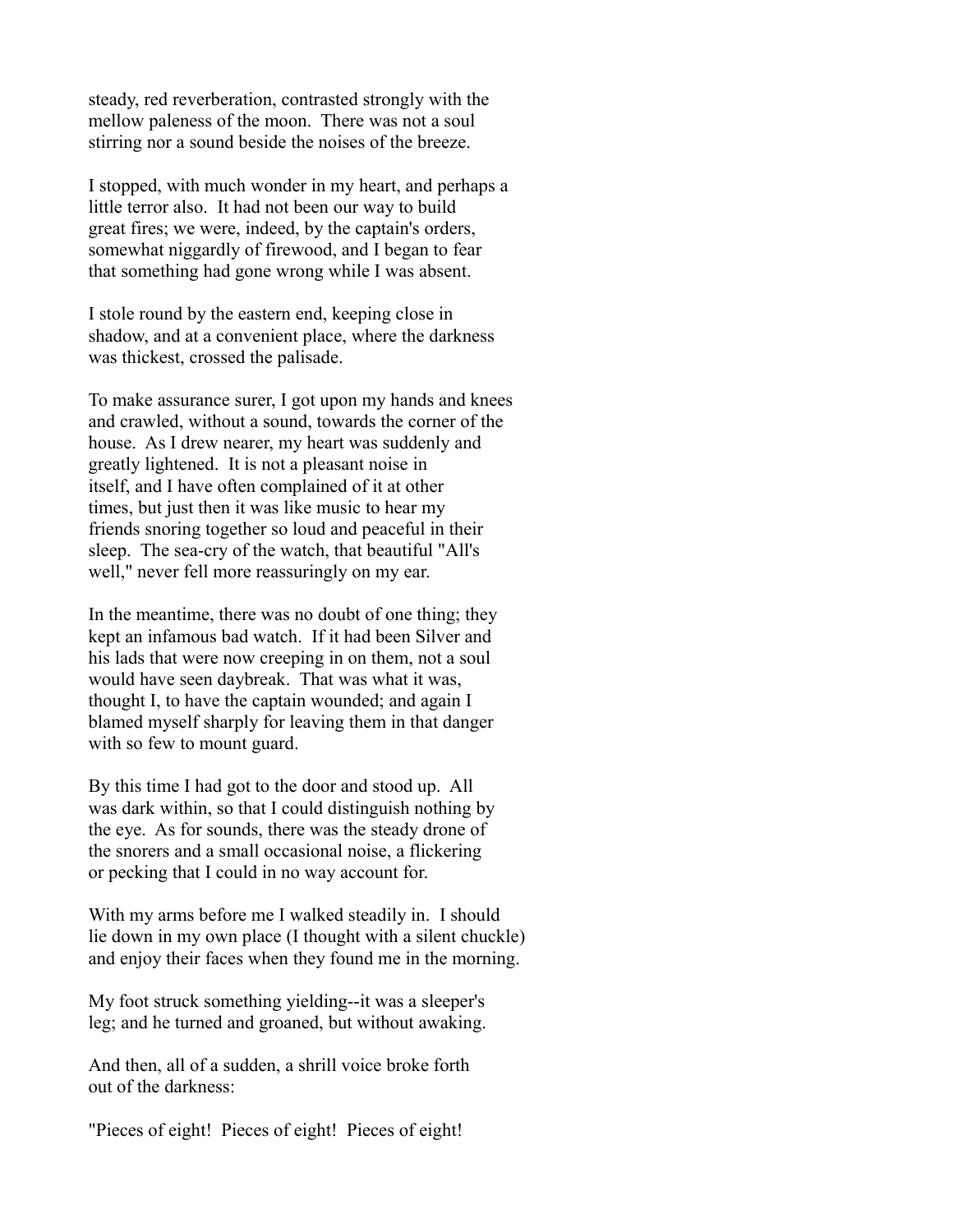steady, red reverberation, contrasted strongly with the mellow paleness of the moon. There was not a soul stirring nor a sound beside the noises of the breeze.

I stopped, with much wonder in my heart, and perhaps a little terror also. It had not been our way to build great fires; we were, indeed, by the captain's orders, somewhat niggardly of firewood, and I began to fear that something had gone wrong while I was absent.

I stole round by the eastern end, keeping close in shadow, and at a convenient place, where the darkness was thickest, crossed the palisade.

To make assurance surer, I got upon my hands and knees and crawled, without a sound, towards the corner of the house. As I drew nearer, my heart was suddenly and greatly lightened. It is not a pleasant noise in itself, and I have often complained of it at other times, but just then it was like music to hear my friends snoring together so loud and peaceful in their sleep. The sea-cry of the watch, that beautiful "All's well," never fell more reassuringly on my ear.

In the meantime, there was no doubt of one thing; they kept an infamous bad watch. If it had been Silver and his lads that were now creeping in on them, not a soul would have seen daybreak. That was what it was, thought I, to have the captain wounded; and again I blamed myself sharply for leaving them in that danger with so few to mount guard.

By this time I had got to the door and stood up. All was dark within, so that I could distinguish nothing by the eye. As for sounds, there was the steady drone of the snorers and a small occasional noise, a flickering or pecking that I could in no way account for.

With my arms before me I walked steadily in. I should lie down in my own place (I thought with a silent chuckle) and enjoy their faces when they found me in the morning.

My foot struck something yielding--it was a sleeper's leg; and he turned and groaned, but without awaking.

And then, all of a sudden, a shrill voice broke forth out of the darkness:

"Pieces of eight! Pieces of eight! Pieces of eight!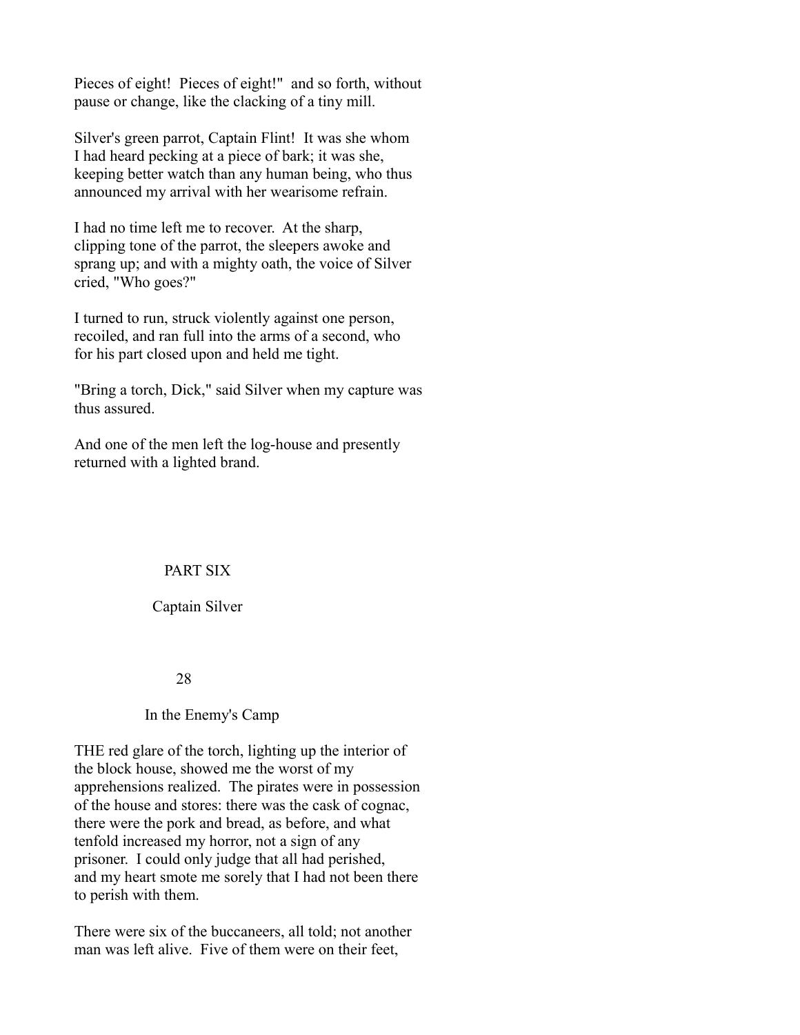Pieces of eight! Pieces of eight!" and so forth, without pause or change, like the clacking of a tiny mill.

Silver's green parrot, Captain Flint! It was she whom I had heard pecking at a piece of bark; it was she, keeping better watch than any human being, who thus announced my arrival with her wearisome refrain.

I had no time left me to recover. At the sharp, clipping tone of the parrot, the sleepers awoke and sprang up; and with a mighty oath, the voice of Silver cried, "Who goes?"

I turned to run, struck violently against one person, recoiled, and ran full into the arms of a second, who for his part closed upon and held me tight.

"Bring a torch, Dick," said Silver when my capture was thus assured.

And one of the men left the log-house and presently returned with a lighted brand.

# PART SIX

## Captain Silver

## 28

## In the Enemy's Camp

THE red glare of the torch, lighting up the interior of the block house, showed me the worst of my apprehensions realized. The pirates were in possession of the house and stores: there was the cask of cognac, there were the pork and bread, as before, and what tenfold increased my horror, not a sign of any prisoner. I could only judge that all had perished, and my heart smote me sorely that I had not been there to perish with them.

There were six of the buccaneers, all told; not another man was left alive. Five of them were on their feet,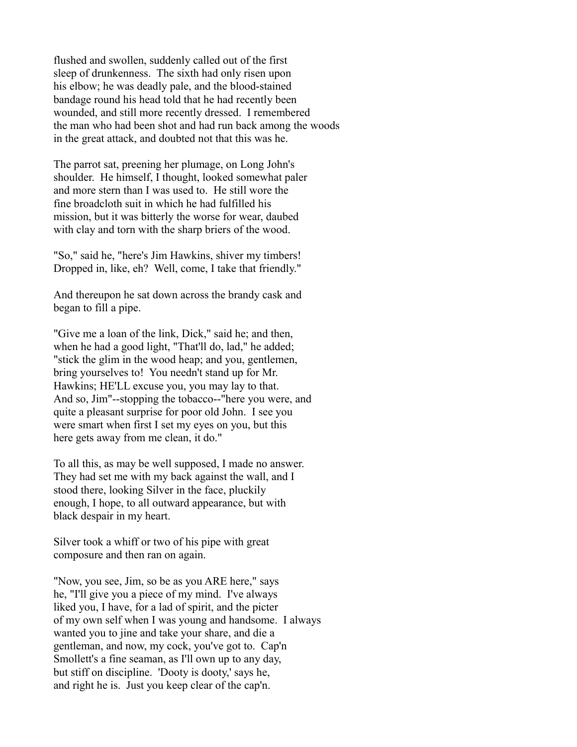flushed and swollen, suddenly called out of the first sleep of drunkenness. The sixth had only risen upon his elbow; he was deadly pale, and the blood-stained bandage round his head told that he had recently been wounded, and still more recently dressed. I remembered the man who had been shot and had run back among the woods in the great attack, and doubted not that this was he.

The parrot sat, preening her plumage, on Long John's shoulder. He himself, I thought, looked somewhat paler and more stern than I was used to. He still wore the fine broadcloth suit in which he had fulfilled his mission, but it was bitterly the worse for wear, daubed with clay and torn with the sharp briers of the wood.

"So," said he, "here's Jim Hawkins, shiver my timbers! Dropped in, like, eh? Well, come, I take that friendly."

And thereupon he sat down across the brandy cask and began to fill a pipe.

"Give me a loan of the link, Dick," said he; and then, when he had a good light, "That'll do, lad," he added; "stick the glim in the wood heap; and you, gentlemen, bring yourselves to! You needn't stand up for Mr. Hawkins; HE'LL excuse you, you may lay to that. And so, Jim"--stopping the tobacco--"here you were, and quite a pleasant surprise for poor old John. I see you were smart when first I set my eyes on you, but this here gets away from me clean, it do."

To all this, as may be well supposed, I made no answer. They had set me with my back against the wall, and I stood there, looking Silver in the face, pluckily enough, I hope, to all outward appearance, but with black despair in my heart.

Silver took a whiff or two of his pipe with great composure and then ran on again.

"Now, you see, Jim, so be as you ARE here," says he, "I'll give you a piece of my mind. I've always liked you, I have, for a lad of spirit, and the picter of my own self when I was young and handsome. I always wanted you to jine and take your share, and die a gentleman, and now, my cock, you've got to. Cap'n Smollett's a fine seaman, as I'll own up to any day, but stiff on discipline. 'Dooty is dooty,' says he, and right he is. Just you keep clear of the cap'n.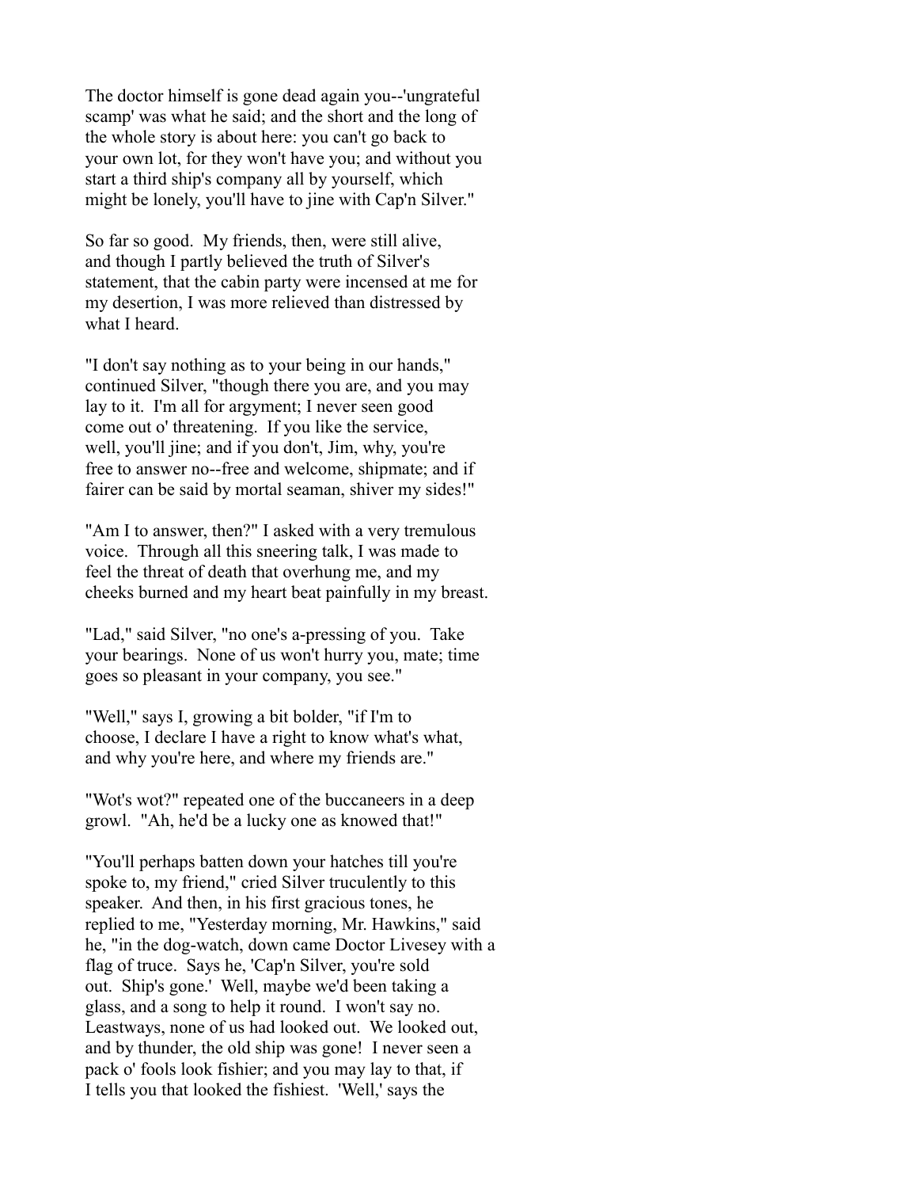The doctor himself is gone dead again you--'ungrateful scamp' was what he said; and the short and the long of the whole story is about here: you can't go back to your own lot, for they won't have you; and without you start a third ship's company all by yourself, which might be lonely, you'll have to jine with Cap'n Silver."

So far so good. My friends, then, were still alive, and though I partly believed the truth of Silver's statement, that the cabin party were incensed at me for my desertion, I was more relieved than distressed by what I heard.

"I don't say nothing as to your being in our hands," continued Silver, "though there you are, and you may lay to it. I'm all for argyment; I never seen good come out o' threatening. If you like the service, well, you'll jine; and if you don't, Jim, why, you're free to answer no--free and welcome, shipmate; and if fairer can be said by mortal seaman, shiver my sides!"

"Am I to answer, then?" I asked with a very tremulous voice. Through all this sneering talk, I was made to feel the threat of death that overhung me, and my cheeks burned and my heart beat painfully in my breast.

"Lad," said Silver, "no one's a-pressing of you. Take your bearings. None of us won't hurry you, mate; time goes so pleasant in your company, you see."

"Well," says I, growing a bit bolder, "if I'm to choose, I declare I have a right to know what's what, and why you're here, and where my friends are."

"Wot's wot?" repeated one of the buccaneers in a deep growl. "Ah, he'd be a lucky one as knowed that!"

"You'll perhaps batten down your hatches till you're spoke to, my friend," cried Silver truculently to this speaker. And then, in his first gracious tones, he replied to me, "Yesterday morning, Mr. Hawkins," said he, "in the dog-watch, down came Doctor Livesey with a flag of truce. Says he, 'Cap'n Silver, you're sold out. Ship's gone.' Well, maybe we'd been taking a glass, and a song to help it round. I won't say no. Leastways, none of us had looked out. We looked out, and by thunder, the old ship was gone! I never seen a pack o' fools look fishier; and you may lay to that, if I tells you that looked the fishiest. 'Well,' says the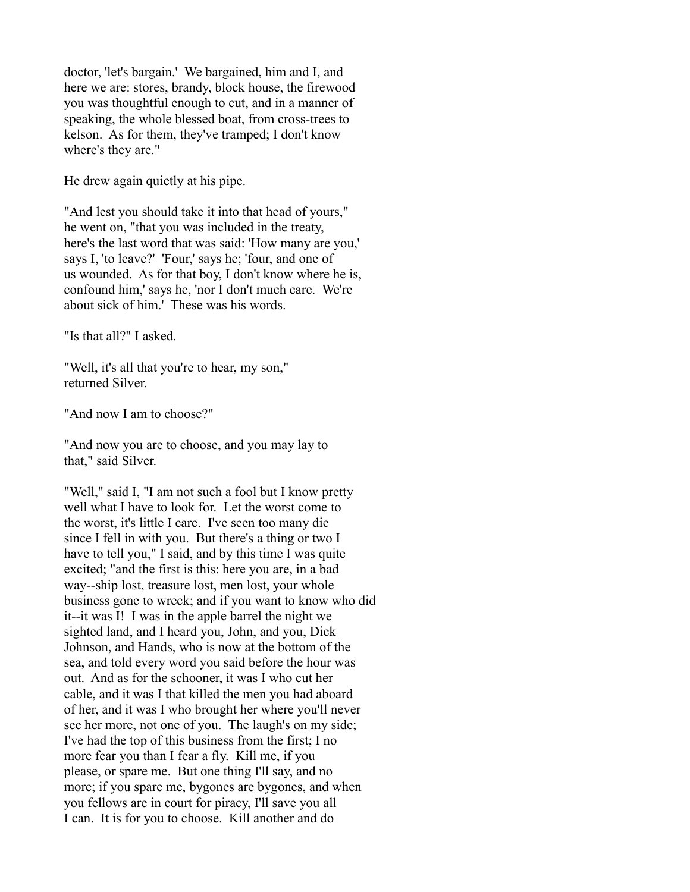doctor, 'let's bargain.' We bargained, him and I, and here we are: stores, brandy, block house, the firewood you was thoughtful enough to cut, and in a manner of speaking, the whole blessed boat, from cross-trees to kelson. As for them, they've tramped; I don't know where's they are."

He drew again quietly at his pipe.

"And lest you should take it into that head of yours," he went on, "that you was included in the treaty, here's the last word that was said: 'How many are you,' says I, 'to leave?' 'Four,' says he; 'four, and one of us wounded. As for that boy, I don't know where he is, confound him,' says he, 'nor I don't much care. We're about sick of him.' These was his words.

"Is that all?" I asked.

"Well, it's all that you're to hear, my son," returned Silver.

"And now I am to choose?"

"And now you are to choose, and you may lay to that," said Silver.

"Well," said I, "I am not such a fool but I know pretty well what I have to look for. Let the worst come to the worst, it's little I care. I've seen too many die since I fell in with you. But there's a thing or two I have to tell you," I said, and by this time I was quite excited; "and the first is this: here you are, in a bad way--ship lost, treasure lost, men lost, your whole business gone to wreck; and if you want to know who did it--it was I! I was in the apple barrel the night we sighted land, and I heard you, John, and you, Dick Johnson, and Hands, who is now at the bottom of the sea, and told every word you said before the hour was out. And as for the schooner, it was I who cut her cable, and it was I that killed the men you had aboard of her, and it was I who brought her where you'll never see her more, not one of you. The laugh's on my side; I've had the top of this business from the first; I no more fear you than I fear a fly. Kill me, if you please, or spare me. But one thing I'll say, and no more; if you spare me, bygones are bygones, and when you fellows are in court for piracy, I'll save you all I can. It is for you to choose. Kill another and do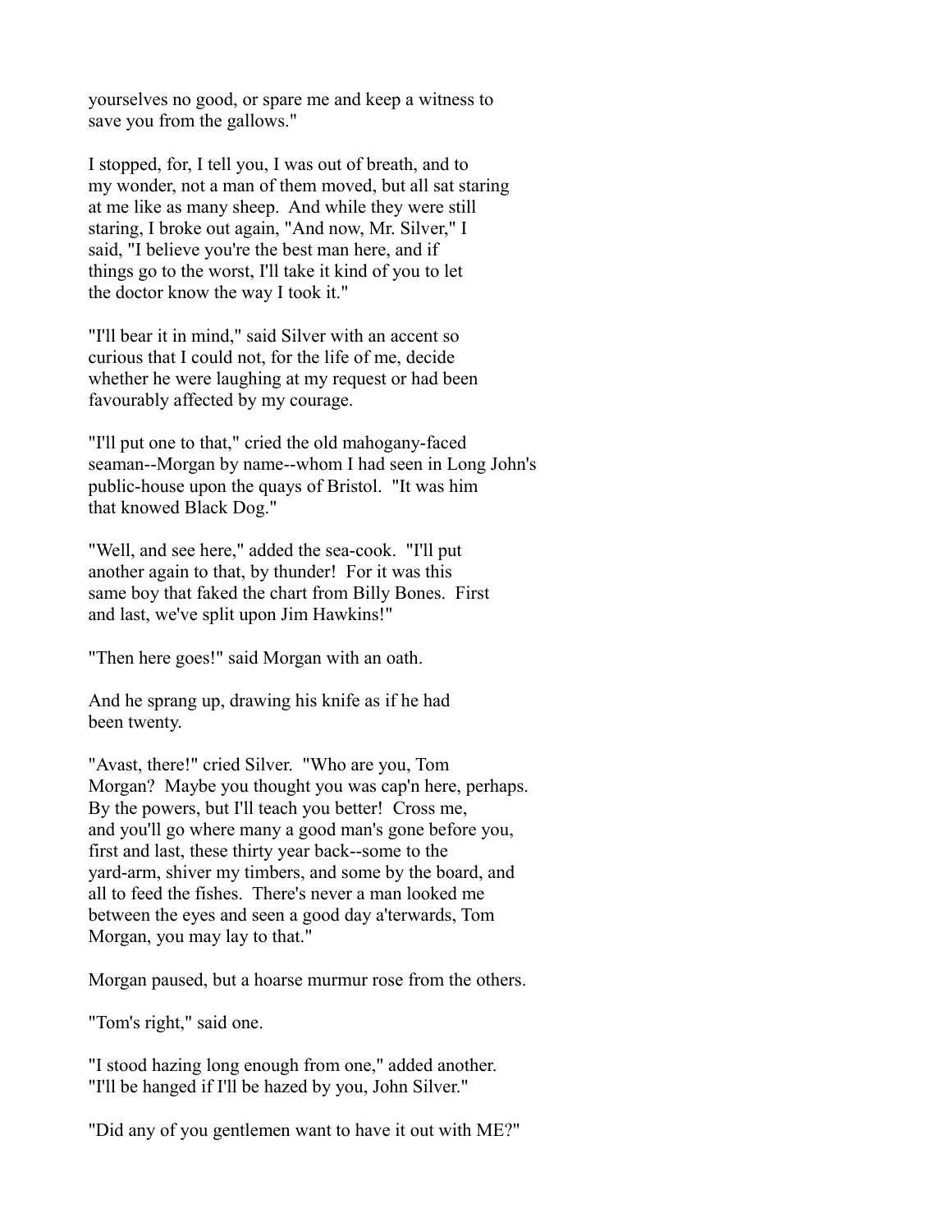yourselves no good, or spare me and keep a witness to save you from the gallows."

I stopped, for, I tell you, I was out of breath, and to my wonder, not a man of them moved, but all sat staring at me like as many sheep. And while they were still staring, I broke out again, "And now, Mr. Silver," I said, "I believe you're the best man here, and if things go to the worst, I'll take it kind of you to let the doctor know the way I took it."

"I'll bear it in mind," said Silver with an accent so curious that I could not, for the life of me, decide whether he were laughing at my request or had been favourably affected by my courage.

"I'll put one to that," cried the old mahogany-faced seaman--Morgan by name--whom I had seen in Long John's public-house upon the quays of Bristol. "It was him that knowed Black Dog."

"Well, and see here," added the sea-cook. "I'll put another again to that, by thunder! For it was this same boy that faked the chart from Billy Bones. First and last, we've split upon Jim Hawkins!"

"Then here goes!" said Morgan with an oath.

And he sprang up, drawing his knife as if he had been twenty.

"Avast, there!" cried Silver. "Who are you, Tom Morgan? Maybe you thought you was cap'n here, perhaps. By the powers, but I'll teach you better! Cross me, and you'll go where many a good man's gone before you, first and last, these thirty year back--some to the yard-arm, shiver my timbers, and some by the board, and all to feed the fishes. There's never a man looked me between the eyes and seen a good day a'terwards, Tom Morgan, you may lay to that."

Morgan paused, but a hoarse murmur rose from the others.

"Tom's right," said one.

"I stood hazing long enough from one," added another. "I'll be hanged if I'll be hazed by you, John Silver."

"Did any of you gentlemen want to have it out with ME?"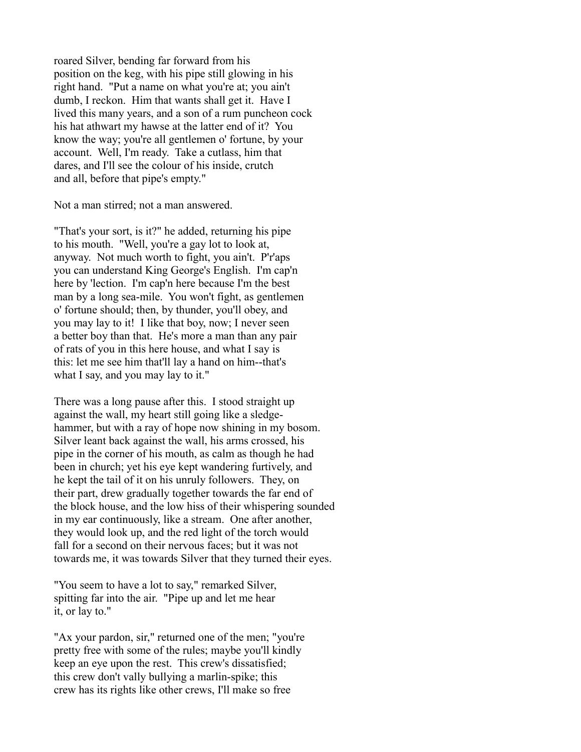roared Silver, bending far forward from his position on the keg, with his pipe still glowing in his right hand. "Put a name on what you're at; you ain't dumb, I reckon. Him that wants shall get it. Have I lived this many years, and a son of a rum puncheon cock his hat athwart my hawse at the latter end of it? You know the way; you're all gentlemen o' fortune, by your account. Well, I'm ready. Take a cutlass, him that dares, and I'll see the colour of his inside, crutch and all, before that pipe's empty."

Not a man stirred; not a man answered.

"That's your sort, is it?" he added, returning his pipe to his mouth. "Well, you're a gay lot to look at, anyway. Not much worth to fight, you ain't. P'r'aps you can understand King George's English. I'm cap'n here by 'lection. I'm cap'n here because I'm the best man by a long sea-mile. You won't fight, as gentlemen o' fortune should; then, by thunder, you'll obey, and you may lay to it! I like that boy, now; I never seen a better boy than that. He's more a man than any pair of rats of you in this here house, and what I say is this: let me see him that'll lay a hand on him--that's what I say, and you may lay to it."

There was a long pause after this. I stood straight up against the wall, my heart still going like a sledge-hammer, but with a ray of hope now shining in my bosom. Silver leant back against the wall, his arms crossed, his pipe in the corner of his mouth, as calm as though he had been in church; yet his eye kept wandering furtively, and he kept the tail of it on his unruly followers. They, on their part, drew gradually together towards the far end of the block house, and the low hiss of their whispering sounded in my ear continuously, like a stream. One after another, they would look up, and the red light of the torch would fall for a second on their nervous faces; but it was not towards me, it was towards Silver that they turned their eyes.

"You seem to have a lot to say," remarked Silver, spitting far into the air. "Pipe up and let me hear it, or lay to."

"Ax your pardon, sir," returned one of the men; "you're pretty free with some of the rules; maybe you'll kindly keep an eye upon the rest. This crew's dissatisfied; this crew don't vally bullying a marlin-spike; this crew has its rights like other crews, I'll make so free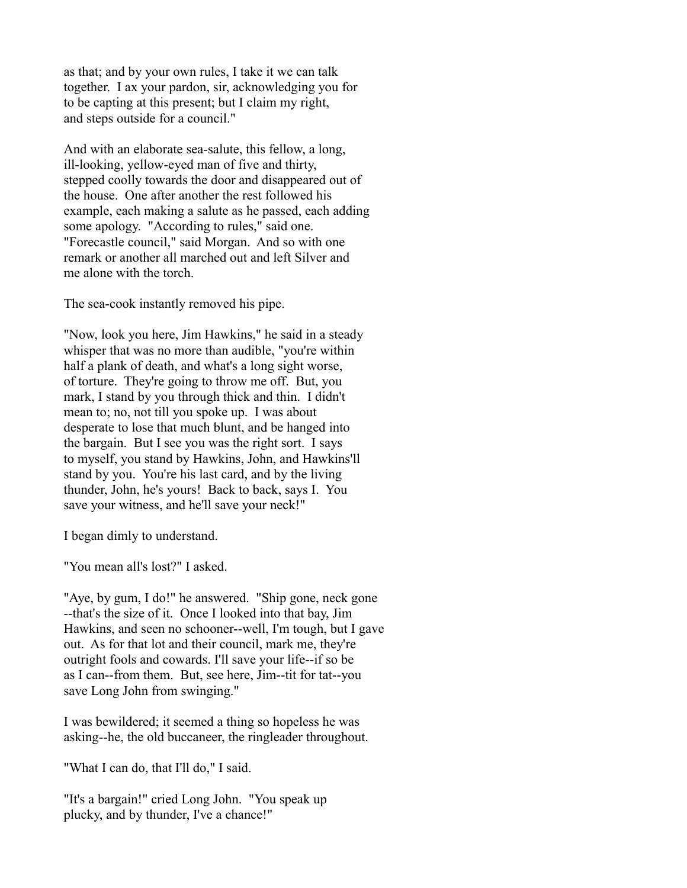as that; and by your own rules, I take it we can talk together. I ax your pardon, sir, acknowledging you for to be capting at this present; but I claim my right, and steps outside for a council."

And with an elaborate sea-salute, this fellow, a long, ill-looking, yellow-eyed man of five and thirty, stepped coolly towards the door and disappeared out of the house. One after another the rest followed his example, each making a salute as he passed, each adding some apology. "According to rules," said one. "Forecastle council," said Morgan. And so with one remark or another all marched out and left Silver and me alone with the torch.

The sea-cook instantly removed his pipe.

"Now, look you here, Jim Hawkins," he said in a steady whisper that was no more than audible, "you're within half a plank of death, and what's a long sight worse, of torture. They're going to throw me off. But, you mark, I stand by you through thick and thin. I didn't mean to; no, not till you spoke up. I was about desperate to lose that much blunt, and be hanged into the bargain. But I see you was the right sort. I says to myself, you stand by Hawkins, John, and Hawkins'll stand by you. You're his last card, and by the living thunder, John, he's yours! Back to back, says I. You save your witness, and he'll save your neck!"

I began dimly to understand.

"You mean all's lost?" I asked.

"Aye, by gum, I do!" he answered. "Ship gone, neck gone --that's the size of it. Once I looked into that bay, Jim Hawkins, and seen no schooner--well, I'm tough, but I gave out. As for that lot and their council, mark me, they're outright fools and cowards. I'll save your life--if so be as I can--from them. But, see here, Jim--tit for tat--you save Long John from swinging."

I was bewildered; it seemed a thing so hopeless he was asking--he, the old buccaneer, the ringleader throughout.

"What I can do, that I'll do," I said.

"It's a bargain!" cried Long John. "You speak up plucky, and by thunder, I've a chance!"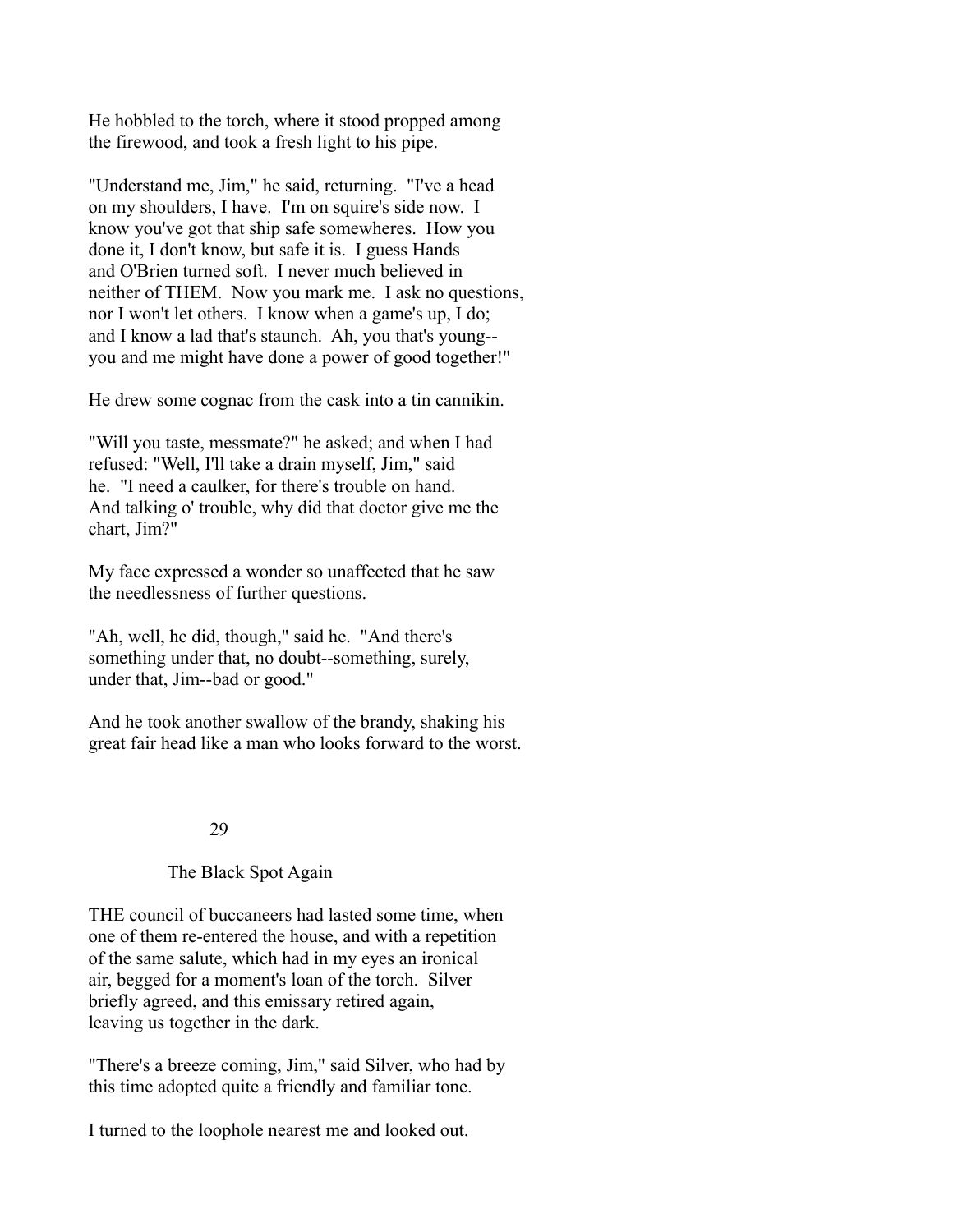He hobbled to the torch, where it stood propped among the firewood, and took a fresh light to his pipe.

"Understand me, Jim," he said, returning. "I've a head on my shoulders, I have. I'm on squire's side now. I know you've got that ship safe somewheres. How you done it, I don't know, but safe it is. I guess Hands and O'Brien turned soft. I never much believed in neither of THEM. Now you mark me. I ask no questions, nor I won't let others. I know when a game's up, I do; and I know a lad that's staunch. Ah, you that's young--you and me might have done a power of good together!"

He drew some cognac from the cask into a tin cannikin.

"Will you taste, messmate?" he asked; and when I had refused: "Well, I'll take a drain myself, Jim," said he. "I need a caulker, for there's trouble on hand. And talking o' trouble, why did that doctor give me the chart, Jim?"

My face expressed a wonder so unaffected that he saw the needlessness of further questions.

"Ah, well, he did, though," said he. "And there's something under that, no doubt--something, surely, under that, Jim--bad or good."

And he took another swallow of the brandy, shaking his great fair head like a man who looks forward to the worst.

## 29

## The Black Spot Again

THE council of buccaneers had lasted some time, when one of them re-entered the house, and with a repetition of the same salute, which had in my eyes an ironical air, begged for a moment's loan of the torch. Silver briefly agreed, and this emissary retired again, leaving us together in the dark.

"There's a breeze coming, Jim," said Silver, who had by this time adopted quite a friendly and familiar tone.

I turned to the loophole nearest me and looked out.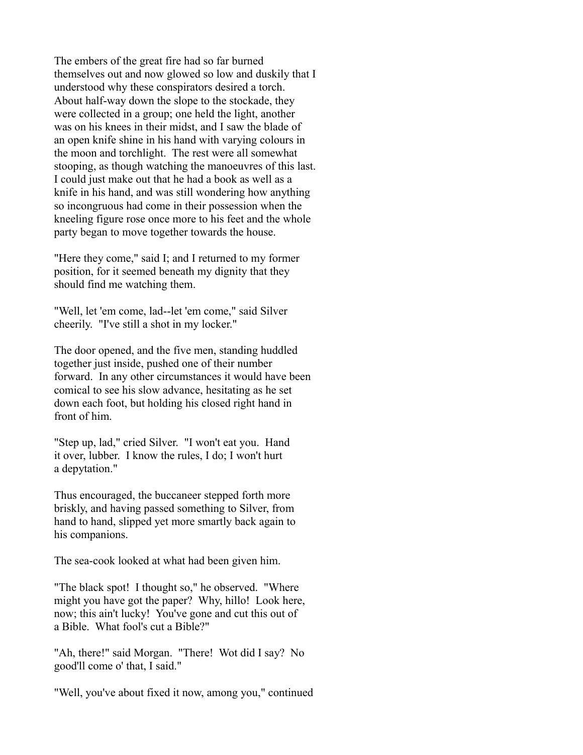The embers of the great fire had so far burned themselves out and now glowed so low and duskily that I understood why these conspirators desired a torch. About half-way down the slope to the stockade, they were collected in a group; one held the light, another was on his knees in their midst, and I saw the blade of an open knife shine in his hand with varying colours in the moon and torchlight. The rest were all somewhat stooping, as though watching the manoeuvres of this last. I could just make out that he had a book as well as a knife in his hand, and was still wondering how anything so incongruous had come in their possession when the kneeling figure rose once more to his feet and the whole party began to move together towards the house.

"Here they come," said I; and I returned to my former position, for it seemed beneath my dignity that they should find me watching them.

"Well, let 'em come, lad--let 'em come," said Silver cheerily. "I've still a shot in my locker."

The door opened, and the five men, standing huddled together just inside, pushed one of their number forward. In any other circumstances it would have been comical to see his slow advance, hesitating as he set down each foot, but holding his closed right hand in front of him.

"Step up, lad," cried Silver. "I won't eat you. Hand it over, lubber. I know the rules, I do; I won't hurt a depytation."

Thus encouraged, the buccaneer stepped forth more briskly, and having passed something to Silver, from hand to hand, slipped yet more smartly back again to his companions.

The sea-cook looked at what had been given him.

"The black spot! I thought so," he observed. "Where might you have got the paper? Why, hillo! Look here, now; this ain't lucky! You've gone and cut this out of a Bible. What fool's cut a Bible?"

"Ah, there!" said Morgan. "There! Wot did I say? No good'll come o' that, I said."

"Well, you've about fixed it now, among you," continued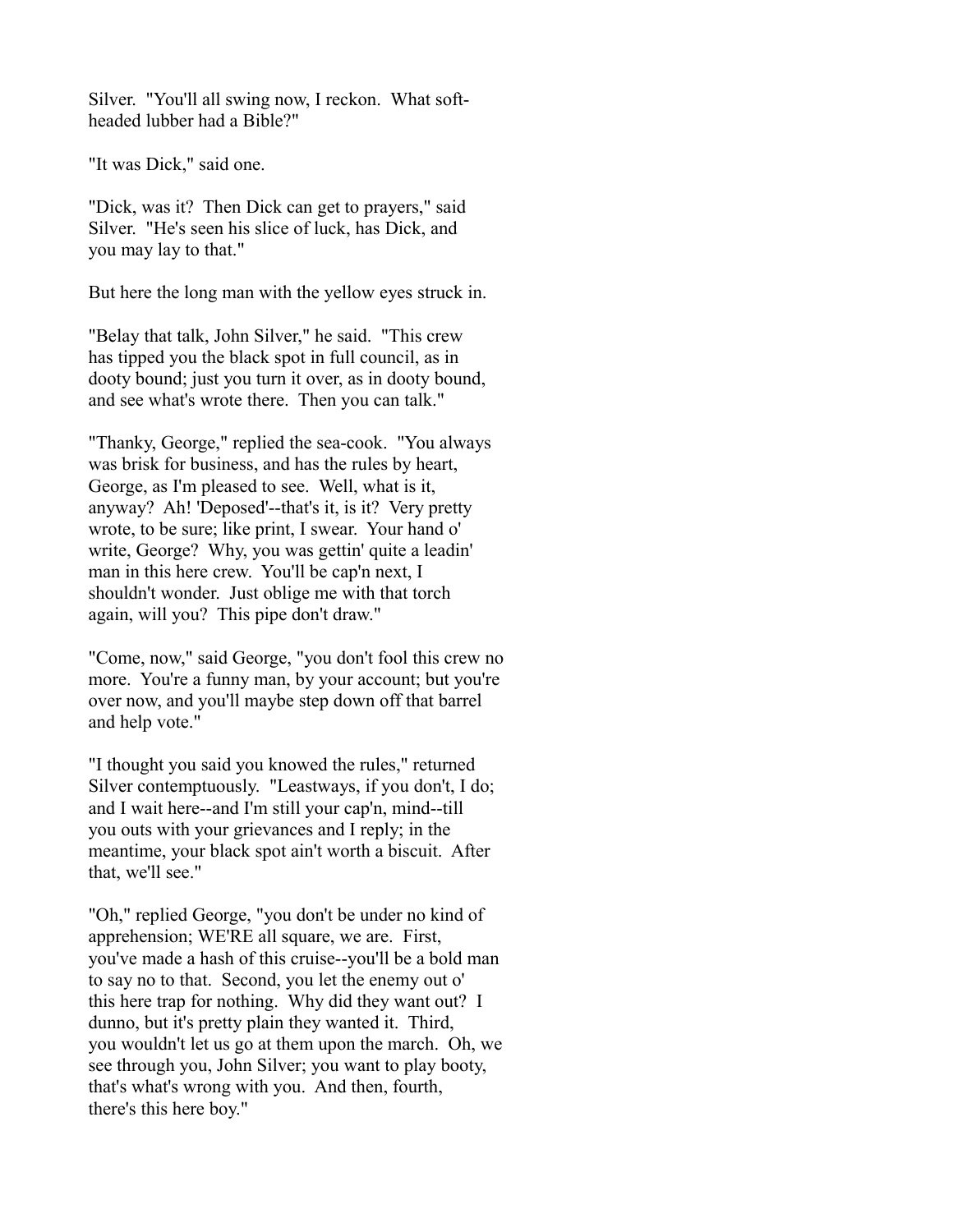Silver. "You'll all swing now, I reckon. What soft-headed lubber had a Bible?"

"It was Dick," said one.

"Dick, was it? Then Dick can get to prayers," said Silver. "He's seen his slice of luck, has Dick, and you may lay to that."

But here the long man with the yellow eyes struck in.

"Belay that talk, John Silver," he said. "This crew has tipped you the black spot in full council, as in dooty bound; just you turn it over, as in dooty bound, and see what's wrote there. Then you can talk."

"Thanky, George," replied the sea-cook. "You always was brisk for business, and has the rules by heart, George, as I'm pleased to see. Well, what is it, anyway? Ah! 'Deposed'--that's it, is it? Very pretty wrote, to be sure; like print, I swear. Your hand o' write, George? Why, you was gettin' quite a leadin' man in this here crew. You'll be cap'n next, I shouldn't wonder. Just oblige me with that torch again, will you? This pipe don't draw."

"Come, now," said George, "you don't fool this crew no more. You're a funny man, by your account; but you're over now, and you'll maybe step down off that barrel and help vote."

"I thought you said you knowed the rules," returned Silver contemptuously. "Leastways, if you don't, I do; and I wait here--and I'm still your cap'n, mind--till you outs with your grievances and I reply; in the meantime, your black spot ain't worth a biscuit. After that, we'll see."

"Oh," replied George, "you don't be under no kind of apprehension; WE'RE all square, we are. First, you've made a hash of this cruise--you'll be a bold man to say no to that. Second, you let the enemy out o' this here trap for nothing. Why did they want out? I dunno, but it's pretty plain they wanted it. Third, you wouldn't let us go at them upon the march. Oh, we see through you, John Silver; you want to play booty, that's what's wrong with you. And then, fourth, there's this here boy."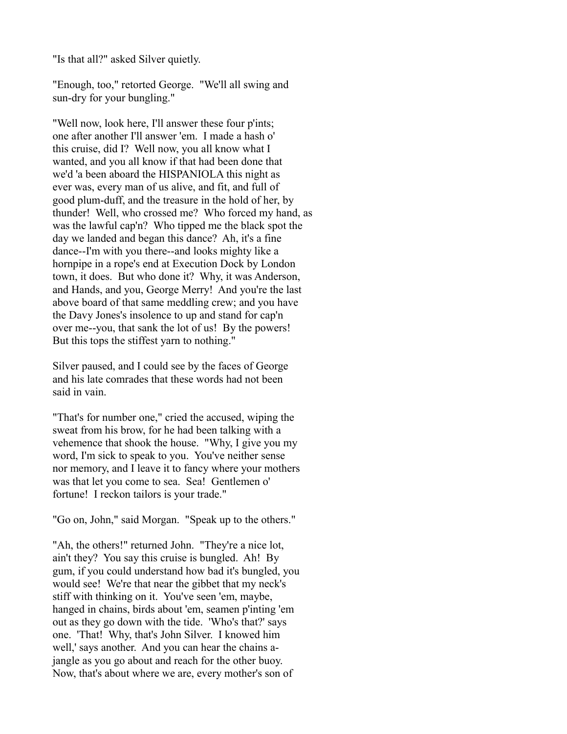"Is that all?" asked Silver quietly.

"Enough, too," retorted George. "We'll all swing and sun-dry for your bungling."

"Well now, look here, I'll answer these four p'ints; one after another I'll answer 'em. I made a hash o' this cruise, did I? Well now, you all know what I wanted, and you all know if that had been done that we'd 'a been aboard the HISPANIOLA this night as ever was, every man of us alive, and fit, and full of good plum-duff, and the treasure in the hold of her, by thunder! Well, who crossed me? Who forced my hand, as was the lawful cap'n? Who tipped me the black spot the day we landed and began this dance? Ah, it's a fine dance--I'm with you there--and looks mighty like a hornpipe in a rope's end at Execution Dock by London town, it does. But who done it? Why, it was Anderson, and Hands, and you, George Merry! And you're the last above board of that same meddling crew; and you have the Davy Jones's insolence to up and stand for cap'n over me--you, that sank the lot of us! By the powers! But this tops the stiffest yarn to nothing."

Silver paused, and I could see by the faces of George and his late comrades that these words had not been said in vain.

"That's for number one," cried the accused, wiping the sweat from his brow, for he had been talking with a vehemence that shook the house. "Why, I give you my word, I'm sick to speak to you. You've neither sense nor memory, and I leave it to fancy where your mothers was that let you come to sea. Sea! Gentlemen o' fortune! I reckon tailors is your trade."

"Go on, John," said Morgan. "Speak up to the others."

"Ah, the others!" returned John. "They're a nice lot, ain't they? You say this cruise is bungled. Ah! By gum, if you could understand how bad it's bungled, you would see! We're that near the gibbet that my neck's stiff with thinking on it. You've seen 'em, maybe, hanged in chains, birds about 'em, seamen p'inting 'em out as they go down with the tide. 'Who's that?' says one. 'That! Why, that's John Silver. I knowed him well,' says another. And you can hear the chains a-jangle as you go about and reach for the other buoy. Now, that's about where we are, every mother's son of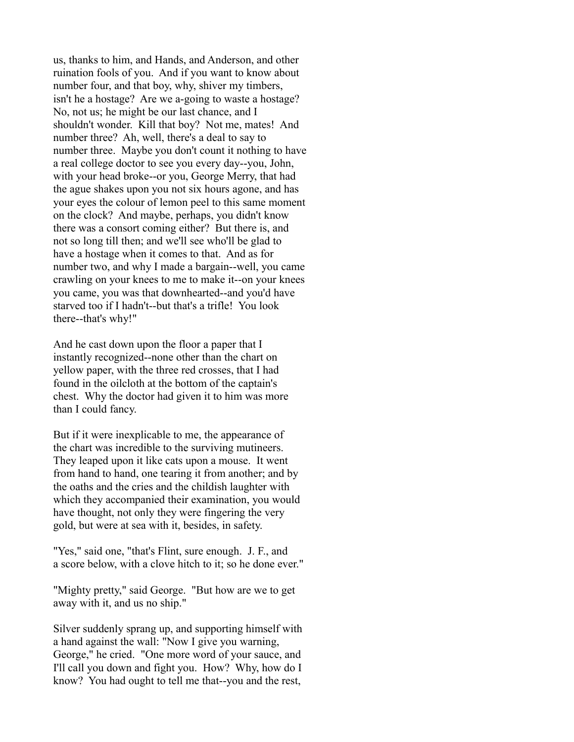us, thanks to him, and Hands, and Anderson, and other ruination fools of you. And if you want to know about number four, and that boy, why, shiver my timbers, isn't he a hostage? Are we a-going to waste a hostage? No, not us; he might be our last chance, and I shouldn't wonder. Kill that boy? Not me, mates! And number three? Ah, well, there's a deal to say to number three. Maybe you don't count it nothing to have a real college doctor to see you every day--you, John, with your head broke--or you, George Merry, that had the ague shakes upon you not six hours agone, and has your eyes the colour of lemon peel to this same moment on the clock? And maybe, perhaps, you didn't know there was a consort coming either? But there is, and not so long till then; and we'll see who'll be glad to have a hostage when it comes to that. And as for number two, and why I made a bargain--well, you came crawling on your knees to me to make it--on your knees you came, you was that downhearted--and you'd have starved too if I hadn't--but that's a trifle! You look there--that's why!"

And he cast down upon the floor a paper that I instantly recognized--none other than the chart on yellow paper, with the three red crosses, that I had found in the oilcloth at the bottom of the captain's chest. Why the doctor had given it to him was more than I could fancy.

But if it were inexplicable to me, the appearance of the chart was incredible to the surviving mutineers. They leaped upon it like cats upon a mouse. It went from hand to hand, one tearing it from another; and by the oaths and the cries and the childish laughter with which they accompanied their examination, you would have thought, not only they were fingering the very gold, but were at sea with it, besides, in safety.

"Yes," said one, "that's Flint, sure enough. J. F., and a score below, with a clove hitch to it; so he done ever."

"Mighty pretty," said George. "But how are we to get away with it, and us no ship."

Silver suddenly sprang up, and supporting himself with a hand against the wall: "Now I give you warning, George," he cried. "One more word of your sauce, and I'll call you down and fight you. How? Why, how do I know? You had ought to tell me that--you and the rest,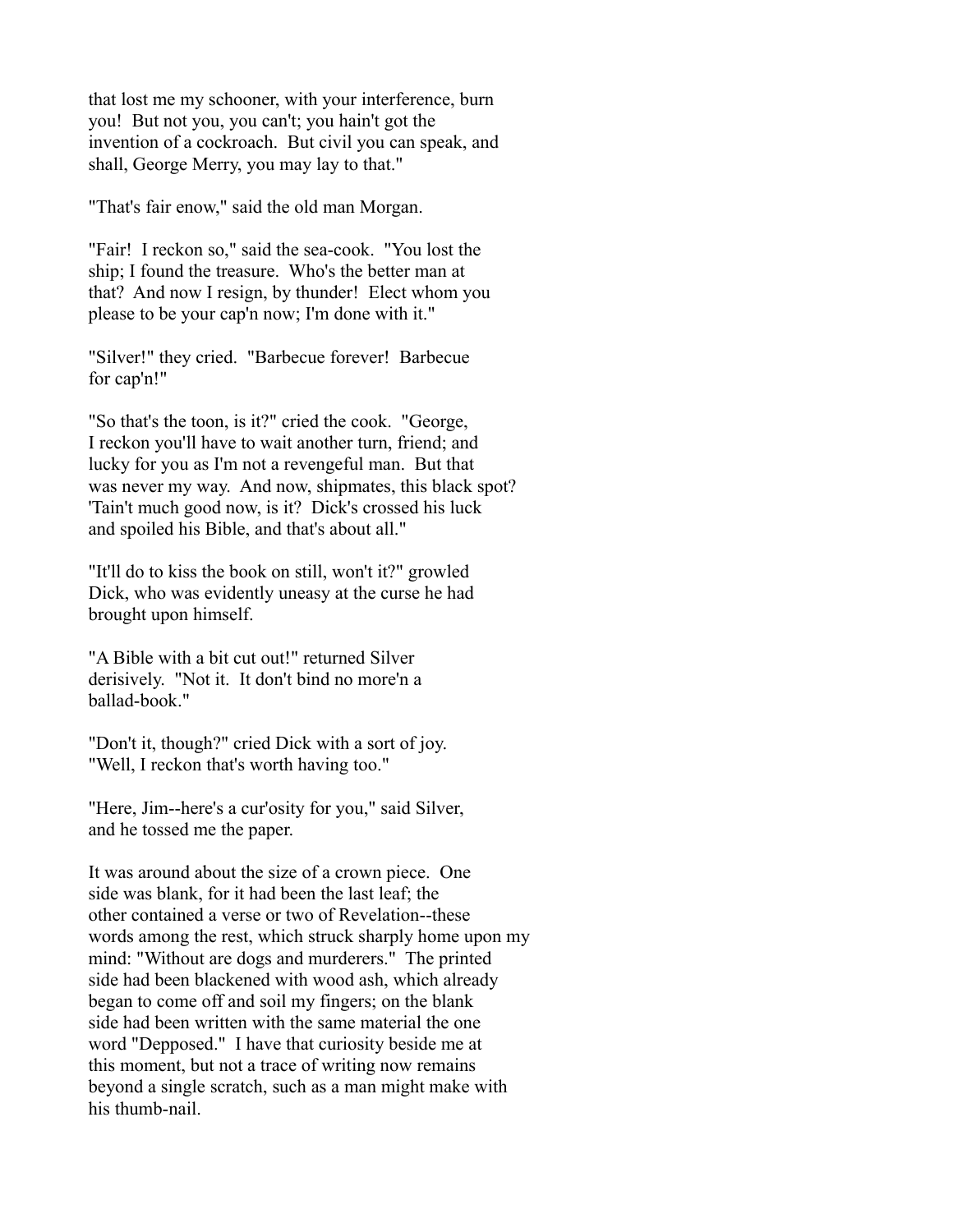that lost me my schooner, with your interference, burn you! But not you, you can't; you hain't got the invention of a cockroach. But civil you can speak, and shall, George Merry, you may lay to that."

"That's fair enow," said the old man Morgan.

"Fair! I reckon so," said the sea-cook. "You lost the ship; I found the treasure. Who's the better man at that? And now I resign, by thunder! Elect whom you please to be your cap'n now; I'm done with it."

"Silver!" they cried. "Barbecue forever! Barbecue for cap'n!"

"So that's the toon, is it?" cried the cook. "George, I reckon you'll have to wait another turn, friend; and lucky for you as I'm not a revengeful man. But that was never my way. And now, shipmates, this black spot? 'Tain't much good now, is it? Dick's crossed his luck and spoiled his Bible, and that's about all."

"It'll do to kiss the book on still, won't it?" growled Dick, who was evidently uneasy at the curse he had brought upon himself.

"A Bible with a bit cut out!" returned Silver derisively. "Not it. It don't bind no more'n a ballad-book."

"Don't it, though?" cried Dick with a sort of joy. "Well, I reckon that's worth having too."

"Here, Jim--here's a cur'osity for you," said Silver, and he tossed me the paper.

It was around about the size of a crown piece. One side was blank, for it had been the last leaf; the other contained a verse or two of Revelation--these words among the rest, which struck sharply home upon my mind: "Without are dogs and murderers." The printed side had been blackened with wood ash, which already began to come off and soil my fingers; on the blank side had been written with the same material the one word "Depposed." I have that curiosity beside me at this moment, but not a trace of writing now remains beyond a single scratch, such as a man might make with his thumb-nail.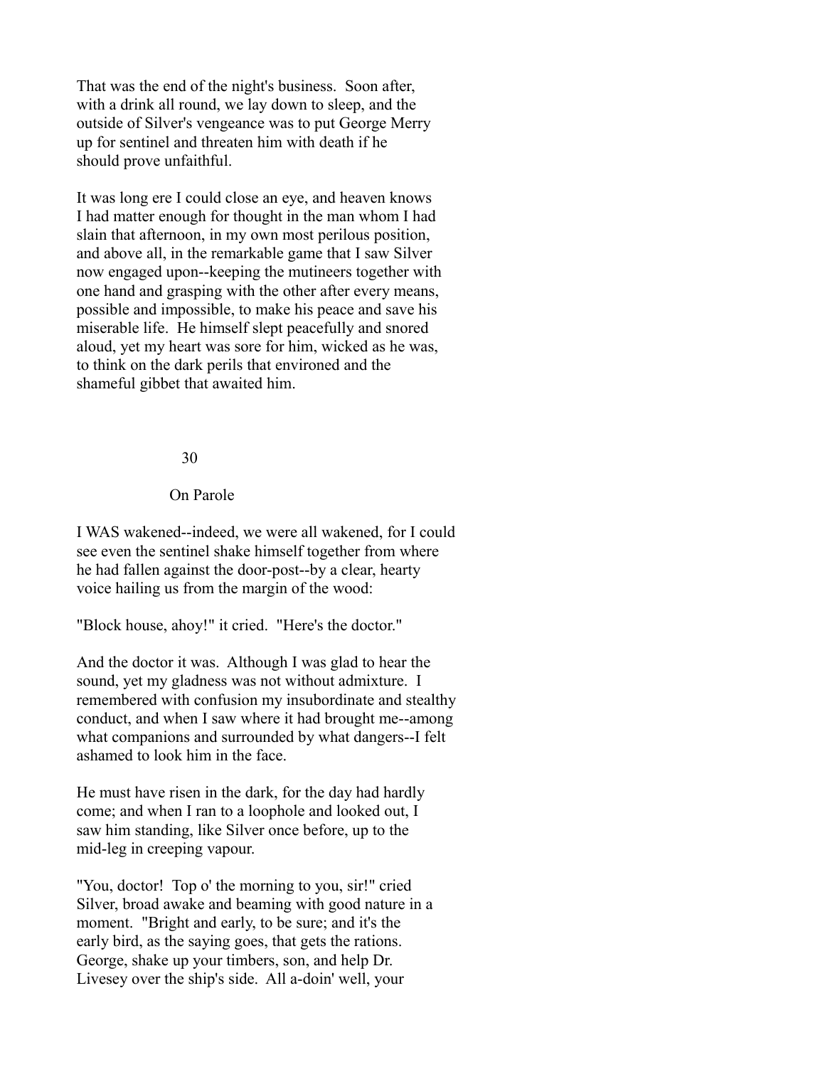That was the end of the night's business. Soon after, with a drink all round, we lay down to sleep, and the outside of Silver's vengeance was to put George Merry up for sentinel and threaten him with death if he should prove unfaithful.

It was long ere I could close an eye, and heaven knows I had matter enough for thought in the man whom I had slain that afternoon, in my own most perilous position, and above all, in the remarkable game that I saw Silver now engaged upon--keeping the mutineers together with one hand and grasping with the other after every means, possible and impossible, to make his peace and save his miserable life. He himself slept peacefully and snored aloud, yet my heart was sore for him, wicked as he was, to think on the dark perils that environed and the shameful gibbet that awaited him.

## 30

## On Parole

I WAS wakened--indeed, we were all wakened, for I could see even the sentinel shake himself together from where he had fallen against the door-post--by a clear, hearty voice hailing us from the margin of the wood:

"Block house, ahoy!" it cried. "Here's the doctor."

And the doctor it was. Although I was glad to hear the sound, yet my gladness was not without admixture. I remembered with confusion my insubordinate and stealthy conduct, and when I saw where it had brought me--among what companions and surrounded by what dangers--I felt ashamed to look him in the face.

He must have risen in the dark, for the day had hardly come; and when I ran to a loophole and looked out, I saw him standing, like Silver once before, up to the mid-leg in creeping vapour.

"You, doctor! Top o' the morning to you, sir!" cried Silver, broad awake and beaming with good nature in a moment. "Bright and early, to be sure; and it's the early bird, as the saying goes, that gets the rations. George, shake up your timbers, son, and help Dr. Livesey over the ship's side. All a-doin' well, your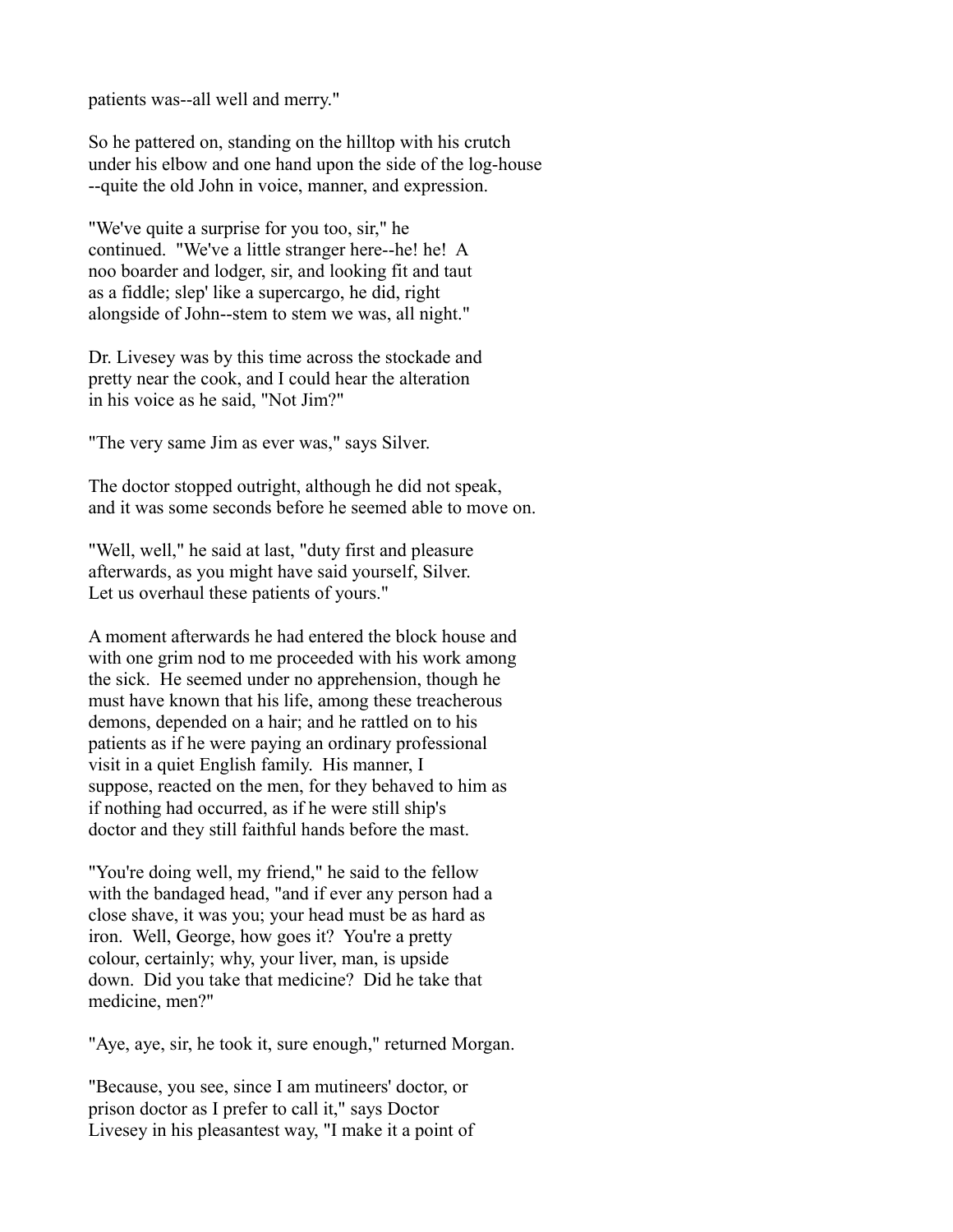patients was--all well and merry."

So he pattered on, standing on the hilltop with his crutch under his elbow and one hand upon the side of the log-house --quite the old John in voice, manner, and expression.

"We've quite a surprise for you too, sir," he continued. "We've a little stranger here--he! he! A noo boarder and lodger, sir, and looking fit and taut as a fiddle; slep' like a supercargo, he did, right alongside of John--stem to stem we was, all night."

Dr. Livesey was by this time across the stockade and pretty near the cook, and I could hear the alteration in his voice as he said, "Not Jim?"

"The very same Jim as ever was," says Silver.

The doctor stopped outright, although he did not speak, and it was some seconds before he seemed able to move on.

"Well, well," he said at last, "duty first and pleasure afterwards, as you might have said yourself, Silver. Let us overhaul these patients of yours."

A moment afterwards he had entered the block house and with one grim nod to me proceeded with his work among the sick. He seemed under no apprehension, though he must have known that his life, among these treacherous demons, depended on a hair; and he rattled on to his patients as if he were paying an ordinary professional visit in a quiet English family. His manner, I suppose, reacted on the men, for they behaved to him as if nothing had occurred, as if he were still ship's doctor and they still faithful hands before the mast.

"You're doing well, my friend," he said to the fellow with the bandaged head, "and if ever any person had a close shave, it was you; your head must be as hard as iron. Well, George, how goes it? You're a pretty colour, certainly; why, your liver, man, is upside down. Did you take that medicine? Did he take that medicine, men?"

"Aye, aye, sir, he took it, sure enough," returned Morgan.

"Because, you see, since I am mutineers' doctor, or prison doctor as I prefer to call it," says Doctor Livesey in his pleasantest way, "I make it a point of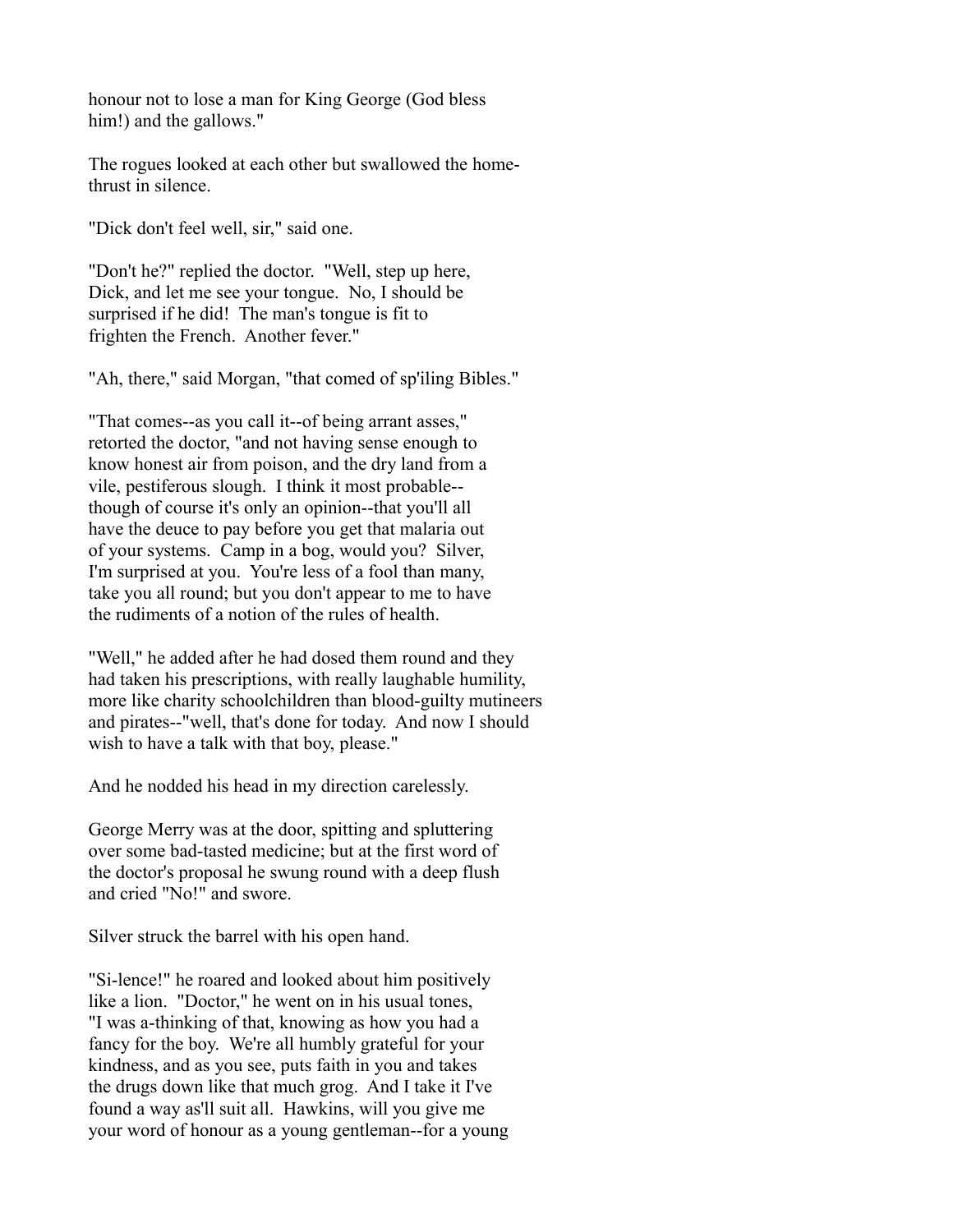honour not to lose a man for King George (God bless him!) and the gallows."

The rogues looked at each other but swallowed the home-thrust in silence.

"Dick don't feel well, sir," said one.

"Don't he?" replied the doctor. "Well, step up here, Dick, and let me see your tongue. No, I should be surprised if he did! The man's tongue is fit to frighten the French. Another fever."

"Ah, there," said Morgan, "that comed of sp'iling Bibles."

"That comes--as you call it--of being arrant asses," retorted the doctor, "and not having sense enough to know honest air from poison, and the dry land from a vile, pestiferous slough. I think it most probable--though of course it's only an opinion--that you'll all have the deuce to pay before you get that malaria out of your systems. Camp in a bog, would you? Silver, I'm surprised at you. You're less of a fool than many, take you all round; but you don't appear to me to have the rudiments of a notion of the rules of health.

"Well," he added after he had dosed them round and they had taken his prescriptions, with really laughable humility, more like charity schoolchildren than blood-guilty mutineers and pirates--"well, that's done for today. And now I should wish to have a talk with that boy, please."

And he nodded his head in my direction carelessly.

George Merry was at the door, spitting and spluttering over some bad-tasted medicine; but at the first word of the doctor's proposal he swung round with a deep flush and cried "No!" and swore.

Silver struck the barrel with his open hand.

"Si-lence!" he roared and looked about him positively like a lion. "Doctor," he went on in his usual tones, "I was a-thinking of that, knowing as how you had a fancy for the boy. We're all humbly grateful for your kindness, and as you see, puts faith in you and takes the drugs down like that much grog. And I take it I've found a way as'll suit all. Hawkins, will you give me your word of honour as a young gentleman--for a young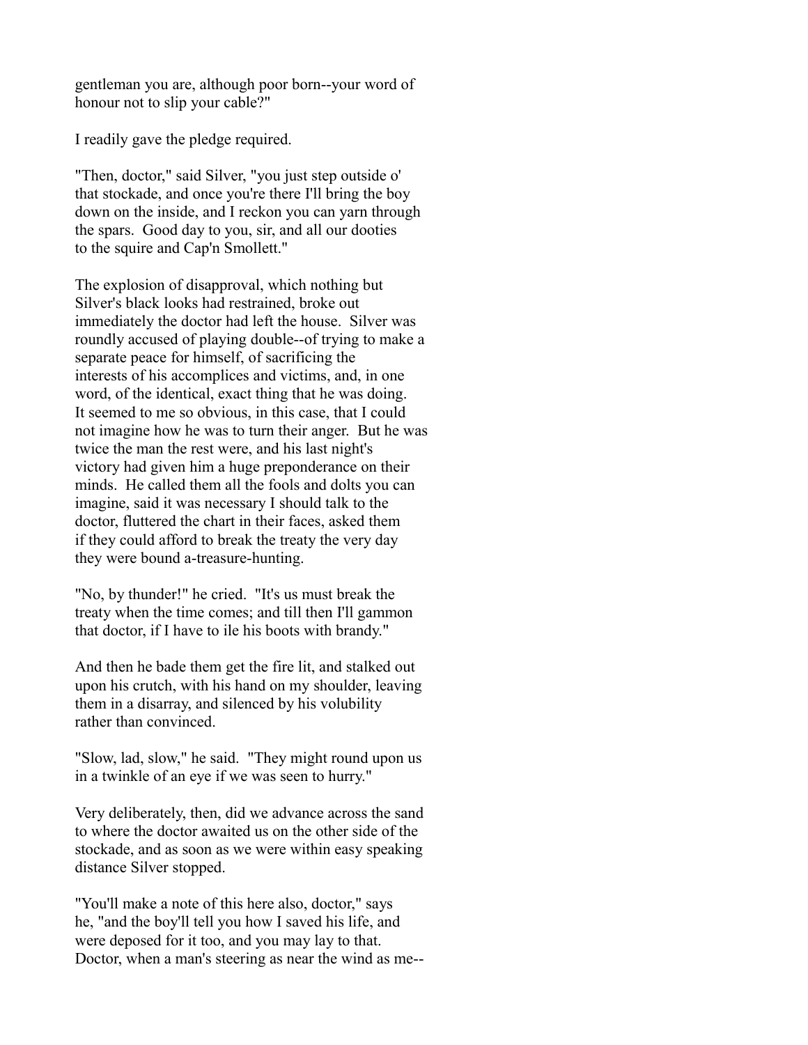gentleman you are, although poor born--your word of honour not to slip your cable?"

I readily gave the pledge required.

"Then, doctor," said Silver, "you just step outside o' that stockade, and once you're there I'll bring the boy down on the inside, and I reckon you can yarn through the spars. Good day to you, sir, and all our dooties to the squire and Cap'n Smollett."

The explosion of disapproval, which nothing but Silver's black looks had restrained, broke out immediately the doctor had left the house. Silver was roundly accused of playing double--of trying to make a separate peace for himself, of sacrificing the interests of his accomplices and victims, and, in one word, of the identical, exact thing that he was doing. It seemed to me so obvious, in this case, that I could not imagine how he was to turn their anger. But he was twice the man the rest were, and his last night's victory had given him a huge preponderance on their minds. He called them all the fools and dolts you can imagine, said it was necessary I should talk to the doctor, fluttered the chart in their faces, asked them if they could afford to break the treaty the very day they were bound a-treasure-hunting.

"No, by thunder!" he cried. "It's us must break the treaty when the time comes; and till then I'll gammon that doctor, if I have to ile his boots with brandy."

And then he bade them get the fire lit, and stalked out upon his crutch, with his hand on my shoulder, leaving them in a disarray, and silenced by his volubility rather than convinced.

"Slow, lad, slow," he said. "They might round upon us in a twinkle of an eye if we was seen to hurry."

Very deliberately, then, did we advance across the sand to where the doctor awaited us on the other side of the stockade, and as soon as we were within easy speaking distance Silver stopped.

"You'll make a note of this here also, doctor," says he, "and the boy'll tell you how I saved his life, and were deposed for it too, and you may lay to that. Doctor, when a man's steering as near the wind as me--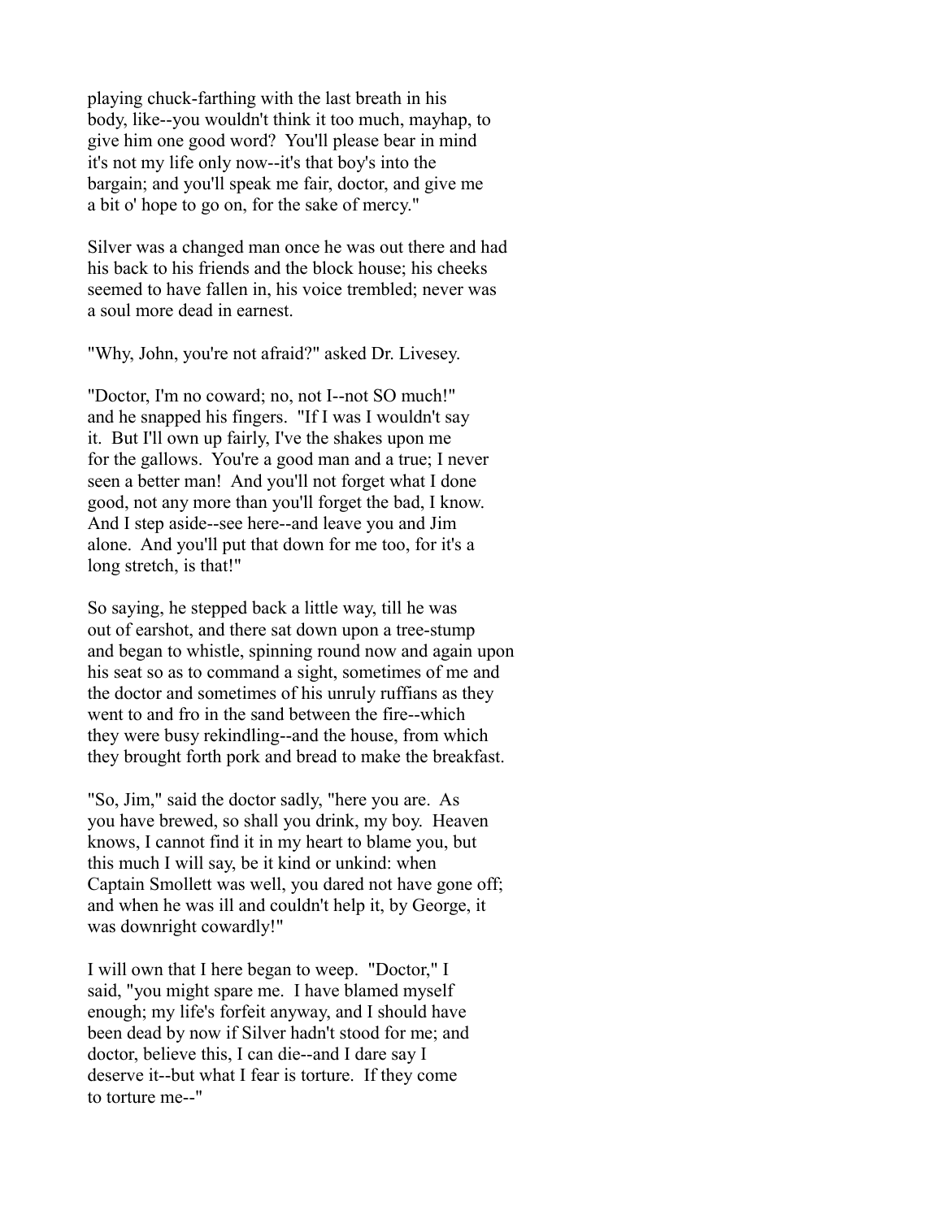playing chuck-farthing with the last breath in his body, like--you wouldn't think it too much, mayhap, to give him one good word? You'll please bear in mind it's not my life only now--it's that boy's into the bargain; and you'll speak me fair, doctor, and give me a bit o' hope to go on, for the sake of mercy."

Silver was a changed man once he was out there and had his back to his friends and the block house; his cheeks seemed to have fallen in, his voice trembled; never was a soul more dead in earnest.

"Why, John, you're not afraid?" asked Dr. Livesey.

"Doctor, I'm no coward; no, not I--not SO much!" and he snapped his fingers. "If I was I wouldn't say it. But I'll own up fairly, I've the shakes upon me for the gallows. You're a good man and a true; I never seen a better man! And you'll not forget what I done good, not any more than you'll forget the bad, I know. And I step aside--see here--and leave you and Jim alone. And you'll put that down for me too, for it's a long stretch, is that!"

So saying, he stepped back a little way, till he was out of earshot, and there sat down upon a tree-stump and began to whistle, spinning round now and again upon his seat so as to command a sight, sometimes of me and the doctor and sometimes of his unruly ruffians as they went to and fro in the sand between the fire--which they were busy rekindling--and the house, from which they brought forth pork and bread to make the breakfast.

"So, Jim," said the doctor sadly, "here you are. As you have brewed, so shall you drink, my boy. Heaven knows, I cannot find it in my heart to blame you, but this much I will say, be it kind or unkind: when Captain Smollett was well, you dared not have gone off; and when he was ill and couldn't help it, by George, it was downright cowardly!"

I will own that I here began to weep. "Doctor," I said, "you might spare me. I have blamed myself enough; my life's forfeit anyway, and I should have been dead by now if Silver hadn't stood for me; and doctor, believe this, I can die--and I dare say I deserve it--but what I fear is torture. If they come to torture me--"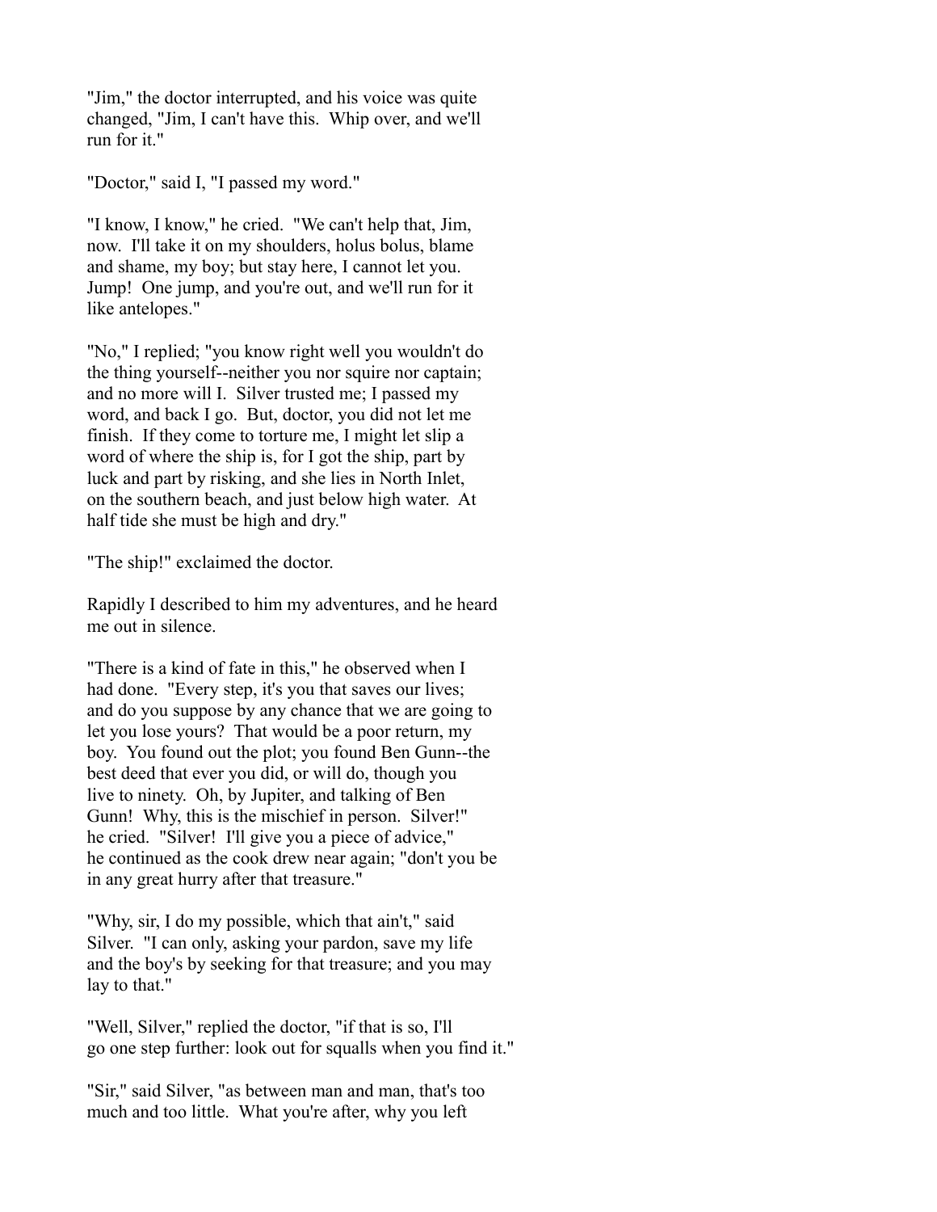"Jim," the doctor interrupted, and his voice was quite changed, "Jim, I can't have this. Whip over, and we'll run for it."

"Doctor," said I, "I passed my word."

"I know, I know," he cried. "We can't help that, Jim, now. I'll take it on my shoulders, holus bolus, blame and shame, my boy; but stay here, I cannot let you. Jump! One jump, and you're out, and we'll run for it like antelopes."

"No," I replied; "you know right well you wouldn't do the thing yourself--neither you nor squire nor captain; and no more will I. Silver trusted me; I passed my word, and back I go. But, doctor, you did not let me finish. If they come to torture me, I might let slip a word of where the ship is, for I got the ship, part by luck and part by risking, and she lies in North Inlet, on the southern beach, and just below high water. At half tide she must be high and dry."

"The ship!" exclaimed the doctor.

Rapidly I described to him my adventures, and he heard me out in silence.

"There is a kind of fate in this," he observed when I had done. "Every step, it's you that saves our lives; and do you suppose by any chance that we are going to let you lose yours? That would be a poor return, my boy. You found out the plot; you found Ben Gunn--the best deed that ever you did, or will do, though you live to ninety. Oh, by Jupiter, and talking of Ben Gunn! Why, this is the mischief in person. Silver!" he cried. "Silver! I'll give you a piece of advice," he continued as the cook drew near again; "don't you be in any great hurry after that treasure."

"Why, sir, I do my possible, which that ain't," said Silver. "I can only, asking your pardon, save my life and the boy's by seeking for that treasure; and you may lay to that."

"Well, Silver," replied the doctor, "if that is so, I'll go one step further: look out for squalls when you find it."

"Sir," said Silver, "as between man and man, that's too much and too little. What you're after, why you left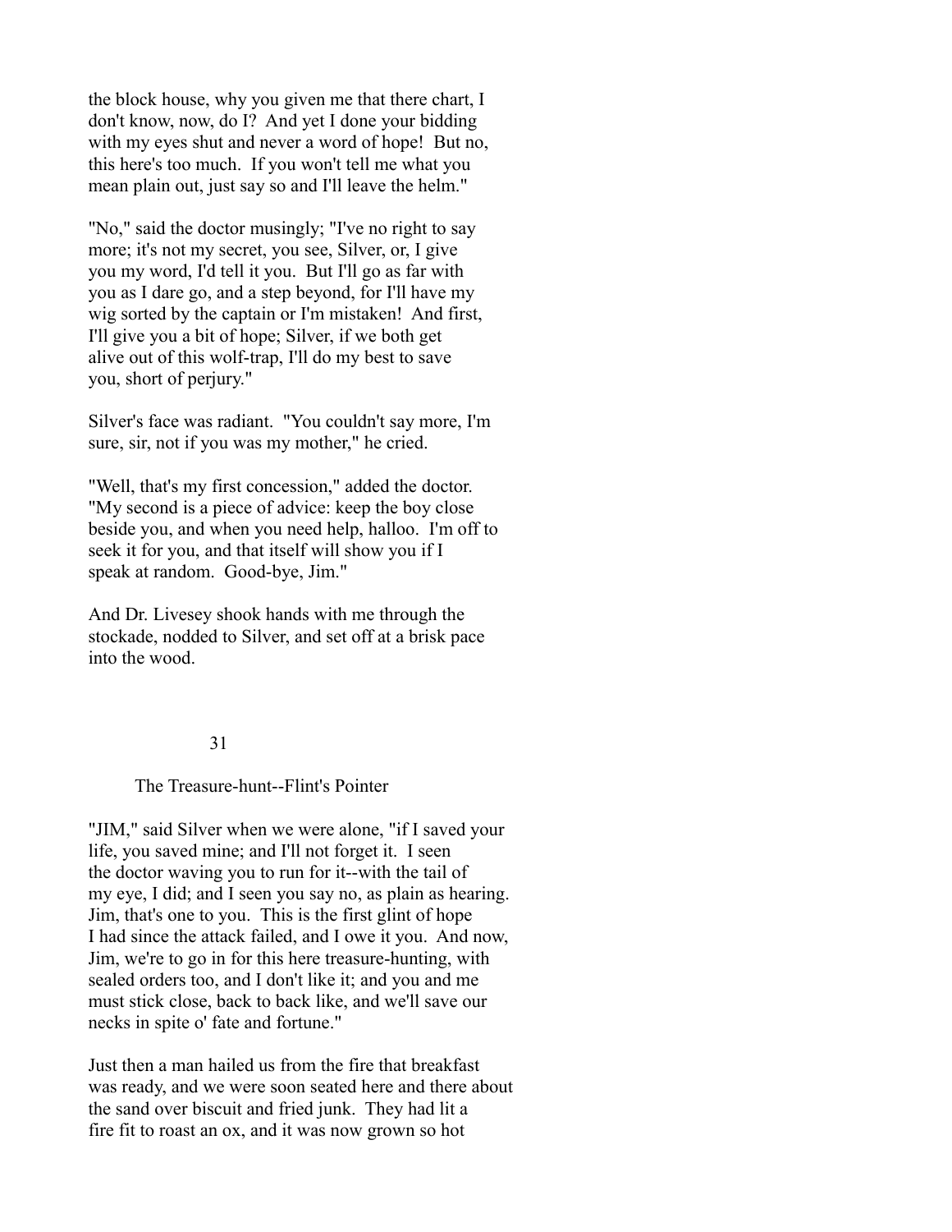the block house, why you given me that there chart, I don't know, now, do I? And yet I done your bidding with my eyes shut and never a word of hope! But no, this here's too much. If you won't tell me what you mean plain out, just say so and I'll leave the helm."

"No," said the doctor musingly; "I've no right to say more; it's not my secret, you see, Silver, or, I give you my word, I'd tell it you. But I'll go as far with you as I dare go, and a step beyond, for I'll have my wig sorted by the captain or I'm mistaken! And first, I'll give you a bit of hope; Silver, if we both get alive out of this wolf-trap, I'll do my best to save you, short of perjury."

Silver's face was radiant. "You couldn't say more, I'm sure, sir, not if you was my mother," he cried.

"Well, that's my first concession," added the doctor. "My second is a piece of advice: keep the boy close beside you, and when you need help, halloo. I'm off to seek it for you, and that itself will show you if I speak at random. Good-bye, Jim."

And Dr. Livesey shook hands with me through the stockade, nodded to Silver, and set off at a brisk pace into the wood.

## 31

### The Treasure-hunt--Flint's Pointer

"JIM," said Silver when we were alone, "if I saved your life, you saved mine; and I'll not forget it. I seen the doctor waving you to run for it--with the tail of my eye, I did; and I seen you say no, as plain as hearing. Jim, that's one to you. This is the first glint of hope I had since the attack failed, and I owe it you. And now, Jim, we're to go in for this here treasure-hunting, with sealed orders too, and I don't like it; and you and me must stick close, back to back like, and we'll save our necks in spite o' fate and fortune."

Just then a man hailed us from the fire that breakfast was ready, and we were soon seated here and there about the sand over biscuit and fried junk. They had lit a fire fit to roast an ox, and it was now grown so hot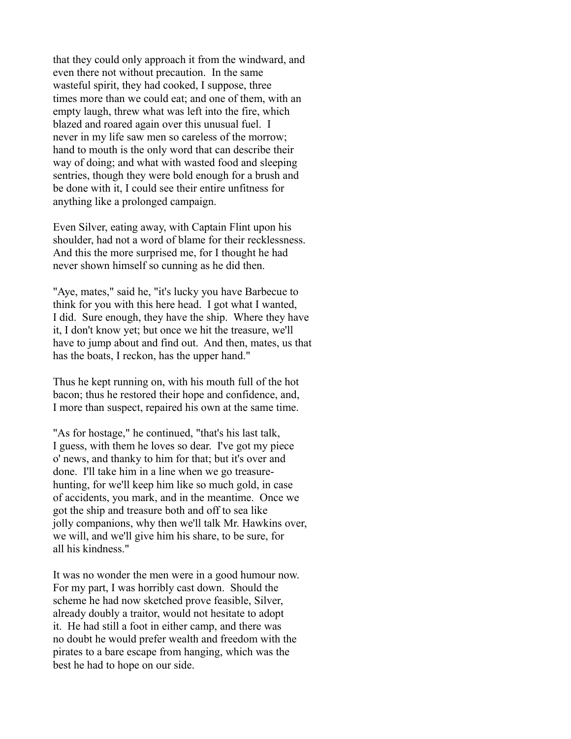that they could only approach it from the windward, and even there not without precaution. In the same wasteful spirit, they had cooked, I suppose, three times more than we could eat; and one of them, with an empty laugh, threw what was left into the fire, which blazed and roared again over this unusual fuel. I never in my life saw men so careless of the morrow; hand to mouth is the only word that can describe their way of doing; and what with wasted food and sleeping sentries, though they were bold enough for a brush and be done with it, I could see their entire unfitness for anything like a prolonged campaign.

Even Silver, eating away, with Captain Flint upon his shoulder, had not a word of blame for their recklessness. And this the more surprised me, for I thought he had never shown himself so cunning as he did then.

"Aye, mates," said he, "it's lucky you have Barbecue to think for you with this here head. I got what I wanted, I did. Sure enough, they have the ship. Where they have it, I don't know yet; but once we hit the treasure, we'll have to jump about and find out. And then, mates, us that has the boats, I reckon, has the upper hand."

Thus he kept running on, with his mouth full of the hot bacon; thus he restored their hope and confidence, and, I more than suspect, repaired his own at the same time.

"As for hostage," he continued, "that's his last talk, I guess, with them he loves so dear. I've got my piece o' news, and thanky to him for that; but it's over and done. I'll take him in a line when we go treasure-hunting, for we'll keep him like so much gold, in case of accidents, you mark, and in the meantime. Once we got the ship and treasure both and off to sea like jolly companions, why then we'll talk Mr. Hawkins over, we will, and we'll give him his share, to be sure, for all his kindness."

It was no wonder the men were in a good humour now. For my part, I was horribly cast down. Should the scheme he had now sketched prove feasible, Silver, already doubly a traitor, would not hesitate to adopt it. He had still a foot in either camp, and there was no doubt he would prefer wealth and freedom with the pirates to a bare escape from hanging, which was the best he had to hope on our side.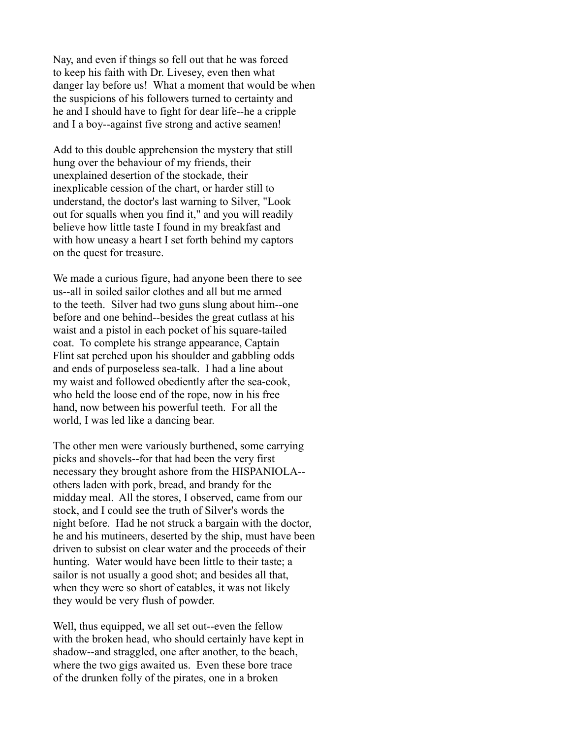Nay, and even if things so fell out that he was forced to keep his faith with Dr. Livesey, even then what danger lay before us! What a moment that would be when the suspicions of his followers turned to certainty and he and I should have to fight for dear life--he a cripple and I a boy--against five strong and active seamen!

Add to this double apprehension the mystery that still hung over the behaviour of my friends, their unexplained desertion of the stockade, their inexplicable cession of the chart, or harder still to understand, the doctor's last warning to Silver, "Look out for squalls when you find it," and you will readily believe how little taste I found in my breakfast and with how uneasy a heart I set forth behind my captors on the quest for treasure.

We made a curious figure, had anyone been there to see us--all in soiled sailor clothes and all but me armed to the teeth. Silver had two guns slung about him--one before and one behind--besides the great cutlass at his waist and a pistol in each pocket of his square-tailed coat. To complete his strange appearance, Captain Flint sat perched upon his shoulder and gabbling odds and ends of purposeless sea-talk. I had a line about my waist and followed obediently after the sea-cook, who held the loose end of the rope, now in his free hand, now between his powerful teeth. For all the world, I was led like a dancing bear.

The other men were variously burthened, some carrying picks and shovels--for that had been the very first necessary they brought ashore from the HISPANIOLA--others laden with pork, bread, and brandy for the midday meal. All the stores, I observed, came from our stock, and I could see the truth of Silver's words the night before. Had he not struck a bargain with the doctor, he and his mutineers, deserted by the ship, must have been driven to subsist on clear water and the proceeds of their hunting. Water would have been little to their taste; a sailor is not usually a good shot; and besides all that, when they were so short of eatables, it was not likely they would be very flush of powder.

Well, thus equipped, we all set out--even the fellow with the broken head, who should certainly have kept in shadow--and straggled, one after another, to the beach, where the two gigs awaited us. Even these bore trace of the drunken folly of the pirates, one in a broken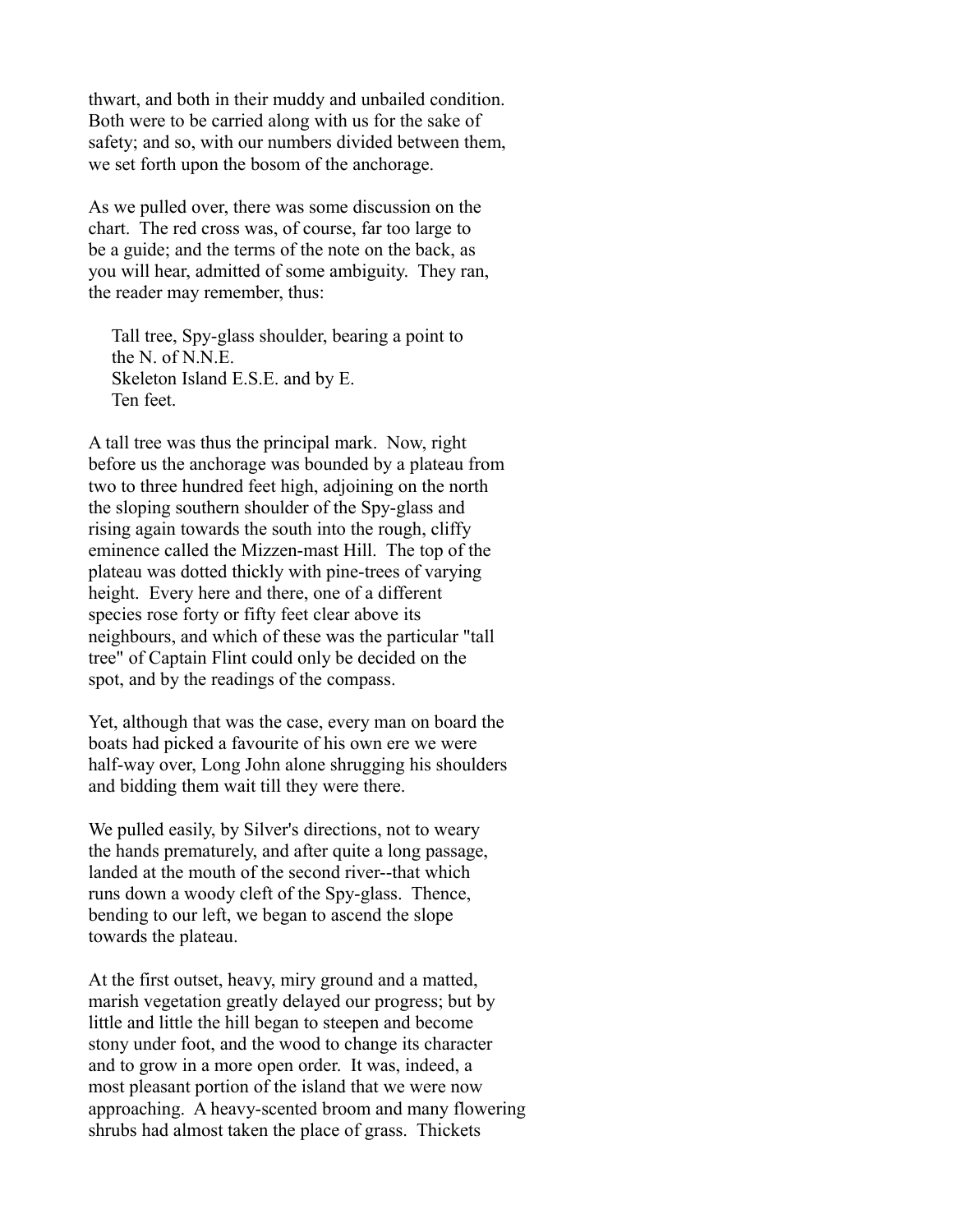thwart, and both in their muddy and unbailed condition. Both were to be carried along with us for the sake of safety; and so, with our numbers divided between them, we set forth upon the bosom of the anchorage.

As we pulled over, there was some discussion on the chart. The red cross was, of course, far too large to be a guide; and the terms of the note on the back, as you will hear, admitted of some ambiguity. They ran, the reader may remember, thus:

> Tall tree, Spy-glass shoulder, bearing a point to the N. of N.N.E.
> Skeleton Island E.S.E. and by E.
> Ten feet.

A tall tree was thus the principal mark. Now, right before us the anchorage was bounded by a plateau from two to three hundred feet high, adjoining on the north the sloping southern shoulder of the Spy-glass and rising again towards the south into the rough, cliffy eminence called the Mizzen-mast Hill. The top of the plateau was dotted thickly with pine-trees of varying height. Every here and there, one of a different species rose forty or fifty feet clear above its neighbours, and which of these was the particular "tall tree" of Captain Flint could only be decided on the spot, and by the readings of the compass.

Yet, although that was the case, every man on board the boats had picked a favourite of his own ere we were half-way over, Long John alone shrugging his shoulders and bidding them wait till they were there.

We pulled easily, by Silver's directions, not to weary the hands prematurely, and after quite a long passage, landed at the mouth of the second river--that which runs down a woody cleft of the Spy-glass. Thence, bending to our left, we began to ascend the slope towards the plateau.

At the first outset, heavy, miry ground and a matted, marish vegetation greatly delayed our progress; but by little and little the hill began to steepen and become stony under foot, and the wood to change its character and to grow in a more open order. It was, indeed, a most pleasant portion of the island that we were now approaching. A heavy-scented broom and many flowering shrubs had almost taken the place of grass. Thickets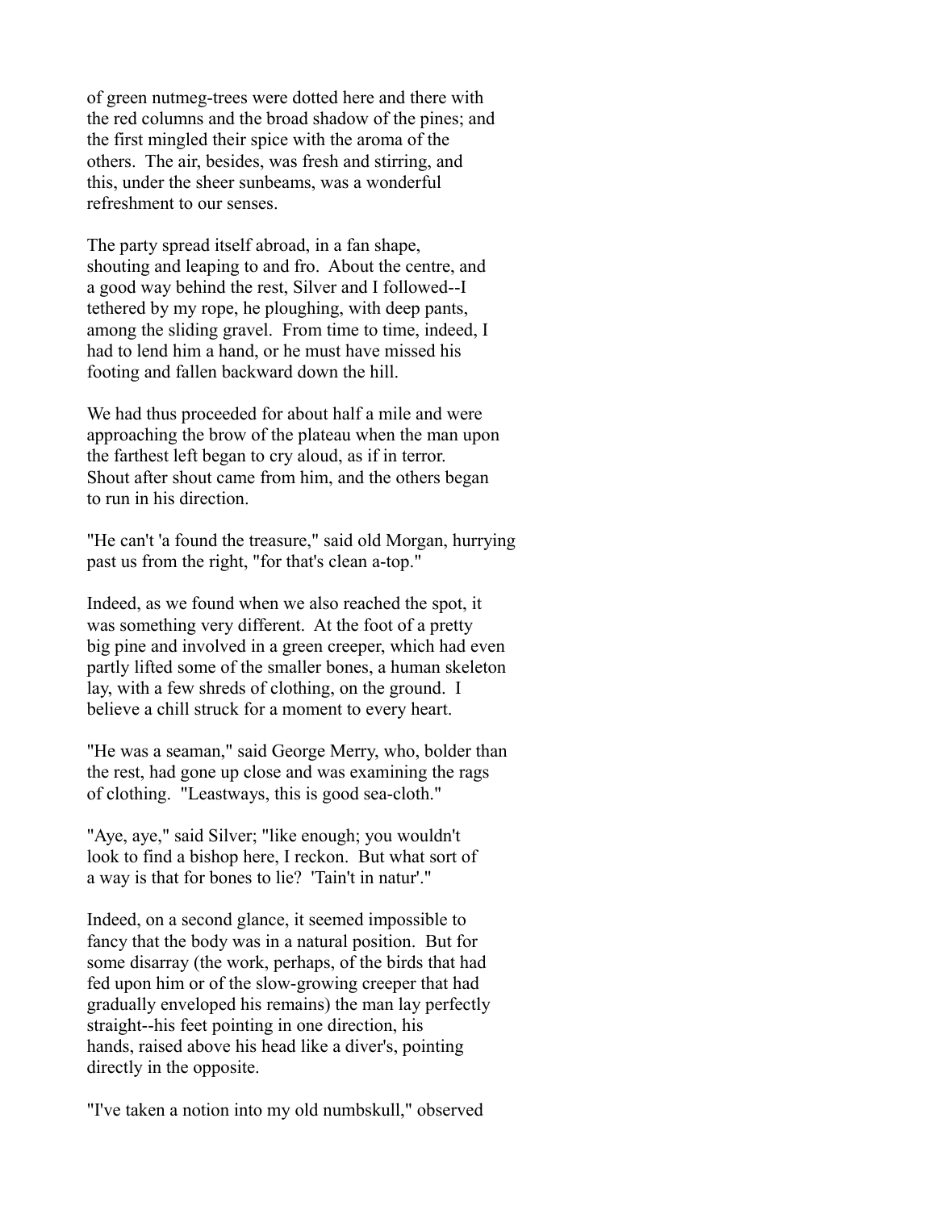of green nutmeg-trees were dotted here and there with the red columns and the broad shadow of the pines; and the first mingled their spice with the aroma of the others. The air, besides, was fresh and stirring, and this, under the sheer sunbeams, was a wonderful refreshment to our senses.

The party spread itself abroad, in a fan shape, shouting and leaping to and fro. About the centre, and a good way behind the rest, Silver and I followed--I tethered by my rope, he ploughing, with deep pants, among the sliding gravel. From time to time, indeed, I had to lend him a hand, or he must have missed his footing and fallen backward down the hill.

We had thus proceeded for about half a mile and were approaching the brow of the plateau when the man upon the farthest left began to cry aloud, as if in terror. Shout after shout came from him, and the others began to run in his direction.

"He can't 'a found the treasure," said old Morgan, hurrying past us from the right, "for that's clean a-top."

Indeed, as we found when we also reached the spot, it was something very different. At the foot of a pretty big pine and involved in a green creeper, which had even partly lifted some of the smaller bones, a human skeleton lay, with a few shreds of clothing, on the ground. I believe a chill struck for a moment to every heart.

"He was a seaman," said George Merry, who, bolder than the rest, had gone up close and was examining the rags of clothing. "Leastways, this is good sea-cloth."

"Aye, aye," said Silver; "like enough; you wouldn't look to find a bishop here, I reckon. But what sort of a way is that for bones to lie? 'Tain't in natur'."

Indeed, on a second glance, it seemed impossible to fancy that the body was in a natural position. But for some disarray (the work, perhaps, of the birds that had fed upon him or of the slow-growing creeper that had gradually enveloped his remains) the man lay perfectly straight--his feet pointing in one direction, his hands, raised above his head like a diver's, pointing directly in the opposite.

"I've taken a notion into my old numbskull," observed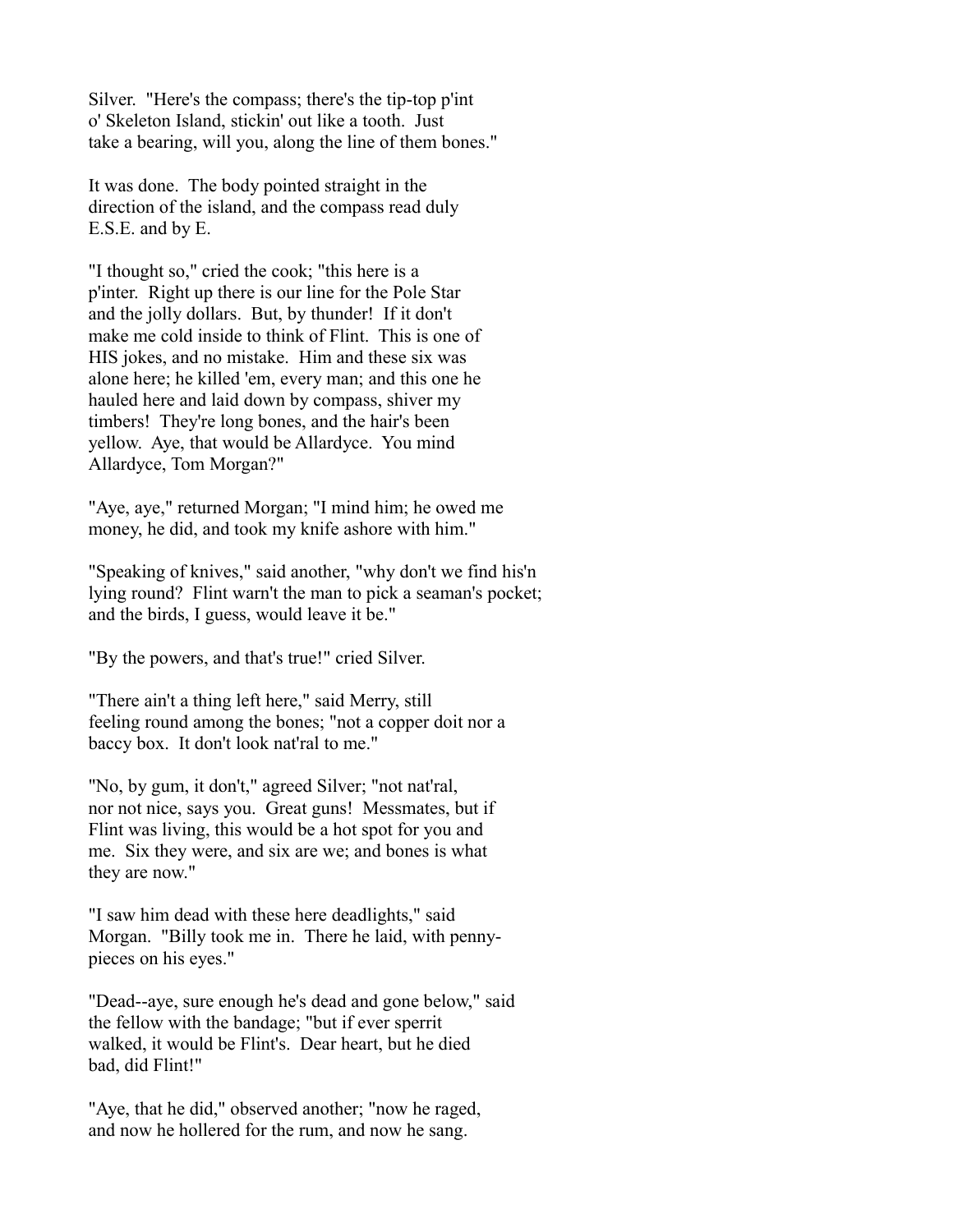Silver. "Here's the compass; there's the tip-top p'int o' Skeleton Island, stickin' out like a tooth. Just take a bearing, will you, along the line of them bones."

It was done. The body pointed straight in the direction of the island, and the compass read duly E.S.E. and by E.

"I thought so," cried the cook; "this here is a p'inter. Right up there is our line for the Pole Star and the jolly dollars. But, by thunder! If it don't make me cold inside to think of Flint. This is one of HIS jokes, and no mistake. Him and these six was alone here; he killed 'em, every man; and this one he hauled here and laid down by compass, shiver my timbers! They're long bones, and the hair's been yellow. Aye, that would be Allardyce. You mind Allardyce, Tom Morgan?"

"Aye, aye," returned Morgan; "I mind him; he owed me money, he did, and took my knife ashore with him."

"Speaking of knives," said another, "why don't we find his'n lying round? Flint warn't the man to pick a seaman's pocket; and the birds, I guess, would leave it be."

"By the powers, and that's true!" cried Silver.

"There ain't a thing left here," said Merry, still feeling round among the bones; "not a copper doit nor a baccy box. It don't look nat'ral to me."

"No, by gum, it don't," agreed Silver; "not nat'ral, nor not nice, says you. Great guns! Messmates, but if Flint was living, this would be a hot spot for you and me. Six they were, and six are we; and bones is what they are now."

"I saw him dead with these here deadlights," said Morgan. "Billy took me in. There he laid, with penny-pieces on his eyes."

"Dead--aye, sure enough he's dead and gone below," said the fellow with the bandage; "but if ever sperrit walked, it would be Flint's. Dear heart, but he died bad, did Flint!"

"Aye, that he did," observed another; "now he raged, and now he hollered for the rum, and now he sang.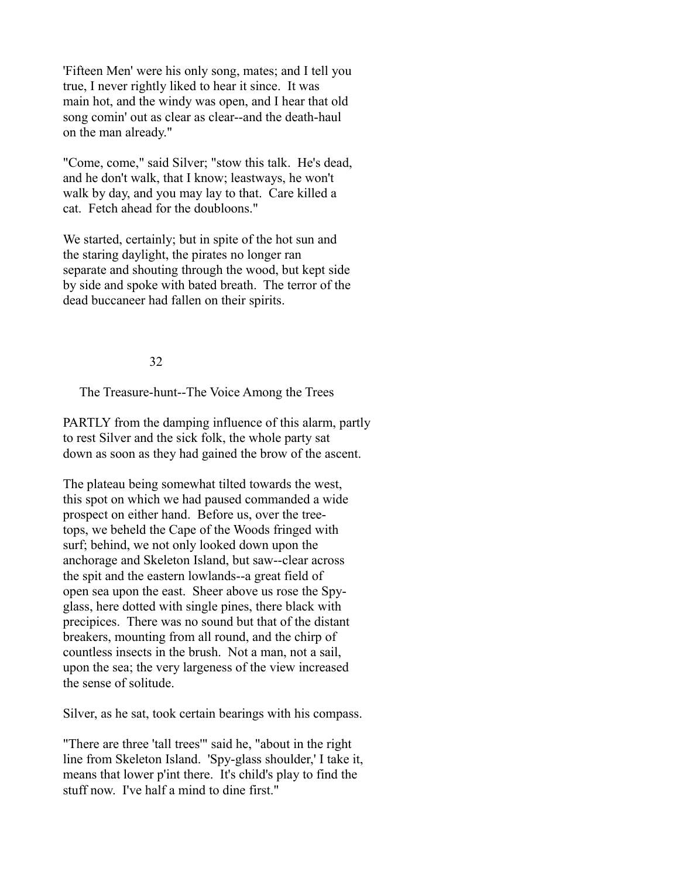'Fifteen Men' were his only song, mates; and I tell you true, I never rightly liked to hear it since. It was main hot, and the windy was open, and I hear that old song comin' out as clear as clear--and the death-haul on the man already."

"Come, come," said Silver; "stow this talk. He's dead, and he don't walk, that I know; leastways, he won't walk by day, and you may lay to that. Care killed a cat. Fetch ahead for the doubloons."

We started, certainly; but in spite of the hot sun and the staring daylight, the pirates no longer ran separate and shouting through the wood, but kept side by side and spoke with bated breath. The terror of the dead buccaneer had fallen on their spirits.

## 32

### The Treasure-hunt--The Voice Among the Trees

PARTLY from the damping influence of this alarm, partly to rest Silver and the sick folk, the whole party sat down as soon as they had gained the brow of the ascent.

The plateau being somewhat tilted towards the west, this spot on which we had paused commanded a wide prospect on either hand. Before us, over the tree-tops, we beheld the Cape of the Woods fringed with surf; behind, we not only looked down upon the anchorage and Skeleton Island, but saw--clear across the spit and the eastern lowlands--a great field of open sea upon the east. Sheer above us rose the Spy-glass, here dotted with single pines, there black with precipices. There was no sound but that of the distant breakers, mounting from all round, and the chirp of countless insects in the brush. Not a man, not a sail, upon the sea; the very largeness of the view increased the sense of solitude.

Silver, as he sat, took certain bearings with his compass.

"There are three 'tall trees'" said he, "about in the right line from Skeleton Island. 'Spy-glass shoulder,' I take it, means that lower p'int there. It's child's play to find the stuff now. I've half a mind to dine first."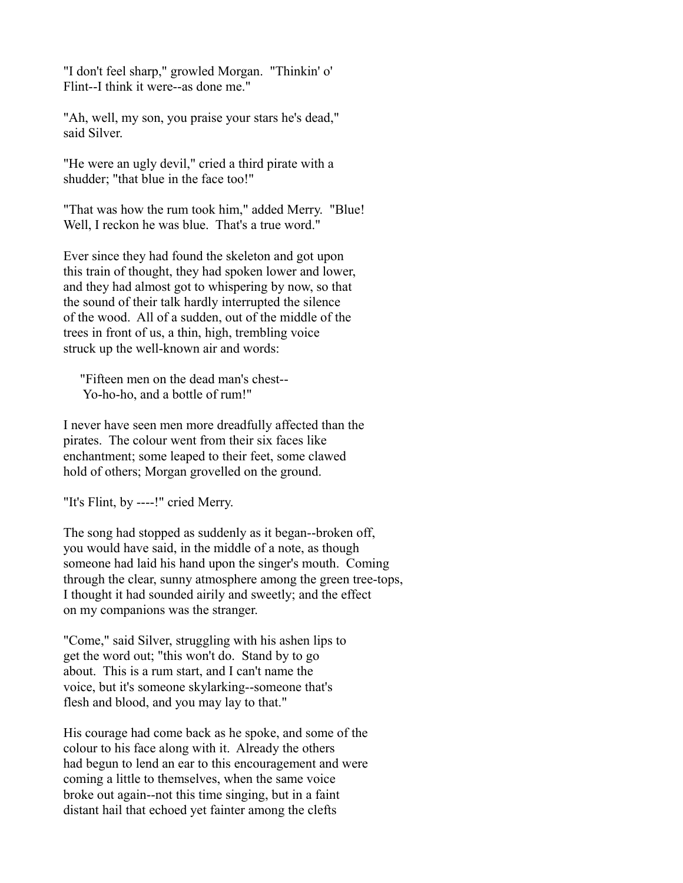"I don't feel sharp," growled Morgan. "Thinkin' o' Flint--I think it were--as done me."

"Ah, well, my son, you praise your stars he's dead," said Silver.

"He were an ugly devil," cried a third pirate with a shudder; "that blue in the face too!"

"That was how the rum took him," added Merry. "Blue! Well, I reckon he was blue. That's a true word."

Ever since they had found the skeleton and got upon this train of thought, they had spoken lower and lower, and they had almost got to whispering by now, so that the sound of their talk hardly interrupted the silence of the wood. All of a sudden, out of the middle of the trees in front of us, a thin, high, trembling voice struck up the well-known air and words:

> "Fifteen men on the dead man's chest--
> Yo-ho-ho, and a bottle of rum!"

I never have seen men more dreadfully affected than the pirates. The colour went from their six faces like enchantment; some leaped to their feet, some clawed hold of others; Morgan grovelled on the ground.

"It's Flint, by ----!" cried Merry.

The song had stopped as suddenly as it began--broken off, you would have said, in the middle of a note, as though someone had laid his hand upon the singer's mouth. Coming through the clear, sunny atmosphere among the green tree-tops, I thought it had sounded airily and sweetly; and the effect on my companions was the stranger.

"Come," said Silver, struggling with his ashen lips to get the word out; "this won't do. Stand by to go about. This is a rum start, and I can't name the voice, but it's someone skylarking--someone that's flesh and blood, and you may lay to that."

His courage had come back as he spoke, and some of the colour to his face along with it. Already the others had begun to lend an ear to this encouragement and were coming a little to themselves, when the same voice broke out again--not this time singing, but in a faint distant hail that echoed yet fainter among the clefts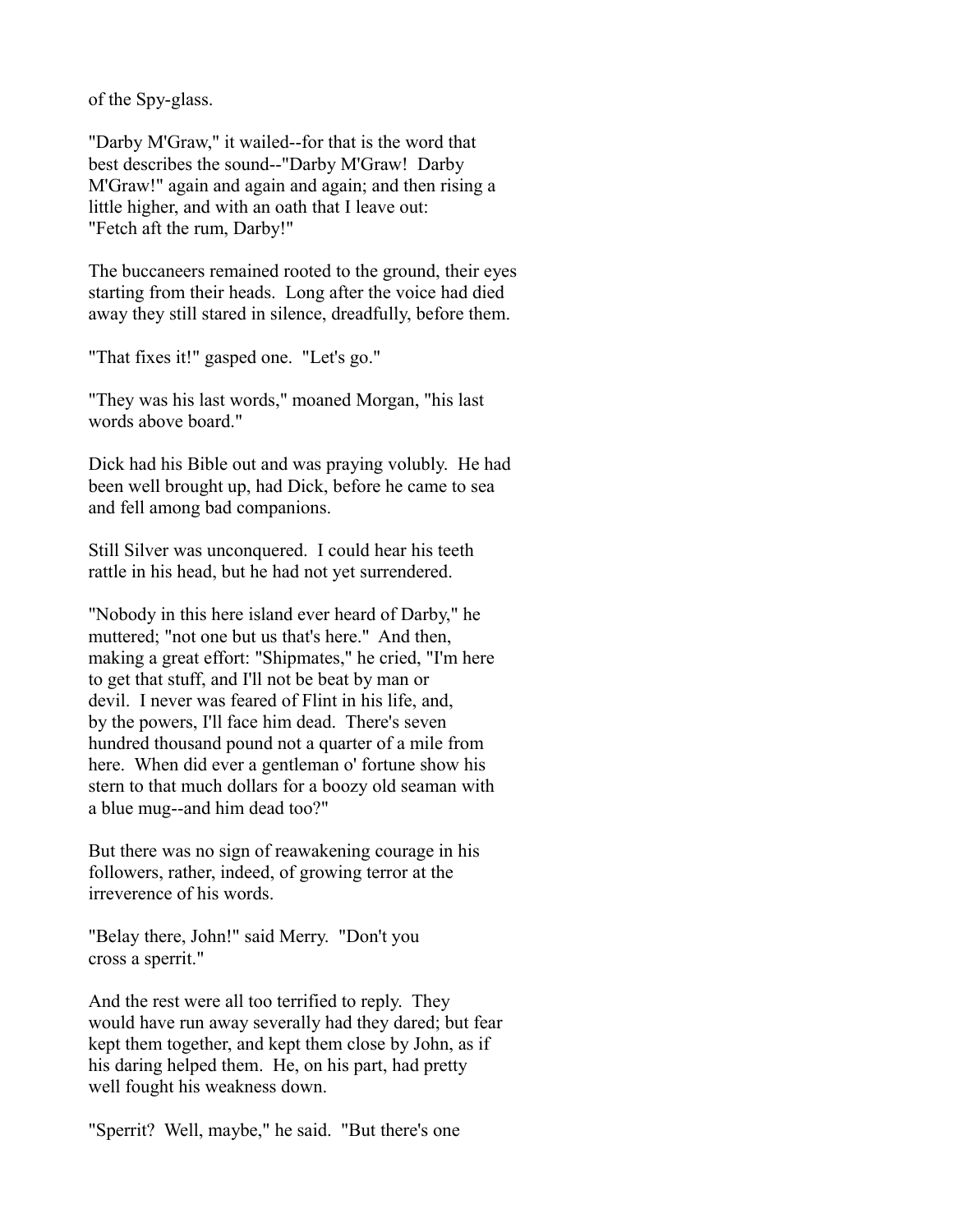of the Spy-glass.

"Darby M'Graw," it wailed--for that is the word that best describes the sound--"Darby M'Graw! Darby M'Graw!" again and again and again; and then rising a little higher, and with an oath that I leave out: "Fetch aft the rum, Darby!"

The buccaneers remained rooted to the ground, their eyes starting from their heads. Long after the voice had died away they still stared in silence, dreadfully, before them.

"That fixes it!" gasped one. "Let's go."

"They was his last words," moaned Morgan, "his last words above board."

Dick had his Bible out and was praying volubly. He had been well brought up, had Dick, before he came to sea and fell among bad companions.

Still Silver was unconquered. I could hear his teeth rattle in his head, but he had not yet surrendered.

"Nobody in this here island ever heard of Darby," he muttered; "not one but us that's here." And then, making a great effort: "Shipmates," he cried, "I'm here to get that stuff, and I'll not be beat by man or devil. I never was feared of Flint in his life, and, by the powers, I'll face him dead. There's seven hundred thousand pound not a quarter of a mile from here. When did ever a gentleman o' fortune show his stern to that much dollars for a boozy old seaman with a blue mug--and him dead too?"

But there was no sign of reawakening courage in his followers, rather, indeed, of growing terror at the irreverence of his words.

"Belay there, John!" said Merry. "Don't you cross a sperrit."

And the rest were all too terrified to reply. They would have run away severally had they dared; but fear kept them together, and kept them close by John, as if his daring helped them. He, on his part, had pretty well fought his weakness down.

"Sperrit? Well, maybe," he said. "But there's one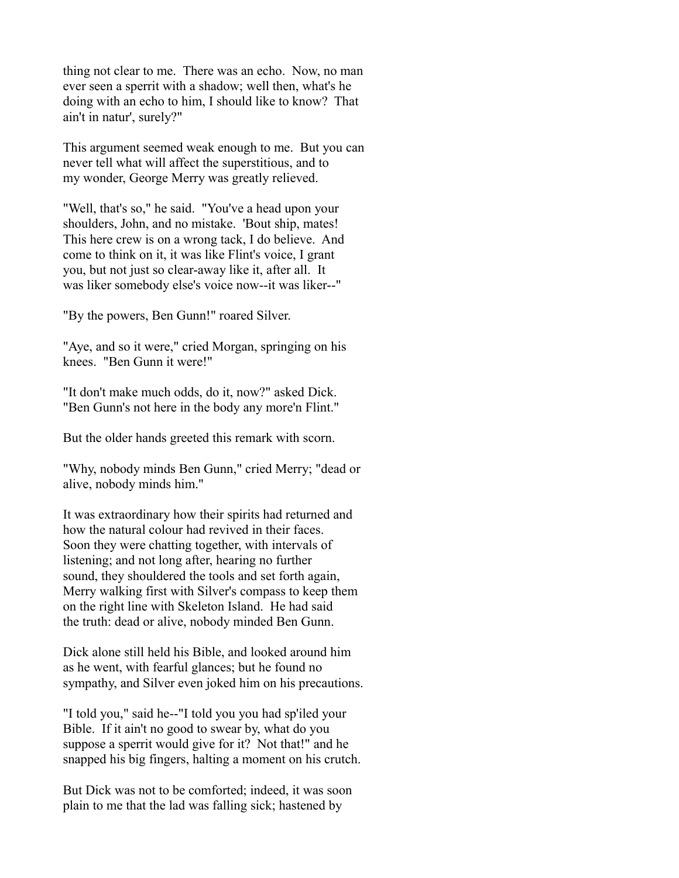thing not clear to me. There was an echo. Now, no man ever seen a sperrit with a shadow; well then, what's he doing with an echo to him, I should like to know? That ain't in natur', surely?"

This argument seemed weak enough to me. But you can never tell what will affect the superstitious, and to my wonder, George Merry was greatly relieved.

"Well, that's so," he said. "You've a head upon your shoulders, John, and no mistake. 'Bout ship, mates! This here crew is on a wrong tack, I do believe. And come to think on it, it was like Flint's voice, I grant you, but not just so clear-away like it, after all. It was liker somebody else's voice now--it was liker--"

"By the powers, Ben Gunn!" roared Silver.

"Aye, and so it were," cried Morgan, springing on his knees. "Ben Gunn it were!"

"It don't make much odds, do it, now?" asked Dick. "Ben Gunn's not here in the body any more'n Flint."

But the older hands greeted this remark with scorn.

"Why, nobody minds Ben Gunn," cried Merry; "dead or alive, nobody minds him."

It was extraordinary how their spirits had returned and how the natural colour had revived in their faces. Soon they were chatting together, with intervals of listening; and not long after, hearing no further sound, they shouldered the tools and set forth again, Merry walking first with Silver's compass to keep them on the right line with Skeleton Island. He had said the truth: dead or alive, nobody minded Ben Gunn.

Dick alone still held his Bible, and looked around him as he went, with fearful glances; but he found no sympathy, and Silver even joked him on his precautions.

"I told you," said he--"I told you you had sp'iled your Bible. If it ain't no good to swear by, what do you suppose a sperrit would give for it? Not that!" and he snapped his big fingers, halting a moment on his crutch.

But Dick was not to be comforted; indeed, it was soon plain to me that the lad was falling sick; hastened by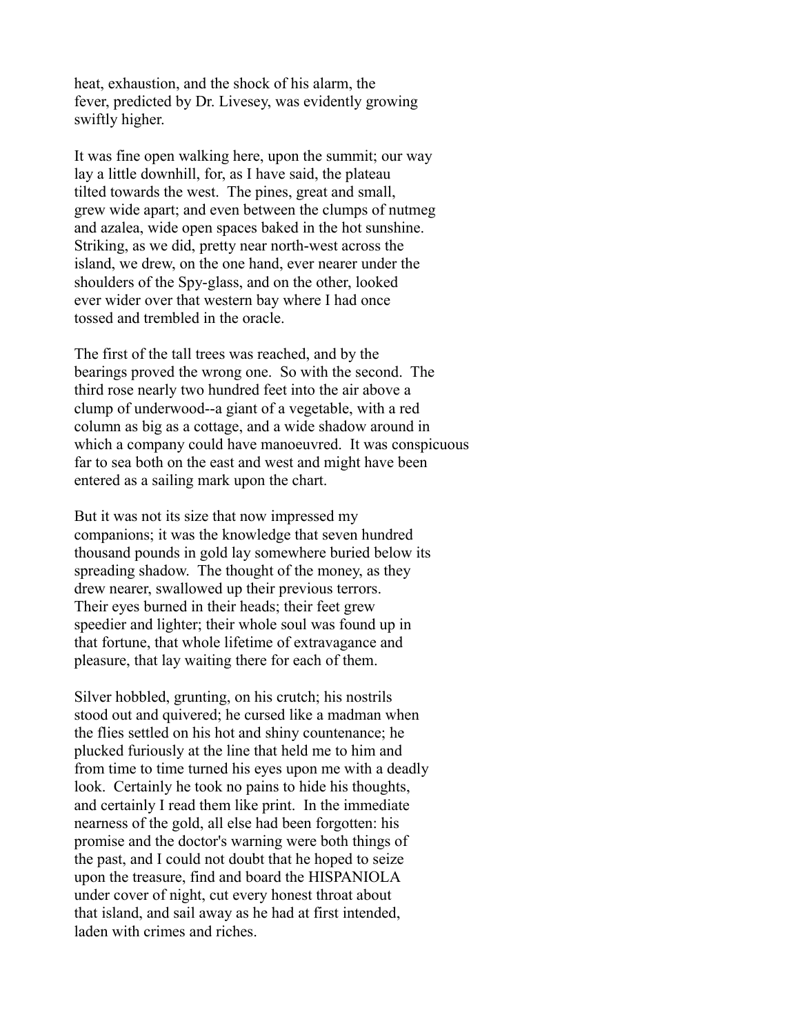heat, exhaustion, and the shock of his alarm, the fever, predicted by Dr. Livesey, was evidently growing swiftly higher.

It was fine open walking here, upon the summit; our way lay a little downhill, for, as I have said, the plateau tilted towards the west. The pines, great and small, grew wide apart; and even between the clumps of nutmeg and azalea, wide open spaces baked in the hot sunshine. Striking, as we did, pretty near north-west across the island, we drew, on the one hand, ever nearer under the shoulders of the Spy-glass, and on the other, looked ever wider over that western bay where I had once tossed and trembled in the oracle.

The first of the tall trees was reached, and by the bearings proved the wrong one. So with the second. The third rose nearly two hundred feet into the air above a clump of underwood--a giant of a vegetable, with a red column as big as a cottage, and a wide shadow around in which a company could have manoeuvred. It was conspicuous far to sea both on the east and west and might have been entered as a sailing mark upon the chart.

But it was not its size that now impressed my companions; it was the knowledge that seven hundred thousand pounds in gold lay somewhere buried below its spreading shadow. The thought of the money, as they drew nearer, swallowed up their previous terrors. Their eyes burned in their heads; their feet grew speedier and lighter; their whole soul was found up in that fortune, that whole lifetime of extravagance and pleasure, that lay waiting there for each of them.

Silver hobbled, grunting, on his crutch; his nostrils stood out and quivered; he cursed like a madman when the flies settled on his hot and shiny countenance; he plucked furiously at the line that held me to him and from time to time turned his eyes upon me with a deadly look. Certainly he took no pains to hide his thoughts, and certainly I read them like print. In the immediate nearness of the gold, all else had been forgotten: his promise and the doctor's warning were both things of the past, and I could not doubt that he hoped to seize upon the treasure, find and board the HISPANIOLA under cover of night, cut every honest throat about that island, and sail away as he had at first intended, laden with crimes and riches.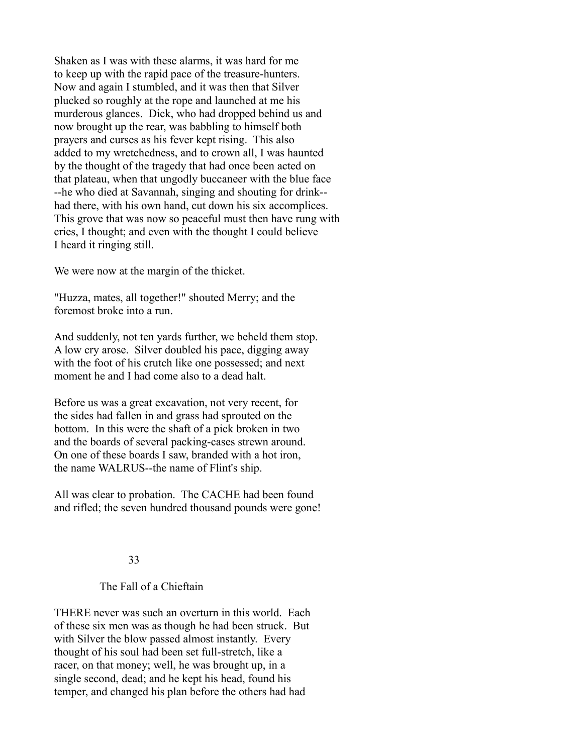Shaken as I was with these alarms, it was hard for me to keep up with the rapid pace of the treasure-hunters. Now and again I stumbled, and it was then that Silver plucked so roughly at the rope and launched at me his murderous glances. Dick, who had dropped behind us and now brought up the rear, was babbling to himself both prayers and curses as his fever kept rising. This also added to my wretchedness, and to crown all, I was haunted by the thought of the tragedy that had once been acted on that plateau, when that ungodly buccaneer with the blue face --he who died at Savannah, singing and shouting for drink-- had there, with his own hand, cut down his six accomplices. This grove that was now so peaceful must then have rung with cries, I thought; and even with the thought I could believe I heard it ringing still.

We were now at the margin of the thicket.

"Huzza, mates, all together!" shouted Merry; and the foremost broke into a run.

And suddenly, not ten yards further, we beheld them stop. A low cry arose. Silver doubled his pace, digging away with the foot of his crutch like one possessed; and next moment he and I had come also to a dead halt.

Before us was a great excavation, not very recent, for the sides had fallen in and grass had sprouted on the bottom. In this were the shaft of a pick broken in two and the boards of several packing-cases strewn around. On one of these boards I saw, branded with a hot iron, the name WALRUS--the name of Flint's ship.

All was clear to probation. The CACHE had been found and rifled; the seven hundred thousand pounds were gone!

## 33

### The Fall of a Chieftain

THERE never was such an overturn in this world. Each of these six men was as though he had been struck. But with Silver the blow passed almost instantly. Every thought of his soul had been set full-stretch, like a racer, on that money; well, he was brought up, in a single second, dead; and he kept his head, found his temper, and changed his plan before the others had had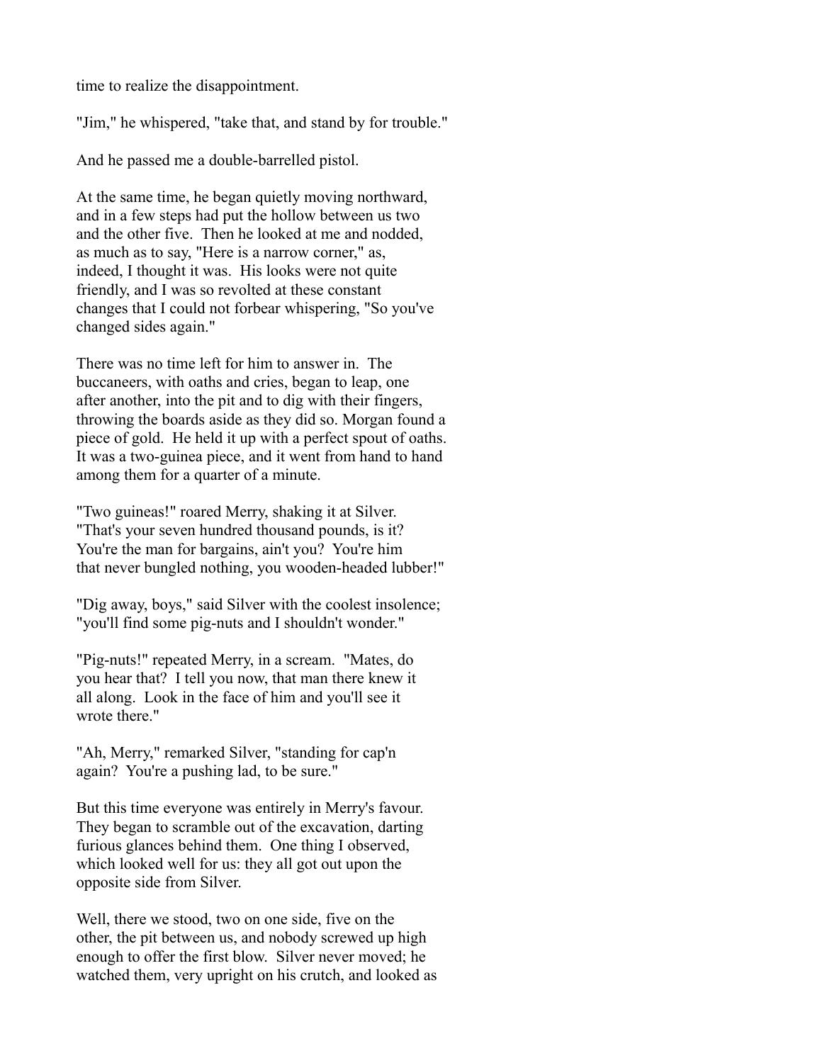time to realize the disappointment.

"Jim," he whispered, "take that, and stand by for trouble."

And he passed me a double-barrelled pistol.

At the same time, he began quietly moving northward, and in a few steps had put the hollow between us two and the other five. Then he looked at me and nodded, as much as to say, "Here is a narrow corner," as, indeed, I thought it was. His looks were not quite friendly, and I was so revolted at these constant changes that I could not forbear whispering, "So you've changed sides again."

There was no time left for him to answer in. The buccaneers, with oaths and cries, began to leap, one after another, into the pit and to dig with their fingers, throwing the boards aside as they did so. Morgan found a piece of gold. He held it up with a perfect spout of oaths. It was a two-guinea piece, and it went from hand to hand among them for a quarter of a minute.

"Two guineas!" roared Merry, shaking it at Silver. "That's your seven hundred thousand pounds, is it? You're the man for bargains, ain't you? You're him that never bungled nothing, you wooden-headed lubber!"

"Dig away, boys," said Silver with the coolest insolence; "you'll find some pig-nuts and I shouldn't wonder."

"Pig-nuts!" repeated Merry, in a scream. "Mates, do you hear that? I tell you now, that man there knew it all along. Look in the face of him and you'll see it wrote there."

"Ah, Merry," remarked Silver, "standing for cap'n again? You're a pushing lad, to be sure."

But this time everyone was entirely in Merry's favour. They began to scramble out of the excavation, darting furious glances behind them. One thing I observed, which looked well for us: they all got out upon the opposite side from Silver.

Well, there we stood, two on one side, five on the other, the pit between us, and nobody screwed up high enough to offer the first blow. Silver never moved; he watched them, very upright on his crutch, and looked as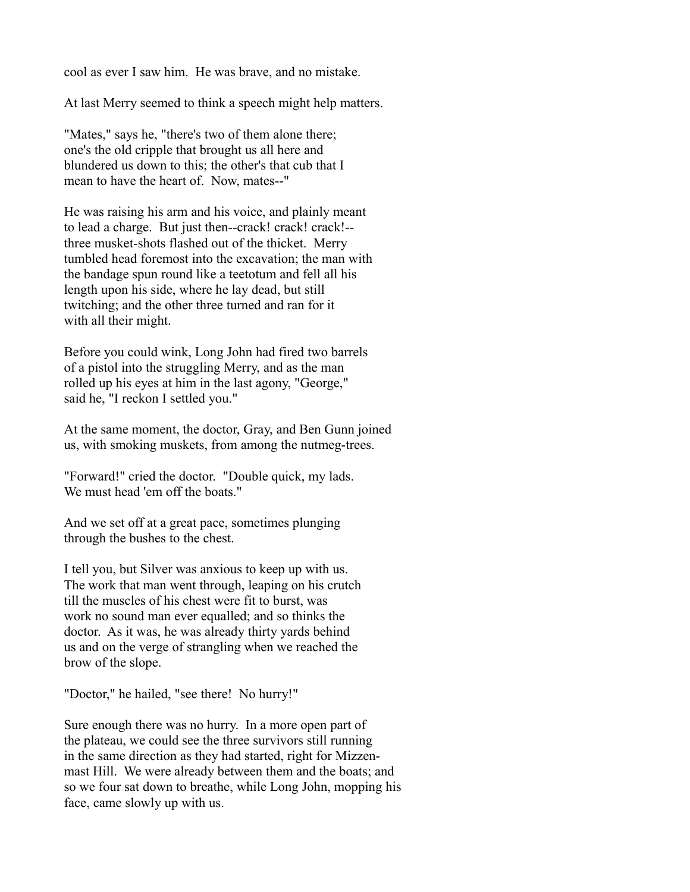cool as ever I saw him. He was brave, and no mistake.

At last Merry seemed to think a speech might help matters.

"Mates," says he, "there's two of them alone there; one's the old cripple that brought us all here and blundered us down to this; the other's that cub that I mean to have the heart of. Now, mates--"

He was raising his arm and his voice, and plainly meant to lead a charge. But just then--crack! crack! crack!--three musket-shots flashed out of the thicket. Merry tumbled head foremost into the excavation; the man with the bandage spun round like a teetotum and fell all his length upon his side, where he lay dead, but still twitching; and the other three turned and ran for it with all their might.

Before you could wink, Long John had fired two barrels of a pistol into the struggling Merry, and as the man rolled up his eyes at him in the last agony, "George," said he, "I reckon I settled you."

At the same moment, the doctor, Gray, and Ben Gunn joined us, with smoking muskets, from among the nutmeg-trees.

"Forward!" cried the doctor. "Double quick, my lads. We must head 'em off the boats."

And we set off at a great pace, sometimes plunging through the bushes to the chest.

I tell you, but Silver was anxious to keep up with us. The work that man went through, leaping on his crutch till the muscles of his chest were fit to burst, was work no sound man ever equalled; and so thinks the doctor. As it was, he was already thirty yards behind us and on the verge of strangling when we reached the brow of the slope.

"Doctor," he hailed, "see there! No hurry!"

Sure enough there was no hurry. In a more open part of the plateau, we could see the three survivors still running in the same direction as they had started, right for Mizzen-mast Hill. We were already between them and the boats; and so we four sat down to breathe, while Long John, mopping his face, came slowly up with us.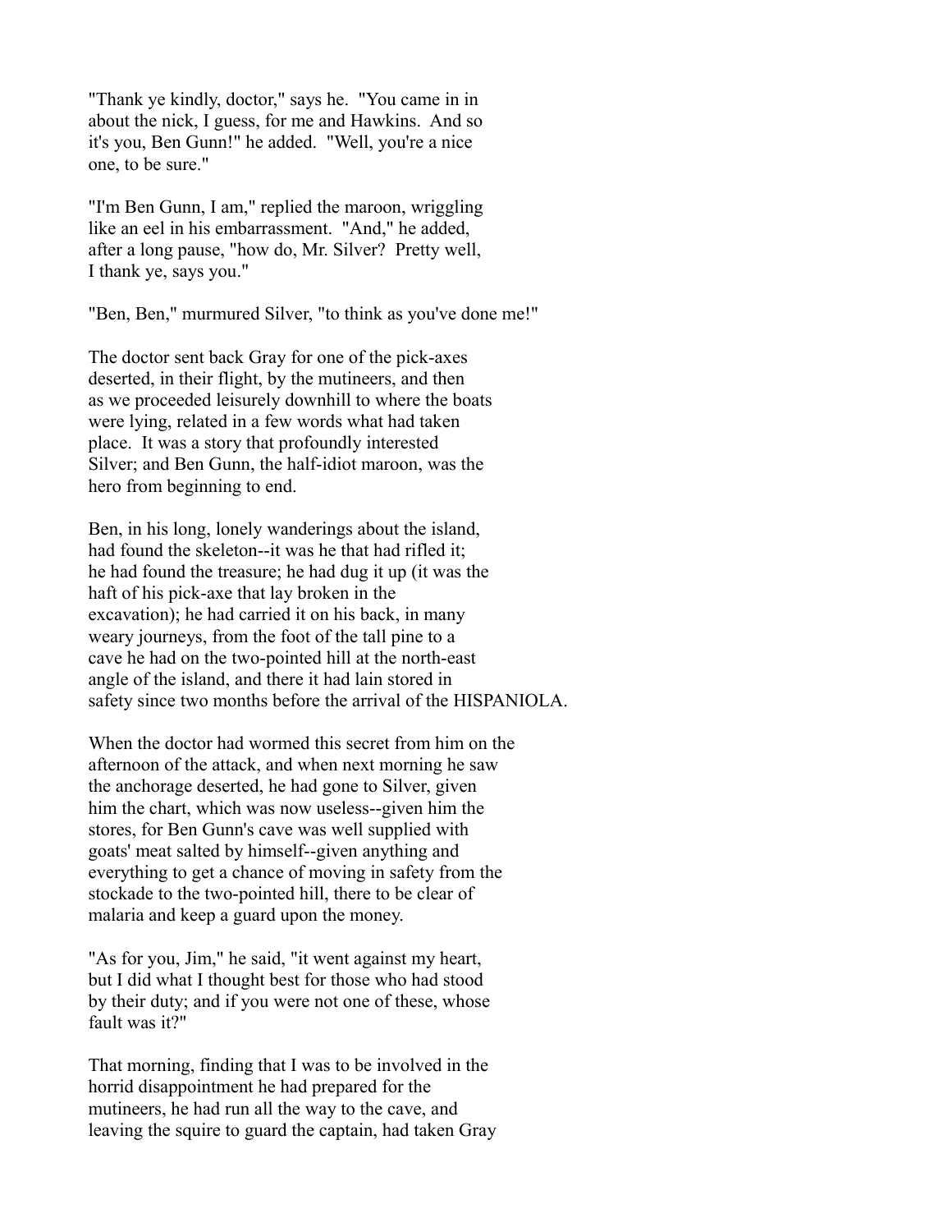"Thank ye kindly, doctor," says he. "You came in in about the nick, I guess, for me and Hawkins. And so it's you, Ben Gunn!" he added. "Well, you're a nice one, to be sure."

"I'm Ben Gunn, I am," replied the maroon, wriggling like an eel in his embarrassment. "And," he added, after a long pause, "how do, Mr. Silver? Pretty well, I thank ye, says you."

"Ben, Ben," murmured Silver, "to think as you've done me!"

The doctor sent back Gray for one of the pick-axes deserted, in their flight, by the mutineers, and then as we proceeded leisurely downhill to where the boats were lying, related in a few words what had taken place. It was a story that profoundly interested Silver; and Ben Gunn, the half-idiot maroon, was the hero from beginning to end.

Ben, in his long, lonely wanderings about the island, had found the skeleton--it was he that had rifled it; he had found the treasure; he had dug it up (it was the haft of his pick-axe that lay broken in the excavation); he had carried it on his back, in many weary journeys, from the foot of the tall pine to a cave he had on the two-pointed hill at the north-east angle of the island, and there it had lain stored in safety since two months before the arrival of the HISPANIOLA.

When the doctor had wormed this secret from him on the afternoon of the attack, and when next morning he saw the anchorage deserted, he had gone to Silver, given him the chart, which was now useless--given him the stores, for Ben Gunn's cave was well supplied with goats' meat salted by himself--given anything and everything to get a chance of moving in safety from the stockade to the two-pointed hill, there to be clear of malaria and keep a guard upon the money.

"As for you, Jim," he said, "it went against my heart, but I did what I thought best for those who had stood by their duty; and if you were not one of these, whose fault was it?"

That morning, finding that I was to be involved in the horrid disappointment he had prepared for the mutineers, he had run all the way to the cave, and leaving the squire to guard the captain, had taken Gray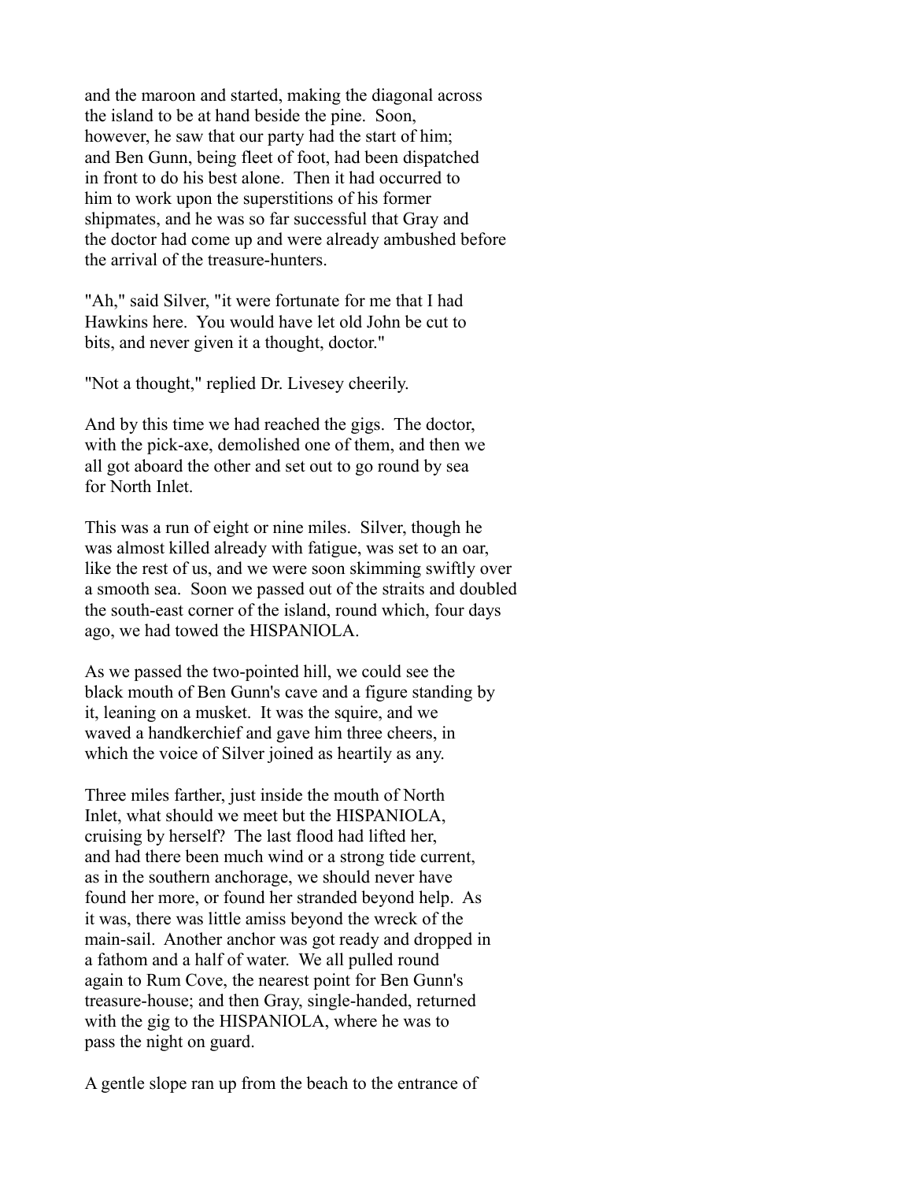and the maroon and started, making the diagonal across the island to be at hand beside the pine. Soon, however, he saw that our party had the start of him; and Ben Gunn, being fleet of foot, had been dispatched in front to do his best alone. Then it had occurred to him to work upon the superstitions of his former shipmates, and he was so far successful that Gray and the doctor had come up and were already ambushed before the arrival of the treasure-hunters.

"Ah," said Silver, "it were fortunate for me that I had Hawkins here. You would have let old John be cut to bits, and never given it a thought, doctor."

"Not a thought," replied Dr. Livesey cheerily.

And by this time we had reached the gigs. The doctor, with the pick-axe, demolished one of them, and then we all got aboard the other and set out to go round by sea for North Inlet.

This was a run of eight or nine miles. Silver, though he was almost killed already with fatigue, was set to an oar, like the rest of us, and we were soon skimming swiftly over a smooth sea. Soon we passed out of the straits and doubled the south-east corner of the island, round which, four days ago, we had towed the HISPANIOLA.

As we passed the two-pointed hill, we could see the black mouth of Ben Gunn's cave and a figure standing by it, leaning on a musket. It was the squire, and we waved a handkerchief and gave him three cheers, in which the voice of Silver joined as heartily as any.

Three miles farther, just inside the mouth of North Inlet, what should we meet but the HISPANIOLA, cruising by herself? The last flood had lifted her, and had there been much wind or a strong tide current, as in the southern anchorage, we should never have found her more, or found her stranded beyond help. As it was, there was little amiss beyond the wreck of the main-sail. Another anchor was got ready and dropped in a fathom and a half of water. We all pulled round again to Rum Cove, the nearest point for Ben Gunn's treasure-house; and then Gray, single-handed, returned with the gig to the HISPANIOLA, where he was to pass the night on guard.

A gentle slope ran up from the beach to the entrance of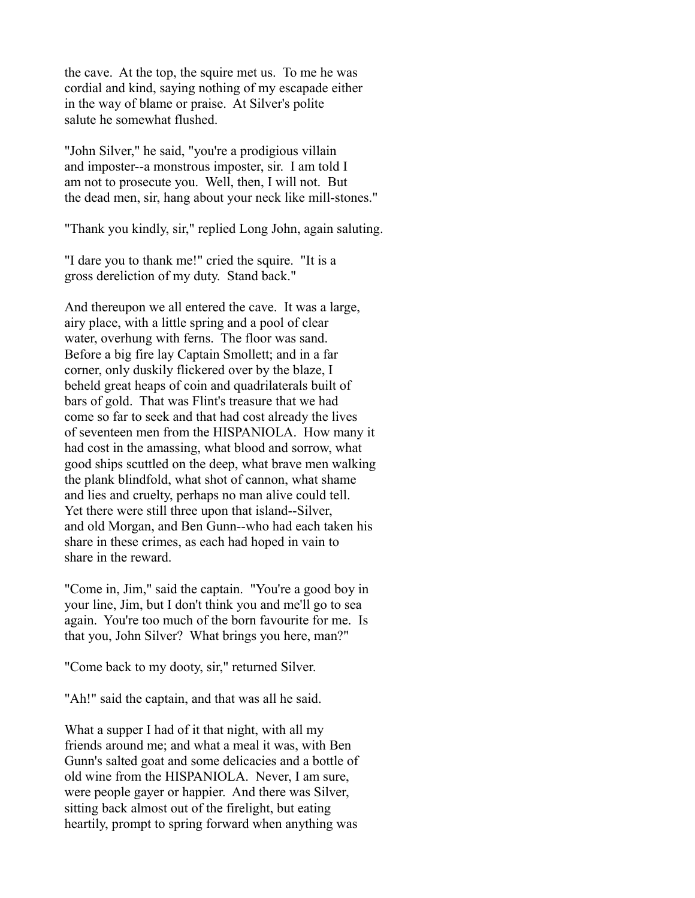the cave. At the top, the squire met us. To me he was cordial and kind, saying nothing of my escapade either in the way of blame or praise. At Silver's polite salute he somewhat flushed.

"John Silver," he said, "you're a prodigious villain and imposter--a monstrous imposter, sir. I am told I am not to prosecute you. Well, then, I will not. But the dead men, sir, hang about your neck like mill-stones."

"Thank you kindly, sir," replied Long John, again saluting.

"I dare you to thank me!" cried the squire. "It is a gross dereliction of my duty. Stand back."

And thereupon we all entered the cave. It was a large, airy place, with a little spring and a pool of clear water, overhung with ferns. The floor was sand. Before a big fire lay Captain Smollett; and in a far corner, only duskily flickered over by the blaze, I beheld great heaps of coin and quadrilaterals built of bars of gold. That was Flint's treasure that we had come so far to seek and that had cost already the lives of seventeen men from the HISPANIOLA. How many it had cost in the amassing, what blood and sorrow, what good ships scuttled on the deep, what brave men walking the plank blindfold, what shot of cannon, what shame and lies and cruelty, perhaps no man alive could tell. Yet there were still three upon that island--Silver, and old Morgan, and Ben Gunn--who had each taken his share in these crimes, as each had hoped in vain to share in the reward.

"Come in, Jim," said the captain. "You're a good boy in your line, Jim, but I don't think you and me'll go to sea again. You're too much of the born favourite for me. Is that you, John Silver? What brings you here, man?"

"Come back to my dooty, sir," returned Silver.

"Ah!" said the captain, and that was all he said.

What a supper I had of it that night, with all my friends around me; and what a meal it was, with Ben Gunn's salted goat and some delicacies and a bottle of old wine from the HISPANIOLA. Never, I am sure, were people gayer or happier. And there was Silver, sitting back almost out of the firelight, but eating heartily, prompt to spring forward when anything was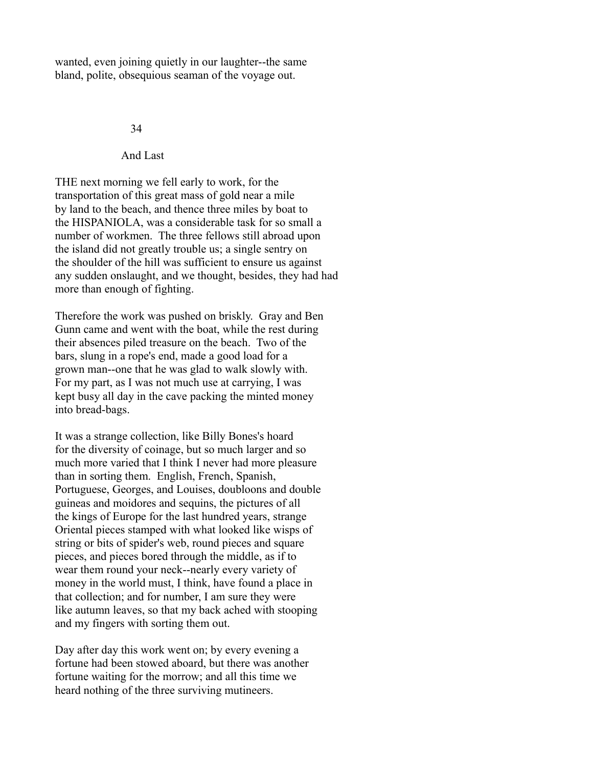wanted, even joining quietly in our laughter--the same bland, polite, obsequious seaman of the voyage out.

## 34

## And Last

THE next morning we fell early to work, for the transportation of this great mass of gold near a mile by land to the beach, and thence three miles by boat to the HISPANIOLA, was a considerable task for so small a number of workmen. The three fellows still abroad upon the island did not greatly trouble us; a single sentry on the shoulder of the hill was sufficient to ensure us against any sudden onslaught, and we thought, besides, they had had more than enough of fighting.

Therefore the work was pushed on briskly. Gray and Ben Gunn came and went with the boat, while the rest during their absences piled treasure on the beach. Two of the bars, slung in a rope's end, made a good load for a grown man--one that he was glad to walk slowly with. For my part, as I was not much use at carrying, I was kept busy all day in the cave packing the minted money into bread-bags.

It was a strange collection, like Billy Bones's hoard for the diversity of coinage, but so much larger and so much more varied that I think I never had more pleasure than in sorting them. English, French, Spanish, Portuguese, Georges, and Louises, doubloons and double guineas and moidores and sequins, the pictures of all the kings of Europe for the last hundred years, strange Oriental pieces stamped with what looked like wisps of string or bits of spider's web, round pieces and square pieces, and pieces bored through the middle, as if to wear them round your neck--nearly every variety of money in the world must, I think, have found a place in that collection; and for number, I am sure they were like autumn leaves, so that my back ached with stooping and my fingers with sorting them out.

Day after day this work went on; by every evening a fortune had been stowed aboard, but there was another fortune waiting for the morrow; and all this time we heard nothing of the three surviving mutineers.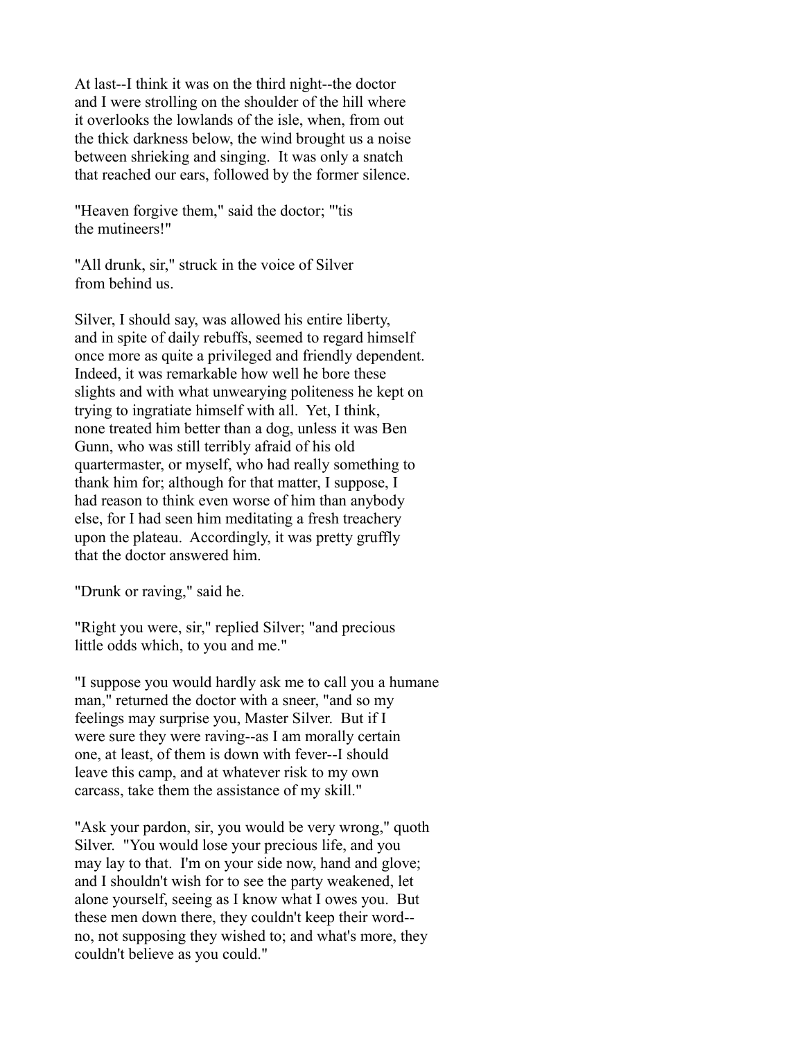At last--I think it was on the third night--the doctor and I were strolling on the shoulder of the hill where it overlooks the lowlands of the isle, when, from out the thick darkness below, the wind brought us a noise between shrieking and singing. It was only a snatch that reached our ears, followed by the former silence.

"Heaven forgive them," said the doctor; "'tis the mutineers!"

"All drunk, sir," struck in the voice of Silver from behind us.

Silver, I should say, was allowed his entire liberty, and in spite of daily rebuffs, seemed to regard himself once more as quite a privileged and friendly dependent. Indeed, it was remarkable how well he bore these slights and with what unwearying politeness he kept on trying to ingratiate himself with all. Yet, I think, none treated him better than a dog, unless it was Ben Gunn, who was still terribly afraid of his old quartermaster, or myself, who had really something to thank him for; although for that matter, I suppose, I had reason to think even worse of him than anybody else, for I had seen him meditating a fresh treachery upon the plateau. Accordingly, it was pretty gruffly that the doctor answered him.

"Drunk or raving," said he.

"Right you were, sir," replied Silver; "and precious little odds which, to you and me."

"I suppose you would hardly ask me to call you a humane man," returned the doctor with a sneer, "and so my feelings may surprise you, Master Silver. But if I were sure they were raving--as I am morally certain one, at least, of them is down with fever--I should leave this camp, and at whatever risk to my own carcass, take them the assistance of my skill."

"Ask your pardon, sir, you would be very wrong," quoth Silver. "You would lose your precious life, and you may lay to that. I'm on your side now, hand and glove; and I shouldn't wish for to see the party weakened, let alone yourself, seeing as I know what I owes you. But these men down there, they couldn't keep their word--no, not supposing they wished to; and what's more, they couldn't believe as you could."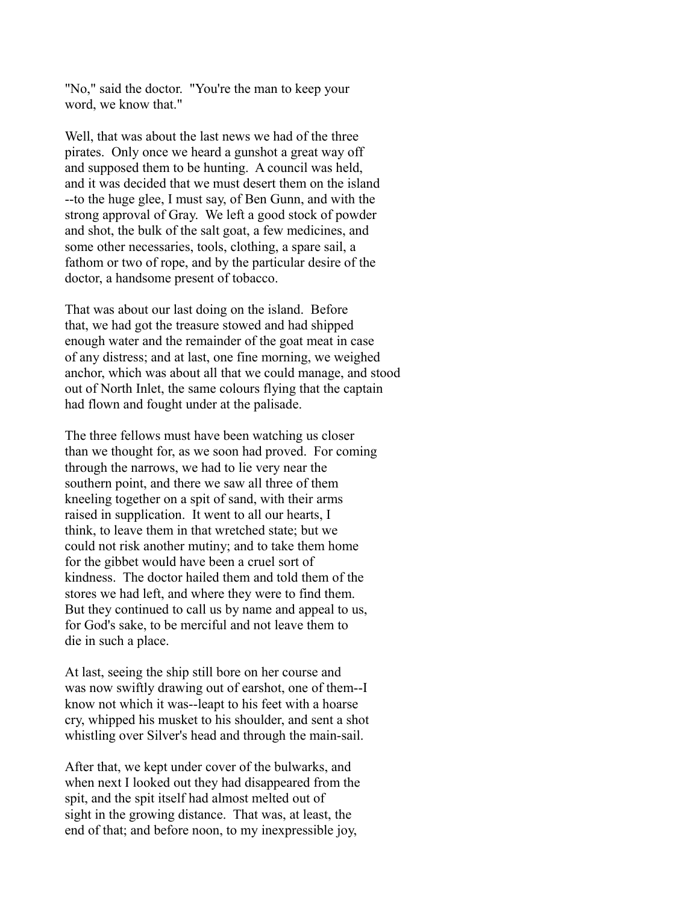"No," said the doctor. "You're the man to keep your word, we know that."

Well, that was about the last news we had of the three pirates. Only once we heard a gunshot a great way off and supposed them to be hunting. A council was held, and it was decided that we must desert them on the island --to the huge glee, I must say, of Ben Gunn, and with the strong approval of Gray. We left a good stock of powder and shot, the bulk of the salt goat, a few medicines, and some other necessaries, tools, clothing, a spare sail, a fathom or two of rope, and by the particular desire of the doctor, a handsome present of tobacco.

That was about our last doing on the island. Before that, we had got the treasure stowed and had shipped enough water and the remainder of the goat meat in case of any distress; and at last, one fine morning, we weighed anchor, which was about all that we could manage, and stood out of North Inlet, the same colours flying that the captain had flown and fought under at the palisade.

The three fellows must have been watching us closer than we thought for, as we soon had proved. For coming through the narrows, we had to lie very near the southern point, and there we saw all three of them kneeling together on a spit of sand, with their arms raised in supplication. It went to all our hearts, I think, to leave them in that wretched state; but we could not risk another mutiny; and to take them home for the gibbet would have been a cruel sort of kindness. The doctor hailed them and told them of the stores we had left, and where they were to find them. But they continued to call us by name and appeal to us, for God's sake, to be merciful and not leave them to die in such a place.

At last, seeing the ship still bore on her course and was now swiftly drawing out of earshot, one of them--I know not which it was--leapt to his feet with a hoarse cry, whipped his musket to his shoulder, and sent a shot whistling over Silver's head and through the main-sail.

After that, we kept under cover of the bulwarks, and when next I looked out they had disappeared from the spit, and the spit itself had almost melted out of sight in the growing distance. That was, at least, the end of that; and before noon, to my inexpressible joy,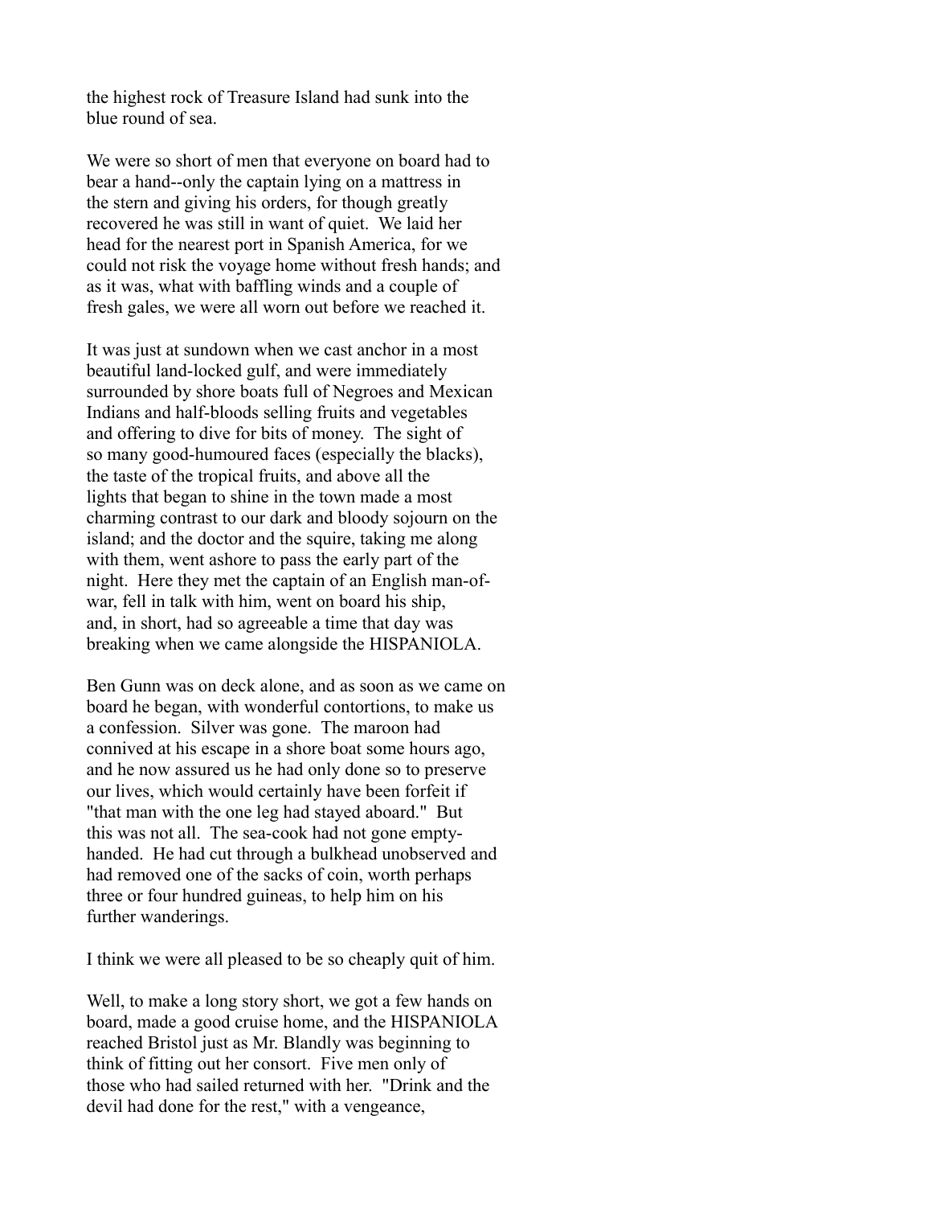the highest rock of Treasure Island had sunk into the blue round of sea.

We were so short of men that everyone on board had to bear a hand--only the captain lying on a mattress in the stern and giving his orders, for though greatly recovered he was still in want of quiet. We laid her head for the nearest port in Spanish America, for we could not risk the voyage home without fresh hands; and as it was, what with baffling winds and a couple of fresh gales, we were all worn out before we reached it.

It was just at sundown when we cast anchor in a most beautiful land-locked gulf, and were immediately surrounded by shore boats full of Negroes and Mexican Indians and half-bloods selling fruits and vegetables and offering to dive for bits of money. The sight of so many good-humoured faces (especially the blacks), the taste of the tropical fruits, and above all the lights that began to shine in the town made a most charming contrast to our dark and bloody sojourn on the island; and the doctor and the squire, taking me along with them, went ashore to pass the early part of the night. Here they met the captain of an English man-of-war, fell in talk with him, went on board his ship, and, in short, had so agreeable a time that day was breaking when we came alongside the HISPANIOLA.

Ben Gunn was on deck alone, and as soon as we came on board he began, with wonderful contortions, to make us a confession. Silver was gone. The maroon had connived at his escape in a shore boat some hours ago, and he now assured us he had only done so to preserve our lives, which would certainly have been forfeit if "that man with the one leg had stayed aboard." But this was not all. The sea-cook had not gone empty-handed. He had cut through a bulkhead unobserved and had removed one of the sacks of coin, worth perhaps three or four hundred guineas, to help him on his further wanderings.

I think we were all pleased to be so cheaply quit of him.

Well, to make a long story short, we got a few hands on board, made a good cruise home, and the HISPANIOLA reached Bristol just as Mr. Blandly was beginning to think of fitting out her consort. Five men only of those who had sailed returned with her. "Drink and the devil had done for the rest," with a vengeance,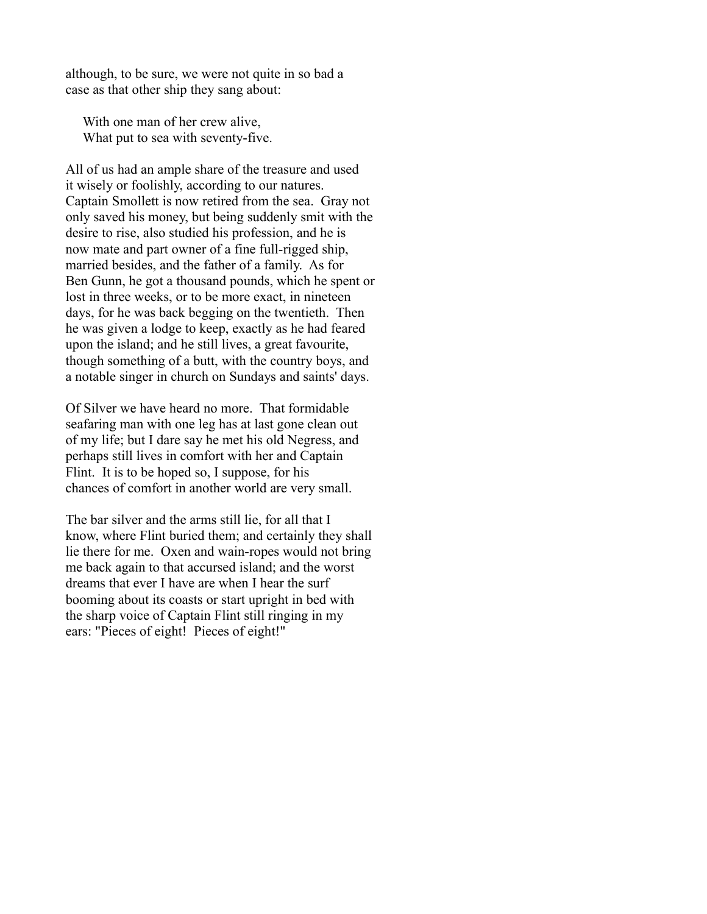although, to be sure, we were not quite in so bad a case as that other ship they sang about:

> With one man of her crew alive,
> What put to sea with seventy-five.

All of us had an ample share of the treasure and used it wisely or foolishly, according to our natures. Captain Smollett is now retired from the sea. Gray not only saved his money, but being suddenly smit with the desire to rise, also studied his profession, and he is now mate and part owner of a fine full-rigged ship, married besides, and the father of a family. As for Ben Gunn, he got a thousand pounds, which he spent or lost in three weeks, or to be more exact, in nineteen days, for he was back begging on the twentieth. Then he was given a lodge to keep, exactly as he had feared upon the island; and he still lives, a great favourite, though something of a butt, with the country boys, and a notable singer in church on Sundays and saints' days.

Of Silver we have heard no more. That formidable seafaring man with one leg has at last gone clean out of my life; but I dare say he met his old Negress, and perhaps still lives in comfort with her and Captain Flint. It is to be hoped so, I suppose, for his chances of comfort in another world are very small.

The bar silver and the arms still lie, for all that I know, where Flint buried them; and certainly they shall lie there for me. Oxen and wain-ropes would not bring me back again to that accursed island; and the worst dreams that ever I have are when I hear the surf booming about its coasts or start upright in bed with the sharp voice of Captain Flint still ringing in my ears: "Pieces of eight! Pieces of eight!"